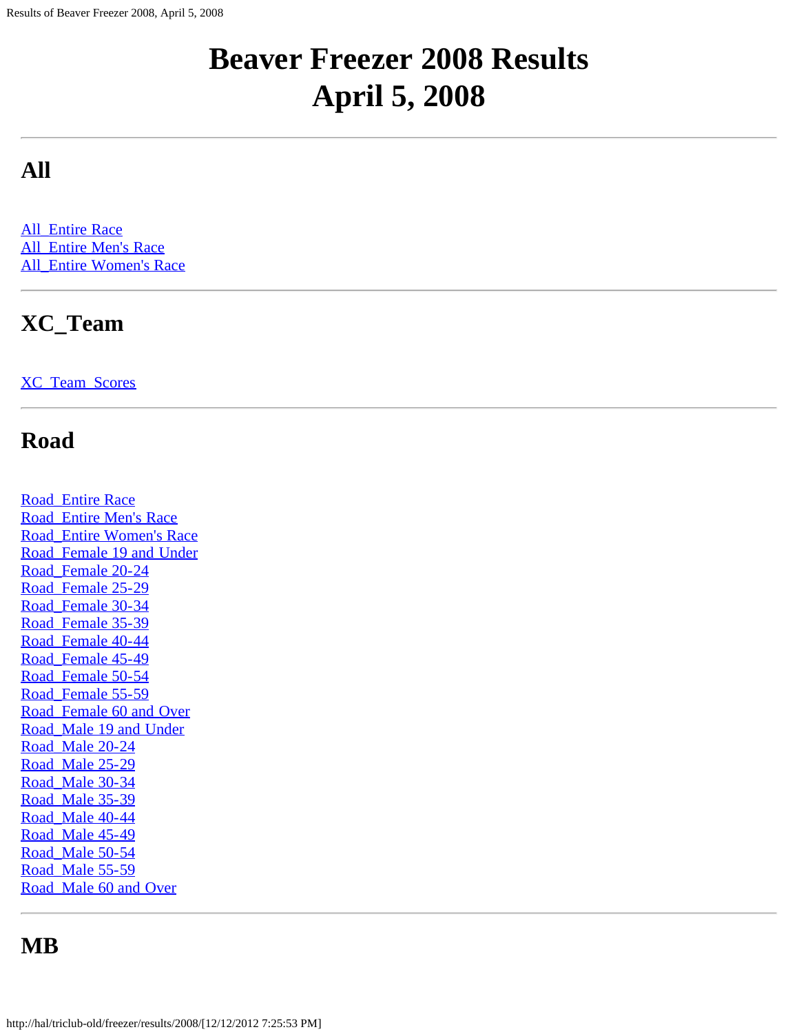# Beaver Freezer 2008 Results
# April 5, 2008

---

## All

All_Entire Race
All_Entire Men's Race
All_Entire Women's Race

---

## XC_Team

XC_Team_Scores

---

## Road

Road_Entire Race
Road_Entire Men's Race
Road_Entire Women's Race
Road_Female 19 and Under
Road_Female 20-24
Road_Female 25-29
Road_Female 30-34
Road_Female 35-39
Road_Female 40-44
Road_Female 45-49
Road_Female 50-54
Road_Female 55-59
Road_Female 60 and Over
Road_Male 19 and Under
Road_Male 20-24
Road_Male 25-29
Road_Male 30-34
Road_Male 35-39
Road_Male 40-44
Road_Male 45-49
Road_Male 50-54
Road_Male 55-59
Road_Male 60 and Over

---

## MB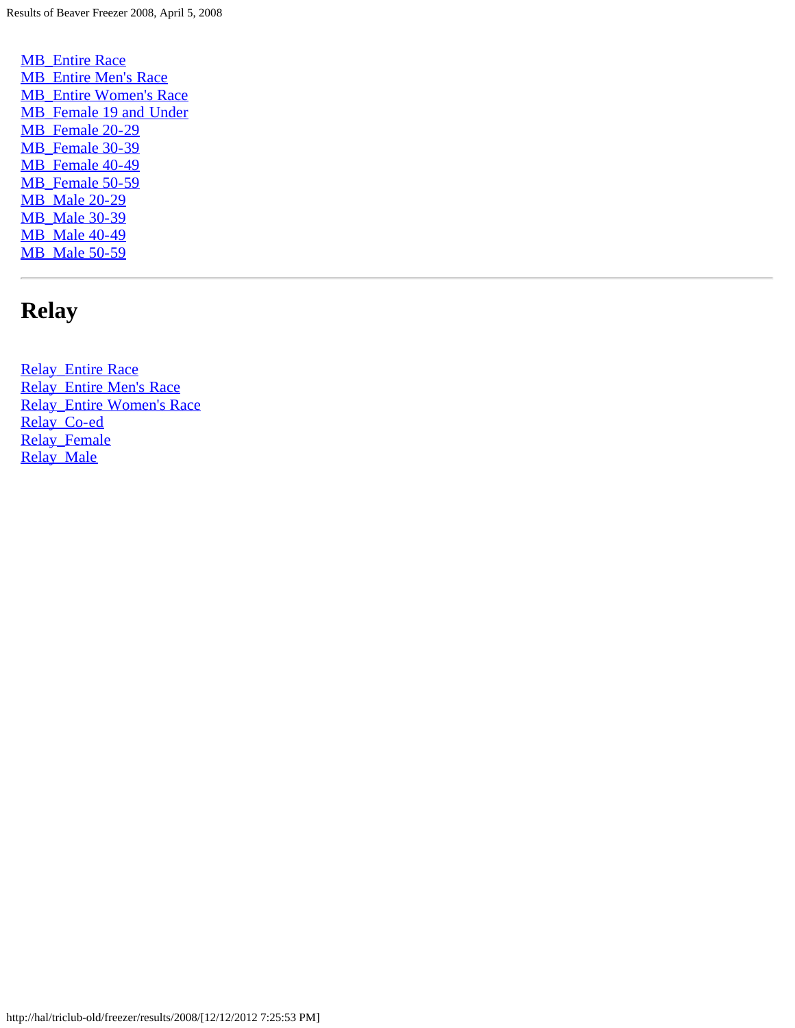MB_Entire Race
MB_Entire Men's Race
MB_Entire Women's Race
MB_Female 19 and Under
MB_Female 20-29
MB_Female 30-39
MB_Female 40-49
MB_Female 50-59
MB_Male 20-29
MB_Male 30-39
MB_Male 40-49
MB_Male 50-59

---

# Relay

Relay_Entire Race
Relay_Entire Men's Race
Relay_Entire Women's Race
Relay_Co-ed
Relay_Female
Relay_Male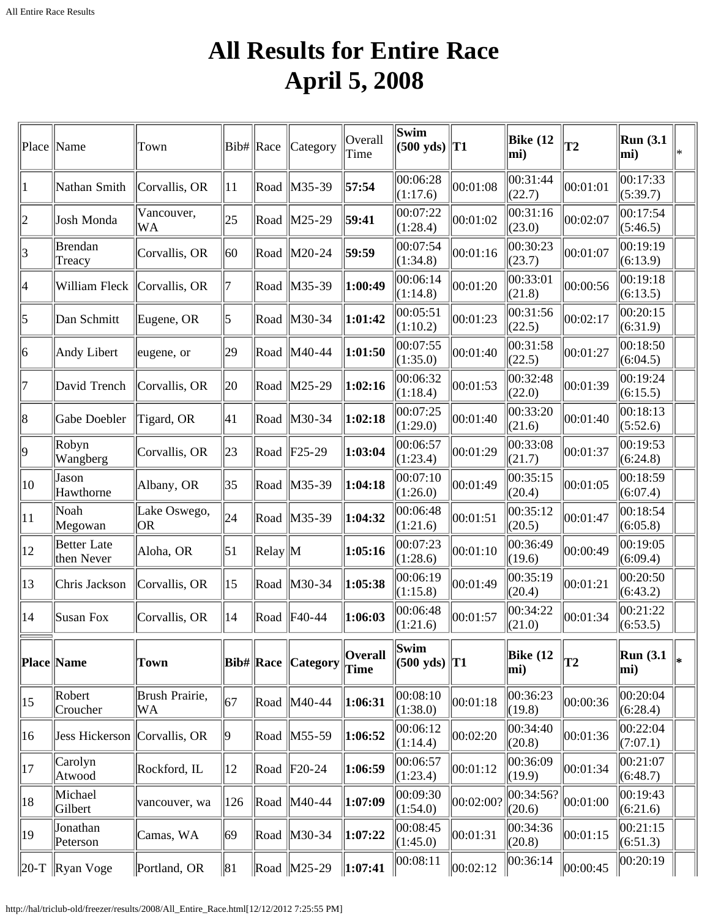# All Results for Entire Race
# April 5, 2008

| Place | Name | Town | Bib# | Race | Category | Overall Time | Swim (500 yds) | T1 | Bike (12 mi) | T2 | Run (3.1 mi) | * |
|---|---|---|---|---|---|---|---|---|---|---|---|---|
| 1 | Nathan Smith | Corvallis, OR | 11 | Road | M35-39 | **57:54** | 00:06:28 (1:17.6) | 00:01:08 | 00:31:44 (22.7) | 00:01:01 | 00:17:33 (5:39.7) | |
| 2 | Josh Monda | Vancouver, WA | 25 | Road | M25-29 | **59:41** | 00:07:22 (1:28.4) | 00:01:02 | 00:31:16 (23.0) | 00:02:07 | 00:17:54 (5:46.5) | |
| 3 | Brendan Treacy | Corvallis, OR | 60 | Road | M20-24 | **59:59** | 00:07:54 (1:34.8) | 00:01:16 | 00:30:23 (23.7) | 00:01:07 | 00:19:19 (6:13.9) | |
| 4 | William Fleck | Corvallis, OR | 7 | Road | M35-39 | **1:00:49** | 00:06:14 (1:14.8) | 00:01:20 | 00:33:01 (21.8) | 00:00:56 | 00:19:18 (6:13.5) | |
| 5 | Dan Schmitt | Eugene, OR | 5 | Road | M30-34 | **1:01:42** | 00:05:51 (1:10.2) | 00:01:23 | 00:31:56 (22.5) | 00:02:17 | 00:20:15 (6:31.9) | |
| 6 | Andy Libert | eugene, or | 29 | Road | M40-44 | **1:01:50** | 00:07:55 (1:35.0) | 00:01:40 | 00:31:58 (22.5) | 00:01:27 | 00:18:50 (6:04.5) | |
| 7 | David Trench | Corvallis, OR | 20 | Road | M25-29 | **1:02:16** | 00:06:32 (1:18.4) | 00:01:53 | 00:32:48 (22.0) | 00:01:39 | 00:19:24 (6:15.5) | |
| 8 | Gabe Doebler | Tigard, OR | 41 | Road | M30-34 | **1:02:18** | 00:07:25 (1:29.0) | 00:01:40 | 00:33:20 (21.6) | 00:01:40 | 00:18:13 (5:52.6) | |
| 9 | Robyn Wangberg | Corvallis, OR | 23 | Road | F25-29 | **1:03:04** | 00:06:57 (1:23.4) | 00:01:29 | 00:33:08 (21.7) | 00:01:37 | 00:19:53 (6:24.8) | |
| 10 | Jason Hawthorne | Albany, OR | 35 | Road | M35-39 | **1:04:18** | 00:07:10 (1:26.0) | 00:01:49 | 00:35:15 (20.4) | 00:01:05 | 00:18:59 (6:07.4) | |
| 11 | Noah Megowan | Lake Oswego, OR | 24 | Road | M35-39 | **1:04:32** | 00:06:48 (1:21.6) | 00:01:51 | 00:35:12 (20.5) | 00:01:47 | 00:18:54 (6:05.8) | |
| 12 | Better Late then Never | Aloha, OR | 51 | Relay | M | **1:05:16** | 00:07:23 (1:28.6) | 00:01:10 | 00:36:49 (19.6) | 00:00:49 | 00:19:05 (6:09.4) | |
| 13 | Chris Jackson | Corvallis, OR | 15 | Road | M30-34 | **1:05:38** | 00:06:19 (1:15.8) | 00:01:49 | 00:35:19 (20.4) | 00:01:21 | 00:20:50 (6:43.2) | |
| 14 | Susan Fox | Corvallis, OR | 14 | Road | F40-44 | **1:06:03** | 00:06:48 (1:21.6) | 00:01:57 | 00:34:22 (21.0) | 00:01:34 | 00:21:22 (6:53.5) | |
| **Place** | **Name** | **Town** | **Bib#** | **Race** | **Category** | **Overall Time** | **Swim (500 yds)** | **T1** | **Bike (12 mi)** | **T2** | **Run (3.1 mi)** | ***** |
| 15 | Robert Croucher | Brush Prairie, WA | 67 | Road | M40-44 | **1:06:31** | 00:08:10 (1:38.0) | 00:01:18 | 00:36:23 (19.8) | 00:00:36 | 00:20:04 (6:28.4) | |
| 16 | Jess Hickerson | Corvallis, OR | 9 | Road | M55-59 | **1:06:52** | 00:06:12 (1:14.4) | 00:02:20 | 00:34:40 (20.8) | 00:01:36 | 00:22:04 (7:07.1) | |
| 17 | Carolyn Atwood | Rockford, IL | 12 | Road | F20-24 | **1:06:59** | 00:06:57 (1:23.4) | 00:01:12 | 00:36:09 (19.9) | 00:01:34 | 00:21:07 (6:48.7) | |
| 18 | Michael Gilbert | vancouver, wa | 126 | Road | M40-44 | **1:07:09** | 00:09:30 (1:54.0) | 00:02:00? | 00:34:56? (20.6) | 00:01:00 | 00:19:43 (6:21.6) | |
| 19 | Jonathan Peterson | Camas, WA | 69 | Road | M30-34 | **1:07:22** | 00:08:45 (1:45.0) | 00:01:31 | 00:34:36 (20.8) | 00:01:15 | 00:21:15 (6:51.3) | |
| 20-T | Ryan Voge | Portland, OR | 81 | Road | M25-29 | **1:07:41** | 00:08:11 | 00:02:12 | 00:36:14 | 00:00:45 | 00:20:19 | |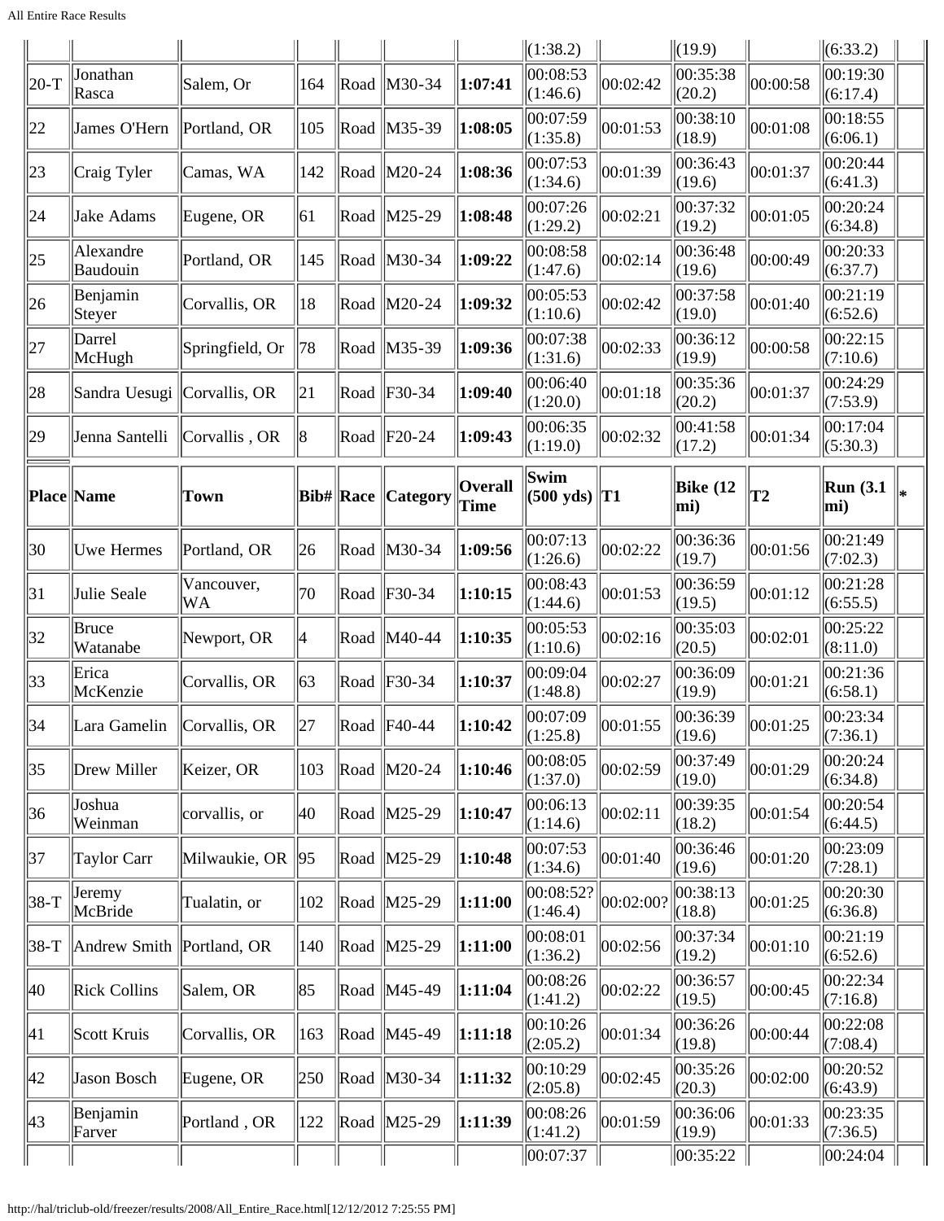| | | | | | | | (1:38.2) | | (19.9) | | (6:33.2) | |
|---|---|---|---|---|---|---|---|---|---|---|---|---|
| 20-T | Jonathan Rasca | Salem, Or | 164 | Road | M30-34 | **1:07:41** | 00:08:53 (1:46.6) | 00:02:42 | 00:35:38 (20.2) | 00:00:58 | 00:19:30 (6:17.4) | |
| 22 | James O'Hern | Portland, OR | 105 | Road | M35-39 | **1:08:05** | 00:07:59 (1:35.8) | 00:01:53 | 00:38:10 (18.9) | 00:01:08 | 00:18:55 (6:06.1) | |
| 23 | Craig Tyler | Camas, WA | 142 | Road | M20-24 | **1:08:36** | 00:07:53 (1:34.6) | 00:01:39 | 00:36:43 (19.6) | 00:01:37 | 00:20:44 (6:41.3) | |
| 24 | Jake Adams | Eugene, OR | 61 | Road | M25-29 | **1:08:48** | 00:07:26 (1:29.2) | 00:02:21 | 00:37:32 (19.2) | 00:01:05 | 00:20:24 (6:34.8) | |
| 25 | Alexandre Baudouin | Portland, OR | 145 | Road | M30-34 | **1:09:22** | 00:08:58 (1:47.6) | 00:02:14 | 00:36:48 (19.6) | 00:00:49 | 00:20:33 (6:37.7) | |
| 26 | Benjamin Steyer | Corvallis, OR | 18 | Road | M20-24 | **1:09:32** | 00:05:53 (1:10.6) | 00:02:42 | 00:37:58 (19.0) | 00:01:40 | 00:21:19 (6:52.6) | |
| 27 | Darrel McHugh | Springfield, Or | 78 | Road | M35-39 | **1:09:36** | 00:07:38 (1:31.6) | 00:02:33 | 00:36:12 (19.9) | 00:00:58 | 00:22:15 (7:10.6) | |
| 28 | Sandra Uesugi | Corvallis, OR | 21 | Road | F30-34 | **1:09:40** | 00:06:40 (1:20.0) | 00:01:18 | 00:35:36 (20.2) | 00:01:37 | 00:24:29 (7:53.9) | |
| 29 | Jenna Santelli | Corvallis , OR | 8 | Road | F20-24 | **1:09:43** | 00:06:35 (1:19.0) | 00:02:32 | 00:41:58 (17.2) | 00:01:34 | 00:17:04 (5:30.3) | |
| **Place** | **Name** | **Town** | **Bib#** | **Race** | **Category** | **Overall Time** | **Swim (500 yds)** | **T1** | **Bike (12 mi)** | **T2** | **Run (3.1 mi)** | ***** |
| 30 | Uwe Hermes | Portland, OR | 26 | Road | M30-34 | **1:09:56** | 00:07:13 (1:26.6) | 00:02:22 | 00:36:36 (19.7) | 00:01:56 | 00:21:49 (7:02.3) | |
| 31 | Julie Seale | Vancouver, WA | 70 | Road | F30-34 | **1:10:15** | 00:08:43 (1:44.6) | 00:01:53 | 00:36:59 (19.5) | 00:01:12 | 00:21:28 (6:55.5) | |
| 32 | Bruce Watanabe | Newport, OR | 4 | Road | M40-44 | **1:10:35** | 00:05:53 (1:10.6) | 00:02:16 | 00:35:03 (20.5) | 00:02:01 | 00:25:22 (8:11.0) | |
| 33 | Erica McKenzie | Corvallis, OR | 63 | Road | F30-34 | **1:10:37** | 00:09:04 (1:48.8) | 00:02:27 | 00:36:09 (19.9) | 00:01:21 | 00:21:36 (6:58.1) | |
| 34 | Lara Gamelin | Corvallis, OR | 27 | Road | F40-44 | **1:10:42** | 00:07:09 (1:25.8) | 00:01:55 | 00:36:39 (19.6) | 00:01:25 | 00:23:34 (7:36.1) | |
| 35 | Drew Miller | Keizer, OR | 103 | Road | M20-24 | **1:10:46** | 00:08:05 (1:37.0) | 00:02:59 | 00:37:49 (19.0) | 00:01:29 | 00:20:24 (6:34.8) | |
| 36 | Joshua Weinman | corvallis, or | 40 | Road | M25-29 | **1:10:47** | 00:06:13 (1:14.6) | 00:02:11 | 00:39:35 (18.2) | 00:01:54 | 00:20:54 (6:44.5) | |
| 37 | Taylor Carr | Milwaukie, OR | 95 | Road | M25-29 | **1:10:48** | 00:07:53 (1:34.6) | 00:01:40 | 00:36:46 (19.6) | 00:01:20 | 00:23:09 (7:28.1) | |
| 38-T | Jeremy McBride | Tualatin, or | 102 | Road | M25-29 | **1:11:00** | 00:08:52? (1:46.4) | 00:02:00? | 00:38:13 (18.8) | 00:01:25 | 00:20:30 (6:36.8) | |
| 38-T | Andrew Smith | Portland, OR | 140 | Road | M25-29 | **1:11:00** | 00:08:01 (1:36.2) | 00:02:56 | 00:37:34 (19.2) | 00:01:10 | 00:21:19 (6:52.6) | |
| 40 | Rick Collins | Salem, OR | 85 | Road | M45-49 | **1:11:04** | 00:08:26 (1:41.2) | 00:02:22 | 00:36:57 (19.5) | 00:00:45 | 00:22:34 (7:16.8) | |
| 41 | Scott Kruis | Corvallis, OR | 163 | Road | M45-49 | **1:11:18** | 00:10:26 (2:05.2) | 00:01:34 | 00:36:26 (19.8) | 00:00:44 | 00:22:08 (7:08.4) | |
| 42 | Jason Bosch | Eugene, OR | 250 | Road | M30-34 | **1:11:32** | 00:10:29 (2:05.8) | 00:02:45 | 00:35:26 (20.3) | 00:02:00 | 00:20:52 (6:43.9) | |
| 43 | Benjamin Farver | Portland , OR | 122 | Road | M25-29 | **1:11:39** | 00:08:26 (1:41.2) | 00:01:59 | 00:36:06 (19.9) | 00:01:33 | 00:23:35 (7:36.5) | |
| | | | | | | | 00:07:37 | | 00:35:22 | | 00:24:04 | |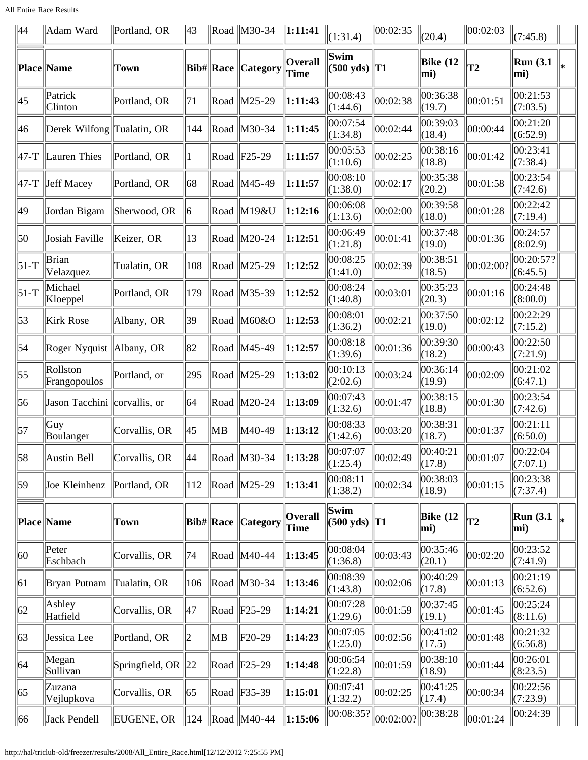| 44 | Adam Ward | Portland, OR | 43 | Road | M30-34 | **1:11:41** | (1:31.4) | 00:02:35 | (20.4) | 00:02:03 | (7:45.8) | |
|---|---|---|---|---|---|---|---|---|---|---|---|---|
| **Place** | **Name** | **Town** | **Bib#** | **Race** | **Category** | **Overall Time** | **Swim (500 yds)** | **T1** | **Bike (12 mi)** | **T2** | **Run (3.1 mi)** | * |
| 45 | Patrick Clinton | Portland, OR | 71 | Road | M25-29 | **1:11:43** | 00:08:43 (1:44.6) | 00:02:38 | 00:36:38 (19.7) | 00:01:51 | 00:21:53 (7:03.5) | |
| 46 | Derek Wilfong | Tualatin, OR | 144 | Road | M30-34 | **1:11:45** | 00:07:54 (1:34.8) | 00:02:44 | 00:39:03 (18.4) | 00:00:44 | 00:21:20 (6:52.9) | |
| 47-T | Lauren Thies | Portland, OR | 1 | Road | F25-29 | **1:11:57** | 00:05:53 (1:10.6) | 00:02:25 | 00:38:16 (18.8) | 00:01:42 | 00:23:41 (7:38.4) | |
| 47-T | Jeff Macey | Portland, OR | 68 | Road | M45-49 | **1:11:57** | 00:08:10 (1:38.0) | 00:02:17 | 00:35:38 (20.2) | 00:01:58 | 00:23:54 (7:42.6) | |
| 49 | Jordan Bigam | Sherwood, OR | 6 | Road | M19&U | **1:12:16** | 00:06:08 (1:13.6) | 00:02:00 | 00:39:58 (18.0) | 00:01:28 | 00:22:42 (7:19.4) | |
| 50 | Josiah Faville | Keizer, OR | 13 | Road | M20-24 | **1:12:51** | 00:06:49 (1:21.8) | 00:01:41 | 00:37:48 (19.0) | 00:01:36 | 00:24:57 (8:02.9) | |
| 51-T | Brian Velazquez | Tualatin, OR | 108 | Road | M25-29 | **1:12:52** | 00:08:25 (1:41.0) | 00:02:39 | 00:38:51 (18.5) | 00:02:00? | 00:20:57? (6:45.5) | |
| 51-T | Michael Kloeppel | Portland, OR | 179 | Road | M35-39 | **1:12:52** | 00:08:24 (1:40.8) | 00:03:01 | 00:35:23 (20.3) | 00:01:16 | 00:24:48 (8:00.0) | |
| 53 | Kirk Rose | Albany, OR | 39 | Road | M60&O | **1:12:53** | 00:08:01 (1:36.2) | 00:02:21 | 00:37:50 (19.0) | 00:02:12 | 00:22:29 (7:15.2) | |
| 54 | Roger Nyquist | Albany, OR | 82 | Road | M45-49 | **1:12:57** | 00:08:18 (1:39.6) | 00:01:36 | 00:39:30 (18.2) | 00:00:43 | 00:22:50 (7:21.9) | |
| 55 | Rollston Frangopoulos | Portland, or | 295 | Road | M25-29 | **1:13:02** | 00:10:13 (2:02.6) | 00:03:24 | 00:36:14 (19.9) | 00:02:09 | 00:21:02 (6:47.1) | |
| 56 | Jason Tacchini | corvallis, or | 64 | Road | M20-24 | **1:13:09** | 00:07:43 (1:32.6) | 00:01:47 | 00:38:15 (18.8) | 00:01:30 | 00:23:54 (7:42.6) | |
| 57 | Guy Boulanger | Corvallis, OR | 45 | MB | M40-49 | **1:13:12** | 00:08:33 (1:42.6) | 00:03:20 | 00:38:31 (18.7) | 00:01:37 | 00:21:11 (6:50.0) | |
| 58 | Austin Bell | Corvallis, OR | 44 | Road | M30-34 | **1:13:28** | 00:07:07 (1:25.4) | 00:02:49 | 00:40:21 (17.8) | 00:01:07 | 00:22:04 (7:07.1) | |
| 59 | Joe Kleinhenz | Portland, OR | 112 | Road | M25-29 | **1:13:41** | 00:08:11 (1:38.2) | 00:02:34 | 00:38:03 (18.9) | 00:01:15 | 00:23:38 (7:37.4) | |
| **Place** | **Name** | **Town** | **Bib#** | **Race** | **Category** | **Overall Time** | **Swim (500 yds)** | **T1** | **Bike (12 mi)** | **T2** | **Run (3.1 mi)** | * |
| 60 | Peter Eschbach | Corvallis, OR | 74 | Road | M40-44 | **1:13:45** | 00:08:04 (1:36.8) | 00:03:43 | 00:35:46 (20.1) | 00:02:20 | 00:23:52 (7:41.9) | |
| 61 | Bryan Putnam | Tualatin, OR | 106 | Road | M30-34 | **1:13:46** | 00:08:39 (1:43.8) | 00:02:06 | 00:40:29 (17.8) | 00:01:13 | 00:21:19 (6:52.6) | |
| 62 | Ashley Hatfield | Corvallis, OR | 47 | Road | F25-29 | **1:14:21** | 00:07:28 (1:29.6) | 00:01:59 | 00:37:45 (19.1) | 00:01:45 | 00:25:24 (8:11.6) | |
| 63 | Jessica Lee | Portland, OR | 2 | MB | F20-29 | **1:14:23** | 00:07:05 (1:25.0) | 00:02:56 | 00:41:02 (17.5) | 00:01:48 | 00:21:32 (6:56.8) | |
| 64 | Megan Sullivan | Springfield, OR | 22 | Road | F25-29 | **1:14:48** | 00:06:54 (1:22.8) | 00:01:59 | 00:38:10 (18.9) | 00:01:44 | 00:26:01 (8:23.5) | |
| 65 | Zuzana Vejlupkova | Corvallis, OR | 65 | Road | F35-39 | **1:15:01** | 00:07:41 (1:32.2) | 00:02:25 | 00:41:25 (17.4) | 00:00:34 | 00:22:56 (7:23.9) | |
| 66 | Jack Pendell | EUGENE, OR | 124 | Road | M40-44 | **1:15:06** | 00:08:35? | 00:02:00? | 00:38:28 | 00:01:24 | 00:24:39 | |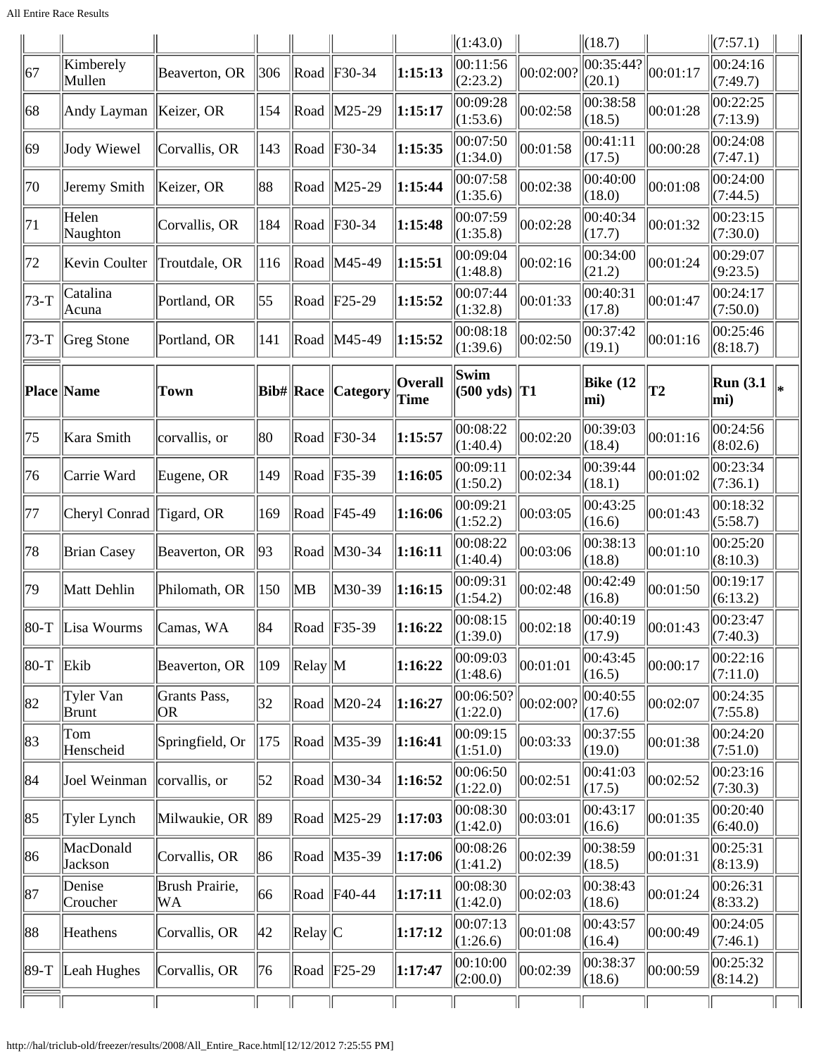| | | | | | | | (1:43.0) | | (18.7) | | (7:57.1) | |
|---|---|---|---|---|---|---|---|---|---|---|---|---|
| 67 | Kimberely Mullen | Beaverton, OR | 306 | Road | F30-34 | **1:15:13** | 00:11:56 (2:23.2) | 00:02:00? | 00:35:44? (20.1) | 00:01:17 | 00:24:16 (7:49.7) | |
| 68 | Andy Layman | Keizer, OR | 154 | Road | M25-29 | **1:15:17** | 00:09:28 (1:53.6) | 00:02:58 | 00:38:58 (18.5) | 00:01:28 | 00:22:25 (7:13.9) | |
| 69 | Jody Wiewel | Corvallis, OR | 143 | Road | F30-34 | **1:15:35** | 00:07:50 (1:34.0) | 00:01:58 | 00:41:11 (17.5) | 00:00:28 | 00:24:08 (7:47.1) | |
| 70 | Jeremy Smith | Keizer, OR | 88 | Road | M25-29 | **1:15:44** | 00:07:58 (1:35.6) | 00:02:38 | 00:40:00 (18.0) | 00:01:08 | 00:24:00 (7:44.5) | |
| 71 | Helen Naughton | Corvallis, OR | 184 | Road | F30-34 | **1:15:48** | 00:07:59 (1:35.8) | 00:02:28 | 00:40:34 (17.7) | 00:01:32 | 00:23:15 (7:30.0) | |
| 72 | Kevin Coulter | Troutdale, OR | 116 | Road | M45-49 | **1:15:51** | 00:09:04 (1:48.8) | 00:02:16 | 00:34:00 (21.2) | 00:01:24 | 00:29:07 (9:23.5) | |
| 73-T | Catalina Acuna | Portland, OR | 55 | Road | F25-29 | **1:15:52** | 00:07:44 (1:32.8) | 00:01:33 | 00:40:31 (17.8) | 00:01:47 | 00:24:17 (7:50.0) | |
| 73-T | Greg Stone | Portland, OR | 141 | Road | M45-49 | **1:15:52** | 00:08:18 (1:39.6) | 00:02:50 | 00:37:42 (19.1) | 00:01:16 | 00:25:46 (8:18.7) | |
| **Place** | **Name** | **Town** | **Bib#** | **Race** | **Category** | **Overall Time** | **Swim (500 yds)** | **T1** | **Bike (12 mi)** | **T2** | **Run (3.1 mi)** | * |
| 75 | Kara Smith | corvallis, or | 80 | Road | F30-34 | **1:15:57** | 00:08:22 (1:40.4) | 00:02:20 | 00:39:03 (18.4) | 00:01:16 | 00:24:56 (8:02.6) | |
| 76 | Carrie Ward | Eugene, OR | 149 | Road | F35-39 | **1:16:05** | 00:09:11 (1:50.2) | 00:02:34 | 00:39:44 (18.1) | 00:01:02 | 00:23:34 (7:36.1) | |
| 77 | Cheryl Conrad | Tigard, OR | 169 | Road | F45-49 | **1:16:06** | 00:09:21 (1:52.2) | 00:03:05 | 00:43:25 (16.6) | 00:01:43 | 00:18:32 (5:58.7) | |
| 78 | Brian Casey | Beaverton, OR | 93 | Road | M30-34 | **1:16:11** | 00:08:22 (1:40.4) | 00:03:06 | 00:38:13 (18.8) | 00:01:10 | 00:25:20 (8:10.3) | |
| 79 | Matt Dehlin | Philomath, OR | 150 | MB | M30-39 | **1:16:15** | 00:09:31 (1:54.2) | 00:02:48 | 00:42:49 (16.8) | 00:01:50 | 00:19:17 (6:13.2) | |
| 80-T | Lisa Wourms | Camas, WA | 84 | Road | F35-39 | **1:16:22** | 00:08:15 (1:39.0) | 00:02:18 | 00:40:19 (17.9) | 00:01:43 | 00:23:47 (7:40.3) | |
| 80-T | Ekib | Beaverton, OR | 109 | Relay | M | **1:16:22** | 00:09:03 (1:48.6) | 00:01:01 | 00:43:45 (16.5) | 00:00:17 | 00:22:16 (7:11.0) | |
| 82 | Tyler Van Brunt | Grants Pass, OR | 32 | Road | M20-24 | **1:16:27** | 00:06:50? (1:22.0) | 00:02:00? | 00:40:55 (17.6) | 00:02:07 | 00:24:35 (7:55.8) | |
| 83 | Tom Henscheid | Springfield, Or | 175 | Road | M35-39 | **1:16:41** | 00:09:15 (1:51.0) | 00:03:33 | 00:37:55 (19.0) | 00:01:38 | 00:24:20 (7:51.0) | |
| 84 | Joel Weinman | corvallis, or | 52 | Road | M30-34 | **1:16:52** | 00:06:50 (1:22.0) | 00:02:51 | 00:41:03 (17.5) | 00:02:52 | 00:23:16 (7:30.3) | |
| 85 | Tyler Lynch | Milwaukie, OR | 89 | Road | M25-29 | **1:17:03** | 00:08:30 (1:42.0) | 00:03:01 | 00:43:17 (16.6) | 00:01:35 | 00:20:40 (6:40.0) | |
| 86 | MacDonald Jackson | Corvallis, OR | 86 | Road | M35-39 | **1:17:06** | 00:08:26 (1:41.2) | 00:02:39 | 00:38:59 (18.5) | 00:01:31 | 00:25:31 (8:13.9) | |
| 87 | Denise Croucher | Brush Prairie, WA | 66 | Road | F40-44 | **1:17:11** | 00:08:30 (1:42.0) | 00:02:03 | 00:38:43 (18.6) | 00:01:24 | 00:26:31 (8:33.2) | |
| 88 | Heathens | Corvallis, OR | 42 | Relay | C | **1:17:12** | 00:07:13 (1:26.6) | 00:01:08 | 00:43:57 (16.4) | 00:00:49 | 00:24:05 (7:46.1) | |
| 89-T | Leah Hughes | Corvallis, OR | 76 | Road | F25-29 | **1:17:47** | 00:10:00 (2:00.0) | 00:02:39 | 00:38:37 (18.6) | 00:00:59 | 00:25:32 (8:14.2) | |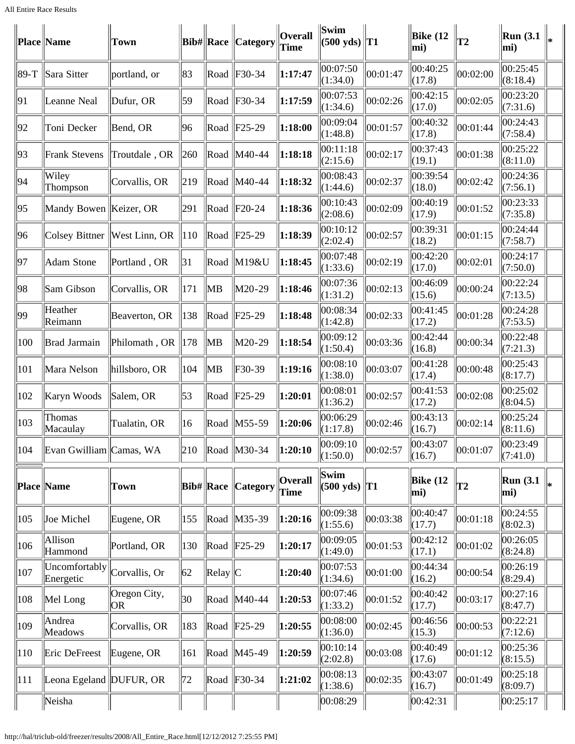| Place | Name | Town | Bib# | Race | Category | Overall Time | Swim (500 yds) | T1 | Bike (12 mi) | T2 | Run (3.1 mi) | * |
|---|---|---|---|---|---|---|---|---|---|---|---|---|
| 89-T | Sara Sitter | portland, or | 83 | Road | F30-34 | **1:17:47** | 00:07:50 (1:34.0) | 00:01:47 | 00:40:25 (17.8) | 00:02:00 | 00:25:45 (8:18.4) | |
| 91 | Leanne Neal | Dufur, OR | 59 | Road | F30-34 | **1:17:59** | 00:07:53 (1:34.6) | 00:02:26 | 00:42:15 (17.0) | 00:02:05 | 00:23:20 (7:31.6) | |
| 92 | Toni Decker | Bend, OR | 96 | Road | F25-29 | **1:18:00** | 00:09:04 (1:48.8) | 00:01:57 | 00:40:32 (17.8) | 00:01:44 | 00:24:43 (7:58.4) | |
| 93 | Frank Stevens | Troutdale , OR | 260 | Road | M40-44 | **1:18:18** | 00:11:18 (2:15.6) | 00:02:17 | 00:37:43 (19.1) | 00:01:38 | 00:25:22 (8:11.0) | |
| 94 | Wiley Thompson | Corvallis, OR | 219 | Road | M40-44 | **1:18:32** | 00:08:43 (1:44.6) | 00:02:37 | 00:39:54 (18.0) | 00:02:42 | 00:24:36 (7:56.1) | |
| 95 | Mandy Bowen | Keizer, OR | 291 | Road | F20-24 | **1:18:36** | 00:10:43 (2:08.6) | 00:02:09 | 00:40:19 (17.9) | 00:01:52 | 00:23:33 (7:35.8) | |
| 96 | Colsey Bittner | West Linn, OR | 110 | Road | F25-29 | **1:18:39** | 00:10:12 (2:02.4) | 00:02:57 | 00:39:31 (18.2) | 00:01:15 | 00:24:44 (7:58.7) | |
| 97 | Adam Stone | Portland , OR | 31 | Road | M19&U | **1:18:45** | 00:07:48 (1:33.6) | 00:02:19 | 00:42:20 (17.0) | 00:02:01 | 00:24:17 (7:50.0) | |
| 98 | Sam Gibson | Corvallis, OR | 171 | MB | M20-29 | **1:18:46** | 00:07:36 (1:31.2) | 00:02:13 | 00:46:09 (15.6) | 00:00:24 | 00:22:24 (7:13.5) | |
| 99 | Heather Reimann | Beaverton, OR | 138 | Road | F25-29 | **1:18:48** | 00:08:34 (1:42.8) | 00:02:33 | 00:41:45 (17.2) | 00:01:28 | 00:24:28 (7:53.5) | |
| 100 | Brad Jarmain | Philomath , OR | 178 | MB | M20-29 | **1:18:54** | 00:09:12 (1:50.4) | 00:03:36 | 00:42:44 (16.8) | 00:00:34 | 00:22:48 (7:21.3) | |
| 101 | Mara Nelson | hillsboro, OR | 104 | MB | F30-39 | **1:19:16** | 00:08:10 (1:38.0) | 00:03:07 | 00:41:28 (17.4) | 00:00:48 | 00:25:43 (8:17.7) | |
| 102 | Karyn Woods | Salem, OR | 53 | Road | F25-29 | **1:20:01** | 00:08:01 (1:36.2) | 00:02:57 | 00:41:53 (17.2) | 00:02:08 | 00:25:02 (8:04.5) | |
| 103 | Thomas Macaulay | Tualatin, OR | 16 | Road | M55-59 | **1:20:06** | 00:06:29 (1:17.8) | 00:02:46 | 00:43:13 (16.7) | 00:02:14 | 00:25:24 (8:11.6) | |
| 104 | Evan Gwilliam | Camas, WA | 210 | Road | M30-34 | **1:20:10** | 00:09:10 (1:50.0) | 00:02:57 | 00:43:07 (16.7) | 00:01:07 | 00:23:49 (7:41.0) | |

| Place | Name | Town | Bib# | Race | Category | Overall Time | Swim (500 yds) | T1 | Bike (12 mi) | T2 | Run (3.1 mi) | * |
|---|---|---|---|---|---|---|---|---|---|---|---|---|
| 105 | Joe Michel | Eugene, OR | 155 | Road | M35-39 | **1:20:16** | 00:09:38 (1:55.6) | 00:03:38 | 00:40:47 (17.7) | 00:01:18 | 00:24:55 (8:02.3) | |
| 106 | Allison Hammond | Portland, OR | 130 | Road | F25-29 | **1:20:17** | 00:09:05 (1:49.0) | 00:01:53 | 00:42:12 (17.1) | 00:01:02 | 00:26:05 (8:24.8) | |
| 107 | Uncomfortably Energetic | Corvallis, Or | 62 | Relay | C | **1:20:40** | 00:07:53 (1:34.6) | 00:01:00 | 00:44:34 (16.2) | 00:00:54 | 00:26:19 (8:29.4) | |
| 108 | Mel Long | Oregon City, OR | 30 | Road | M40-44 | **1:20:53** | 00:07:46 (1:33.2) | 00:01:52 | 00:40:42 (17.7) | 00:03:17 | 00:27:16 (8:47.7) | |
| 109 | Andrea Meadows | Corvallis, OR | 183 | Road | F25-29 | **1:20:55** | 00:08:00 (1:36.0) | 00:02:45 | 00:46:56 (15.3) | 00:00:53 | 00:22:21 (7:12.6) | |
| 110 | Eric DeFreest | Eugene, OR | 161 | Road | M45-49 | **1:20:59** | 00:10:14 (2:02.8) | 00:03:08 | 00:40:49 (17.6) | 00:01:12 | 00:25:36 (8:15.5) | |
| 111 | Leona Egeland | DUFUR, OR | 72 | Road | F30-34 | **1:21:02** | 00:08:13 (1:38.6) | 00:02:35 | 00:43:07 (16.7) | 00:01:49 | 00:25:18 (8:09.7) | |
| | Neisha | | | | | | 00:08:29 | | 00:42:31 | | 00:25:17 | |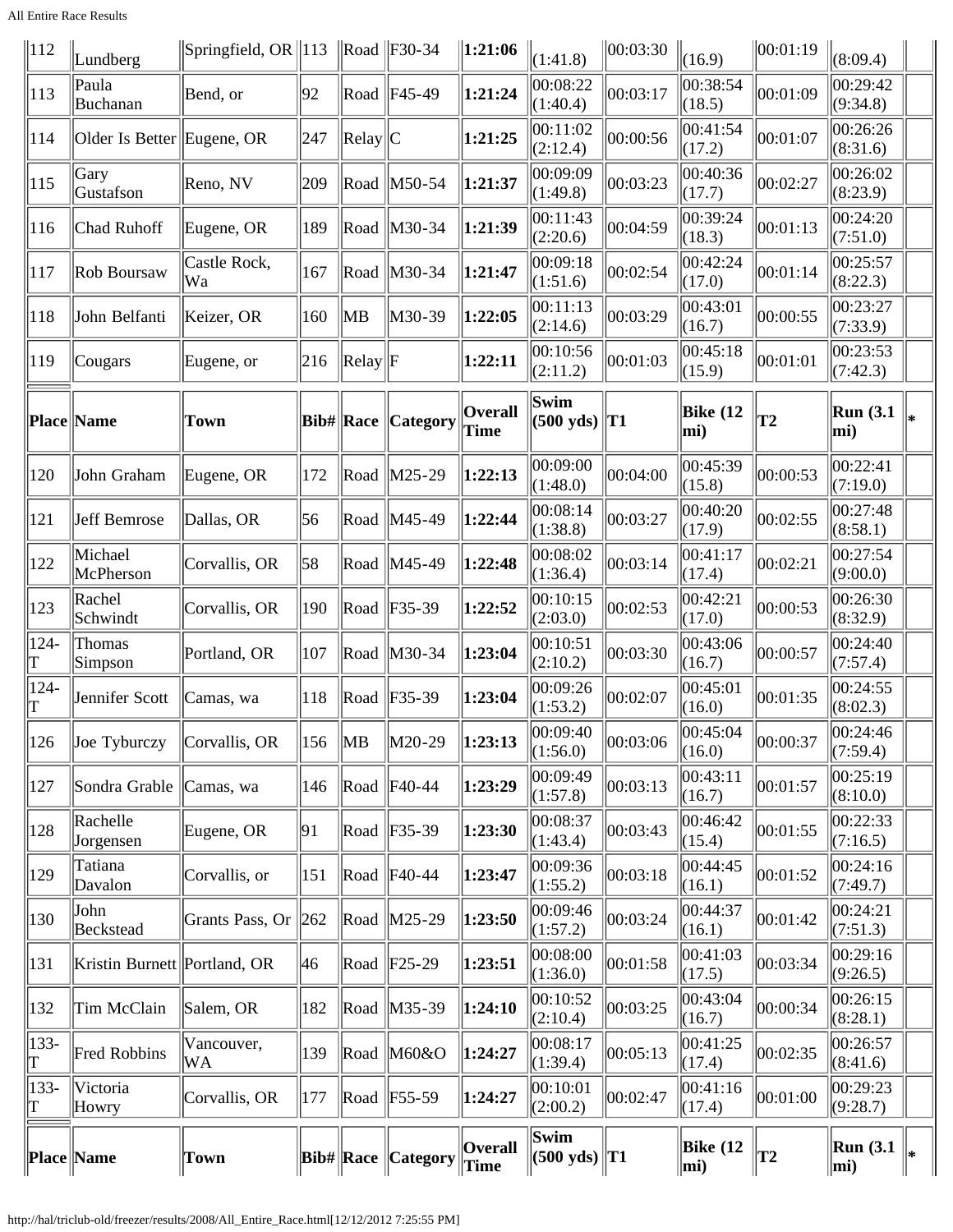| 112 | Lundberg | Springfield, OR | 113 | Road | F30-34 | **1:21:06** | (1:41.8) | 00:03:30 | (16.9) | 00:01:19 | (8:09.4) | |
|---|---|---|---|---|---|---|---|---|---|---|---|---|
| 113 | Paula Buchanan | Bend, or | 92 | Road | F45-49 | **1:21:24** | 00:08:22 (1:40.4) | 00:03:17 | 00:38:54 (18.5) | 00:01:09 | 00:29:42 (9:34.8) | |
| 114 | Older Is Better | Eugene, OR | 247 | Relay | C | **1:21:25** | 00:11:02 (2:12.4) | 00:00:56 | 00:41:54 (17.2) | 00:01:07 | 00:26:26 (8:31.6) | |
| 115 | Gary Gustafson | Reno, NV | 209 | Road | M50-54 | **1:21:37** | 00:09:09 (1:49.8) | 00:03:23 | 00:40:36 (17.7) | 00:02:27 | 00:26:02 (8:23.9) | |
| 116 | Chad Ruhoff | Eugene, OR | 189 | Road | M30-34 | **1:21:39** | 00:11:43 (2:20.6) | 00:04:59 | 00:39:24 (18.3) | 00:01:13 | 00:24:20 (7:51.0) | |
| 117 | Rob Boursaw | Castle Rock, Wa | 167 | Road | M30-34 | **1:21:47** | 00:09:18 (1:51.6) | 00:02:54 | 00:42:24 (17.0) | 00:01:14 | 00:25:57 (8:22.3) | |
| 118 | John Belfanti | Keizer, OR | 160 | MB | M30-39 | **1:22:05** | 00:11:13 (2:14.6) | 00:03:29 | 00:43:01 (16.7) | 00:00:55 | 00:23:27 (7:33.9) | |
| 119 | Cougars | Eugene, or | 216 | Relay | F | **1:22:11** | 00:10:56 (2:11.2) | 00:01:03 | 00:45:18 (15.9) | 00:01:01 | 00:23:53 (7:42.3) | |
| **Place** | **Name** | **Town** | **Bib#** | **Race** | **Category** | **Overall Time** | **Swim (500 yds)** | **T1** | **Bike (12 mi)** | **T2** | **Run (3.1 mi)** | ***** |
| 120 | John Graham | Eugene, OR | 172 | Road | M25-29 | **1:22:13** | 00:09:00 (1:48.0) | 00:04:00 | 00:45:39 (15.8) | 00:00:53 | 00:22:41 (7:19.0) | |
| 121 | Jeff Bemrose | Dallas, OR | 56 | Road | M45-49 | **1:22:44** | 00:08:14 (1:38.8) | 00:03:27 | 00:40:20 (17.9) | 00:02:55 | 00:27:48 (8:58.1) | |
| 122 | Michael McPherson | Corvallis, OR | 58 | Road | M45-49 | **1:22:48** | 00:08:02 (1:36.4) | 00:03:14 | 00:41:17 (17.4) | 00:02:21 | 00:27:54 (9:00.0) | |
| 123 | Rachel Schwindt | Corvallis, OR | 190 | Road | F35-39 | **1:22:52** | 00:10:15 (2:03.0) | 00:02:53 | 00:42:21 (17.0) | 00:00:53 | 00:26:30 (8:32.9) | |
| 124-T | Thomas Simpson | Portland, OR | 107 | Road | M30-34 | **1:23:04** | 00:10:51 (2:10.2) | 00:03:30 | 00:43:06 (16.7) | 00:00:57 | 00:24:40 (7:57.4) | |
| 124-T | Jennifer Scott | Camas, wa | 118 | Road | F35-39 | **1:23:04** | 00:09:26 (1:53.2) | 00:02:07 | 00:45:01 (16.0) | 00:01:35 | 00:24:55 (8:02.3) | |
| 126 | Joe Tyburczy | Corvallis, OR | 156 | MB | M20-29 | **1:23:13** | 00:09:40 (1:56.0) | 00:03:06 | 00:45:04 (16.0) | 00:00:37 | 00:24:46 (7:59.4) | |
| 127 | Sondra Grable | Camas, wa | 146 | Road | F40-44 | **1:23:29** | 00:09:49 (1:57.8) | 00:03:13 | 00:43:11 (16.7) | 00:01:57 | 00:25:19 (8:10.0) | |
| 128 | Rachelle Jorgensen | Eugene, OR | 91 | Road | F35-39 | **1:23:30** | 00:08:37 (1:43.4) | 00:03:43 | 00:46:42 (15.4) | 00:01:55 | 00:22:33 (7:16.5) | |
| 129 | Tatiana Davalon | Corvallis, or | 151 | Road | F40-44 | **1:23:47** | 00:09:36 (1:55.2) | 00:03:18 | 00:44:45 (16.1) | 00:01:52 | 00:24:16 (7:49.7) | |
| 130 | John Beckstead | Grants Pass, Or | 262 | Road | M25-29 | **1:23:50** | 00:09:46 (1:57.2) | 00:03:24 | 00:44:37 (16.1) | 00:01:42 | 00:24:21 (7:51.3) | |
| 131 | Kristin Burnett | Portland, OR | 46 | Road | F25-29 | **1:23:51** | 00:08:00 (1:36.0) | 00:01:58 | 00:41:03 (17.5) | 00:03:34 | 00:29:16 (9:26.5) | |
| 132 | Tim McClain | Salem, OR | 182 | Road | M35-39 | **1:24:10** | 00:10:52 (2:10.4) | 00:03:25 | 00:43:04 (16.7) | 00:00:34 | 00:26:15 (8:28.1) | |
| 133-T | Fred Robbins | Vancouver, WA | 139 | Road | M60&O | **1:24:27** | 00:08:17 (1:39.4) | 00:05:13 | 00:41:25 (17.4) | 00:02:35 | 00:26:57 (8:41.6) | |
| 133-T | Victoria Howry | Corvallis, OR | 177 | Road | F55-59 | **1:24:27** | 00:10:01 (2:00.2) | 00:02:47 | 00:41:16 (17.4) | 00:01:00 | 00:29:23 (9:28.7) | |
| **Place** | **Name** | **Town** | **Bib#** | **Race** | **Category** | **Overall Time** | **Swim (500 yds)** | **T1** | **Bike (12 mi)** | **T2** | **Run (3.1 mi)** | ***** |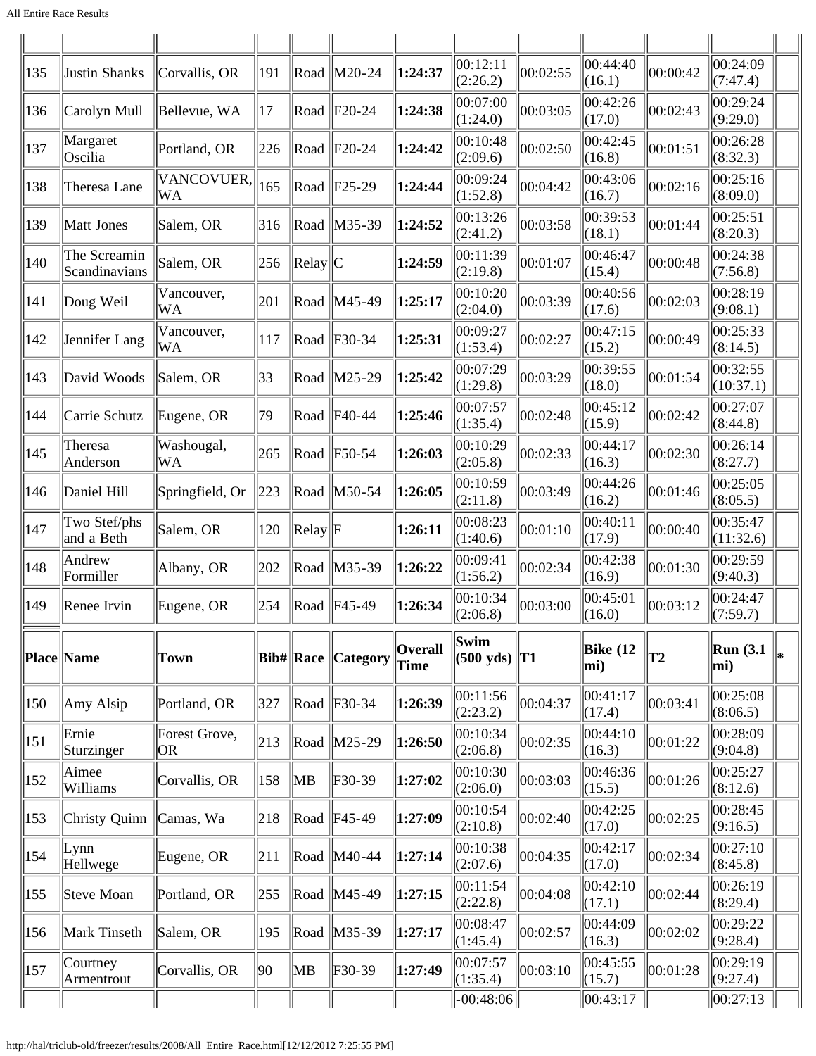| | | | | | | | | | | | | |
|---|---|---|---|---|---|---|---|---|---|---|---|---|
| 135 | Justin Shanks | Corvallis, OR | 191 | Road | M20-24 | **1:24:37** | 00:12:11 (2:26.2) | 00:02:55 | 00:44:40 (16.1) | 00:00:42 | 00:24:09 (7:47.4) | |
| 136 | Carolyn Mull | Bellevue, WA | 17 | Road | F20-24 | **1:24:38** | 00:07:00 (1:24.0) | 00:03:05 | 00:42:26 (17.0) | 00:02:43 | 00:29:24 (9:29.0) | |
| 137 | Margaret Oscilia | Portland, OR | 226 | Road | F20-24 | **1:24:42** | 00:10:48 (2:09.6) | 00:02:50 | 00:42:45 (16.8) | 00:01:51 | 00:26:28 (8:32.3) | |
| 138 | Theresa Lane | VANCOVUER, WA | 165 | Road | F25-29 | **1:24:44** | 00:09:24 (1:52.8) | 00:04:42 | 00:43:06 (16.7) | 00:02:16 | 00:25:16 (8:09.0) | |
| 139 | Matt Jones | Salem, OR | 316 | Road | M35-39 | **1:24:52** | 00:13:26 (2:41.2) | 00:03:58 | 00:39:53 (18.1) | 00:01:44 | 00:25:51 (8:20.3) | |
| 140 | The Screamin Scandinavians | Salem, OR | 256 | Relay | C | **1:24:59** | 00:11:39 (2:19.8) | 00:01:07 | 00:46:47 (15.4) | 00:00:48 | 00:24:38 (7:56.8) | |
| 141 | Doug Weil | Vancouver, WA | 201 | Road | M45-49 | **1:25:17** | 00:10:20 (2:04.0) | 00:03:39 | 00:40:56 (17.6) | 00:02:03 | 00:28:19 (9:08.1) | |
| 142 | Jennifer Lang | Vancouver, WA | 117 | Road | F30-34 | **1:25:31** | 00:09:27 (1:53.4) | 00:02:27 | 00:47:15 (15.2) | 00:00:49 | 00:25:33 (8:14.5) | |
| 143 | David Woods | Salem, OR | 33 | Road | M25-29 | **1:25:42** | 00:07:29 (1:29.8) | 00:03:29 | 00:39:55 (18.0) | 00:01:54 | 00:32:55 (10:37.1) | |
| 144 | Carrie Schutz | Eugene, OR | 79 | Road | F40-44 | **1:25:46** | 00:07:57 (1:35.4) | 00:02:48 | 00:45:12 (15.9) | 00:02:42 | 00:27:07 (8:44.8) | |
| 145 | Theresa Anderson | Washougal, WA | 265 | Road | F50-54 | **1:26:03** | 00:10:29 (2:05.8) | 00:02:33 | 00:44:17 (16.3) | 00:02:30 | 00:26:14 (8:27.7) | |
| 146 | Daniel Hill | Springfield, Or | 223 | Road | M50-54 | **1:26:05** | 00:10:59 (2:11.8) | 00:03:49 | 00:44:26 (16.2) | 00:01:46 | 00:25:05 (8:05.5) | |
| 147 | Two Stef/phs and a Beth | Salem, OR | 120 | Relay | F | **1:26:11** | 00:08:23 (1:40.6) | 00:01:10 | 00:40:11 (17.9) | 00:00:40 | 00:35:47 (11:32.6) | |
| 148 | Andrew Formiller | Albany, OR | 202 | Road | M35-39 | **1:26:22** | 00:09:41 (1:56.2) | 00:02:34 | 00:42:38 (16.9) | 00:01:30 | 00:29:59 (9:40.3) | |
| 149 | Renee Irvin | Eugene, OR | 254 | Road | F45-49 | **1:26:34** | 00:10:34 (2:06.8) | 00:03:00 | 00:45:01 (16.0) | 00:03:12 | 00:24:47 (7:59.7) | |
| **Place** | **Name** | **Town** | **Bib#** | **Race** | **Category** | **Overall Time** | **Swim (500 yds)** | **T1** | **Bike (12 mi)** | **T2** | **Run (3.1 mi)** | * |
| 150 | Amy Alsip | Portland, OR | 327 | Road | F30-34 | **1:26:39** | 00:11:56 (2:23.2) | 00:04:37 | 00:41:17 (17.4) | 00:03:41 | 00:25:08 (8:06.5) | |
| 151 | Ernie Sturzinger | Forest Grove, OR | 213 | Road | M25-29 | **1:26:50** | 00:10:34 (2:06.8) | 00:02:35 | 00:44:10 (16.3) | 00:01:22 | 00:28:09 (9:04.8) | |
| 152 | Aimee Williams | Corvallis, OR | 158 | MB | F30-39 | **1:27:02** | 00:10:30 (2:06.0) | 00:03:03 | 00:46:36 (15.5) | 00:01:26 | 00:25:27 (8:12.6) | |
| 153 | Christy Quinn | Camas, Wa | 218 | Road | F45-49 | **1:27:09** | 00:10:54 (2:10.8) | 00:02:40 | 00:42:25 (17.0) | 00:02:25 | 00:28:45 (9:16.5) | |
| 154 | Lynn Hellwege | Eugene, OR | 211 | Road | M40-44 | **1:27:14** | 00:10:38 (2:07.6) | 00:04:35 | 00:42:17 (17.0) | 00:02:34 | 00:27:10 (8:45.8) | |
| 155 | Steve Moan | Portland, OR | 255 | Road | M45-49 | **1:27:15** | 00:11:54 (2:22.8) | 00:04:08 | 00:42:10 (17.1) | 00:02:44 | 00:26:19 (8:29.4) | |
| 156 | Mark Tinseth | Salem, OR | 195 | Road | M35-39 | **1:27:17** | 00:08:47 (1:45.4) | 00:02:57 | 00:44:09 (16.3) | 00:02:02 | 00:29:22 (9:28.4) | |
| 157 | Courtney Armentrout | Corvallis, OR | 90 | MB | F30-39 | **1:27:49** | 00:07:57 (1:35.4) | 00:03:10 | 00:45:55 (15.7) | 00:01:28 | 00:29:19 (9:27.4) | |
| | | | | | | | -00:48:06 | | 00:43:17 | | 00:27:13 | |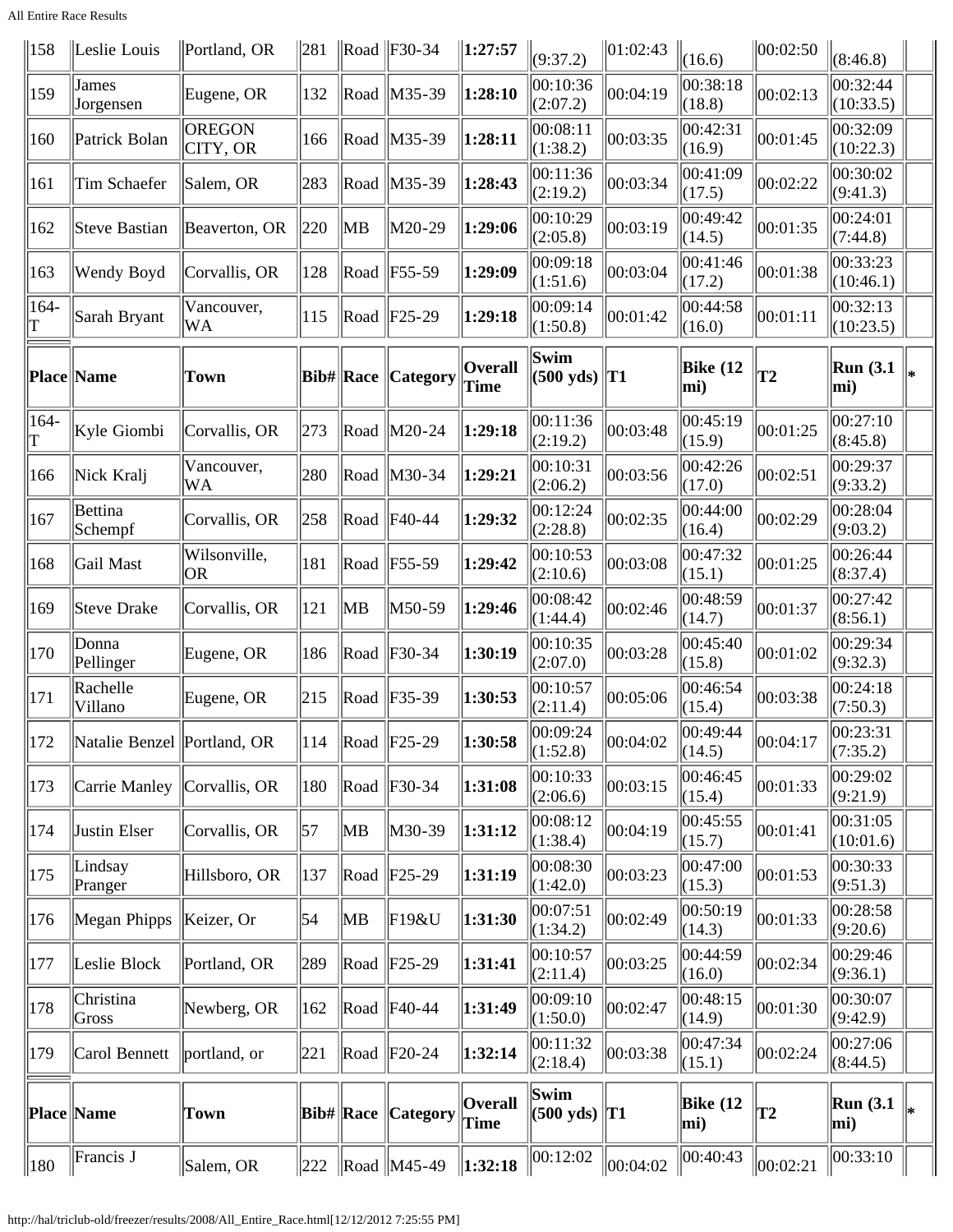| Place | Name | Town | Bib# | Race | Category | Overall Time | Swim (500 yds) | T1 | Bike (12 mi) | T2 | Run (3.1 mi) | * |
|---|---|---|---|---|---|---|---|---|---|---|---|---|
| 158 | Leslie Louis | Portland, OR | 281 | Road | F30-34 | **1:27:57** | (9:37.2) | 01:02:43 | (16.6) | 00:02:50 | (8:46.8) | |
| 159 | James Jorgensen | Eugene, OR | 132 | Road | M35-39 | **1:28:10** | 00:10:36 (2:07.2) | 00:04:19 | 00:38:18 (18.8) | 00:02:13 | 00:32:44 (10:33.5) | |
| 160 | Patrick Bolan | OREGON CITY, OR | 166 | Road | M35-39 | **1:28:11** | 00:08:11 (1:38.2) | 00:03:35 | 00:42:31 (16.9) | 00:01:45 | 00:32:09 (10:22.3) | |
| 161 | Tim Schaefer | Salem, OR | 283 | Road | M35-39 | **1:28:43** | 00:11:36 (2:19.2) | 00:03:34 | 00:41:09 (17.5) | 00:02:22 | 00:30:02 (9:41.3) | |
| 162 | Steve Bastian | Beaverton, OR | 220 | MB | M20-29 | **1:29:06** | 00:10:29 (2:05.8) | 00:03:19 | 00:49:42 (14.5) | 00:01:35 | 00:24:01 (7:44.8) | |
| 163 | Wendy Boyd | Corvallis, OR | 128 | Road | F55-59 | **1:29:09** | 00:09:18 (1:51.6) | 00:03:04 | 00:41:46 (17.2) | 00:01:38 | 00:33:23 (10:46.1) | |
| 164-T | Sarah Bryant | Vancouver, WA | 115 | Road | F25-29 | **1:29:18** | 00:09:14 (1:50.8) | 00:01:42 | 00:44:58 (16.0) | 00:01:11 | 00:32:13 (10:23.5) | |
| **Place** | **Name** | **Town** | **Bib#** | **Race** | **Category** | **Overall Time** | **Swim (500 yds)** | **T1** | **Bike (12 mi)** | **T2** | **Run (3.1 mi)** | ***** |
| 164-T | Kyle Giombi | Corvallis, OR | 273 | Road | M20-24 | **1:29:18** | 00:11:36 (2:19.2) | 00:03:48 | 00:45:19 (15.9) | 00:01:25 | 00:27:10 (8:45.8) | |
| 166 | Nick Kralj | Vancouver, WA | 280 | Road | M30-34 | **1:29:21** | 00:10:31 (2:06.2) | 00:03:56 | 00:42:26 (17.0) | 00:02:51 | 00:29:37 (9:33.2) | |
| 167 | Bettina Schempf | Corvallis, OR | 258 | Road | F40-44 | **1:29:32** | 00:12:24 (2:28.8) | 00:02:35 | 00:44:00 (16.4) | 00:02:29 | 00:28:04 (9:03.2) | |
| 168 | Gail Mast | Wilsonville, OR | 181 | Road | F55-59 | **1:29:42** | 00:10:53 (2:10.6) | 00:03:08 | 00:47:32 (15.1) | 00:01:25 | 00:26:44 (8:37.4) | |
| 169 | Steve Drake | Corvallis, OR | 121 | MB | M50-59 | **1:29:46** | 00:08:42 (1:44.4) | 00:02:46 | 00:48:59 (14.7) | 00:01:37 | 00:27:42 (8:56.1) | |
| 170 | Donna Pellinger | Eugene, OR | 186 | Road | F30-34 | **1:30:19** | 00:10:35 (2:07.0) | 00:03:28 | 00:45:40 (15.8) | 00:01:02 | 00:29:34 (9:32.3) | |
| 171 | Rachelle Villano | Eugene, OR | 215 | Road | F35-39 | **1:30:53** | 00:10:57 (2:11.4) | 00:05:06 | 00:46:54 (15.4) | 00:03:38 | 00:24:18 (7:50.3) | |
| 172 | Natalie Benzel | Portland, OR | 114 | Road | F25-29 | **1:30:58** | 00:09:24 (1:52.8) | 00:04:02 | 00:49:44 (14.5) | 00:04:17 | 00:23:31 (7:35.2) | |
| 173 | Carrie Manley | Corvallis, OR | 180 | Road | F30-34 | **1:31:08** | 00:10:33 (2:06.6) | 00:03:15 | 00:46:45 (15.4) | 00:01:33 | 00:29:02 (9:21.9) | |
| 174 | Justin Elser | Corvallis, OR | 57 | MB | M30-39 | **1:31:12** | 00:08:12 (1:38.4) | 00:04:19 | 00:45:55 (15.7) | 00:01:41 | 00:31:05 (10:01.6) | |
| 175 | Lindsay Pranger | Hillsboro, OR | 137 | Road | F25-29 | **1:31:19** | 00:08:30 (1:42.0) | 00:03:23 | 00:47:00 (15.3) | 00:01:53 | 00:30:33 (9:51.3) | |
| 176 | Megan Phipps | Keizer, Or | 54 | MB | F19&U | **1:31:30** | 00:07:51 (1:34.2) | 00:02:49 | 00:50:19 (14.3) | 00:01:33 | 00:28:58 (9:20.6) | |
| 177 | Leslie Block | Portland, OR | 289 | Road | F25-29 | **1:31:41** | 00:10:57 (2:11.4) | 00:03:25 | 00:44:59 (16.0) | 00:02:34 | 00:29:46 (9:36.1) | |
| 178 | Christina Gross | Newberg, OR | 162 | Road | F40-44 | **1:31:49** | 00:09:10 (1:50.0) | 00:02:47 | 00:48:15 (14.9) | 00:01:30 | 00:30:07 (9:42.9) | |
| 179 | Carol Bennett | portland, or | 221 | Road | F20-24 | **1:32:14** | 00:11:32 (2:18.4) | 00:03:38 | 00:47:34 (15.1) | 00:02:24 | 00:27:06 (8:44.5) | |
| **Place** | **Name** | **Town** | **Bib#** | **Race** | **Category** | **Overall Time** | **Swim (500 yds)** | **T1** | **Bike (12 mi)** | **T2** | **Run (3.1 mi)** | ***** |
| 180 | Francis J | Salem, OR | 222 | Road | M45-49 | **1:32:18** | 00:12:02 | 00:04:02 | 00:40:43 | 00:02:21 | 00:33:10 | |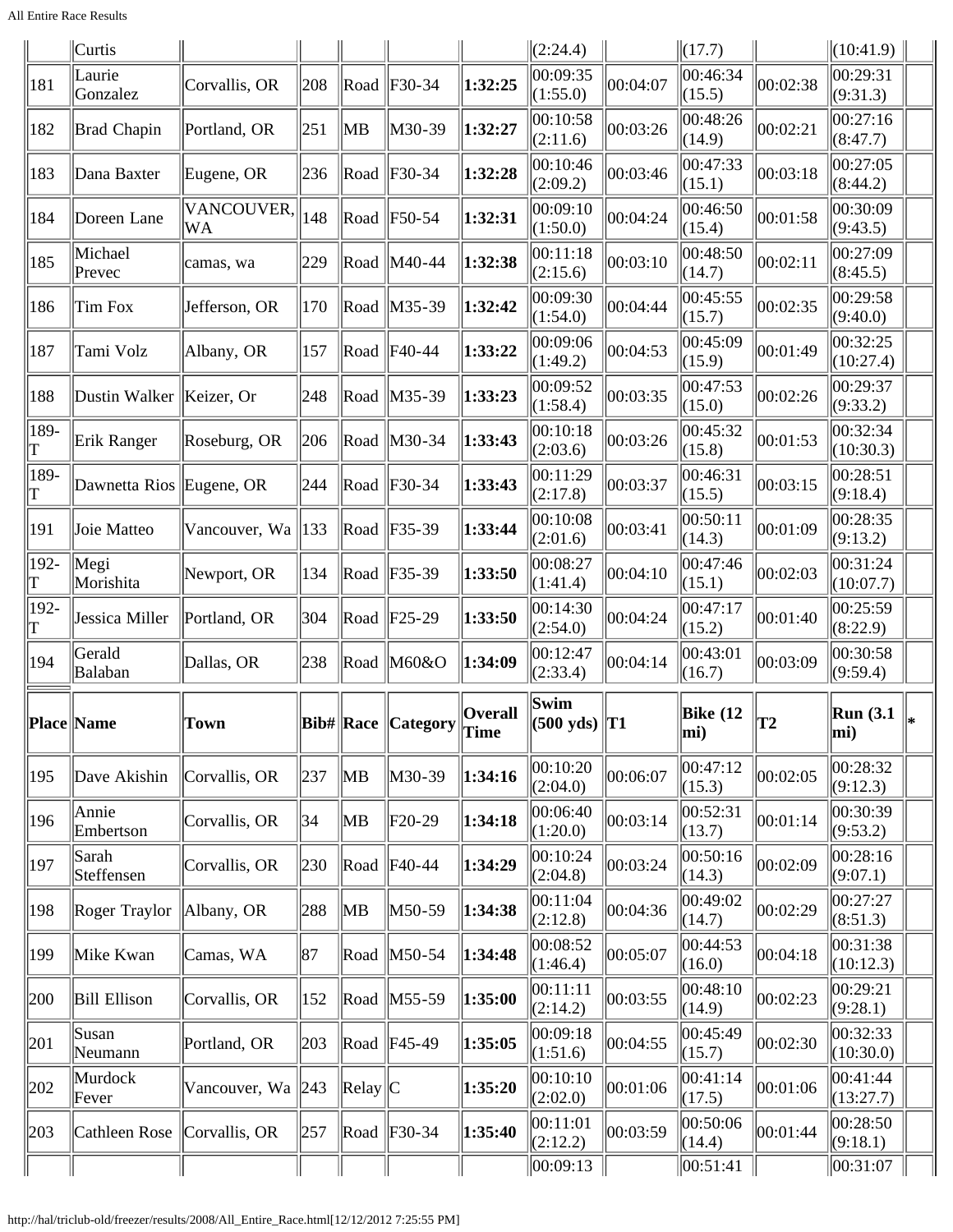| | Curtis | | | | | | (2:24.4) | | (17.7) | | (10:41.9) | |
|---|---|---|---|---|---|---|---|---|---|---|---|---|
| 181 | Laurie Gonzalez | Corvallis, OR | 208 | Road | F30-34 | **1:32:25** | 00:09:35 (1:55.0) | 00:04:07 | 00:46:34 (15.5) | 00:02:38 | 00:29:31 (9:31.3) | |
| 182 | Brad Chapin | Portland, OR | 251 | MB | M30-39 | **1:32:27** | 00:10:58 (2:11.6) | 00:03:26 | 00:48:26 (14.9) | 00:02:21 | 00:27:16 (8:47.7) | |
| 183 | Dana Baxter | Eugene, OR | 236 | Road | F30-34 | **1:32:28** | 00:10:46 (2:09.2) | 00:03:46 | 00:47:33 (15.1) | 00:03:18 | 00:27:05 (8:44.2) | |
| 184 | Doreen Lane | VANCOUVER, WA | 148 | Road | F50-54 | **1:32:31** | 00:09:10 (1:50.0) | 00:04:24 | 00:46:50 (15.4) | 00:01:58 | 00:30:09 (9:43.5) | |
| 185 | Michael Prevec | camas, wa | 229 | Road | M40-44 | **1:32:38** | 00:11:18 (2:15.6) | 00:03:10 | 00:48:50 (14.7) | 00:02:11 | 00:27:09 (8:45.5) | |
| 186 | Tim Fox | Jefferson, OR | 170 | Road | M35-39 | **1:32:42** | 00:09:30 (1:54.0) | 00:04:44 | 00:45:55 (15.7) | 00:02:35 | 00:29:58 (9:40.0) | |
| 187 | Tami Volz | Albany, OR | 157 | Road | F40-44 | **1:33:22** | 00:09:06 (1:49.2) | 00:04:53 | 00:45:09 (15.9) | 00:01:49 | 00:32:25 (10:27.4) | |
| 188 | Dustin Walker | Keizer, Or | 248 | Road | M35-39 | **1:33:23** | 00:09:52 (1:58.4) | 00:03:35 | 00:47:53 (15.0) | 00:02:26 | 00:29:37 (9:33.2) | |
| 189-T | Erik Ranger | Roseburg, OR | 206 | Road | M30-34 | **1:33:43** | 00:10:18 (2:03.6) | 00:03:26 | 00:45:32 (15.8) | 00:01:53 | 00:32:34 (10:30.3) | |
| 189-T | Dawnetta Rios | Eugene, OR | 244 | Road | F30-34 | **1:33:43** | 00:11:29 (2:17.8) | 00:03:37 | 00:46:31 (15.5) | 00:03:15 | 00:28:51 (9:18.4) | |
| 191 | Joie Matteo | Vancouver, Wa | 133 | Road | F35-39 | **1:33:44** | 00:10:08 (2:01.6) | 00:03:41 | 00:50:11 (14.3) | 00:01:09 | 00:28:35 (9:13.2) | |
| 192-T | Megi Morishita | Newport, OR | 134 | Road | F35-39 | **1:33:50** | 00:08:27 (1:41.4) | 00:04:10 | 00:47:46 (15.1) | 00:02:03 | 00:31:24 (10:07.7) | |
| 192-T | Jessica Miller | Portland, OR | 304 | Road | F25-29 | **1:33:50** | 00:14:30 (2:54.0) | 00:04:24 | 00:47:17 (15.2) | 00:01:40 | 00:25:59 (8:22.9) | |
| 194 | Gerald Balaban | Dallas, OR | 238 | Road | M60&O | **1:34:09** | 00:12:47 (2:33.4) | 00:04:14 | 00:43:01 (16.7) | 00:03:09 | 00:30:58 (9:59.4) | |
| **Place** | **Name** | **Town** | **Bib#** | **Race** | **Category** | **Overall Time** | **Swim (500 yds)** | **T1** | **Bike (12 mi)** | **T2** | **Run (3.1 mi)** | * |
| 195 | Dave Akishin | Corvallis, OR | 237 | MB | M30-39 | **1:34:16** | 00:10:20 (2:04.0) | 00:06:07 | 00:47:12 (15.3) | 00:02:05 | 00:28:32 (9:12.3) | |
| 196 | Annie Embertson | Corvallis, OR | 34 | MB | F20-29 | **1:34:18** | 00:06:40 (1:20.0) | 00:03:14 | 00:52:31 (13.7) | 00:01:14 | 00:30:39 (9:53.2) | |
| 197 | Sarah Steffensen | Corvallis, OR | 230 | Road | F40-44 | **1:34:29** | 00:10:24 (2:04.8) | 00:03:24 | 00:50:16 (14.3) | 00:02:09 | 00:28:16 (9:07.1) | |
| 198 | Roger Traylor | Albany, OR | 288 | MB | M50-59 | **1:34:38** | 00:11:04 (2:12.8) | 00:04:36 | 00:49:02 (14.7) | 00:02:29 | 00:27:27 (8:51.3) | |
| 199 | Mike Kwan | Camas, WA | 87 | Road | M50-54 | **1:34:48** | 00:08:52 (1:46.4) | 00:05:07 | 00:44:53 (16.0) | 00:04:18 | 00:31:38 (10:12.3) | |
| 200 | Bill Ellison | Corvallis, OR | 152 | Road | M55-59 | **1:35:00** | 00:11:11 (2:14.2) | 00:03:55 | 00:48:10 (14.9) | 00:02:23 | 00:29:21 (9:28.1) | |
| 201 | Susan Neumann | Portland, OR | 203 | Road | F45-49 | **1:35:05** | 00:09:18 (1:51.6) | 00:04:55 | 00:45:49 (15.7) | 00:02:30 | 00:32:33 (10:30.0) | |
| 202 | Murdock Fever | Vancouver, Wa | 243 | Relay | C | **1:35:20** | 00:10:10 (2:02.0) | 00:01:06 | 00:41:14 (17.5) | 00:01:06 | 00:41:44 (13:27.7) | |
| 203 | Cathleen Rose | Corvallis, OR | 257 | Road | F30-34 | **1:35:40** | 00:11:01 (2:12.2) | 00:03:59 | 00:50:06 (14.4) | 00:01:44 | 00:28:50 (9:18.1) | |
| | | | | | | | 00:09:13 | | 00:51:41 | | 00:31:07 | |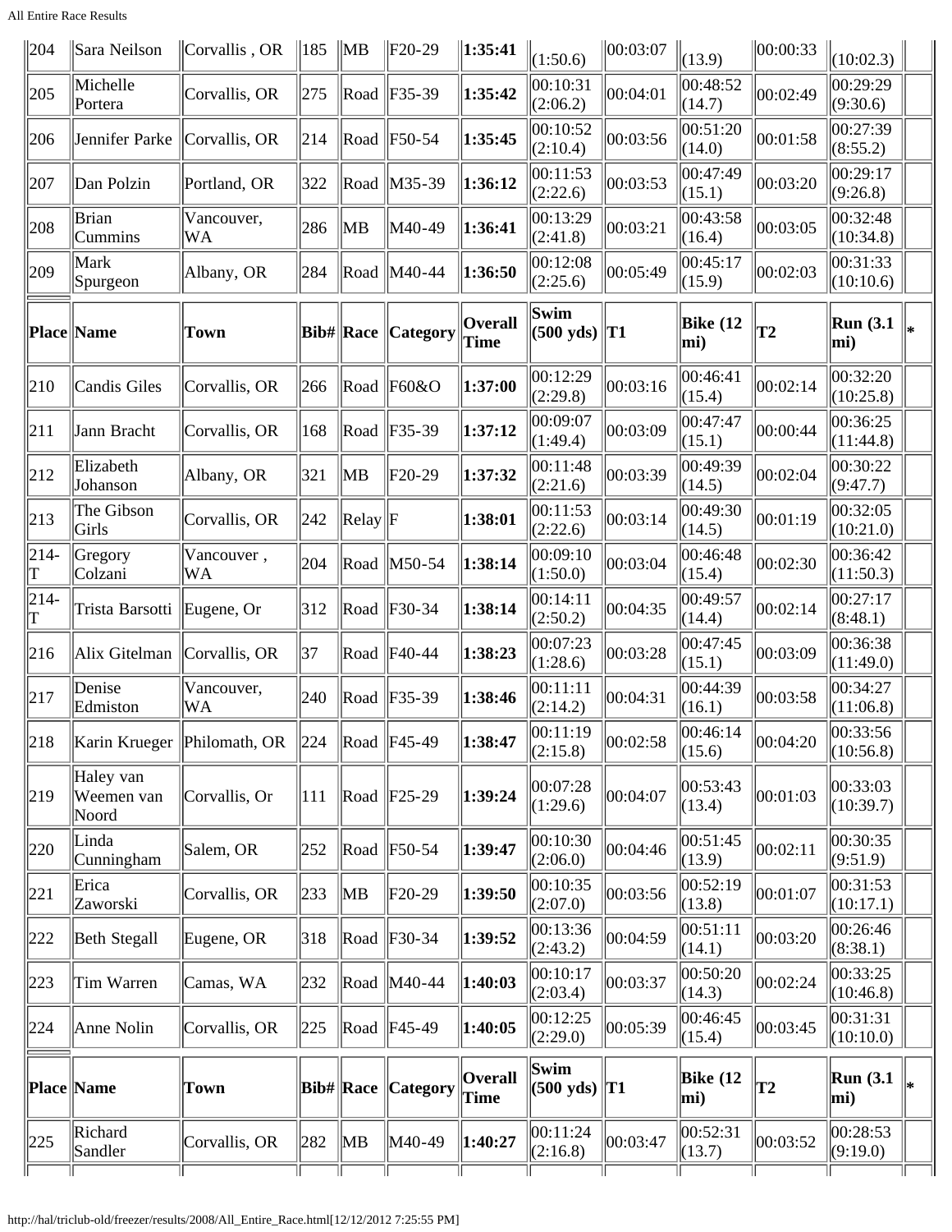| Place | Name | Town | Bib# | Race | Category | Overall Time | Swim (500 yds) | T1 | Bike (12 mi) | T2 | Run (3.1 mi) | * |
|---|---|---|---|---|---|---|---|---|---|---|---|---|
| 204 | Sara Neilson | Corvallis , OR | 185 | MB | F20-29 | 1:35:41 | (1:50.6) | 00:03:07 | (13.9) | 00:00:33 | (10:02.3) | |
| 205 | Michelle Portera | Corvallis, OR | 275 | Road | F35-39 | 1:35:42 | 00:10:31 (2:06.2) | 00:04:01 | 00:48:52 (14.7) | 00:02:49 | 00:29:29 (9:30.6) | |
| 206 | Jennifer Parke | Corvallis, OR | 214 | Road | F50-54 | 1:35:45 | 00:10:52 (2:10.4) | 00:03:56 | 00:51:20 (14.0) | 00:01:58 | 00:27:39 (8:55.2) | |
| 207 | Dan Polzin | Portland, OR | 322 | Road | M35-39 | 1:36:12 | 00:11:53 (2:22.6) | 00:03:53 | 00:47:49 (15.1) | 00:03:20 | 00:29:17 (9:26.8) | |
| 208 | Brian Cummins | Vancouver, WA | 286 | MB | M40-49 | 1:36:41 | 00:13:29 (2:41.8) | 00:03:21 | 00:43:58 (16.4) | 00:03:05 | 00:32:48 (10:34.8) | |
| 209 | Mark Spurgeon | Albany, OR | 284 | Road | M40-44 | 1:36:50 | 00:12:08 (2:25.6) | 00:05:49 | 00:45:17 (15.9) | 00:02:03 | 00:31:33 (10:10.6) | |
| **Place** | **Name** | **Town** | **Bib#** | **Race** | **Category** | **Overall Time** | **Swim (500 yds)** | **T1** | **Bike (12 mi)** | **T2** | **Run (3.1 mi)** | * |
| 210 | Candis Giles | Corvallis, OR | 266 | Road | F60&O | 1:37:00 | 00:12:29 (2:29.8) | 00:03:16 | 00:46:41 (15.4) | 00:02:14 | 00:32:20 (10:25.8) | |
| 211 | Jann Bracht | Corvallis, OR | 168 | Road | F35-39 | 1:37:12 | 00:09:07 (1:49.4) | 00:03:09 | 00:47:47 (15.1) | 00:00:44 | 00:36:25 (11:44.8) | |
| 212 | Elizabeth Johanson | Albany, OR | 321 | MB | F20-29 | 1:37:32 | 00:11:48 (2:21.6) | 00:03:39 | 00:49:39 (14.5) | 00:02:04 | 00:30:22 (9:47.7) | |
| 213 | The Gibson Girls | Corvallis, OR | 242 | Relay | F | 1:38:01 | 00:11:53 (2:22.6) | 00:03:14 | 00:49:30 (14.5) | 00:01:19 | 00:32:05 (10:21.0) | |
| 214-T | Gregory Colzani | Vancouver , WA | 204 | Road | M50-54 | 1:38:14 | 00:09:10 (1:50.0) | 00:03:04 | 00:46:48 (15.4) | 00:02:30 | 00:36:42 (11:50.3) | |
| 214-T | Trista Barsotti | Eugene, Or | 312 | Road | F30-34 | 1:38:14 | 00:14:11 (2:50.2) | 00:04:35 | 00:49:57 (14.4) | 00:02:14 | 00:27:17 (8:48.1) | |
| 216 | Alix Gitelman | Corvallis, OR | 37 | Road | F40-44 | 1:38:23 | 00:07:23 (1:28.6) | 00:03:28 | 00:47:45 (15.1) | 00:03:09 | 00:36:38 (11:49.0) | |
| 217 | Denise Edmiston | Vancouver, WA | 240 | Road | F35-39 | 1:38:46 | 00:11:11 (2:14.2) | 00:04:31 | 00:44:39 (16.1) | 00:03:58 | 00:34:27 (11:06.8) | |
| 218 | Karin Krueger | Philomath, OR | 224 | Road | F45-49 | 1:38:47 | 00:11:19 (2:15.8) | 00:02:58 | 00:46:14 (15.6) | 00:04:20 | 00:33:56 (10:56.8) | |
| 219 | Haley van Weemen van Noord | Corvallis, Or | 111 | Road | F25-29 | 1:39:24 | 00:07:28 (1:29.6) | 00:04:07 | 00:53:43 (13.4) | 00:01:03 | 00:33:03 (10:39.7) | |
| 220 | Linda Cunningham | Salem, OR | 252 | Road | F50-54 | 1:39:47 | 00:10:30 (2:06.0) | 00:04:46 | 00:51:45 (13.9) | 00:02:11 | 00:30:35 (9:51.9) | |
| 221 | Erica Zaworski | Corvallis, OR | 233 | MB | F20-29 | 1:39:50 | 00:10:35 (2:07.0) | 00:03:56 | 00:52:19 (13.8) | 00:01:07 | 00:31:53 (10:17.1) | |
| 222 | Beth Stegall | Eugene, OR | 318 | Road | F30-34 | 1:39:52 | 00:13:36 (2:43.2) | 00:04:59 | 00:51:11 (14.1) | 00:03:20 | 00:26:46 (8:38.1) | |
| 223 | Tim Warren | Camas, WA | 232 | Road | M40-44 | 1:40:03 | 00:10:17 (2:03.4) | 00:03:37 | 00:50:20 (14.3) | 00:02:24 | 00:33:25 (10:46.8) | |
| 224 | Anne Nolin | Corvallis, OR | 225 | Road | F45-49 | 1:40:05 | 00:12:25 (2:29.0) | 00:05:39 | 00:46:45 (15.4) | 00:03:45 | 00:31:31 (10:10.0) | |
| **Place** | **Name** | **Town** | **Bib#** | **Race** | **Category** | **Overall Time** | **Swim (500 yds)** | **T1** | **Bike (12 mi)** | **T2** | **Run (3.1 mi)** | * |
| 225 | Richard Sandler | Corvallis, OR | 282 | MB | M40-49 | 1:40:27 | 00:11:24 (2:16.8) | 00:03:47 | 00:52:31 (13.7) | 00:03:52 | 00:28:53 (9:19.0) | |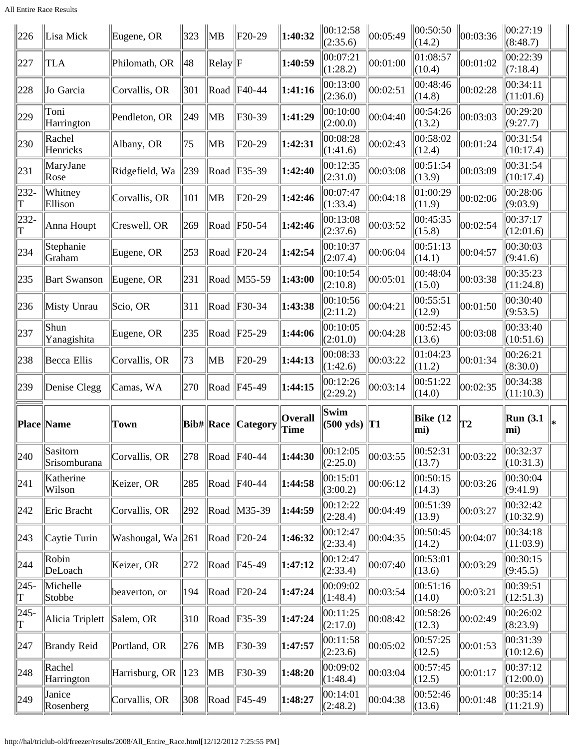| 226 | Lisa Mick | Eugene, OR | 323 | MB | F20-29 | **1:40:32** | 00:12:58 (2:35.6) | 00:05:49 | 00:50:50 (14.2) | 00:03:36 | 00:27:19 (8:48.7) | |
|---|---|---|---|---|---|---|---|---|---|---|---|---|
| 227 | TLA | Philomath, OR | 48 | Relay | F | **1:40:59** | 00:07:21 (1:28.2) | 00:01:00 | 01:08:57 (10.4) | 00:01:02 | 00:22:39 (7:18.4) | |
| 228 | Jo Garcia | Corvallis, OR | 301 | Road | F40-44 | **1:41:16** | 00:13:00 (2:36.0) | 00:02:51 | 00:48:46 (14.8) | 00:02:28 | 00:34:11 (11:01.6) | |
| 229 | Toni Harrington | Pendleton, OR | 249 | MB | F30-39 | **1:41:29** | 00:10:00 (2:00.0) | 00:04:40 | 00:54:26 (13.2) | 00:03:03 | 00:29:20 (9:27.7) | |
| 230 | Rachel Henricks | Albany, OR | 75 | MB | F20-29 | **1:42:31** | 00:08:28 (1:41.6) | 00:02:43 | 00:58:02 (12.4) | 00:01:24 | 00:31:54 (10:17.4) | |
| 231 | MaryJane Rose | Ridgefield, Wa | 239 | Road | F35-39 | **1:42:40** | 00:12:35 (2:31.0) | 00:03:08 | 00:51:54 (13.9) | 00:03:09 | 00:31:54 (10:17.4) | |
| 232-T | Whitney Ellison | Corvallis, OR | 101 | MB | F20-29 | **1:42:46** | 00:07:47 (1:33.4) | 00:04:18 | 01:00:29 (11.9) | 00:02:06 | 00:28:06 (9:03.9) | |
| 232-T | Anna Houpt | Creswell, OR | 269 | Road | F50-54 | **1:42:46** | 00:13:08 (2:37.6) | 00:03:52 | 00:45:35 (15.8) | 00:02:54 | 00:37:17 (12:01.6) | |
| 234 | Stephanie Graham | Eugene, OR | 253 | Road | F20-24 | **1:42:54** | 00:10:37 (2:07.4) | 00:06:04 | 00:51:13 (14.1) | 00:04:57 | 00:30:03 (9:41.6) | |
| 235 | Bart Swanson | Eugene, OR | 231 | Road | M55-59 | **1:43:00** | 00:10:54 (2:10.8) | 00:05:01 | 00:48:04 (15.0) | 00:03:38 | 00:35:23 (11:24.8) | |
| 236 | Misty Unrau | Scio, OR | 311 | Road | F30-34 | **1:43:38** | 00:10:56 (2:11.2) | 00:04:21 | 00:55:51 (12.9) | 00:01:50 | 00:30:40 (9:53.5) | |
| 237 | Shun Yanagishita | Eugene, OR | 235 | Road | F25-29 | **1:44:06** | 00:10:05 (2:01.0) | 00:04:28 | 00:52:45 (13.6) | 00:03:08 | 00:33:40 (10:51.6) | |
| 238 | Becca Ellis | Corvallis, OR | 73 | MB | F20-29 | **1:44:13** | 00:08:33 (1:42.6) | 00:03:22 | 01:04:23 (11.2) | 00:01:34 | 00:26:21 (8:30.0) | |
| 239 | Denise Clegg | Camas, WA | 270 | Road | F45-49 | **1:44:15** | 00:12:26 (2:29.2) | 00:03:14 | 00:51:22 (14.0) | 00:02:35 | 00:34:38 (11:10.3) | |
| **Place** | **Name** | **Town** | **Bib#** | **Race** | **Category** | **Overall Time** | **Swim (500 yds)** | **T1** | **Bike (12 mi)** | **T2** | **Run (3.1 mi)** | ***** |
| 240 | Sasitorn Srisomburana | Corvallis, OR | 278 | Road | F40-44 | **1:44:30** | 00:12:05 (2:25.0) | 00:03:55 | 00:52:31 (13.7) | 00:03:22 | 00:32:37 (10:31.3) | |
| 241 | Katherine Wilson | Keizer, OR | 285 | Road | F40-44 | **1:44:58** | 00:15:01 (3:00.2) | 00:06:12 | 00:50:15 (14.3) | 00:03:26 | 00:30:04 (9:41.9) | |
| 242 | Eric Bracht | Corvallis, OR | 292 | Road | M35-39 | **1:44:59** | 00:12:22 (2:28.4) | 00:04:49 | 00:51:39 (13.9) | 00:03:27 | 00:32:42 (10:32.9) | |
| 243 | Caytie Turin | Washougal, Wa | 261 | Road | F20-24 | **1:46:32** | 00:12:47 (2:33.4) | 00:04:35 | 00:50:45 (14.2) | 00:04:07 | 00:34:18 (11:03.9) | |
| 244 | Robin DeLoach | Keizer, OR | 272 | Road | F45-49 | **1:47:12** | 00:12:47 (2:33.4) | 00:07:40 | 00:53:01 (13.6) | 00:03:29 | 00:30:15 (9:45.5) | |
| 245-T | Michelle Stobbe | beaverton, or | 194 | Road | F20-24 | **1:47:24** | 00:09:02 (1:48.4) | 00:03:54 | 00:51:16 (14.0) | 00:03:21 | 00:39:51 (12:51.3) | |
| 245-T | Alicia Triplett | Salem, OR | 310 | Road | F35-39 | **1:47:24** | 00:11:25 (2:17.0) | 00:08:42 | 00:58:26 (12.3) | 00:02:49 | 00:26:02 (8:23.9) | |
| 247 | Brandy Reid | Portland, OR | 276 | MB | F30-39 | **1:47:57** | 00:11:58 (2:23.6) | 00:05:02 | 00:57:25 (12.5) | 00:01:53 | 00:31:39 (10:12.6) | |
| 248 | Rachel Harrington | Harrisburg, OR | 123 | MB | F30-39 | **1:48:20** | 00:09:02 (1:48.4) | 00:03:04 | 00:57:45 (12.5) | 00:01:17 | 00:37:12 (12:00.0) | |
| 249 | Janice Rosenberg | Corvallis, OR | 308 | Road | F45-49 | **1:48:27** | 00:14:01 (2:48.2) | 00:04:38 | 00:52:46 (13.6) | 00:01:48 | 00:35:14 (11:21.9) | |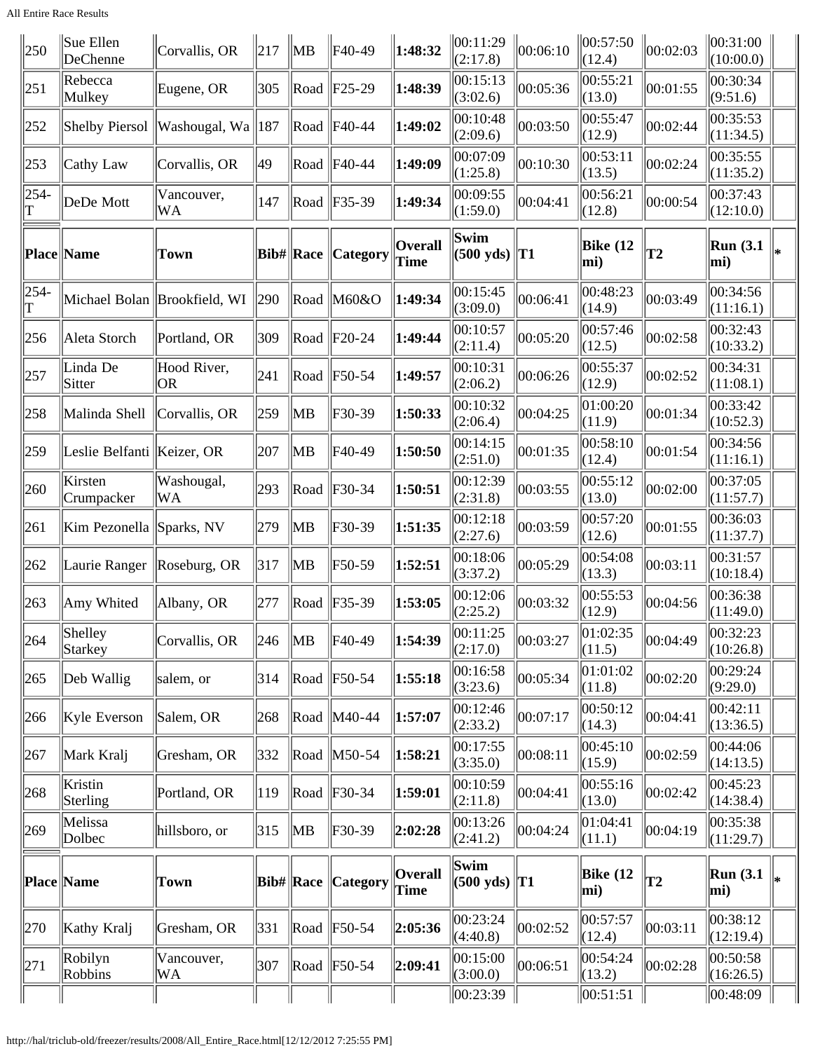| Place | Name | Town | Bib# | Race | Category | Overall Time | Swim (500 yds) | T1 | Bike (12 mi) | T2 | Run (3.1 mi) | * |
|---|---|---|---|---|---|---|---|---|---|---|---|---|
| 250 | Sue Ellen DeChenne | Corvallis, OR | 217 | MB | F40-49 | 1:48:32 | 00:11:29 (2:17.8) | 00:06:10 | 00:57:50 (12.4) | 00:02:03 | 00:31:00 (10:00.0) | |
| 251 | Rebecca Mulkey | Eugene, OR | 305 | Road | F25-29 | 1:48:39 | 00:15:13 (3:02.6) | 00:05:36 | 00:55:21 (13.0) | 00:01:55 | 00:30:34 (9:51.6) | |
| 252 | Shelby Piersol | Washougal, Wa | 187 | Road | F40-44 | 1:49:02 | 00:10:48 (2:09.6) | 00:03:50 | 00:55:47 (12.9) | 00:02:44 | 00:35:53 (11:34.5) | |
| 253 | Cathy Law | Corvallis, OR | 49 | Road | F40-44 | 1:49:09 | 00:07:09 (1:25.8) | 00:10:30 | 00:53:11 (13.5) | 00:02:24 | 00:35:55 (11:35.2) | |
| 254-T | DeDe Mott | Vancouver, WA | 147 | Road | F35-39 | 1:49:34 | 00:09:55 (1:59.0) | 00:04:41 | 00:56:21 (12.8) | 00:00:54 | 00:37:43 (12:10.0) | |
| Place | Name | Town | Bib# | Race | Category | Overall Time | Swim (500 yds) | T1 | Bike (12 mi) | T2 | Run (3.1 mi) | * |
| 254-T | Michael Bolan | Brookfield, WI | 290 | Road | M60&O | 1:49:34 | 00:15:45 (3:09.0) | 00:06:41 | 00:48:23 (14.9) | 00:03:49 | 00:34:56 (11:16.1) | |
| 256 | Aleta Storch | Portland, OR | 309 | Road | F20-24 | 1:49:44 | 00:10:57 (2:11.4) | 00:05:20 | 00:57:46 (12.5) | 00:02:58 | 00:32:43 (10:33.2) | |
| 257 | Linda De Sitter | Hood River, OR | 241 | Road | F50-54 | 1:49:57 | 00:10:31 (2:06.2) | 00:06:26 | 00:55:37 (12.9) | 00:02:52 | 00:34:31 (11:08.1) | |
| 258 | Malinda Shell | Corvallis, OR | 259 | MB | F30-39 | 1:50:33 | 00:10:32 (2:06.4) | 00:04:25 | 01:00:20 (11.9) | 00:01:34 | 00:33:42 (10:52.3) | |
| 259 | Leslie Belfanti | Keizer, OR | 207 | MB | F40-49 | 1:50:50 | 00:14:15 (2:51.0) | 00:01:35 | 00:58:10 (12.4) | 00:01:54 | 00:34:56 (11:16.1) | |
| 260 | Kirsten Crumpacker | Washougal, WA | 293 | Road | F30-34 | 1:50:51 | 00:12:39 (2:31.8) | 00:03:55 | 00:55:12 (13.0) | 00:02:00 | 00:37:05 (11:57.7) | |
| 261 | Kim Pezonella | Sparks, NV | 279 | MB | F30-39 | 1:51:35 | 00:12:18 (2:27.6) | 00:03:59 | 00:57:20 (12.6) | 00:01:55 | 00:36:03 (11:37.7) | |
| 262 | Laurie Ranger | Roseburg, OR | 317 | MB | F50-59 | 1:52:51 | 00:18:06 (3:37.2) | 00:05:29 | 00:54:08 (13.3) | 00:03:11 | 00:31:57 (10:18.4) | |
| 263 | Amy Whited | Albany, OR | 277 | Road | F35-39 | 1:53:05 | 00:12:06 (2:25.2) | 00:03:32 | 00:55:53 (12.9) | 00:04:56 | 00:36:38 (11:49.0) | |
| 264 | Shelley Starkey | Corvallis, OR | 246 | MB | F40-49 | 1:54:39 | 00:11:25 (2:17.0) | 00:03:27 | 01:02:35 (11.5) | 00:04:49 | 00:32:23 (10:26.8) | |
| 265 | Deb Wallig | salem, or | 314 | Road | F50-54 | 1:55:18 | 00:16:58 (3:23.6) | 00:05:34 | 01:01:02 (11.8) | 00:02:20 | 00:29:24 (9:29.0) | |
| 266 | Kyle Everson | Salem, OR | 268 | Road | M40-44 | 1:57:07 | 00:12:46 (2:33.2) | 00:07:17 | 00:50:12 (14.3) | 00:04:41 | 00:42:11 (13:36.5) | |
| 267 | Mark Kralj | Gresham, OR | 332 | Road | M50-54 | 1:58:21 | 00:17:55 (3:35.0) | 00:08:11 | 00:45:10 (15.9) | 00:02:59 | 00:44:06 (14:13.5) | |
| 268 | Kristin Sterling | Portland, OR | 119 | Road | F30-34 | 1:59:01 | 00:10:59 (2:11.8) | 00:04:41 | 00:55:16 (13.0) | 00:02:42 | 00:45:23 (14:38.4) | |
| 269 | Melissa Dolbec | hillsboro, or | 315 | MB | F30-39 | 2:02:28 | 00:13:26 (2:41.2) | 00:04:24 | 01:04:41 (11.1) | 00:04:19 | 00:35:38 (11:29.7) | |
| Place | Name | Town | Bib# | Race | Category | Overall Time | Swim (500 yds) | T1 | Bike (12 mi) | T2 | Run (3.1 mi) | * |
| 270 | Kathy Kralj | Gresham, OR | 331 | Road | F50-54 | 2:05:36 | 00:23:24 (4:40.8) | 00:02:52 | 00:57:57 (12.4) | 00:03:11 | 00:38:12 (12:19.4) | |
| 271 | Robilyn Robbins | Vancouver, WA | 307 | Road | F50-54 | 2:09:41 | 00:15:00 (3:00.0) | 00:06:51 | 00:54:24 (13.2) | 00:02:28 | 00:50:58 (16:26.5) | |
| | | | | | | | 00:23:39 | | 00:51:51 | | 00:48:09 | |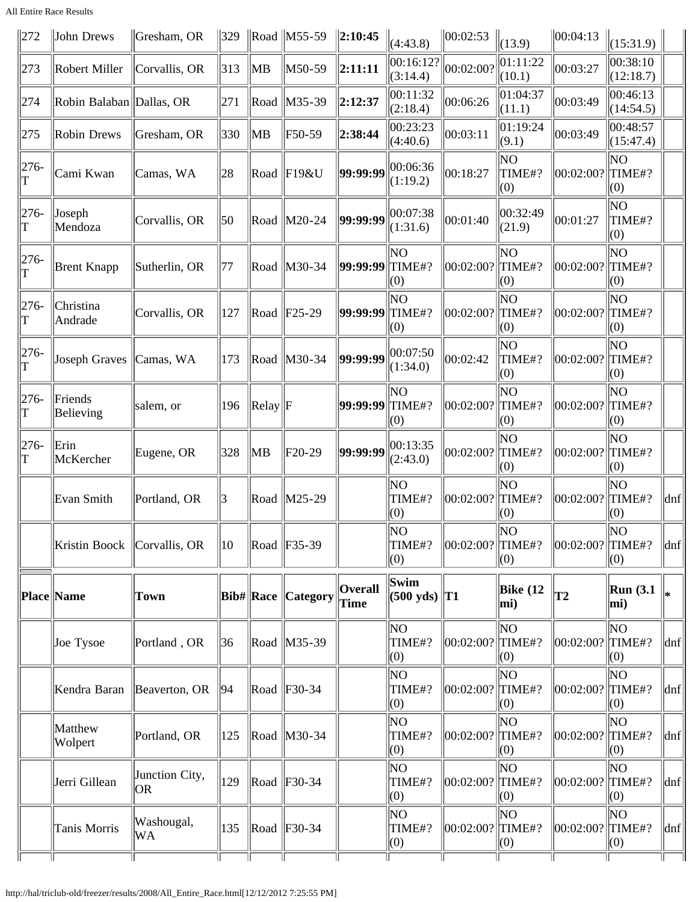| 272 | John Drews | Gresham, OR | 329 | Road | M55-59 | **2:10:45** | (4:43.8) | 00:02:53 | (13.9) | 00:04:13 | (15:31.9) | |
|---|---|---|---|---|---|---|---|---|---|---|---|---|
| 273 | Robert Miller | Corvallis, OR | 313 | MB | M50-59 | **2:11:11** | 00:16:12? (3:14.4) | 00:02:00? | 01:11:22 (10.1) | 00:03:27 | 00:38:10 (12:18.7) | |
| 274 | Robin Balaban | Dallas, OR | 271 | Road | M35-39 | **2:12:37** | 00:11:32 (2:18.4) | 00:06:26 | 01:04:37 (11.1) | 00:03:49 | 00:46:13 (14:54.5) | |
| 275 | Robin Drews | Gresham, OR | 330 | MB | F50-59 | **2:38:44** | 00:23:23 (4:40.6) | 00:03:11 | 01:19:24 (9.1) | 00:03:49 | 00:48:57 (15:47.4) | |
| 276-T | Cami Kwan | Camas, WA | 28 | Road | F19&U | **99:99:99** | 00:06:36 (1:19.2) | 00:18:27 | NO TIME#? (0) | 00:02:00? | NO TIME#? (0) | |
| 276-T | Joseph Mendoza | Corvallis, OR | 50 | Road | M20-24 | **99:99:99** | 00:07:38 (1:31.6) | 00:01:40 | 00:32:49 (21.9) | 00:01:27 | NO TIME#? (0) | |
| 276-T | Brent Knapp | Sutherlin, OR | 77 | Road | M30-34 | **99:99:99** | NO TIME#? (0) | 00:02:00? | NO TIME#? (0) | 00:02:00? | NO TIME#? (0) | |
| 276-T | Christina Andrade | Corvallis, OR | 127 | Road | F25-29 | **99:99:99** | NO TIME#? (0) | 00:02:00? | NO TIME#? (0) | 00:02:00? | NO TIME#? (0) | |
| 276-T | Joseph Graves | Camas, WA | 173 | Road | M30-34 | **99:99:99** | 00:07:50 (1:34.0) | 00:02:42 | NO TIME#? (0) | 00:02:00? | NO TIME#? (0) | |
| 276-T | Friends Believing | salem, or | 196 | Relay | F | **99:99:99** | NO TIME#? (0) | 00:02:00? | NO TIME#? (0) | 00:02:00? | NO TIME#? (0) | |
| 276-T | Erin McKercher | Eugene, OR | 328 | MB | F20-29 | **99:99:99** | 00:13:35 (2:43.0) | 00:02:00? | NO TIME#? (0) | 00:02:00? | NO TIME#? (0) | |
| | Evan Smith | Portland, OR | 3 | Road | M25-29 | | NO TIME#? (0) | 00:02:00? | NO TIME#? (0) | 00:02:00? | NO TIME#? (0) | dnf |
| | Kristin Boock | Corvallis, OR | 10 | Road | F35-39 | | NO TIME#? (0) | 00:02:00? | NO TIME#? (0) | 00:02:00? | NO TIME#? (0) | dnf |
| **Place** | **Name** | **Town** | **Bib#** | **Race** | **Category** | **Overall Time** | **Swim (500 yds)** | **T1** | **Bike (12 mi)** | **T2** | **Run (3.1 mi)** | ***** |
| | Joe Tysoe | Portland , OR | 36 | Road | M35-39 | | NO TIME#? (0) | 00:02:00? | NO TIME#? (0) | 00:02:00? | NO TIME#? (0) | dnf |
| | Kendra Baran | Beaverton, OR | 94 | Road | F30-34 | | NO TIME#? (0) | 00:02:00? | NO TIME#? (0) | 00:02:00? | NO TIME#? (0) | dnf |
| | Matthew Wolpert | Portland, OR | 125 | Road | M30-34 | | NO TIME#? (0) | 00:02:00? | NO TIME#? (0) | 00:02:00? | NO TIME#? (0) | dnf |
| | Jerri Gillean | Junction City, OR | 129 | Road | F30-34 | | NO TIME#? (0) | 00:02:00? | NO TIME#? (0) | 00:02:00? | NO TIME#? (0) | dnf |
| | Tanis Morris | Washougal, WA | 135 | Road | F30-34 | | NO TIME#? (0) | 00:02:00? | NO TIME#? (0) | 00:02:00? | NO TIME#? (0) | dnf |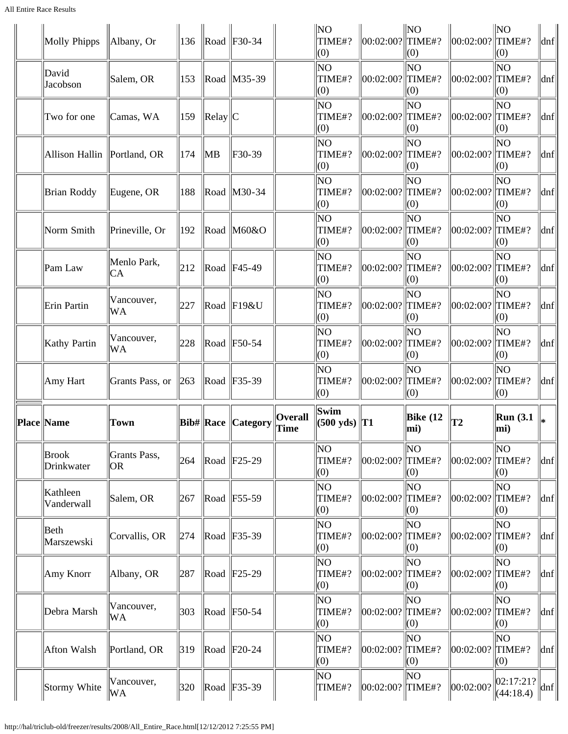| Place | Name | Town | Bib# | Race | Category | Overall Time | Swim (500 yds) | T1 | Bike (12 mi) | T2 | Run (3.1 mi) | * |
|---|---|---|---|---|---|---|---|---|---|---|---|---|
| | Molly Phipps | Albany, Or | 136 | Road | F30-34 | | NO TIME#? (0) | 00:02:00? | NO TIME#? (0) | 00:02:00? | NO TIME#? (0) | dnf |
| | David Jacobson | Salem, OR | 153 | Road | M35-39 | | NO TIME#? (0) | 00:02:00? | NO TIME#? (0) | 00:02:00? | NO TIME#? (0) | dnf |
| | Two for one | Camas, WA | 159 | Relay | C | | NO TIME#? (0) | 00:02:00? | NO TIME#? (0) | 00:02:00? | NO TIME#? (0) | dnf |
| | Allison Hallin | Portland, OR | 174 | MB | F30-39 | | NO TIME#? (0) | 00:02:00? | NO TIME#? (0) | 00:02:00? | NO TIME#? (0) | dnf |
| | Brian Roddy | Eugene, OR | 188 | Road | M30-34 | | NO TIME#? (0) | 00:02:00? | NO TIME#? (0) | 00:02:00? | NO TIME#? (0) | dnf |
| | Norm Smith | Prineville, Or | 192 | Road | M60&O | | NO TIME#? (0) | 00:02:00? | NO TIME#? (0) | 00:02:00? | NO TIME#? (0) | dnf |
| | Pam Law | Menlo Park, CA | 212 | Road | F45-49 | | NO TIME#? (0) | 00:02:00? | NO TIME#? (0) | 00:02:00? | NO TIME#? (0) | dnf |
| | Erin Partin | Vancouver, WA | 227 | Road | F19&U | | NO TIME#? (0) | 00:02:00? | NO TIME#? (0) | 00:02:00? | NO TIME#? (0) | dnf |
| | Kathy Partin | Vancouver, WA | 228 | Road | F50-54 | | NO TIME#? (0) | 00:02:00? | NO TIME#? (0) | 00:02:00? | NO TIME#? (0) | dnf |
| | Amy Hart | Grants Pass, or | 263 | Road | F35-39 | | NO TIME#? (0) | 00:02:00? | NO TIME#? (0) | 00:02:00? | NO TIME#? (0) | dnf |
| **Place** | **Name** | **Town** | **Bib#** | **Race** | **Category** | **Overall Time** | **Swim (500 yds)** | **T1** | **Bike (12 mi)** | **T2** | **Run (3.1 mi)** | * |
| | Brook Drinkwater | Grants Pass, OR | 264 | Road | F25-29 | | NO TIME#? (0) | 00:02:00? | NO TIME#? (0) | 00:02:00? | NO TIME#? (0) | dnf |
| | Kathleen Vanderwall | Salem, OR | 267 | Road | F55-59 | | NO TIME#? (0) | 00:02:00? | NO TIME#? (0) | 00:02:00? | NO TIME#? (0) | dnf |
| | Beth Marszewski | Corvallis, OR | 274 | Road | F35-39 | | NO TIME#? (0) | 00:02:00? | NO TIME#? (0) | 00:02:00? | NO TIME#? (0) | dnf |
| | Amy Knorr | Albany, OR | 287 | Road | F25-29 | | NO TIME#? (0) | 00:02:00? | NO TIME#? (0) | 00:02:00? | NO TIME#? (0) | dnf |
| | Debra Marsh | Vancouver, WA | 303 | Road | F50-54 | | NO TIME#? (0) | 00:02:00? | NO TIME#? (0) | 00:02:00? | NO TIME#? (0) | dnf |
| | Afton Walsh | Portland, OR | 319 | Road | F20-24 | | NO TIME#? (0) | 00:02:00? | NO TIME#? (0) | 00:02:00? | NO TIME#? (0) | dnf |
| | Stormy White | Vancouver, WA | 320 | Road | F35-39 | | NO TIME#? | 00:02:00? | NO TIME#? | 00:02:00? | 02:17:21? (44:18.4) | dnf |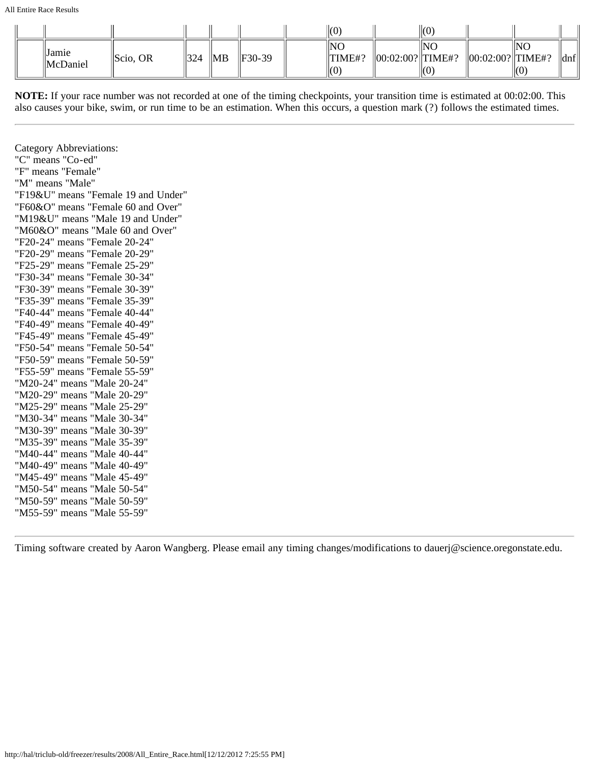| | | | | | | | | | | | | |
|---|---|---|---|---|---|---|---|---|---|---|---|---|
| | | | | | | | (0) | | (0) | | | |
| | Jamie McDaniel | Scio, OR | 324 | MB | F30-39 | | NO TIME#? (0) | 00:02:00? | NO TIME#? (0) | 00:02:00? | NO TIME#? (0) | dnf |

**NOTE:** If your race number was not recorded at one of the timing checkpoints, your transition time is estimated at 00:02:00. This also causes your bike, swim, or run time to be an estimation. When this occurs, a question mark (?) follows the estimated times.

---

Category Abbreviations:
"C" means "Co-ed"
"F" means "Female"
"M" means "Male"
"F19&U" means "Female 19 and Under"
"F60&O" means "Female 60 and Over"
"M19&U" means "Male 19 and Under"
"M60&O" means "Male 60 and Over"
"F20-24" means "Female 20-24"
"F20-29" means "Female 20-29"
"F25-29" means "Female 25-29"
"F30-34" means "Female 30-34"
"F30-39" means "Female 30-39"
"F35-39" means "Female 35-39"
"F40-44" means "Female 40-44"
"F40-49" means "Female 40-49"
"F45-49" means "Female 45-49"
"F50-54" means "Female 50-54"
"F50-59" means "Female 50-59"
"F55-59" means "Female 55-59"
"M20-24" means "Male 20-24"
"M20-29" means "Male 20-29"
"M25-29" means "Male 25-29"
"M30-34" means "Male 30-34"
"M30-39" means "Male 30-39"
"M35-39" means "Male 35-39"
"M40-44" means "Male 40-44"
"M40-49" means "Male 40-49"
"M45-49" means "Male 45-49"
"M50-54" means "Male 50-54"
"M50-59" means "Male 50-59"
"M55-59" means "Male 55-59"

---

Timing software created by Aaron Wangberg. Please email any timing changes/modifications to dauerj@science.oregonstate.edu.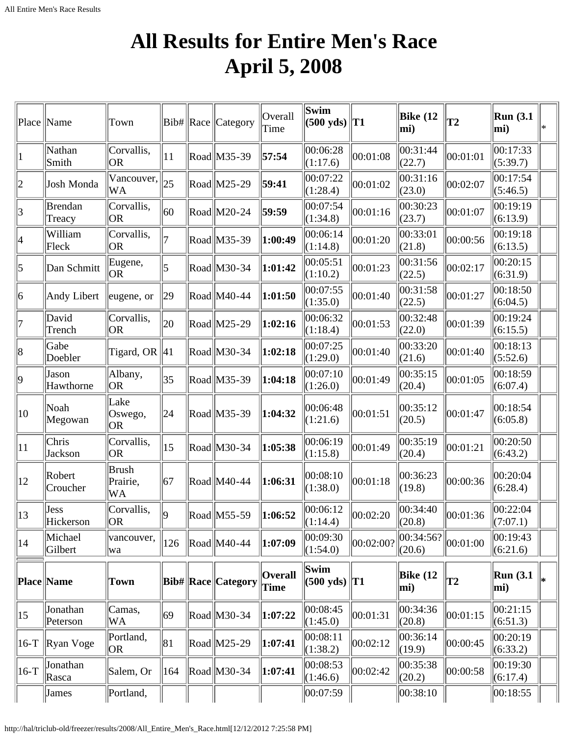# All Results for Entire Men's Race
# April 5, 2008

| Place | Name | Town | Bib# | Race | Category | Overall Time | Swim (500 yds) | T1 | Bike (12 mi) | T2 | Run (3.1 mi) | * |
|---|---|---|---|---|---|---|---|---|---|---|---|---|
| 1 | Nathan Smith | Corvallis, OR | 11 | Road | M35-39 | **57:54** | 00:06:28 (1:17.6) | 00:01:08 | 00:31:44 (22.7) | 00:01:01 | 00:17:33 (5:39.7) | |
| 2 | Josh Monda | Vancouver, WA | 25 | Road | M25-29 | **59:41** | 00:07:22 (1:28.4) | 00:01:02 | 00:31:16 (23.0) | 00:02:07 | 00:17:54 (5:46.5) | |
| 3 | Brendan Treacy | Corvallis, OR | 60 | Road | M20-24 | **59:59** | 00:07:54 (1:34.8) | 00:01:16 | 00:30:23 (23.7) | 00:01:07 | 00:19:19 (6:13.9) | |
| 4 | William Fleck | Corvallis, OR | 7 | Road | M35-39 | **1:00:49** | 00:06:14 (1:14.8) | 00:01:20 | 00:33:01 (21.8) | 00:00:56 | 00:19:18 (6:13.5) | |
| 5 | Dan Schmitt | Eugene, OR | 5 | Road | M30-34 | **1:01:42** | 00:05:51 (1:10.2) | 00:01:23 | 00:31:56 (22.5) | 00:02:17 | 00:20:15 (6:31.9) | |
| 6 | Andy Libert | eugene, or | 29 | Road | M40-44 | **1:01:50** | 00:07:55 (1:35.0) | 00:01:40 | 00:31:58 (22.5) | 00:01:27 | 00:18:50 (6:04.5) | |
| 7 | David Trench | Corvallis, OR | 20 | Road | M25-29 | **1:02:16** | 00:06:32 (1:18.4) | 00:01:53 | 00:32:48 (22.0) | 00:01:39 | 00:19:24 (6:15.5) | |
| 8 | Gabe Doebler | Tigard, OR | 41 | Road | M30-34 | **1:02:18** | 00:07:25 (1:29.0) | 00:01:40 | 00:33:20 (21.6) | 00:01:40 | 00:18:13 (5:52.6) | |
| 9 | Jason Hawthorne | Albany, OR | 35 | Road | M35-39 | **1:04:18** | 00:07:10 (1:26.0) | 00:01:49 | 00:35:15 (20.4) | 00:01:05 | 00:18:59 (6:07.4) | |
| 10 | Noah Megowan | Lake Oswego, OR | 24 | Road | M35-39 | **1:04:32** | 00:06:48 (1:21.6) | 00:01:51 | 00:35:12 (20.5) | 00:01:47 | 00:18:54 (6:05.8) | |
| 11 | Chris Jackson | Corvallis, OR | 15 | Road | M30-34 | **1:05:38** | 00:06:19 (1:15.8) | 00:01:49 | 00:35:19 (20.4) | 00:01:21 | 00:20:50 (6:43.2) | |
| 12 | Robert Croucher | Brush Prairie, WA | 67 | Road | M40-44 | **1:06:31** | 00:08:10 (1:38.0) | 00:01:18 | 00:36:23 (19.8) | 00:00:36 | 00:20:04 (6:28.4) | |
| 13 | Jess Hickerson | Corvallis, OR | 9 | Road | M55-59 | **1:06:52** | 00:06:12 (1:14.4) | 00:02:20 | 00:34:40 (20.8) | 00:01:36 | 00:22:04 (7:07.1) | |
| 14 | Michael Gilbert | vancouver, wa | 126 | Road | M40-44 | **1:07:09** | 00:09:30 (1:54.0) | 00:02:00? | 00:34:56? (20.6) | 00:01:00 | 00:19:43 (6:21.6) | |
| **Place** | **Name** | **Town** | **Bib#** | **Race** | **Category** | **Overall Time** | **Swim (500 yds)** | **T1** | **Bike (12 mi)** | **T2** | **Run (3.1 mi)** | ***** |
| 15 | Jonathan Peterson | Camas, WA | 69 | Road | M30-34 | **1:07:22** | 00:08:45 (1:45.0) | 00:01:31 | 00:34:36 (20.8) | 00:01:15 | 00:21:15 (6:51.3) | |
| 16-T | Ryan Voge | Portland, OR | 81 | Road | M25-29 | **1:07:41** | 00:08:11 (1:38.2) | 00:02:12 | 00:36:14 (19.9) | 00:00:45 | 00:20:19 (6:33.2) | |
| 16-T | Jonathan Rasca | Salem, Or | 164 | Road | M30-34 | **1:07:41** | 00:08:53 (1:46.6) | 00:02:42 | 00:35:38 (20.2) | 00:00:58 | 00:19:30 (6:17.4) | |
| | James | Portland, | | | | | 00:07:59 | | 00:38:10 | | 00:18:55 | |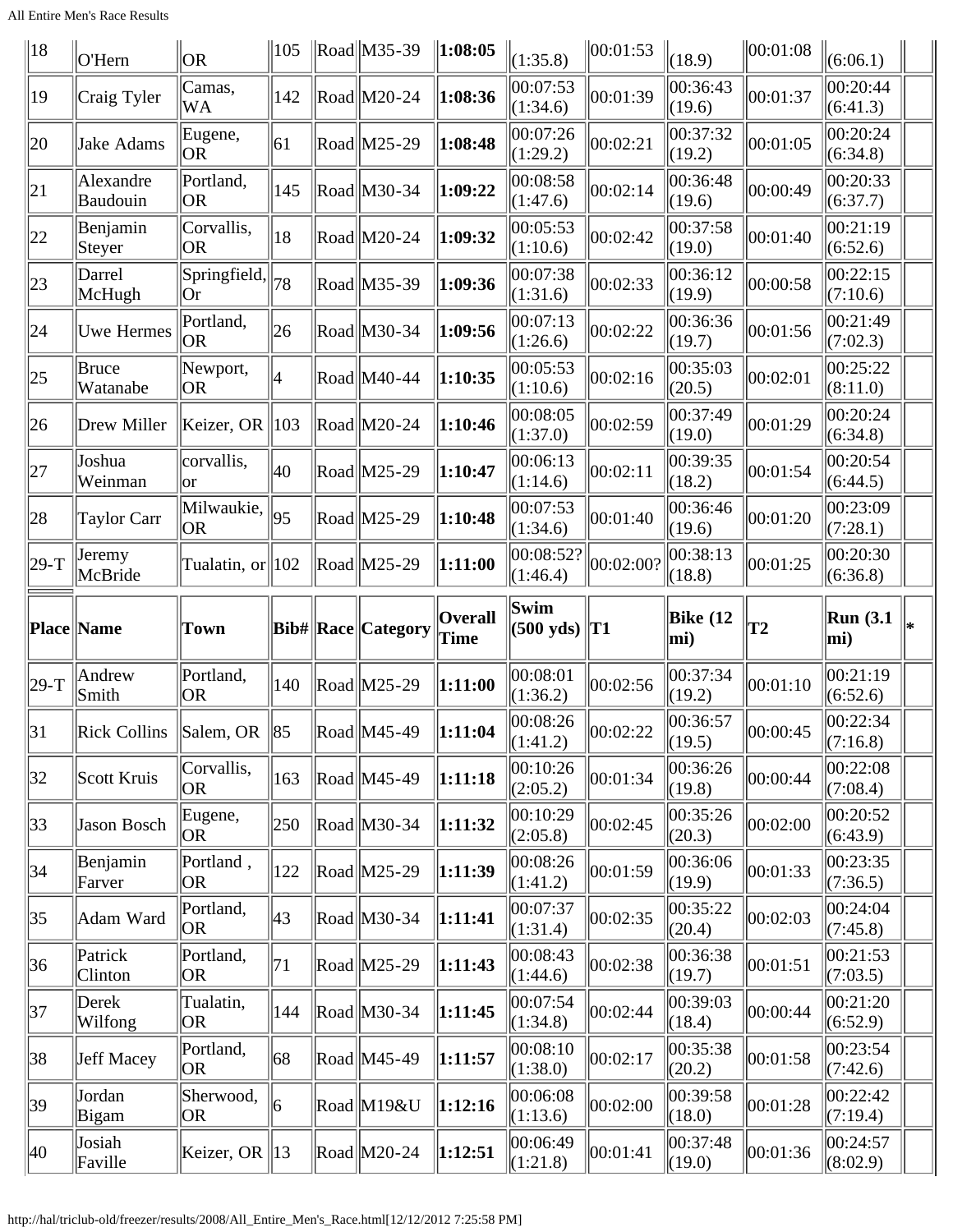| 18 | O'Hern | OR | 105 | Road | M35-39 | **1:08:05** | (1:35.8) | 00:01:53 | (18.9) | 00:01:08 | (6:06.1) | |
|---|---|---|---|---|---|---|---|---|---|---|---|---|
| 19 | Craig Tyler | Camas, WA | 142 | Road | M20-24 | **1:08:36** | 00:07:53 (1:34.6) | 00:01:39 | 00:36:43 (19.6) | 00:01:37 | 00:20:44 (6:41.3) | |
| 20 | Jake Adams | Eugene, OR | 61 | Road | M25-29 | **1:08:48** | 00:07:26 (1:29.2) | 00:02:21 | 00:37:32 (19.2) | 00:01:05 | 00:20:24 (6:34.8) | |
| 21 | Alexandre Baudouin | Portland, OR | 145 | Road | M30-34 | **1:09:22** | 00:08:58 (1:47.6) | 00:02:14 | 00:36:48 (19.6) | 00:00:49 | 00:20:33 (6:37.7) | |
| 22 | Benjamin Steyer | Corvallis, OR | 18 | Road | M20-24 | **1:09:32** | 00:05:53 (1:10.6) | 00:02:42 | 00:37:58 (19.0) | 00:01:40 | 00:21:19 (6:52.6) | |
| 23 | Darrel McHugh | Springfield, Or | 78 | Road | M35-39 | **1:09:36** | 00:07:38 (1:31.6) | 00:02:33 | 00:36:12 (19.9) | 00:00:58 | 00:22:15 (7:10.6) | |
| 24 | Uwe Hermes | Portland, OR | 26 | Road | M30-34 | **1:09:56** | 00:07:13 (1:26.6) | 00:02:22 | 00:36:36 (19.7) | 00:01:56 | 00:21:49 (7:02.3) | |
| 25 | Bruce Watanabe | Newport, OR | 4 | Road | M40-44 | **1:10:35** | 00:05:53 (1:10.6) | 00:02:16 | 00:35:03 (20.5) | 00:02:01 | 00:25:22 (8:11.0) | |
| 26 | Drew Miller | Keizer, OR | 103 | Road | M20-24 | **1:10:46** | 00:08:05 (1:37.0) | 00:02:59 | 00:37:49 (19.0) | 00:01:29 | 00:20:24 (6:34.8) | |
| 27 | Joshua Weinman | corvallis, or | 40 | Road | M25-29 | **1:10:47** | 00:06:13 (1:14.6) | 00:02:11 | 00:39:35 (18.2) | 00:01:54 | 00:20:54 (6:44.5) | |
| 28 | Taylor Carr | Milwaukie, OR | 95 | Road | M25-29 | **1:10:48** | 00:07:53 (1:34.6) | 00:01:40 | 00:36:46 (19.6) | 00:01:20 | 00:23:09 (7:28.1) | |
| 29-T | Jeremy McBride | Tualatin, or | 102 | Road | M25-29 | **1:11:00** | 00:08:52? (1:46.4) | 00:02:00? | 00:38:13 (18.8) | 00:01:25 | 00:20:30 (6:36.8) | |
| **Place** | **Name** | **Town** | **Bib#** | **Race** | **Category** | **Overall Time** | **Swim (500 yds)** | **T1** | **Bike (12 mi)** | **T2** | **Run (3.1 mi)** | ***** |
| 29-T | Andrew Smith | Portland, OR | 140 | Road | M25-29 | **1:11:00** | 00:08:01 (1:36.2) | 00:02:56 | 00:37:34 (19.2) | 00:01:10 | 00:21:19 (6:52.6) | |
| 31 | Rick Collins | Salem, OR | 85 | Road | M45-49 | **1:11:04** | 00:08:26 (1:41.2) | 00:02:22 | 00:36:57 (19.5) | 00:00:45 | 00:22:34 (7:16.8) | |
| 32 | Scott Kruis | Corvallis, OR | 163 | Road | M45-49 | **1:11:18** | 00:10:26 (2:05.2) | 00:01:34 | 00:36:26 (19.8) | 00:00:44 | 00:22:08 (7:08.4) | |
| 33 | Jason Bosch | Eugene, OR | 250 | Road | M30-34 | **1:11:32** | 00:10:29 (2:05.8) | 00:02:45 | 00:35:26 (20.3) | 00:02:00 | 00:20:52 (6:43.9) | |
| 34 | Benjamin Farver | Portland , OR | 122 | Road | M25-29 | **1:11:39** | 00:08:26 (1:41.2) | 00:01:59 | 00:36:06 (19.9) | 00:01:33 | 00:23:35 (7:36.5) | |
| 35 | Adam Ward | Portland, OR | 43 | Road | M30-34 | **1:11:41** | 00:07:37 (1:31.4) | 00:02:35 | 00:35:22 (20.4) | 00:02:03 | 00:24:04 (7:45.8) | |
| 36 | Patrick Clinton | Portland, OR | 71 | Road | M25-29 | **1:11:43** | 00:08:43 (1:44.6) | 00:02:38 | 00:36:38 (19.7) | 00:01:51 | 00:21:53 (7:03.5) | |
| 37 | Derek Wilfong | Tualatin, OR | 144 | Road | M30-34 | **1:11:45** | 00:07:54 (1:34.8) | 00:02:44 | 00:39:03 (18.4) | 00:00:44 | 00:21:20 (6:52.9) | |
| 38 | Jeff Macey | Portland, OR | 68 | Road | M45-49 | **1:11:57** | 00:08:10 (1:38.0) | 00:02:17 | 00:35:38 (20.2) | 00:01:58 | 00:23:54 (7:42.6) | |
| 39 | Jordan Bigam | Sherwood, OR | 6 | Road | M19&U | **1:12:16** | 00:06:08 (1:13.6) | 00:02:00 | 00:39:58 (18.0) | 00:01:28 | 00:22:42 (7:19.4) | |
| 40 | Josiah Faville | Keizer, OR | 13 | Road | M20-24 | **1:12:51** | 00:06:49 (1:21.8) | 00:01:41 | 00:37:48 (19.0) | 00:01:36 | 00:24:57 (8:02.9) | |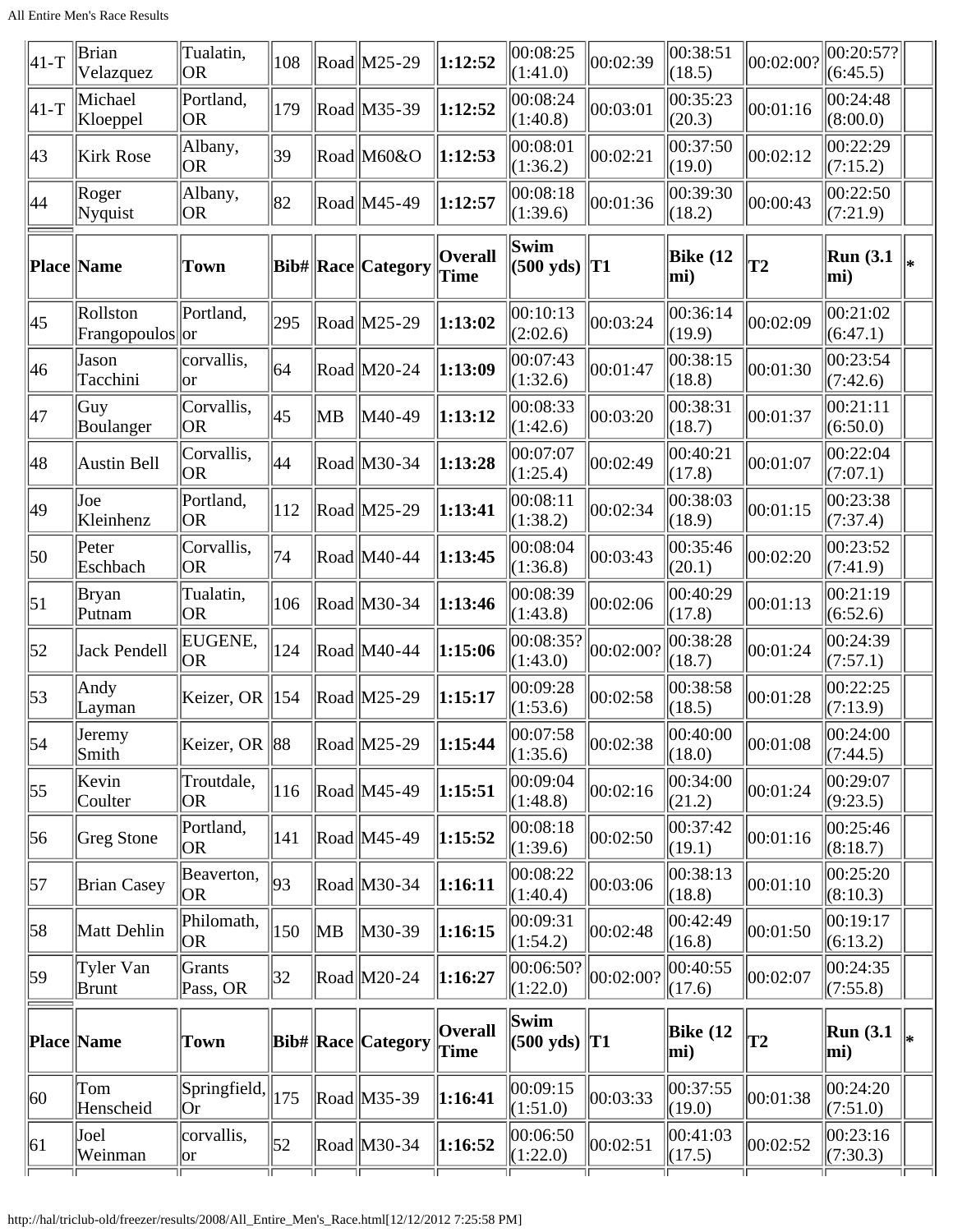| Place | Name | Town | Bib# | Race | Category | Overall Time | Swim (500 yds) | T1 | Bike (12 mi) | T2 | Run (3.1 mi) | * |
|---|---|---|---|---|---|---|---|---|---|---|---|---|
| 41-T | Brian Velazquez | Tualatin, OR | 108 | Road | M25-29 | **1:12:52** | 00:08:25 (1:41.0) | 00:02:39 | 00:38:51 (18.5) | 00:02:00? | 00:20:57? (6:45.5) | |
| 41-T | Michael Kloeppel | Portland, OR | 179 | Road | M35-39 | **1:12:52** | 00:08:24 (1:40.8) | 00:03:01 | 00:35:23 (20.3) | 00:01:16 | 00:24:48 (8:00.0) | |
| 43 | Kirk Rose | Albany, OR | 39 | Road | M60&O | **1:12:53** | 00:08:01 (1:36.2) | 00:02:21 | 00:37:50 (19.0) | 00:02:12 | 00:22:29 (7:15.2) | |
| 44 | Roger Nyquist | Albany, OR | 82 | Road | M45-49 | **1:12:57** | 00:08:18 (1:39.6) | 00:01:36 | 00:39:30 (18.2) | 00:00:43 | 00:22:50 (7:21.9) | |
| 45 | Rollston Frangopoulos | Portland, or | 295 | Road | M25-29 | **1:13:02** | 00:10:13 (2:02.6) | 00:03:24 | 00:36:14 (19.9) | 00:02:09 | 00:21:02 (6:47.1) | |
| 46 | Jason Tacchini | corvallis, or | 64 | Road | M20-24 | **1:13:09** | 00:07:43 (1:32.6) | 00:01:47 | 00:38:15 (18.8) | 00:01:30 | 00:23:54 (7:42.6) | |
| 47 | Guy Boulanger | Corvallis, OR | 45 | MB | M40-49 | **1:13:12** | 00:08:33 (1:42.6) | 00:03:20 | 00:38:31 (18.7) | 00:01:37 | 00:21:11 (6:50.0) | |
| 48 | Austin Bell | Corvallis, OR | 44 | Road | M30-34 | **1:13:28** | 00:07:07 (1:25.4) | 00:02:49 | 00:40:21 (17.8) | 00:01:07 | 00:22:04 (7:07.1) | |
| 49 | Joe Kleinhenz | Portland, OR | 112 | Road | M25-29 | **1:13:41** | 00:08:11 (1:38.2) | 00:02:34 | 00:38:03 (18.9) | 00:01:15 | 00:23:38 (7:37.4) | |
| 50 | Peter Eschbach | Corvallis, OR | 74 | Road | M40-44 | **1:13:45** | 00:08:04 (1:36.8) | 00:03:43 | 00:35:46 (20.1) | 00:02:20 | 00:23:52 (7:41.9) | |
| 51 | Bryan Putnam | Tualatin, OR | 106 | Road | M30-34 | **1:13:46** | 00:08:39 (1:43.8) | 00:02:06 | 00:40:29 (17.8) | 00:01:13 | 00:21:19 (6:52.6) | |
| 52 | Jack Pendell | EUGENE, OR | 124 | Road | M40-44 | **1:15:06** | 00:08:35? (1:43.0) | 00:02:00? | 00:38:28 (18.7) | 00:01:24 | 00:24:39 (7:57.1) | |
| 53 | Andy Layman | Keizer, OR | 154 | Road | M25-29 | **1:15:17** | 00:09:28 (1:53.6) | 00:02:58 | 00:38:58 (18.5) | 00:01:28 | 00:22:25 (7:13.9) | |
| 54 | Jeremy Smith | Keizer, OR | 88 | Road | M25-29 | **1:15:44** | 00:07:58 (1:35.6) | 00:02:38 | 00:40:00 (18.0) | 00:01:08 | 00:24:00 (7:44.5) | |
| 55 | Kevin Coulter | Troutdale, OR | 116 | Road | M45-49 | **1:15:51** | 00:09:04 (1:48.8) | 00:02:16 | 00:34:00 (21.2) | 00:01:24 | 00:29:07 (9:23.5) | |
| 56 | Greg Stone | Portland, OR | 141 | Road | M45-49 | **1:15:52** | 00:08:18 (1:39.6) | 00:02:50 | 00:37:42 (19.1) | 00:01:16 | 00:25:46 (8:18.7) | |
| 57 | Brian Casey | Beaverton, OR | 93 | Road | M30-34 | **1:16:11** | 00:08:22 (1:40.4) | 00:03:06 | 00:38:13 (18.8) | 00:01:10 | 00:25:20 (8:10.3) | |
| 58 | Matt Dehlin | Philomath, OR | 150 | MB | M30-39 | **1:16:15** | 00:09:31 (1:54.2) | 00:02:48 | 00:42:49 (16.8) | 00:01:50 | 00:19:17 (6:13.2) | |
| 59 | Tyler Van Brunt | Grants Pass, OR | 32 | Road | M20-24 | **1:16:27** | 00:06:50? (1:22.0) | 00:02:00? | 00:40:55 (17.6) | 00:02:07 | 00:24:35 (7:55.8) | |
| 60 | Tom Henscheid | Springfield, Or | 175 | Road | M35-39 | **1:16:41** | 00:09:15 (1:51.0) | 00:03:33 | 00:37:55 (19.0) | 00:01:38 | 00:24:20 (7:51.0) | |
| 61 | Joel Weinman | corvallis, or | 52 | Road | M30-34 | **1:16:52** | 00:06:50 (1:22.0) | 00:02:51 | 00:41:03 (17.5) | 00:02:52 | 00:23:16 (7:30.3) | |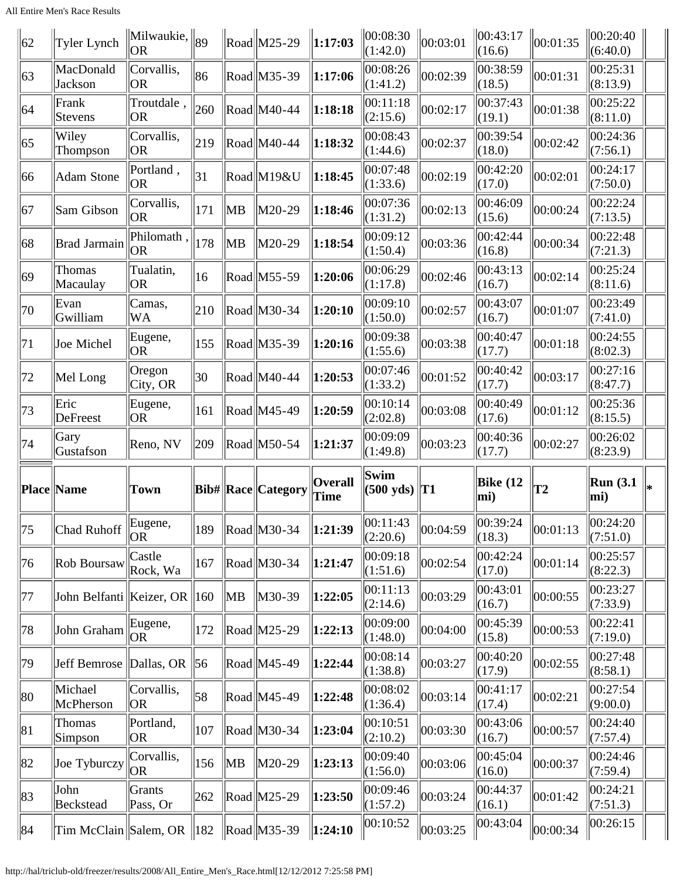| Place | Name | Town | Bib# | Race | Category | Overall Time | Swim (500 yds) | T1 | Bike (12 mi) | T2 | Run (3.1 mi) | * |
|---|---|---|---|---|---|---|---|---|---|---|---|---|
| 62 | Tyler Lynch | Milwaukie, OR | 89 | Road | M25-29 | **1:17:03** | 00:08:30 (1:42.0) | 00:03:01 | 00:43:17 (16.6) | 00:01:35 | 00:20:40 (6:40.0) | |
| 63 | MacDonald Jackson | Corvallis, OR | 86 | Road | M35-39 | **1:17:06** | 00:08:26 (1:41.2) | 00:02:39 | 00:38:59 (18.5) | 00:01:31 | 00:25:31 (8:13.9) | |
| 64 | Frank Stevens | Troutdale , OR | 260 | Road | M40-44 | **1:18:18** | 00:11:18 (2:15.6) | 00:02:17 | 00:37:43 (19.1) | 00:01:38 | 00:25:22 (8:11.0) | |
| 65 | Wiley Thompson | Corvallis, OR | 219 | Road | M40-44 | **1:18:32** | 00:08:43 (1:44.6) | 00:02:37 | 00:39:54 (18.0) | 00:02:42 | 00:24:36 (7:56.1) | |
| 66 | Adam Stone | Portland , OR | 31 | Road | M19&U | **1:18:45** | 00:07:48 (1:33.6) | 00:02:19 | 00:42:20 (17.0) | 00:02:01 | 00:24:17 (7:50.0) | |
| 67 | Sam Gibson | Corvallis, OR | 171 | MB | M20-29 | **1:18:46** | 00:07:36 (1:31.2) | 00:02:13 | 00:46:09 (15.6) | 00:00:24 | 00:22:24 (7:13.5) | |
| 68 | Brad Jarmain | Philomath , OR | 178 | MB | M20-29 | **1:18:54** | 00:09:12 (1:50.4) | 00:03:36 | 00:42:44 (16.8) | 00:00:34 | 00:22:48 (7:21.3) | |
| 69 | Thomas Macaulay | Tualatin, OR | 16 | Road | M55-59 | **1:20:06** | 00:06:29 (1:17.8) | 00:02:46 | 00:43:13 (16.7) | 00:02:14 | 00:25:24 (8:11.6) | |
| 70 | Evan Gwilliam | Camas, WA | 210 | Road | M30-34 | **1:20:10** | 00:09:10 (1:50.0) | 00:02:57 | 00:43:07 (16.7) | 00:01:07 | 00:23:49 (7:41.0) | |
| 71 | Joe Michel | Eugene, OR | 155 | Road | M35-39 | **1:20:16** | 00:09:38 (1:55.6) | 00:03:38 | 00:40:47 (17.7) | 00:01:18 | 00:24:55 (8:02.3) | |
| 72 | Mel Long | Oregon City, OR | 30 | Road | M40-44 | **1:20:53** | 00:07:46 (1:33.2) | 00:01:52 | 00:40:42 (17.7) | 00:03:17 | 00:27:16 (8:47.7) | |
| 73 | Eric DeFreest | Eugene, OR | 161 | Road | M45-49 | **1:20:59** | 00:10:14 (2:02.8) | 00:03:08 | 00:40:49 (17.6) | 00:01:12 | 00:25:36 (8:15.5) | |
| 74 | Gary Gustafson | Reno, NV | 209 | Road | M50-54 | **1:21:37** | 00:09:09 (1:49.8) | 00:03:23 | 00:40:36 (17.7) | 00:02:27 | 00:26:02 (8:23.9) | |
| **Place** | **Name** | **Town** | **Bib#** | **Race** | **Category** | **Overall Time** | **Swim (500 yds)** | **T1** | **Bike (12 mi)** | **T2** | **Run (3.1 mi)** | ***** |
| 75 | Chad Ruhoff | Eugene, OR | 189 | Road | M30-34 | **1:21:39** | 00:11:43 (2:20.6) | 00:04:59 | 00:39:24 (18.3) | 00:01:13 | 00:24:20 (7:51.0) | |
| 76 | Rob Boursaw | Castle Rock, Wa | 167 | Road | M30-34 | **1:21:47** | 00:09:18 (1:51.6) | 00:02:54 | 00:42:24 (17.0) | 00:01:14 | 00:25:57 (8:22.3) | |
| 77 | John Belfanti | Keizer, OR | 160 | MB | M30-39 | **1:22:05** | 00:11:13 (2:14.6) | 00:03:29 | 00:43:01 (16.7) | 00:00:55 | 00:23:27 (7:33.9) | |
| 78 | John Graham | Eugene, OR | 172 | Road | M25-29 | **1:22:13** | 00:09:00 (1:48.0) | 00:04:00 | 00:45:39 (15.8) | 00:00:53 | 00:22:41 (7:19.0) | |
| 79 | Jeff Bemrose | Dallas, OR | 56 | Road | M45-49 | **1:22:44** | 00:08:14 (1:38.8) | 00:03:27 | 00:40:20 (17.9) | 00:02:55 | 00:27:48 (8:58.1) | |
| 80 | Michael McPherson | Corvallis, OR | 58 | Road | M45-49 | **1:22:48** | 00:08:02 (1:36.4) | 00:03:14 | 00:41:17 (17.4) | 00:02:21 | 00:27:54 (9:00.0) | |
| 81 | Thomas Simpson | Portland, OR | 107 | Road | M30-34 | **1:23:04** | 00:10:51 (2:10.2) | 00:03:30 | 00:43:06 (16.7) | 00:00:57 | 00:24:40 (7:57.4) | |
| 82 | Joe Tyburczy | Corvallis, OR | 156 | MB | M20-29 | **1:23:13** | 00:09:40 (1:56.0) | 00:03:06 | 00:45:04 (16.0) | 00:00:37 | 00:24:46 (7:59.4) | |
| 83 | John Beckstead | Grants Pass, Or | 262 | Road | M25-29 | **1:23:50** | 00:09:46 (1:57.2) | 00:03:24 | 00:44:37 (16.1) | 00:01:42 | 00:24:21 (7:51.3) | |
| 84 | Tim McClain | Salem, OR | 182 | Road | M35-39 | **1:24:10** | 00:10:52 | 00:03:25 | 00:43:04 | 00:00:34 | 00:26:15 | |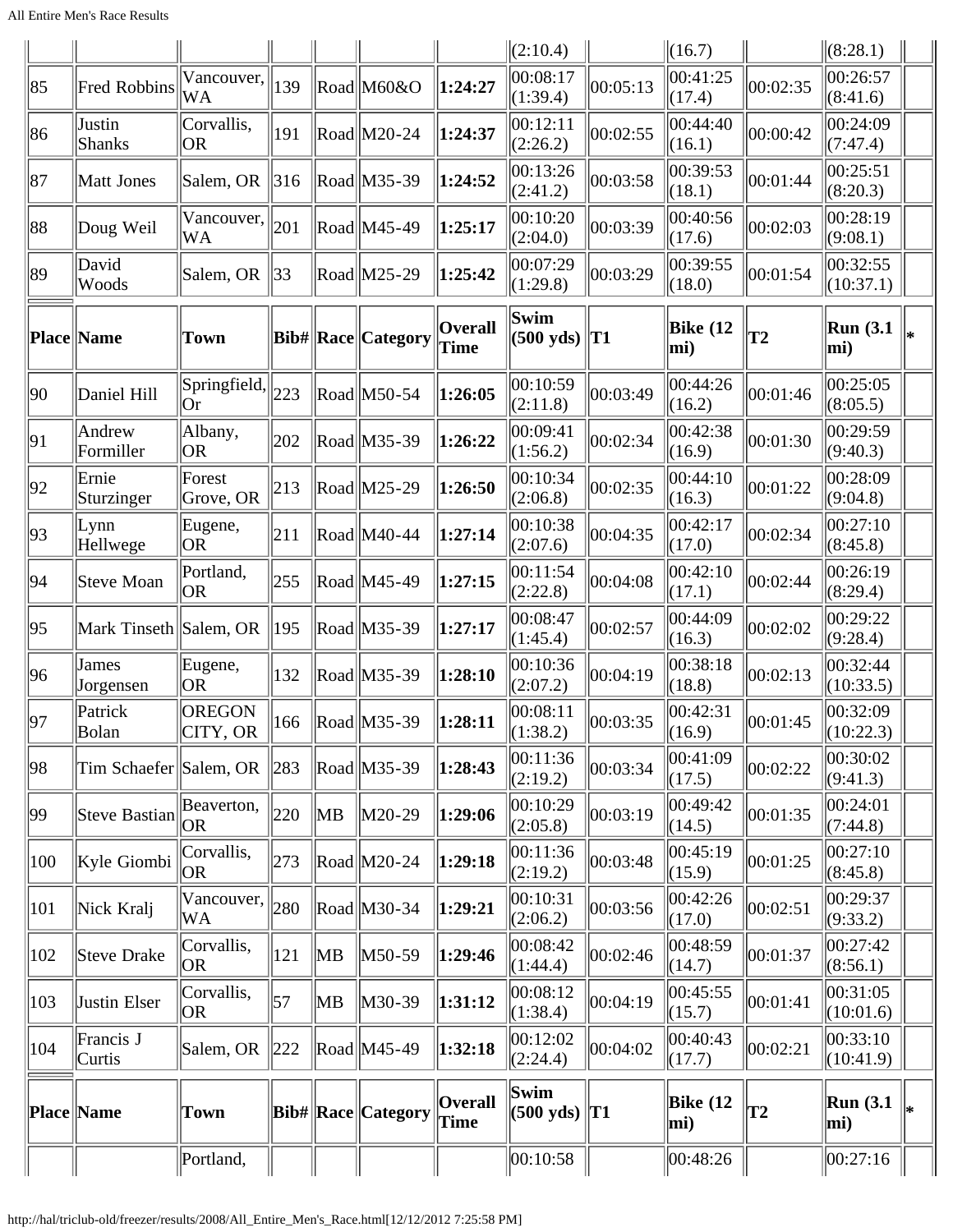| | | | | | | | (2:10.4) | | (16.7) | | (8:28.1) | |
|---|---|---|---|---|---|---|---|---|---|---|---|---|
| 85 | Fred Robbins | Vancouver, WA | 139 | Road | M60&O | **1:24:27** | 00:08:17 (1:39.4) | 00:05:13 | 00:41:25 (17.4) | 00:02:35 | 00:26:57 (8:41.6) | |
| 86 | Justin Shanks | Corvallis, OR | 191 | Road | M20-24 | **1:24:37** | 00:12:11 (2:26.2) | 00:02:55 | 00:44:40 (16.1) | 00:00:42 | 00:24:09 (7:47.4) | |
| 87 | Matt Jones | Salem, OR | 316 | Road | M35-39 | **1:24:52** | 00:13:26 (2:41.2) | 00:03:58 | 00:39:53 (18.1) | 00:01:44 | 00:25:51 (8:20.3) | |
| 88 | Doug Weil | Vancouver, WA | 201 | Road | M45-49 | **1:25:17** | 00:10:20 (2:04.0) | 00:03:39 | 00:40:56 (17.6) | 00:02:03 | 00:28:19 (9:08.1) | |
| 89 | David Woods | Salem, OR | 33 | Road | M25-29 | **1:25:42** | 00:07:29 (1:29.8) | 00:03:29 | 00:39:55 (18.0) | 00:01:54 | 00:32:55 (10:37.1) | |
| **Place** | **Name** | **Town** | **Bib#** | **Race** | **Category** | **Overall Time** | **Swim (500 yds)** | **T1** | **Bike (12 mi)** | **T2** | **Run (3.1 mi)** | **\*** |
| 90 | Daniel Hill | Springfield, Or | 223 | Road | M50-54 | **1:26:05** | 00:10:59 (2:11.8) | 00:03:49 | 00:44:26 (16.2) | 00:01:46 | 00:25:05 (8:05.5) | |
| 91 | Andrew Formiller | Albany, OR | 202 | Road | M35-39 | **1:26:22** | 00:09:41 (1:56.2) | 00:02:34 | 00:42:38 (16.9) | 00:01:30 | 00:29:59 (9:40.3) | |
| 92 | Ernie Sturzinger | Forest Grove, OR | 213 | Road | M25-29 | **1:26:50** | 00:10:34 (2:06.8) | 00:02:35 | 00:44:10 (16.3) | 00:01:22 | 00:28:09 (9:04.8) | |
| 93 | Lynn Hellwege | Eugene, OR | 211 | Road | M40-44 | **1:27:14** | 00:10:38 (2:07.6) | 00:04:35 | 00:42:17 (17.0) | 00:02:34 | 00:27:10 (8:45.8) | |
| 94 | Steve Moan | Portland, OR | 255 | Road | M45-49 | **1:27:15** | 00:11:54 (2:22.8) | 00:04:08 | 00:42:10 (17.1) | 00:02:44 | 00:26:19 (8:29.4) | |
| 95 | Mark Tinseth | Salem, OR | 195 | Road | M35-39 | **1:27:17** | 00:08:47 (1:45.4) | 00:02:57 | 00:44:09 (16.3) | 00:02:02 | 00:29:22 (9:28.4) | |
| 96 | James Jorgensen | Eugene, OR | 132 | Road | M35-39 | **1:28:10** | 00:10:36 (2:07.2) | 00:04:19 | 00:38:18 (18.8) | 00:02:13 | 00:32:44 (10:33.5) | |
| 97 | Patrick Bolan | OREGON CITY, OR | 166 | Road | M35-39 | **1:28:11** | 00:08:11 (1:38.2) | 00:03:35 | 00:42:31 (16.9) | 00:01:45 | 00:32:09 (10:22.3) | |
| 98 | Tim Schaefer | Salem, OR | 283 | Road | M35-39 | **1:28:43** | 00:11:36 (2:19.2) | 00:03:34 | 00:41:09 (17.5) | 00:02:22 | 00:30:02 (9:41.3) | |
| 99 | Steve Bastian | Beaverton, OR | 220 | MB | M20-29 | **1:29:06** | 00:10:29 (2:05.8) | 00:03:19 | 00:49:42 (14.5) | 00:01:35 | 00:24:01 (7:44.8) | |
| 100 | Kyle Giombi | Corvallis, OR | 273 | Road | M20-24 | **1:29:18** | 00:11:36 (2:19.2) | 00:03:48 | 00:45:19 (15.9) | 00:01:25 | 00:27:10 (8:45.8) | |
| 101 | Nick Kralj | Vancouver, WA | 280 | Road | M30-34 | **1:29:21** | 00:10:31 (2:06.2) | 00:03:56 | 00:42:26 (17.0) | 00:02:51 | 00:29:37 (9:33.2) | |
| 102 | Steve Drake | Corvallis, OR | 121 | MB | M50-59 | **1:29:46** | 00:08:42 (1:44.4) | 00:02:46 | 00:48:59 (14.7) | 00:01:37 | 00:27:42 (8:56.1) | |
| 103 | Justin Elser | Corvallis, OR | 57 | MB | M30-39 | **1:31:12** | 00:08:12 (1:38.4) | 00:04:19 | 00:45:55 (15.7) | 00:01:41 | 00:31:05 (10:01.6) | |
| 104 | Francis J Curtis | Salem, OR | 222 | Road | M45-49 | **1:32:18** | 00:12:02 (2:24.4) | 00:04:02 | 00:40:43 (17.7) | 00:02:21 | 00:33:10 (10:41.9) | |
| **Place** | **Name** | **Town** | **Bib#** | **Race** | **Category** | **Overall Time** | **Swim (500 yds)** | **T1** | **Bike (12 mi)** | **T2** | **Run (3.1 mi)** | **\*** |
| | | Portland, | | | | | 00:10:58 | | 00:48:26 | | 00:27:16 | |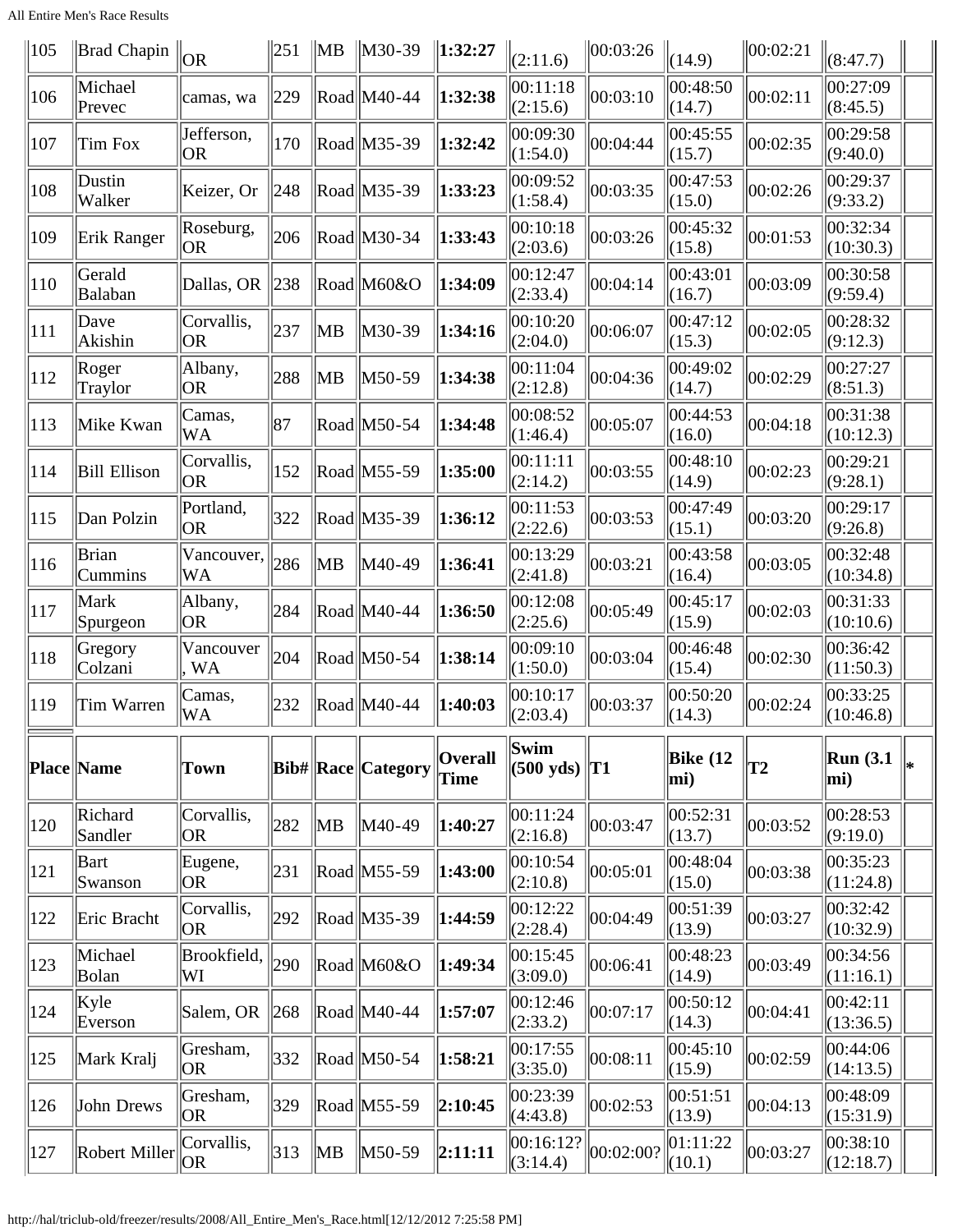| 105 | Brad Chapin | OR | 251 | MB | M30-39 | **1:32:27** | (2:11.6) | 00:03:26 | (14.9) | 00:02:21 | (8:47.7) | |
|---|---|---|---|---|---|---|---|---|---|---|---|---|
| 106 | Michael Prevec | camas, wa | 229 | Road | M40-44 | **1:32:38** | 00:11:18 (2:15.6) | 00:03:10 | 00:48:50 (14.7) | 00:02:11 | 00:27:09 (8:45.5) | |
| 107 | Tim Fox | Jefferson, OR | 170 | Road | M35-39 | **1:32:42** | 00:09:30 (1:54.0) | 00:04:44 | 00:45:55 (15.7) | 00:02:35 | 00:29:58 (9:40.0) | |
| 108 | Dustin Walker | Keizer, Or | 248 | Road | M35-39 | **1:33:23** | 00:09:52 (1:58.4) | 00:03:35 | 00:47:53 (15.0) | 00:02:26 | 00:29:37 (9:33.2) | |
| 109 | Erik Ranger | Roseburg, OR | 206 | Road | M30-34 | **1:33:43** | 00:10:18 (2:03.6) | 00:03:26 | 00:45:32 (15.8) | 00:01:53 | 00:32:34 (10:30.3) | |
| 110 | Gerald Balaban | Dallas, OR | 238 | Road | M60&O | **1:34:09** | 00:12:47 (2:33.4) | 00:04:14 | 00:43:01 (16.7) | 00:03:09 | 00:30:58 (9:59.4) | |
| 111 | Dave Akishin | Corvallis, OR | 237 | MB | M30-39 | **1:34:16** | 00:10:20 (2:04.0) | 00:06:07 | 00:47:12 (15.3) | 00:02:05 | 00:28:32 (9:12.3) | |
| 112 | Roger Traylor | Albany, OR | 288 | MB | M50-59 | **1:34:38** | 00:11:04 (2:12.8) | 00:04:36 | 00:49:02 (14.7) | 00:02:29 | 00:27:27 (8:51.3) | |
| 113 | Mike Kwan | Camas, WA | 87 | Road | M50-54 | **1:34:48** | 00:08:52 (1:46.4) | 00:05:07 | 00:44:53 (16.0) | 00:04:18 | 00:31:38 (10:12.3) | |
| 114 | Bill Ellison | Corvallis, OR | 152 | Road | M55-59 | **1:35:00** | 00:11:11 (2:14.2) | 00:03:55 | 00:48:10 (14.9) | 00:02:23 | 00:29:21 (9:28.1) | |
| 115 | Dan Polzin | Portland, OR | 322 | Road | M35-39 | **1:36:12** | 00:11:53 (2:22.6) | 00:03:53 | 00:47:49 (15.1) | 00:03:20 | 00:29:17 (9:26.8) | |
| 116 | Brian Cummins | Vancouver, WA | 286 | MB | M40-49 | **1:36:41** | 00:13:29 (2:41.8) | 00:03:21 | 00:43:58 (16.4) | 00:03:05 | 00:32:48 (10:34.8) | |
| 117 | Mark Spurgeon | Albany, OR | 284 | Road | M40-44 | **1:36:50** | 00:12:08 (2:25.6) | 00:05:49 | 00:45:17 (15.9) | 00:02:03 | 00:31:33 (10:10.6) | |
| 118 | Gregory Colzani | Vancouver, WA | 204 | Road | M50-54 | **1:38:14** | 00:09:10 (1:50.0) | 00:03:04 | 00:46:48 (15.4) | 00:02:30 | 00:36:42 (11:50.3) | |
| 119 | Tim Warren | Camas, WA | 232 | Road | M40-44 | **1:40:03** | 00:10:17 (2:03.4) | 00:03:37 | 00:50:20 (14.3) | 00:02:24 | 00:33:25 (10:46.8) | |

| Place | Name | Town | Bib# | Race | Category | Overall Time | Swim (500 yds) | T1 | Bike (12 mi) | T2 | Run (3.1 mi) | * |
|---|---|---|---|---|---|---|---|---|---|---|---|---|
| 120 | Richard Sandler | Corvallis, OR | 282 | MB | M40-49 | **1:40:27** | 00:11:24 (2:16.8) | 00:03:47 | 00:52:31 (13.7) | 00:03:52 | 00:28:53 (9:19.0) | |
| 121 | Bart Swanson | Eugene, OR | 231 | Road | M55-59 | **1:43:00** | 00:10:54 (2:10.8) | 00:05:01 | 00:48:04 (15.0) | 00:03:38 | 00:35:23 (11:24.8) | |
| 122 | Eric Bracht | Corvallis, OR | 292 | Road | M35-39 | **1:44:59** | 00:12:22 (2:28.4) | 00:04:49 | 00:51:39 (13.9) | 00:03:27 | 00:32:42 (10:32.9) | |
| 123 | Michael Bolan | Brookfield, WI | 290 | Road | M60&O | **1:49:34** | 00:15:45 (3:09.0) | 00:06:41 | 00:48:23 (14.9) | 00:03:49 | 00:34:56 (11:16.1) | |
| 124 | Kyle Everson | Salem, OR | 268 | Road | M40-44 | **1:57:07** | 00:12:46 (2:33.2) | 00:07:17 | 00:50:12 (14.3) | 00:04:41 | 00:42:11 (13:36.5) | |
| 125 | Mark Kralj | Gresham, OR | 332 | Road | M50-54 | **1:58:21** | 00:17:55 (3:35.0) | 00:08:11 | 00:45:10 (15.9) | 00:02:59 | 00:44:06 (14:13.5) | |
| 126 | John Drews | Gresham, OR | 329 | Road | M55-59 | **2:10:45** | 00:23:39 (4:43.8) | 00:02:53 | 00:51:51 (13.9) | 00:04:13 | 00:48:09 (15:31.9) | |
| 127 | Robert Miller | Corvallis, OR | 313 | MB | M50-59 | **2:11:11** | 00:16:12? (3:14.4) | 00:02:00? | 01:11:22 (10.1) | 00:03:27 | 00:38:10 (12:18.7) | |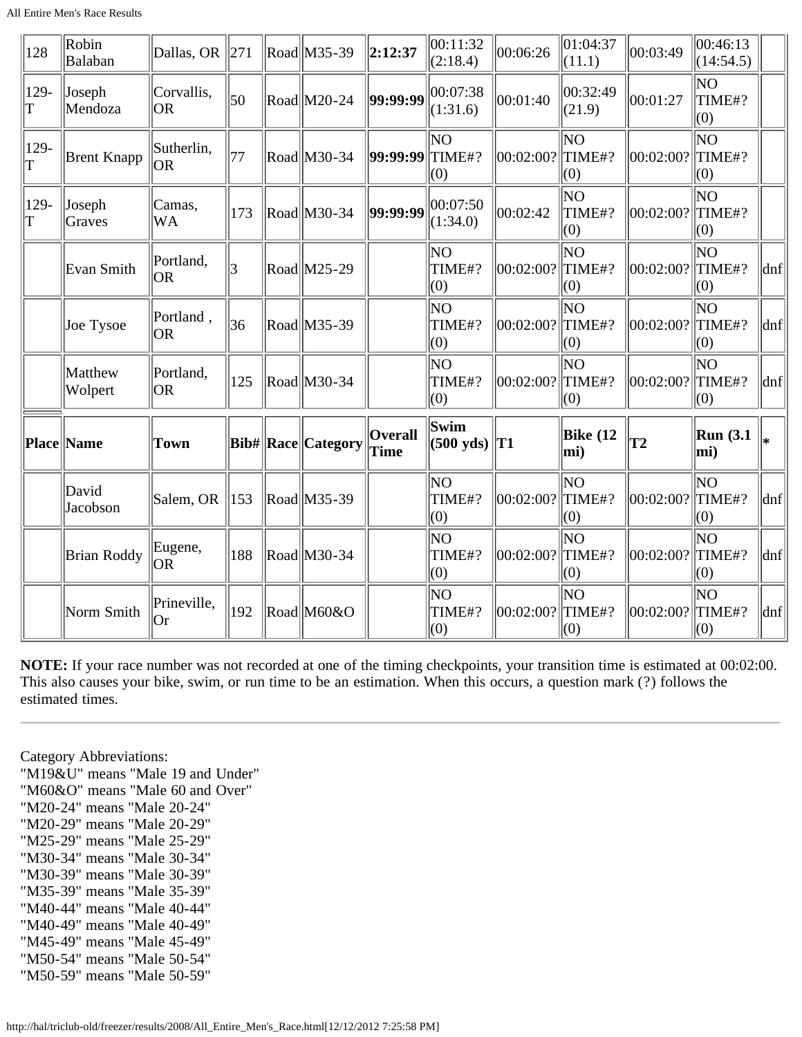| Place | Name | Town | Bib# | Race | Category | Overall Time | Swim (500 yds) | T1 | Bike (12 mi) | T2 | Run (3.1 mi) | * |
|---|---|---|---|---|---|---|---|---|---|---|---|---|
| 128 | Robin Balaban | Dallas, OR | 271 | Road | M35-39 | **2:12:37** | 00:11:32 (2:18.4) | 00:06:26 | 01:04:37 (11.1) | 00:03:49 | 00:46:13 (14:54.5) | |
| 129-T | Joseph Mendoza | Corvallis, OR | 50 | Road | M20-24 | **99:99:99** | 00:07:38 (1:31.6) | 00:01:40 | 00:32:49 (21.9) | 00:01:27 | NO TIME#? (0) | |
| 129-T | Brent Knapp | Sutherlin, OR | 77 | Road | M30-34 | **99:99:99** | NO TIME#? (0) | 00:02:00? | NO TIME#? (0) | 00:02:00? | NO TIME#? (0) | |
| 129-T | Joseph Graves | Camas, WA | 173 | Road | M30-34 | **99:99:99** | 00:07:50 (1:34.0) | 00:02:42 | NO TIME#? (0) | 00:02:00? | NO TIME#? (0) | |
| | Evan Smith | Portland, OR | 3 | Road | M25-29 | | NO TIME#? (0) | 00:02:00? | NO TIME#? (0) | 00:02:00? | NO TIME#? (0) | dnf |
| | Joe Tysoe | Portland , OR | 36 | Road | M35-39 | | NO TIME#? (0) | 00:02:00? | NO TIME#? (0) | 00:02:00? | NO TIME#? (0) | dnf |
| | Matthew Wolpert | Portland, OR | 125 | Road | M30-34 | | NO TIME#? (0) | 00:02:00? | NO TIME#? (0) | 00:02:00? | NO TIME#? (0) | dnf |
| **Place** | **Name** | **Town** | **Bib#** | **Race** | **Category** | **Overall Time** | **Swim (500 yds)** | **T1** | **Bike (12 mi)** | **T2** | **Run (3.1 mi)** | ***** |
| | David Jacobson | Salem, OR | 153 | Road | M35-39 | | NO TIME#? (0) | 00:02:00? | NO TIME#? (0) | 00:02:00? | NO TIME#? (0) | dnf |
| | Brian Roddy | Eugene, OR | 188 | Road | M30-34 | | NO TIME#? (0) | 00:02:00? | NO TIME#? (0) | 00:02:00? | NO TIME#? (0) | dnf |
| | Norm Smith | Prineville, Or | 192 | Road | M60&O | | NO TIME#? (0) | 00:02:00? | NO TIME#? (0) | 00:02:00? | NO TIME#? (0) | dnf |

**NOTE:** If your race number was not recorded at one of the timing checkpoints, your transition time is estimated at 00:02:00. This also causes your bike, swim, or run time to be an estimation. When this occurs, a question mark (?) follows the estimated times.

---

Category Abbreviations:
"M19&U" means "Male 19 and Under"
"M60&O" means "Male 60 and Over"
"M20-24" means "Male 20-24"
"M20-29" means "Male 20-29"
"M25-29" means "Male 25-29"
"M30-34" means "Male 30-34"
"M30-39" means "Male 30-39"
"M35-39" means "Male 35-39"
"M40-44" means "Male 40-44"
"M40-49" means "Male 40-49"
"M45-49" means "Male 45-49"
"M50-54" means "Male 50-54"
"M50-59" means "Male 50-59"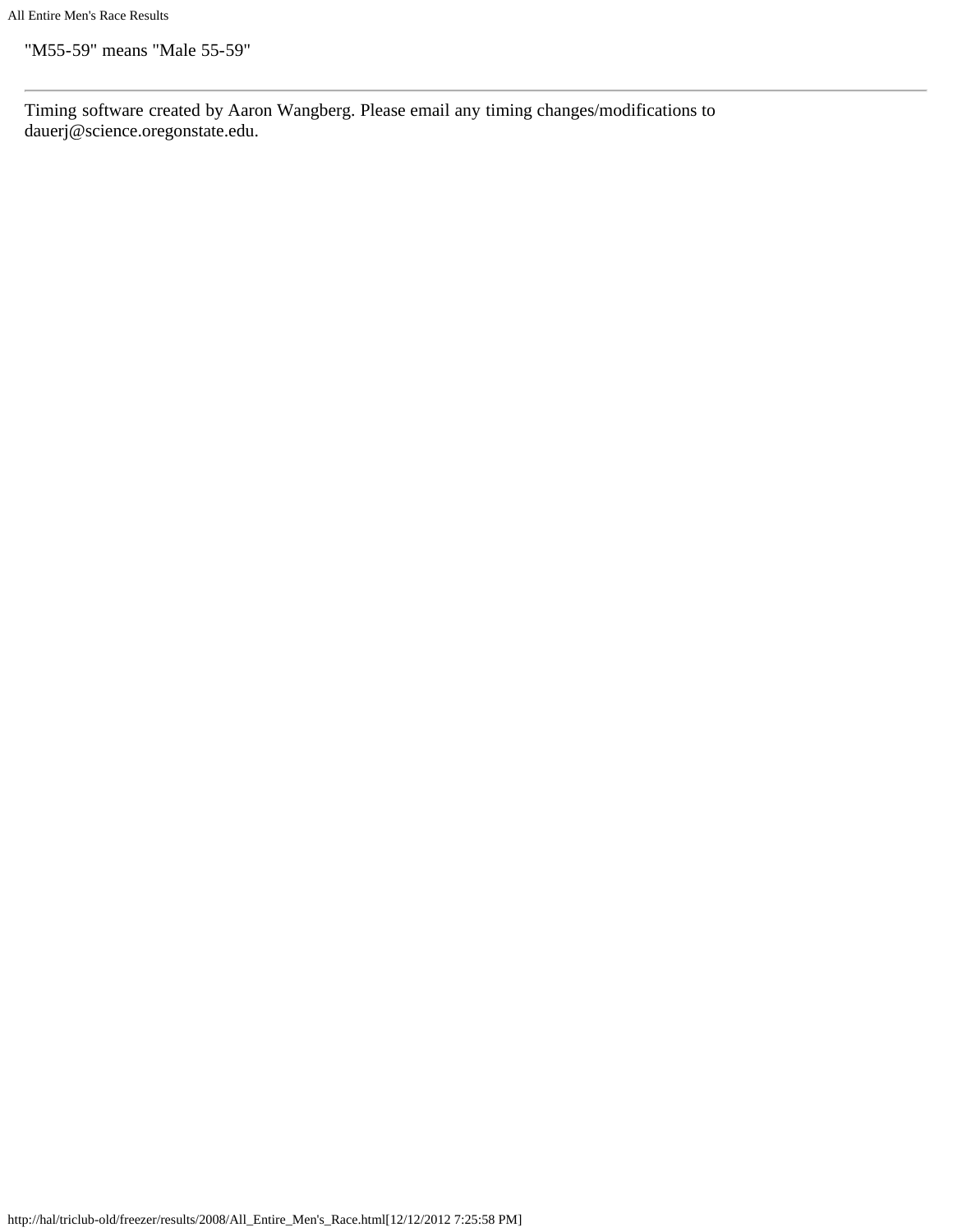"M55-59" means "Male 55-59"

---

Timing software created by Aaron Wangberg. Please email any timing changes/modifications to dauerj@science.oregonstate.edu.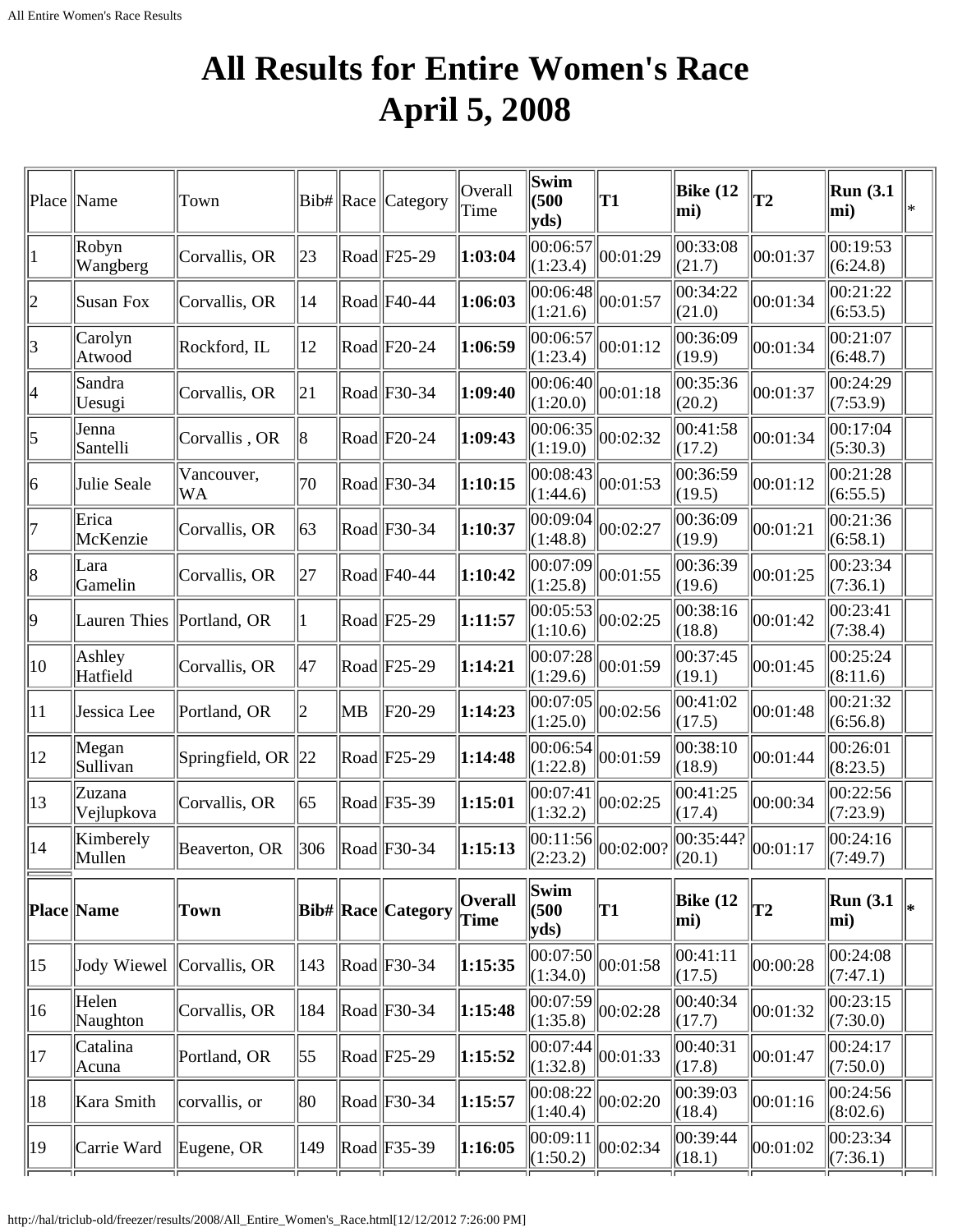# All Results for Entire Women's Race
# April 5, 2008

| Place | Name | Town | Bib# | Race | Category | Overall Time | Swim (500 yds) | T1 | Bike (12 mi) | T2 | Run (3.1 mi) | * |
|---|---|---|---|---|---|---|---|---|---|---|---|---|
| 1 | Robyn Wangberg | Corvallis, OR | 23 | Road | F25-29 | **1:03:04** | 00:06:57 (1:23.4) | 00:01:29 | 00:33:08 (21.7) | 00:01:37 | 00:19:53 (6:24.8) | |
| 2 | Susan Fox | Corvallis, OR | 14 | Road | F40-44 | **1:06:03** | 00:06:48 (1:21.6) | 00:01:57 | 00:34:22 (21.0) | 00:01:34 | 00:21:22 (6:53.5) | |
| 3 | Carolyn Atwood | Rockford, IL | 12 | Road | F20-24 | **1:06:59** | 00:06:57 (1:23.4) | 00:01:12 | 00:36:09 (19.9) | 00:01:34 | 00:21:07 (6:48.7) | |
| 4 | Sandra Uesugi | Corvallis, OR | 21 | Road | F30-34 | **1:09:40** | 00:06:40 (1:20.0) | 00:01:18 | 00:35:36 (20.2) | 00:01:37 | 00:24:29 (7:53.9) | |
| 5 | Jenna Santelli | Corvallis , OR | 8 | Road | F20-24 | **1:09:43** | 00:06:35 (1:19.0) | 00:02:32 | 00:41:58 (17.2) | 00:01:34 | 00:17:04 (5:30.3) | |
| 6 | Julie Seale | Vancouver, WA | 70 | Road | F30-34 | **1:10:15** | 00:08:43 (1:44.6) | 00:01:53 | 00:36:59 (19.5) | 00:01:12 | 00:21:28 (6:55.5) | |
| 7 | Erica McKenzie | Corvallis, OR | 63 | Road | F30-34 | **1:10:37** | 00:09:04 (1:48.8) | 00:02:27 | 00:36:09 (19.9) | 00:01:21 | 00:21:36 (6:58.1) | |
| 8 | Lara Gamelin | Corvallis, OR | 27 | Road | F40-44 | **1:10:42** | 00:07:09 (1:25.8) | 00:01:55 | 00:36:39 (19.6) | 00:01:25 | 00:23:34 (7:36.1) | |
| 9 | Lauren Thies | Portland, OR | 1 | Road | F25-29 | **1:11:57** | 00:05:53 (1:10.6) | 00:02:25 | 00:38:16 (18.8) | 00:01:42 | 00:23:41 (7:38.4) | |
| 10 | Ashley Hatfield | Corvallis, OR | 47 | Road | F25-29 | **1:14:21** | 00:07:28 (1:29.6) | 00:01:59 | 00:37:45 (19.1) | 00:01:45 | 00:25:24 (8:11.6) | |
| 11 | Jessica Lee | Portland, OR | 2 | MB | F20-29 | **1:14:23** | 00:07:05 (1:25.0) | 00:02:56 | 00:41:02 (17.5) | 00:01:48 | 00:21:32 (6:56.8) | |
| 12 | Megan Sullivan | Springfield, OR | 22 | Road | F25-29 | **1:14:48** | 00:06:54 (1:22.8) | 00:01:59 | 00:38:10 (18.9) | 00:01:44 | 00:26:01 (8:23.5) | |
| 13 | Zuzana Vejlupkova | Corvallis, OR | 65 | Road | F35-39 | **1:15:01** | 00:07:41 (1:32.2) | 00:02:25 | 00:41:25 (17.4) | 00:00:34 | 00:22:56 (7:23.9) | |
| 14 | Kimberely Mullen | Beaverton, OR | 306 | Road | F30-34 | **1:15:13** | 00:11:56 (2:23.2) | 00:02:00? | 00:35:44? (20.1) | 00:01:17 | 00:24:16 (7:49.7) | |
| 15 | Jody Wiewel | Corvallis, OR | 143 | Road | F30-34 | **1:15:35** | 00:07:50 (1:34.0) | 00:01:58 | 00:41:11 (17.5) | 00:00:28 | 00:24:08 (7:47.1) | |
| 16 | Helen Naughton | Corvallis, OR | 184 | Road | F30-34 | **1:15:48** | 00:07:59 (1:35.8) | 00:02:28 | 00:40:34 (17.7) | 00:01:32 | 00:23:15 (7:30.0) | |
| 17 | Catalina Acuna | Portland, OR | 55 | Road | F25-29 | **1:15:52** | 00:07:44 (1:32.8) | 00:01:33 | 00:40:31 (17.8) | 00:01:47 | 00:24:17 (7:50.0) | |
| 18 | Kara Smith | corvallis, or | 80 | Road | F30-34 | **1:15:57** | 00:08:22 (1:40.4) | 00:02:20 | 00:39:03 (18.4) | 00:01:16 | 00:24:56 (8:02.6) | |
| 19 | Carrie Ward | Eugene, OR | 149 | Road | F35-39 | **1:16:05** | 00:09:11 (1:50.2) | 00:02:34 | 00:39:44 (18.1) | 00:01:02 | 00:23:34 (7:36.1) | |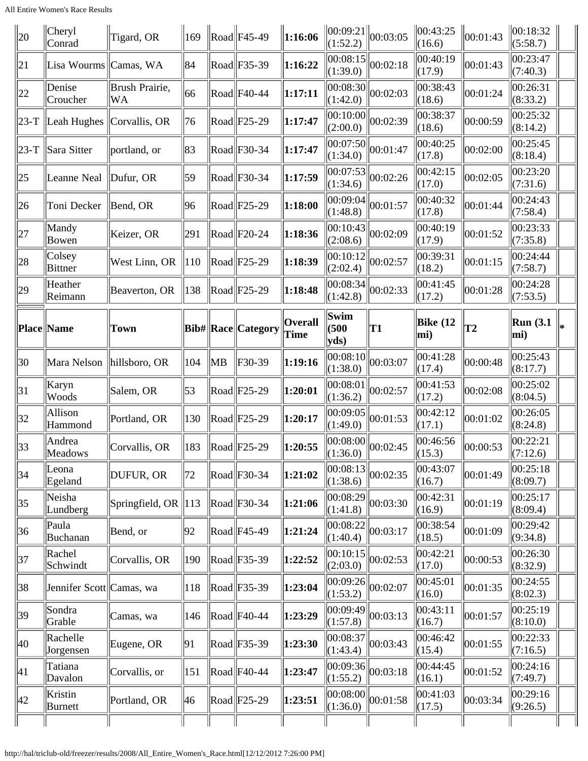| Place | Name | Town | Bib# | Race | Category | Overall Time | Swim (500 yds) | T1 | Bike (12 mi) | T2 | Run (3.1 mi) | * |
|---|---|---|---|---|---|---|---|---|---|---|---|---|
| 20 | Cheryl Conrad | Tigard, OR | 169 | Road | F45-49 | **1:16:06** | 00:09:21 (1:52.2) | 00:03:05 | 00:43:25 (16.6) | 00:01:43 | 00:18:32 (5:58.7) | |
| 21 | Lisa Wourms | Camas, WA | 84 | Road | F35-39 | **1:16:22** | 00:08:15 (1:39.0) | 00:02:18 | 00:40:19 (17.9) | 00:01:43 | 00:23:47 (7:40.3) | |
| 22 | Denise Croucher | Brush Prairie, WA | 66 | Road | F40-44 | **1:17:11** | 00:08:30 (1:42.0) | 00:02:03 | 00:38:43 (18.6) | 00:01:24 | 00:26:31 (8:33.2) | |
| 23-T | Leah Hughes | Corvallis, OR | 76 | Road | F25-29 | **1:17:47** | 00:10:00 (2:00.0) | 00:02:39 | 00:38:37 (18.6) | 00:00:59 | 00:25:32 (8:14.2) | |
| 23-T | Sara Sitter | portland, or | 83 | Road | F30-34 | **1:17:47** | 00:07:50 (1:34.0) | 00:01:47 | 00:40:25 (17.8) | 00:02:00 | 00:25:45 (8:18.4) | |
| 25 | Leanne Neal | Dufur, OR | 59 | Road | F30-34 | **1:17:59** | 00:07:53 (1:34.6) | 00:02:26 | 00:42:15 (17.0) | 00:02:05 | 00:23:20 (7:31.6) | |
| 26 | Toni Decker | Bend, OR | 96 | Road | F25-29 | **1:18:00** | 00:09:04 (1:48.8) | 00:01:57 | 00:40:32 (17.8) | 00:01:44 | 00:24:43 (7:58.4) | |
| 27 | Mandy Bowen | Keizer, OR | 291 | Road | F20-24 | **1:18:36** | 00:10:43 (2:08.6) | 00:02:09 | 00:40:19 (17.9) | 00:01:52 | 00:23:33 (7:35.8) | |
| 28 | Colsey Bittner | West Linn, OR | 110 | Road | F25-29 | **1:18:39** | 00:10:12 (2:02.4) | 00:02:57 | 00:39:31 (18.2) | 00:01:15 | 00:24:44 (7:58.7) | |
| 29 | Heather Reimann | Beaverton, OR | 138 | Road | F25-29 | **1:18:48** | 00:08:34 (1:42.8) | 00:02:33 | 00:41:45 (17.2) | 00:01:28 | 00:24:28 (7:53.5) | |
| **Place** | **Name** | **Town** | **Bib#** | **Race** | **Category** | **Overall Time** | **Swim (500 yds)** | **T1** | **Bike (12 mi)** | **T2** | **Run (3.1 mi)** | ***** |
| 30 | Mara Nelson | hillsboro, OR | 104 | MB | F30-39 | **1:19:16** | 00:08:10 (1:38.0) | 00:03:07 | 00:41:28 (17.4) | 00:00:48 | 00:25:43 (8:17.7) | |
| 31 | Karyn Woods | Salem, OR | 53 | Road | F25-29 | **1:20:01** | 00:08:01 (1:36.2) | 00:02:57 | 00:41:53 (17.2) | 00:02:08 | 00:25:02 (8:04.5) | |
| 32 | Allison Hammond | Portland, OR | 130 | Road | F25-29 | **1:20:17** | 00:09:05 (1:49.0) | 00:01:53 | 00:42:12 (17.1) | 00:01:02 | 00:26:05 (8:24.8) | |
| 33 | Andrea Meadows | Corvallis, OR | 183 | Road | F25-29 | **1:20:55** | 00:08:00 (1:36.0) | 00:02:45 | 00:46:56 (15.3) | 00:00:53 | 00:22:21 (7:12.6) | |
| 34 | Leona Egeland | DUFUR, OR | 72 | Road | F30-34 | **1:21:02** | 00:08:13 (1:38.6) | 00:02:35 | 00:43:07 (16.7) | 00:01:49 | 00:25:18 (8:09.7) | |
| 35 | Neisha Lundberg | Springfield, OR | 113 | Road | F30-34 | **1:21:06** | 00:08:29 (1:41.8) | 00:03:30 | 00:42:31 (16.9) | 00:01:19 | 00:25:17 (8:09.4) | |
| 36 | Paula Buchanan | Bend, or | 92 | Road | F45-49 | **1:21:24** | 00:08:22 (1:40.4) | 00:03:17 | 00:38:54 (18.5) | 00:01:09 | 00:29:42 (9:34.8) | |
| 37 | Rachel Schwindt | Corvallis, OR | 190 | Road | F35-39 | **1:22:52** | 00:10:15 (2:03.0) | 00:02:53 | 00:42:21 (17.0) | 00:00:53 | 00:26:30 (8:32.9) | |
| 38 | Jennifer Scott | Camas, wa | 118 | Road | F35-39 | **1:23:04** | 00:09:26 (1:53.2) | 00:02:07 | 00:45:01 (16.0) | 00:01:35 | 00:24:55 (8:02.3) | |
| 39 | Sondra Grable | Camas, wa | 146 | Road | F40-44 | **1:23:29** | 00:09:49 (1:57.8) | 00:03:13 | 00:43:11 (16.7) | 00:01:57 | 00:25:19 (8:10.0) | |
| 40 | Rachelle Jorgensen | Eugene, OR | 91 | Road | F35-39 | **1:23:30** | 00:08:37 (1:43.4) | 00:03:43 | 00:46:42 (15.4) | 00:01:55 | 00:22:33 (7:16.5) | |
| 41 | Tatiana Davalon | Corvallis, or | 151 | Road | F40-44 | **1:23:47** | 00:09:36 (1:55.2) | 00:03:18 | 00:44:45 (16.1) | 00:01:52 | 00:24:16 (7:49.7) | |
| 42 | Kristin Burnett | Portland, OR | 46 | Road | F25-29 | **1:23:51** | 00:08:00 (1:36.0) | 00:01:58 | 00:41:03 (17.5) | 00:03:34 | 00:29:16 (9:26.5) | |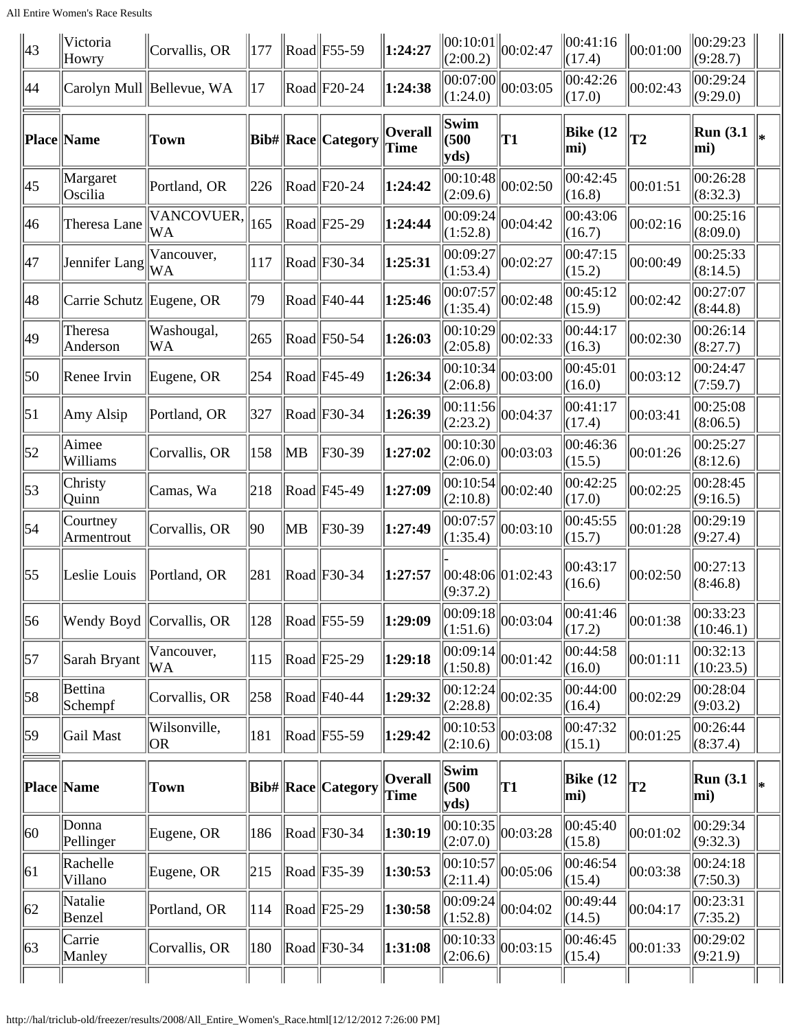| 43 | Victoria Howry | Corvallis, OR | 177 | Road | F55-59 | **1:24:27** | 00:10:01 (2:00.2) | 00:02:47 | 00:41:16 (17.4) | 00:01:00 | 00:29:23 (9:28.7) | |
|---|---|---|---|---|---|---|---|---|---|---|---|---|
| 44 | Carolyn Mull | Bellevue, WA | 17 | Road | F20-24 | **1:24:38** | 00:07:00 (1:24.0) | 00:03:05 | 00:42:26 (17.0) | 00:02:43 | 00:29:24 (9:29.0) | |
| **Place** | **Name** | **Town** | **Bib#** | **Race** | **Category** | **Overall Time** | **Swim (500 yds)** | **T1** | **Bike (12 mi)** | **T2** | **Run (3.1 mi)** | ***** |
| 45 | Margaret Oscilia | Portland, OR | 226 | Road | F20-24 | **1:24:42** | 00:10:48 (2:09.6) | 00:02:50 | 00:42:45 (16.8) | 00:01:51 | 00:26:28 (8:32.3) | |
| 46 | Theresa Lane | VANCOUVER, WA | 165 | Road | F25-29 | **1:24:44** | 00:09:24 (1:52.8) | 00:04:42 | 00:43:06 (16.7) | 00:02:16 | 00:25:16 (8:09.0) | |
| 47 | Jennifer Lang | Vancouver, WA | 117 | Road | F30-34 | **1:25:31** | 00:09:27 (1:53.4) | 00:02:27 | 00:47:15 (15.2) | 00:00:49 | 00:25:33 (8:14.5) | |
| 48 | Carrie Schutz | Eugene, OR | 79 | Road | F40-44 | **1:25:46** | 00:07:57 (1:35.4) | 00:02:48 | 00:45:12 (15.9) | 00:02:42 | 00:27:07 (8:44.8) | |
| 49 | Theresa Anderson | Washougal, WA | 265 | Road | F50-54 | **1:26:03** | 00:10:29 (2:05.8) | 00:02:33 | 00:44:17 (16.3) | 00:02:30 | 00:26:14 (8:27.7) | |
| 50 | Renee Irvin | Eugene, OR | 254 | Road | F45-49 | **1:26:34** | 00:10:34 (2:06.8) | 00:03:00 | 00:45:01 (16.0) | 00:03:12 | 00:24:47 (7:59.7) | |
| 51 | Amy Alsip | Portland, OR | 327 | Road | F30-34 | **1:26:39** | 00:11:56 (2:23.2) | 00:04:37 | 00:41:17 (17.4) | 00:03:41 | 00:25:08 (8:06.5) | |
| 52 | Aimee Williams | Corvallis, OR | 158 | MB | F30-39 | **1:27:02** | 00:10:30 (2:06.0) | 00:03:03 | 00:46:36 (15.5) | 00:01:26 | 00:25:27 (8:12.6) | |
| 53 | Christy Quinn | Camas, Wa | 218 | Road | F45-49 | **1:27:09** | 00:10:54 (2:10.8) | 00:02:40 | 00:42:25 (17.0) | 00:02:25 | 00:28:45 (9:16.5) | |
| 54 | Courtney Armentrout | Corvallis, OR | 90 | MB | F30-39 | **1:27:49** | 00:07:57 (1:35.4) | 00:03:10 | 00:45:55 (15.7) | 00:01:28 | 00:29:19 (9:27.4) | |
| 55 | Leslie Louis | Portland, OR | 281 | Road | F30-34 | **1:27:57** | -00:48:06 (9:37.2) | 01:02:43 | 00:43:17 (16.6) | 00:02:50 | 00:27:13 (8:46.8) | |
| 56 | Wendy Boyd | Corvallis, OR | 128 | Road | F55-59 | **1:29:09** | 00:09:18 (1:51.6) | 00:03:04 | 00:41:46 (17.2) | 00:01:38 | 00:33:23 (10:46.1) | |
| 57 | Sarah Bryant | Vancouver, WA | 115 | Road | F25-29 | **1:29:18** | 00:09:14 (1:50.8) | 00:01:42 | 00:44:58 (16.0) | 00:01:11 | 00:32:13 (10:23.5) | |
| 58 | Bettina Schempf | Corvallis, OR | 258 | Road | F40-44 | **1:29:32** | 00:12:24 (2:28.8) | 00:02:35 | 00:44:00 (16.4) | 00:02:29 | 00:28:04 (9:03.2) | |
| 59 | Gail Mast | Wilsonville, OR | 181 | Road | F55-59 | **1:29:42** | 00:10:53 (2:10.6) | 00:03:08 | 00:47:32 (15.1) | 00:01:25 | 00:26:44 (8:37.4) | |
| **Place** | **Name** | **Town** | **Bib#** | **Race** | **Category** | **Overall Time** | **Swim (500 yds)** | **T1** | **Bike (12 mi)** | **T2** | **Run (3.1 mi)** | ***** |
| 60 | Donna Pellinger | Eugene, OR | 186 | Road | F30-34 | **1:30:19** | 00:10:35 (2:07.0) | 00:03:28 | 00:45:40 (15.8) | 00:01:02 | 00:29:34 (9:32.3) | |
| 61 | Rachelle Villano | Eugene, OR | 215 | Road | F35-39 | **1:30:53** | 00:10:57 (2:11.4) | 00:05:06 | 00:46:54 (15.4) | 00:03:38 | 00:24:18 (7:50.3) | |
| 62 | Natalie Benzel | Portland, OR | 114 | Road | F25-29 | **1:30:58** | 00:09:24 (1:52.8) | 00:04:02 | 00:49:44 (14.5) | 00:04:17 | 00:23:31 (7:35.2) | |
| 63 | Carrie Manley | Corvallis, OR | 180 | Road | F30-34 | **1:31:08** | 00:10:33 (2:06.6) | 00:03:15 | 00:46:45 (15.4) | 00:01:33 | 00:29:02 (9:21.9) | |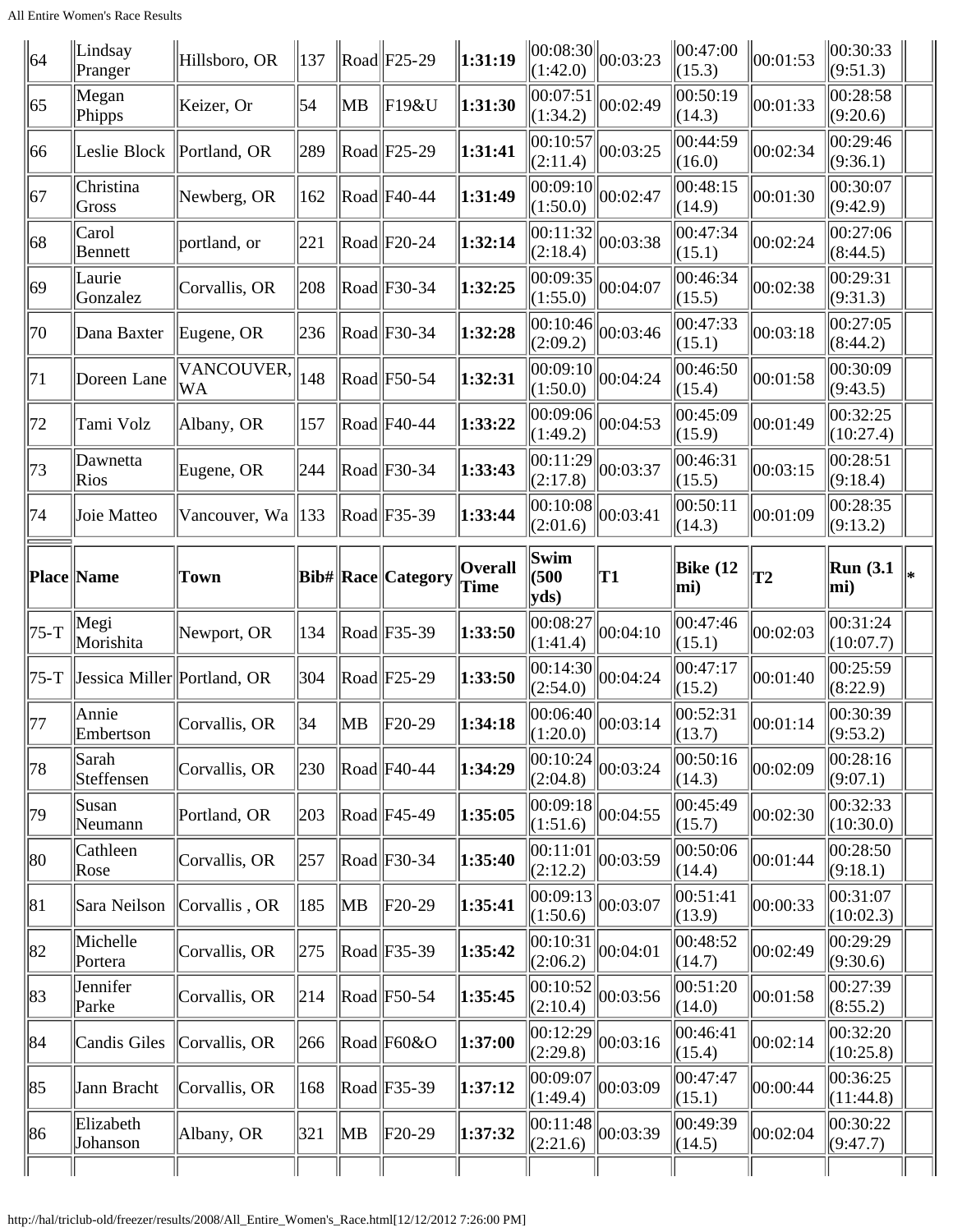| 64 | Lindsay Pranger | Hillsboro, OR | 137 | Road | F25-29 | **1:31:19** | 00:08:30 (1:42.0) | 00:03:23 | 00:47:00 (15.3) | 00:01:53 | 00:30:33 (9:51.3) | |
|---|---|---|---|---|---|---|---|---|---|---|---|---|
| 65 | Megan Phipps | Keizer, Or | 54 | MB | F19&U | **1:31:30** | 00:07:51 (1:34.2) | 00:02:49 | 00:50:19 (14.3) | 00:01:33 | 00:28:58 (9:20.6) | |
| 66 | Leslie Block | Portland, OR | 289 | Road | F25-29 | **1:31:41** | 00:10:57 (2:11.4) | 00:03:25 | 00:44:59 (16.0) | 00:02:34 | 00:29:46 (9:36.1) | |
| 67 | Christina Gross | Newberg, OR | 162 | Road | F40-44 | **1:31:49** | 00:09:10 (1:50.0) | 00:02:47 | 00:48:15 (14.9) | 00:01:30 | 00:30:07 (9:42.9) | |
| 68 | Carol Bennett | portland, or | 221 | Road | F20-24 | **1:32:14** | 00:11:32 (2:18.4) | 00:03:38 | 00:47:34 (15.1) | 00:02:24 | 00:27:06 (8:44.5) | |
| 69 | Laurie Gonzalez | Corvallis, OR | 208 | Road | F30-34 | **1:32:25** | 00:09:35 (1:55.0) | 00:04:07 | 00:46:34 (15.5) | 00:02:38 | 00:29:31 (9:31.3) | |
| 70 | Dana Baxter | Eugene, OR | 236 | Road | F30-34 | **1:32:28** | 00:10:46 (2:09.2) | 00:03:46 | 00:47:33 (15.1) | 00:03:18 | 00:27:05 (8:44.2) | |
| 71 | Doreen Lane | VANCOUVER, WA | 148 | Road | F50-54 | **1:32:31** | 00:09:10 (1:50.0) | 00:04:24 | 00:46:50 (15.4) | 00:01:58 | 00:30:09 (9:43.5) | |
| 72 | Tami Volz | Albany, OR | 157 | Road | F40-44 | **1:33:22** | 00:09:06 (1:49.2) | 00:04:53 | 00:45:09 (15.9) | 00:01:49 | 00:32:25 (10:27.4) | |
| 73 | Dawnetta Rios | Eugene, OR | 244 | Road | F30-34 | **1:33:43** | 00:11:29 (2:17.8) | 00:03:37 | 00:46:31 (15.5) | 00:03:15 | 00:28:51 (9:18.4) | |
| 74 | Joie Matteo | Vancouver, Wa | 133 | Road | F35-39 | **1:33:44** | 00:10:08 (2:01.6) | 00:03:41 | 00:50:11 (14.3) | 00:01:09 | 00:28:35 (9:13.2) | |
| **Place** | **Name** | **Town** | **Bib#** | **Race** | **Category** | **Overall Time** | **Swim (500 yds)** | **T1** | **Bike (12 mi)** | **T2** | **Run (3.1 mi)** | * |
| 75-T | Megi Morishita | Newport, OR | 134 | Road | F35-39 | **1:33:50** | 00:08:27 (1:41.4) | 00:04:10 | 00:47:46 (15.1) | 00:02:03 | 00:31:24 (10:07.7) | |
| 75-T | Jessica Miller | Portland, OR | 304 | Road | F25-29 | **1:33:50** | 00:14:30 (2:54.0) | 00:04:24 | 00:47:17 (15.2) | 00:01:40 | 00:25:59 (8:22.9) | |
| 77 | Annie Embertson | Corvallis, OR | 34 | MB | F20-29 | **1:34:18** | 00:06:40 (1:20.0) | 00:03:14 | 00:52:31 (13.7) | 00:01:14 | 00:30:39 (9:53.2) | |
| 78 | Sarah Steffensen | Corvallis, OR | 230 | Road | F40-44 | **1:34:29** | 00:10:24 (2:04.8) | 00:03:24 | 00:50:16 (14.3) | 00:02:09 | 00:28:16 (9:07.1) | |
| 79 | Susan Neumann | Portland, OR | 203 | Road | F45-49 | **1:35:05** | 00:09:18 (1:51.6) | 00:04:55 | 00:45:49 (15.7) | 00:02:30 | 00:32:33 (10:30.0) | |
| 80 | Cathleen Rose | Corvallis, OR | 257 | Road | F30-34 | **1:35:40** | 00:11:01 (2:12.2) | 00:03:59 | 00:50:06 (14.4) | 00:01:44 | 00:28:50 (9:18.1) | |
| 81 | Sara Neilson | Corvallis , OR | 185 | MB | F20-29 | **1:35:41** | 00:09:13 (1:50.6) | 00:03:07 | 00:51:41 (13.9) | 00:00:33 | 00:31:07 (10:02.3) | |
| 82 | Michelle Portera | Corvallis, OR | 275 | Road | F35-39 | **1:35:42** | 00:10:31 (2:06.2) | 00:04:01 | 00:48:52 (14.7) | 00:02:49 | 00:29:29 (9:30.6) | |
| 83 | Jennifer Parke | Corvallis, OR | 214 | Road | F50-54 | **1:35:45** | 00:10:52 (2:10.4) | 00:03:56 | 00:51:20 (14.0) | 00:01:58 | 00:27:39 (8:55.2) | |
| 84 | Candis Giles | Corvallis, OR | 266 | Road | F60&O | **1:37:00** | 00:12:29 (2:29.8) | 00:03:16 | 00:46:41 (15.4) | 00:02:14 | 00:32:20 (10:25.8) | |
| 85 | Jann Bracht | Corvallis, OR | 168 | Road | F35-39 | **1:37:12** | 00:09:07 (1:49.4) | 00:03:09 | 00:47:47 (15.1) | 00:00:44 | 00:36:25 (11:44.8) | |
| 86 | Elizabeth Johanson | Albany, OR | 321 | MB | F20-29 | **1:37:32** | 00:11:48 (2:21.6) | 00:03:39 | 00:49:39 (14.5) | 00:02:04 | 00:30:22 (9:47.7) | |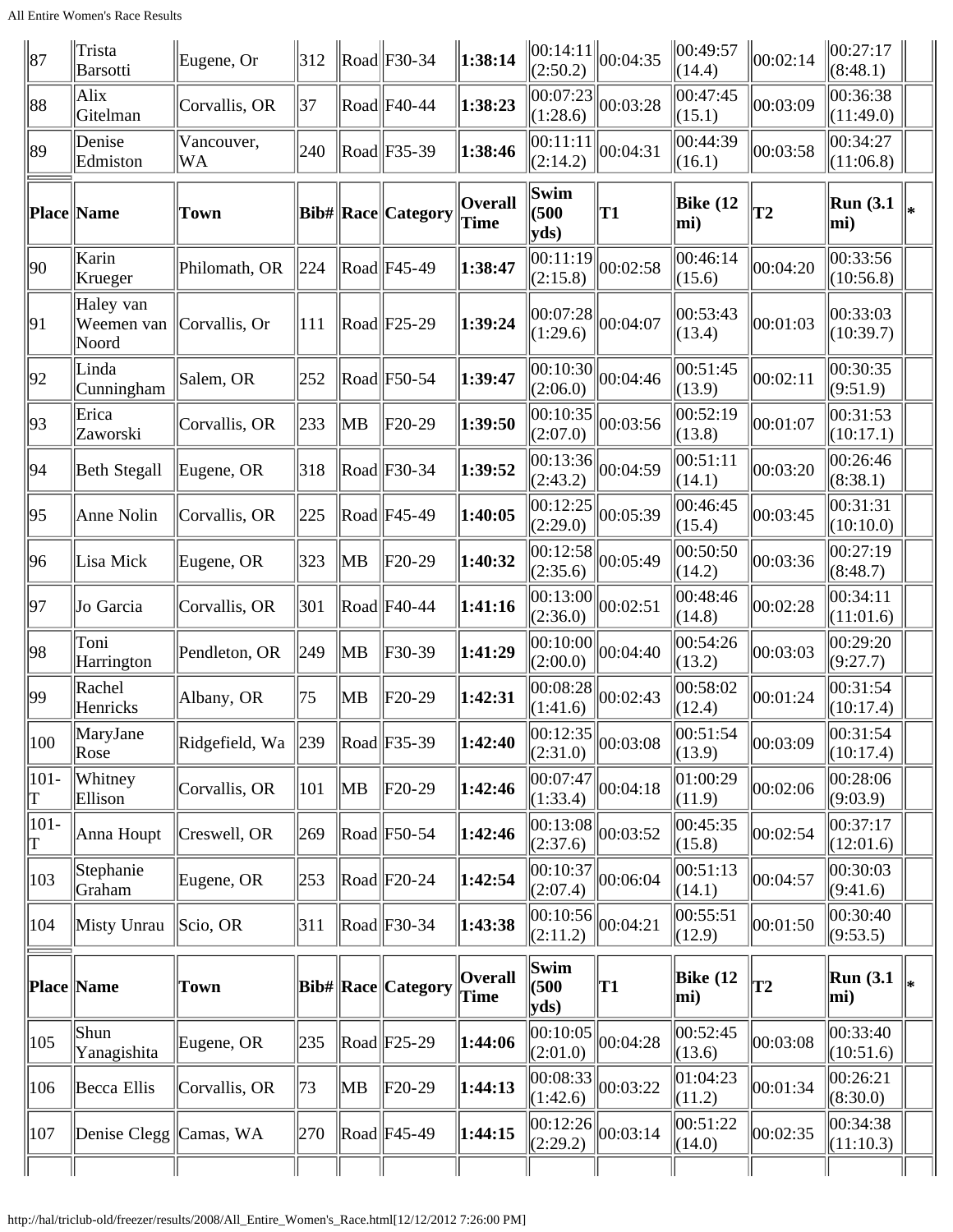| Place | Name | Town | Bib# | Race | Category | Overall Time | Swim (500 yds) | T1 | Bike (12 mi) | T2 | Run (3.1 mi) | * |
|---|---|---|---|---|---|---|---|---|---|---|---|---|
| 87 | Trista Barsotti | Eugene, Or | 312 | Road | F30-34 | **1:38:14** | 00:14:11 (2:50.2) | 00:04:35 | 00:49:57 (14.4) | 00:02:14 | 00:27:17 (8:48.1) | |
| 88 | Alix Gitelman | Corvallis, OR | 37 | Road | F40-44 | **1:38:23** | 00:07:23 (1:28.6) | 00:03:28 | 00:47:45 (15.1) | 00:03:09 | 00:36:38 (11:49.0) | |
| 89 | Denise Edmiston | Vancouver, WA | 240 | Road | F35-39 | **1:38:46** | 00:11:11 (2:14.2) | 00:04:31 | 00:44:39 (16.1) | 00:03:58 | 00:34:27 (11:06.8) | |
| **Place** | **Name** | **Town** | **Bib#** | **Race** | **Category** | **Overall Time** | **Swim (500 yds)** | **T1** | **Bike (12 mi)** | **T2** | **Run (3.1 mi)** | ***** |
| 90 | Karin Krueger | Philomath, OR | 224 | Road | F45-49 | **1:38:47** | 00:11:19 (2:15.8) | 00:02:58 | 00:46:14 (15.6) | 00:04:20 | 00:33:56 (10:56.8) | |
| 91 | Haley van Weemen van Noord | Corvallis, Or | 111 | Road | F25-29 | **1:39:24** | 00:07:28 (1:29.6) | 00:04:07 | 00:53:43 (13.4) | 00:01:03 | 00:33:03 (10:39.7) | |
| 92 | Linda Cunningham | Salem, OR | 252 | Road | F50-54 | **1:39:47** | 00:10:30 (2:06.0) | 00:04:46 | 00:51:45 (13.9) | 00:02:11 | 00:30:35 (9:51.9) | |
| 93 | Erica Zaworski | Corvallis, OR | 233 | MB | F20-29 | **1:39:50** | 00:10:35 (2:07.0) | 00:03:56 | 00:52:19 (13.8) | 00:01:07 | 00:31:53 (10:17.1) | |
| 94 | Beth Stegall | Eugene, OR | 318 | Road | F30-34 | **1:39:52** | 00:13:36 (2:43.2) | 00:04:59 | 00:51:11 (14.1) | 00:03:20 | 00:26:46 (8:38.1) | |
| 95 | Anne Nolin | Corvallis, OR | 225 | Road | F45-49 | **1:40:05** | 00:12:25 (2:29.0) | 00:05:39 | 00:46:45 (15.4) | 00:03:45 | 00:31:31 (10:10.0) | |
| 96 | Lisa Mick | Eugene, OR | 323 | MB | F20-29 | **1:40:32** | 00:12:58 (2:35.6) | 00:05:49 | 00:50:50 (14.2) | 00:03:36 | 00:27:19 (8:48.7) | |
| 97 | Jo Garcia | Corvallis, OR | 301 | Road | F40-44 | **1:41:16** | 00:13:00 (2:36.0) | 00:02:51 | 00:48:46 (14.8) | 00:02:28 | 00:34:11 (11:01.6) | |
| 98 | Toni Harrington | Pendleton, OR | 249 | MB | F30-39 | **1:41:29** | 00:10:00 (2:00.0) | 00:04:40 | 00:54:26 (13.2) | 00:03:03 | 00:29:20 (9:27.7) | |
| 99 | Rachel Henricks | Albany, OR | 75 | MB | F20-29 | **1:42:31** | 00:08:28 (1:41.6) | 00:02:43 | 00:58:02 (12.4) | 00:01:24 | 00:31:54 (10:17.4) | |
| 100 | MaryJane Rose | Ridgefield, Wa | 239 | Road | F35-39 | **1:42:40** | 00:12:35 (2:31.0) | 00:03:08 | 00:51:54 (13.9) | 00:03:09 | 00:31:54 (10:17.4) | |
| 101-T | Whitney Ellison | Corvallis, OR | 101 | MB | F20-29 | **1:42:46** | 00:07:47 (1:33.4) | 00:04:18 | 01:00:29 (11.9) | 00:02:06 | 00:28:06 (9:03.9) | |
| 101-T | Anna Houpt | Creswell, OR | 269 | Road | F50-54 | **1:42:46** | 00:13:08 (2:37.6) | 00:03:52 | 00:45:35 (15.8) | 00:02:54 | 00:37:17 (12:01.6) | |
| 103 | Stephanie Graham | Eugene, OR | 253 | Road | F20-24 | **1:42:54** | 00:10:37 (2:07.4) | 00:06:04 | 00:51:13 (14.1) | 00:04:57 | 00:30:03 (9:41.6) | |
| 104 | Misty Unrau | Scio, OR | 311 | Road | F30-34 | **1:43:38** | 00:10:56 (2:11.2) | 00:04:21 | 00:55:51 (12.9) | 00:01:50 | 00:30:40 (9:53.5) | |
| **Place** | **Name** | **Town** | **Bib#** | **Race** | **Category** | **Overall Time** | **Swim (500 yds)** | **T1** | **Bike (12 mi)** | **T2** | **Run (3.1 mi)** | ***** |
| 105 | Shun Yanagishita | Eugene, OR | 235 | Road | F25-29 | **1:44:06** | 00:10:05 (2:01.0) | 00:04:28 | 00:52:45 (13.6) | 00:03:08 | 00:33:40 (10:51.6) | |
| 106 | Becca Ellis | Corvallis, OR | 73 | MB | F20-29 | **1:44:13** | 00:08:33 (1:42.6) | 00:03:22 | 01:04:23 (11.2) | 00:01:34 | 00:26:21 (8:30.0) | |
| 107 | Denise Clegg | Camas, WA | 270 | Road | F45-49 | **1:44:15** | 00:12:26 (2:29.2) | 00:03:14 | 00:51:22 (14.0) | 00:02:35 | 00:34:38 (11:10.3) | |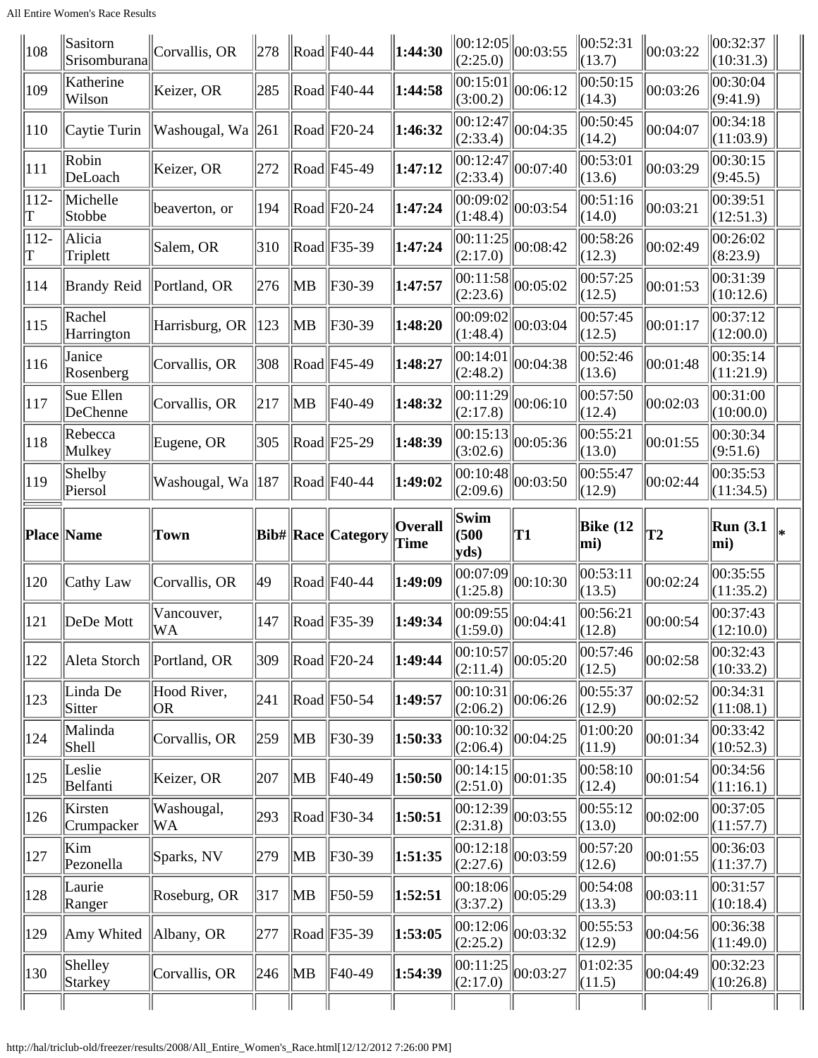| 108 | Sasitorn Srisomburana | Corvallis, OR | 278 | Road | F40-44 | **1:44:30** | 00:12:05 (2:25.0) | 00:03:55 | 00:52:31 (13.7) | 00:03:22 | 00:32:37 (10:31.3) | |
|---|---|---|---|---|---|---|---|---|---|---|---|---|
| 109 | Katherine Wilson | Keizer, OR | 285 | Road | F40-44 | **1:44:58** | 00:15:01 (3:00.2) | 00:06:12 | 00:50:15 (14.3) | 00:03:26 | 00:30:04 (9:41.9) | |
| 110 | Caytie Turin | Washougal, Wa | 261 | Road | F20-24 | **1:46:32** | 00:12:47 (2:33.4) | 00:04:35 | 00:50:45 (14.2) | 00:04:07 | 00:34:18 (11:03.9) | |
| 111 | Robin DeLoach | Keizer, OR | 272 | Road | F45-49 | **1:47:12** | 00:12:47 (2:33.4) | 00:07:40 | 00:53:01 (13.6) | 00:03:29 | 00:30:15 (9:45.5) | |
| 112-T | Michelle Stobbe | beaverton, or | 194 | Road | F20-24 | **1:47:24** | 00:09:02 (1:48.4) | 00:03:54 | 00:51:16 (14.0) | 00:03:21 | 00:39:51 (12:51.3) | |
| 112-T | Alicia Triplett | Salem, OR | 310 | Road | F35-39 | **1:47:24** | 00:11:25 (2:17.0) | 00:08:42 | 00:58:26 (12.3) | 00:02:49 | 00:26:02 (8:23.9) | |
| 114 | Brandy Reid | Portland, OR | 276 | MB | F30-39 | **1:47:57** | 00:11:58 (2:23.6) | 00:05:02 | 00:57:25 (12.5) | 00:01:53 | 00:31:39 (10:12.6) | |
| 115 | Rachel Harrington | Harrisburg, OR | 123 | MB | F30-39 | **1:48:20** | 00:09:02 (1:48.4) | 00:03:04 | 00:57:45 (12.5) | 00:01:17 | 00:37:12 (12:00.0) | |
| 116 | Janice Rosenberg | Corvallis, OR | 308 | Road | F45-49 | **1:48:27** | 00:14:01 (2:48.2) | 00:04:38 | 00:52:46 (13.6) | 00:01:48 | 00:35:14 (11:21.9) | |
| 117 | Sue Ellen DeChenne | Corvallis, OR | 217 | MB | F40-49 | **1:48:32** | 00:11:29 (2:17.8) | 00:06:10 | 00:57:50 (12.4) | 00:02:03 | 00:31:00 (10:00.0) | |
| 118 | Rebecca Mulkey | Eugene, OR | 305 | Road | F25-29 | **1:48:39** | 00:15:13 (3:02.6) | 00:05:36 | 00:55:21 (13.0) | 00:01:55 | 00:30:34 (9:51.6) | |
| 119 | Shelby Piersol | Washougal, Wa | 187 | Road | F40-44 | **1:49:02** | 00:10:48 (2:09.6) | 00:03:50 | 00:55:47 (12.9) | 00:02:44 | 00:35:53 (11:34.5) | |
| **Place** | **Name** | **Town** | **Bib#** | **Race** | **Category** | **Overall Time** | **Swim (500 yds)** | **T1** | **Bike (12 mi)** | **T2** | **Run (3.1 mi)** | ***** |
| 120 | Cathy Law | Corvallis, OR | 49 | Road | F40-44 | **1:49:09** | 00:07:09 (1:25.8) | 00:10:30 | 00:53:11 (13.5) | 00:02:24 | 00:35:55 (11:35.2) | |
| 121 | DeDe Mott | Vancouver, WA | 147 | Road | F35-39 | **1:49:34** | 00:09:55 (1:59.0) | 00:04:41 | 00:56:21 (12.8) | 00:00:54 | 00:37:43 (12:10.0) | |
| 122 | Aleta Storch | Portland, OR | 309 | Road | F20-24 | **1:49:44** | 00:10:57 (2:11.4) | 00:05:20 | 00:57:46 (12.5) | 00:02:58 | 00:32:43 (10:33.2) | |
| 123 | Linda De Sitter | Hood River, OR | 241 | Road | F50-54 | **1:49:57** | 00:10:31 (2:06.2) | 00:06:26 | 00:55:37 (12.9) | 00:02:52 | 00:34:31 (11:08.1) | |
| 124 | Malinda Shell | Corvallis, OR | 259 | MB | F30-39 | **1:50:33** | 00:10:32 (2:06.4) | 00:04:25 | 01:00:20 (11.9) | 00:01:34 | 00:33:42 (10:52.3) | |
| 125 | Leslie Belfanti | Keizer, OR | 207 | MB | F40-49 | **1:50:50** | 00:14:15 (2:51.0) | 00:01:35 | 00:58:10 (12.4) | 00:01:54 | 00:34:56 (11:16.1) | |
| 126 | Kirsten Crumpacker | Washougal, WA | 293 | Road | F30-34 | **1:50:51** | 00:12:39 (2:31.8) | 00:03:55 | 00:55:12 (13.0) | 00:02:00 | 00:37:05 (11:57.7) | |
| 127 | Kim Pezonella | Sparks, NV | 279 | MB | F30-39 | **1:51:35** | 00:12:18 (2:27.6) | 00:03:59 | 00:57:20 (12.6) | 00:01:55 | 00:36:03 (11:37.7) | |
| 128 | Laurie Ranger | Roseburg, OR | 317 | MB | F50-59 | **1:52:51** | 00:18:06 (3:37.2) | 00:05:29 | 00:54:08 (13.3) | 00:03:11 | 00:31:57 (10:18.4) | |
| 129 | Amy Whited | Albany, OR | 277 | Road | F35-39 | **1:53:05** | 00:12:06 (2:25.2) | 00:03:32 | 00:55:53 (12.9) | 00:04:56 | 00:36:38 (11:49.0) | |
| 130 | Shelley Starkey | Corvallis, OR | 246 | MB | F40-49 | **1:54:39** | 00:11:25 (2:17.0) | 00:03:27 | 01:02:35 (11.5) | 00:04:49 | 00:32:23 (10:26.8) | |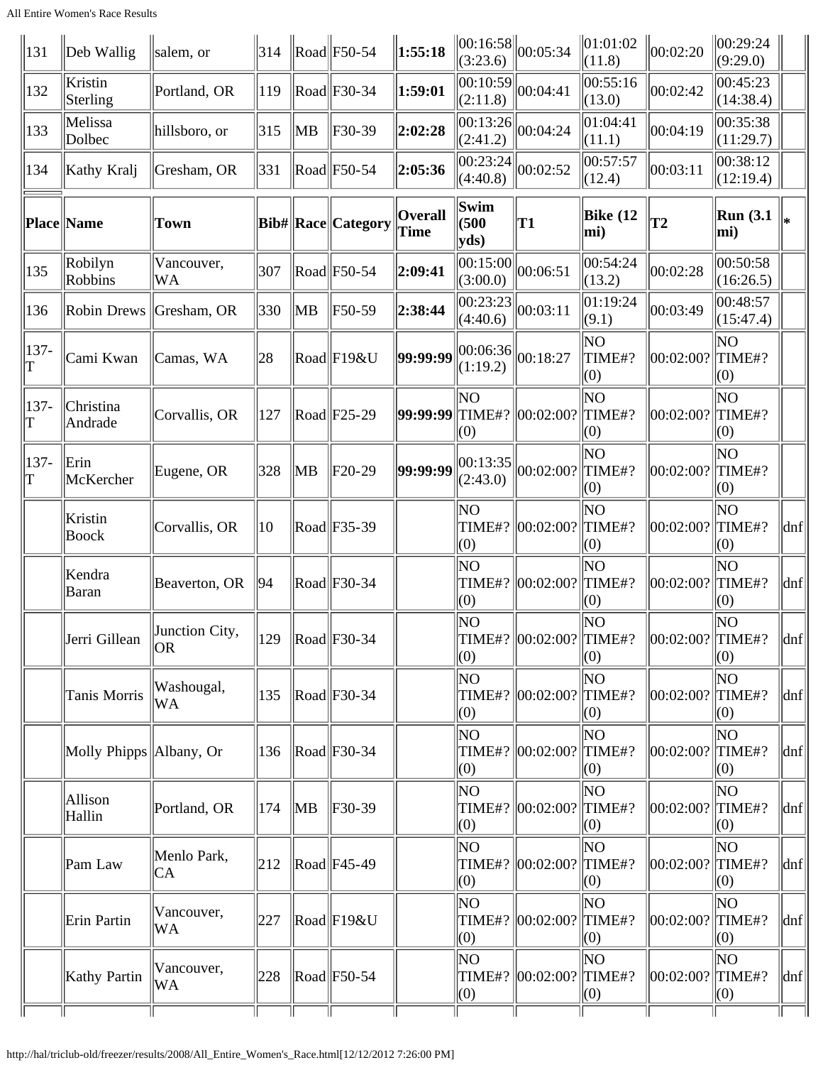| 131 | Deb Wallig | salem, or | 314 | Road | F50-54 | **1:55:18** | 00:16:58 (3:23.6) | 00:05:34 | 01:01:02 (11.8) | 00:02:20 | 00:29:24 (9:29.0) | |
|---|---|---|---|---|---|---|---|---|---|---|---|---|
| 132 | Kristin Sterling | Portland, OR | 119 | Road | F30-34 | **1:59:01** | 00:10:59 (2:11.8) | 00:04:41 | 00:55:16 (13.0) | 00:02:42 | 00:45:23 (14:38.4) | |
| 133 | Melissa Dolbec | hillsboro, or | 315 | MB | F30-39 | **2:02:28** | 00:13:26 (2:41.2) | 00:04:24 | 01:04:41 (11.1) | 00:04:19 | 00:35:38 (11:29.7) | |
| 134 | Kathy Kralj | Gresham, OR | 331 | Road | F50-54 | **2:05:36** | 00:23:24 (4:40.8) | 00:02:52 | 00:57:57 (12.4) | 00:03:11 | 00:38:12 (12:19.4) | |
| **Place** | **Name** | **Town** | **Bib#** | **Race** | **Category** | **Overall Time** | **Swim (500 yds)** | **T1** | **Bike (12 mi)** | **T2** | **Run (3.1 mi)** | ***** |
| 135 | Robilyn Robbins | Vancouver, WA | 307 | Road | F50-54 | **2:09:41** | 00:15:00 (3:00.0) | 00:06:51 | 00:54:24 (13.2) | 00:02:28 | 00:50:58 (16:26.5) | |
| 136 | Robin Drews | Gresham, OR | 330 | MB | F50-59 | **2:38:44** | 00:23:23 (4:40.6) | 00:03:11 | 01:19:24 (9.1) | 00:03:49 | 00:48:57 (15:47.4) | |
| 137-T | Cami Kwan | Camas, WA | 28 | Road | F19&U | **99:99:99** | 00:06:36 (1:19.2) | 00:18:27 | NO TIME#? (0) | 00:02:00? | NO TIME#? (0) | |
| 137-T | Christina Andrade | Corvallis, OR | 127 | Road | F25-29 | **99:99:99** | NO TIME#? (0) | 00:02:00? | NO TIME#? (0) | 00:02:00? | NO TIME#? (0) | |
| 137-T | Erin McKercher | Eugene, OR | 328 | MB | F20-29 | **99:99:99** | 00:13:35 (2:43.0) | 00:02:00? | NO TIME#? (0) | 00:02:00? | NO TIME#? (0) | |
| | Kristin Boock | Corvallis, OR | 10 | Road | F35-39 | | NO TIME#? (0) | 00:02:00? | NO TIME#? (0) | 00:02:00? | NO TIME#? (0) | dnf |
| | Kendra Baran | Beaverton, OR | 94 | Road | F30-34 | | NO TIME#? (0) | 00:02:00? | NO TIME#? (0) | 00:02:00? | NO TIME#? (0) | dnf |
| | Jerri Gillean | Junction City, OR | 129 | Road | F30-34 | | NO TIME#? (0) | 00:02:00? | NO TIME#? (0) | 00:02:00? | NO TIME#? (0) | dnf |
| | Tanis Morris | Washougal, WA | 135 | Road | F30-34 | | NO TIME#? (0) | 00:02:00? | NO TIME#? (0) | 00:02:00? | NO TIME#? (0) | dnf |
| | Molly Phipps | Albany, Or | 136 | Road | F30-34 | | NO TIME#? (0) | 00:02:00? | NO TIME#? (0) | 00:02:00? | NO TIME#? (0) | dnf |
| | Allison Hallin | Portland, OR | 174 | MB | F30-39 | | NO TIME#? (0) | 00:02:00? | NO TIME#? (0) | 00:02:00? | NO TIME#? (0) | dnf |
| | Pam Law | Menlo Park, CA | 212 | Road | F45-49 | | NO TIME#? (0) | 00:02:00? | NO TIME#? (0) | 00:02:00? | NO TIME#? (0) | dnf |
| | Erin Partin | Vancouver, WA | 227 | Road | F19&U | | NO TIME#? (0) | 00:02:00? | NO TIME#? (0) | 00:02:00? | NO TIME#? (0) | dnf |
| | Kathy Partin | Vancouver, WA | 228 | Road | F50-54 | | NO TIME#? (0) | 00:02:00? | NO TIME#? (0) | 00:02:00? | NO TIME#? (0) | dnf |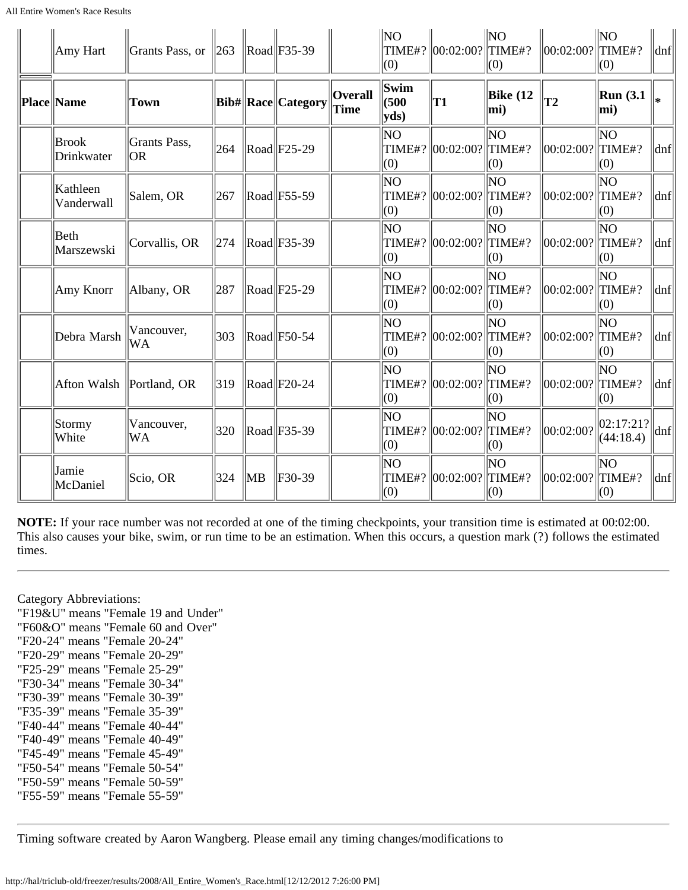| Place | Name | Town | Bib# | Race | Category | Overall Time | Swim (500 yds) | T1 | Bike (12 mi) | T2 | Run (3.1 mi) | * |
|---|---|---|---|---|---|---|---|---|---|---|---|---|
| | Amy Hart | Grants Pass, or | 263 | Road | F35-39 | | NO TIME#? (0) | 00:02:00? | NO TIME#? (0) | 00:02:00? | NO TIME#? (0) | dnf |
| | Brook Drinkwater | Grants Pass, OR | 264 | Road | F25-29 | | NO TIME#? (0) | 00:02:00? | NO TIME#? (0) | 00:02:00? | NO TIME#? (0) | dnf |
| | Kathleen Vanderwall | Salem, OR | 267 | Road | F55-59 | | NO TIME#? (0) | 00:02:00? | NO TIME#? (0) | 00:02:00? | NO TIME#? (0) | dnf |
| | Beth Marszewski | Corvallis, OR | 274 | Road | F35-39 | | NO TIME#? (0) | 00:02:00? | NO TIME#? (0) | 00:02:00? | NO TIME#? (0) | dnf |
| | Amy Knorr | Albany, OR | 287 | Road | F25-29 | | NO TIME#? (0) | 00:02:00? | NO TIME#? (0) | 00:02:00? | NO TIME#? (0) | dnf |
| | Debra Marsh | Vancouver, WA | 303 | Road | F50-54 | | NO TIME#? (0) | 00:02:00? | NO TIME#? (0) | 00:02:00? | NO TIME#? (0) | dnf |
| | Afton Walsh | Portland, OR | 319 | Road | F20-24 | | NO TIME#? (0) | 00:02:00? | NO TIME#? (0) | 00:02:00? | NO TIME#? (0) | dnf |
| | Stormy White | Vancouver, WA | 320 | Road | F35-39 | | NO TIME#? (0) | 00:02:00? | NO TIME#? (0) | 00:02:00? | 02:17:21? (44:18.4) | dnf |
| | Jamie McDaniel | Scio, OR | 324 | MB | F30-39 | | NO TIME#? (0) | 00:02:00? | NO TIME#? (0) | 00:02:00? | NO TIME#? (0) | dnf |

**NOTE:** If your race number was not recorded at one of the timing checkpoints, your transition time is estimated at 00:02:00. This also causes your bike, swim, or run time to be an estimation. When this occurs, a question mark (?) follows the estimated times.

---

Category Abbreviations:
"F19&U" means "Female 19 and Under"
"F60&O" means "Female 60 and Over"
"F20-24" means "Female 20-24"
"F20-29" means "Female 20-29"
"F25-29" means "Female 25-29"
"F30-34" means "Female 30-34"
"F30-39" means "Female 30-39"
"F35-39" means "Female 35-39"
"F40-44" means "Female 40-44"
"F40-49" means "Female 40-49"
"F45-49" means "Female 45-49"
"F50-54" means "Female 50-54"
"F50-59" means "Female 50-59"
"F55-59" means "Female 55-59"

---

Timing software created by Aaron Wangberg. Please email any timing changes/modifications to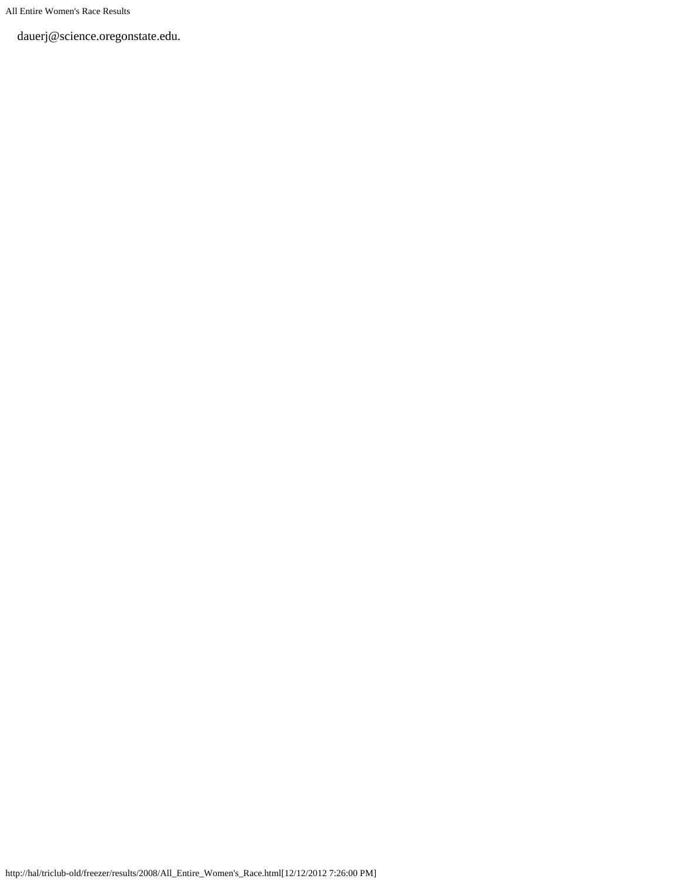dauerj@science.oregonstate.edu.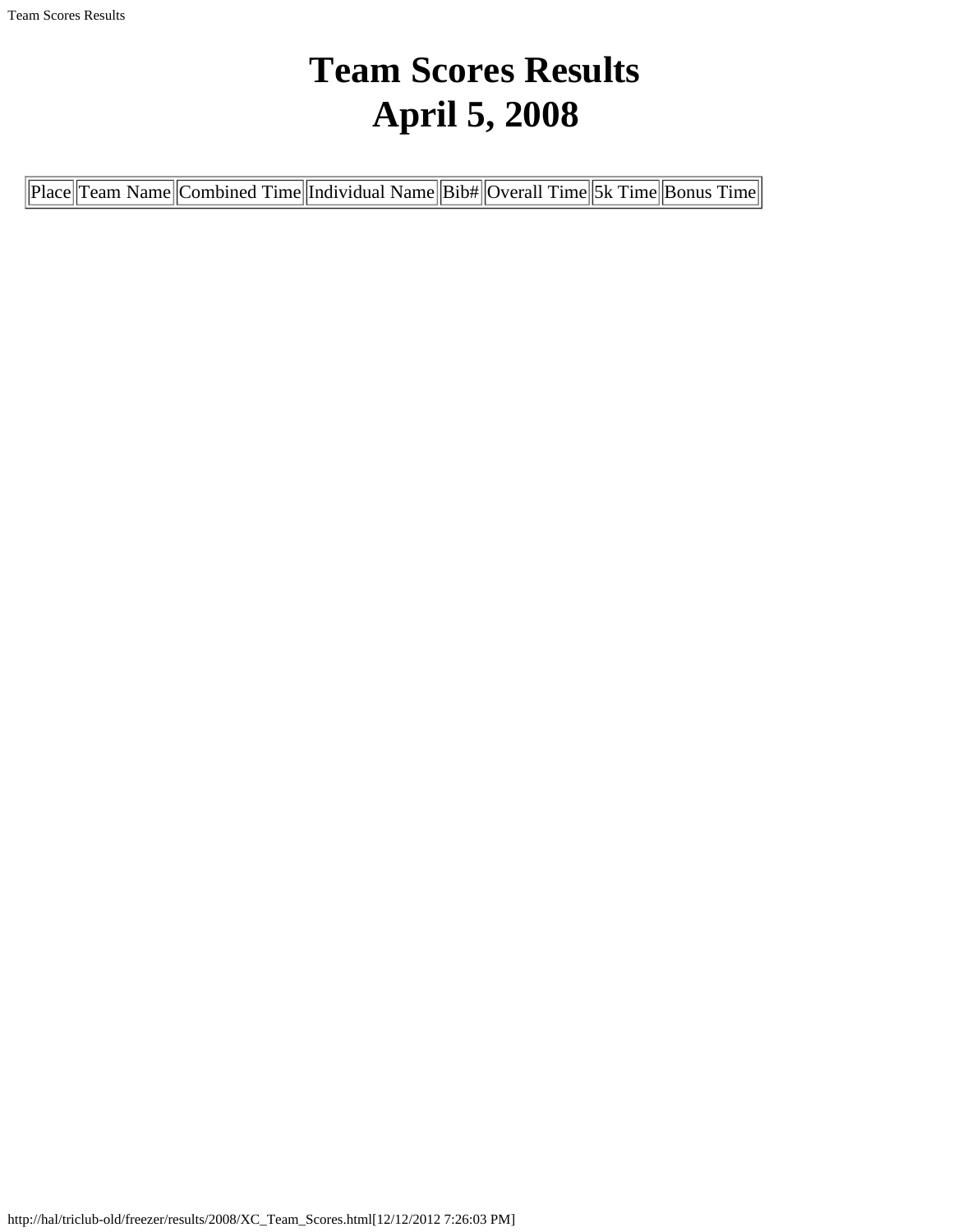# Team Scores Results
# April 5, 2008

| Place | Team Name | Combined Time | Individual Name | Bib# | Overall Time | 5k Time | Bonus Time |
|---|---|---|---|---|---|---|---|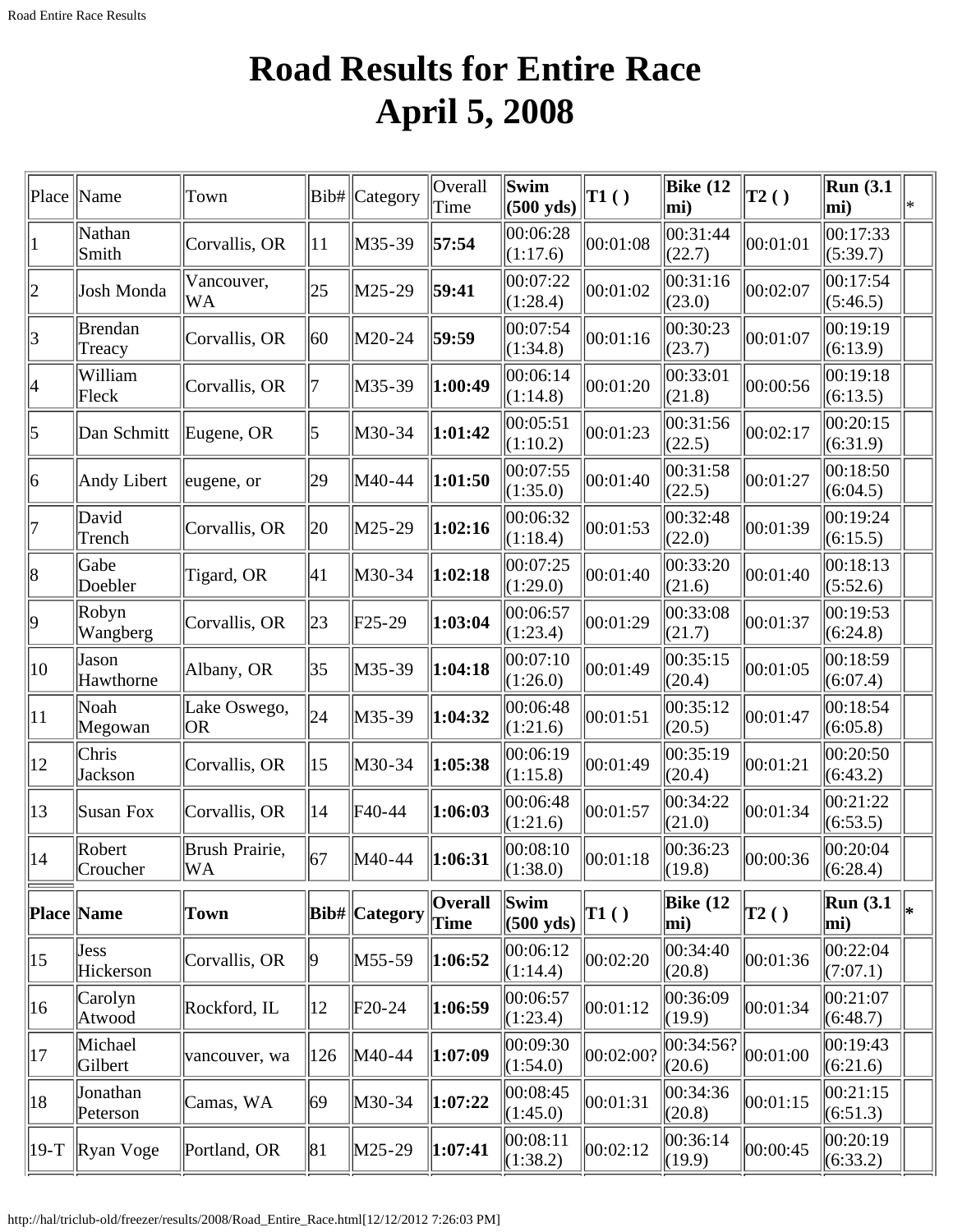# Road Results for Entire Race
# April 5, 2008

| Place | Name | Town | Bib# | Category | Overall Time | Swim (500 yds) | T1 ( ) | Bike (12 mi) | T2 ( ) | Run (3.1 mi) | * |
|---|---|---|---|---|---|---|---|---|---|---|---|
| 1 | Nathan Smith | Corvallis, OR | 11 | M35-39 | **57:54** | 00:06:28 (1:17.6) | 00:01:08 | 00:31:44 (22.7) | 00:01:01 | 00:17:33 (5:39.7) | |
| 2 | Josh Monda | Vancouver, WA | 25 | M25-29 | **59:41** | 00:07:22 (1:28.4) | 00:01:02 | 00:31:16 (23.0) | 00:02:07 | 00:17:54 (5:46.5) | |
| 3 | Brendan Treacy | Corvallis, OR | 60 | M20-24 | **59:59** | 00:07:54 (1:34.8) | 00:01:16 | 00:30:23 (23.7) | 00:01:07 | 00:19:19 (6:13.9) | |
| 4 | William Fleck | Corvallis, OR | 7 | M35-39 | **1:00:49** | 00:06:14 (1:14.8) | 00:01:20 | 00:33:01 (21.8) | 00:00:56 | 00:19:18 (6:13.5) | |
| 5 | Dan Schmitt | Eugene, OR | 5 | M30-34 | **1:01:42** | 00:05:51 (1:10.2) | 00:01:23 | 00:31:56 (22.5) | 00:02:17 | 00:20:15 (6:31.9) | |
| 6 | Andy Libert | eugene, or | 29 | M40-44 | **1:01:50** | 00:07:55 (1:35.0) | 00:01:40 | 00:31:58 (22.5) | 00:01:27 | 00:18:50 (6:04.5) | |
| 7 | David Trench | Corvallis, OR | 20 | M25-29 | **1:02:16** | 00:06:32 (1:18.4) | 00:01:53 | 00:32:48 (22.0) | 00:01:39 | 00:19:24 (6:15.5) | |
| 8 | Gabe Doebler | Tigard, OR | 41 | M30-34 | **1:02:18** | 00:07:25 (1:29.0) | 00:01:40 | 00:33:20 (21.6) | 00:01:40 | 00:18:13 (5:52.6) | |
| 9 | Robyn Wangberg | Corvallis, OR | 23 | F25-29 | **1:03:04** | 00:06:57 (1:23.4) | 00:01:29 | 00:33:08 (21.7) | 00:01:37 | 00:19:53 (6:24.8) | |
| 10 | Jason Hawthorne | Albany, OR | 35 | M35-39 | **1:04:18** | 00:07:10 (1:26.0) | 00:01:49 | 00:35:15 (20.4) | 00:01:05 | 00:18:59 (6:07.4) | |
| 11 | Noah Megowan | Lake Oswego, OR | 24 | M35-39 | **1:04:32** | 00:06:48 (1:21.6) | 00:01:51 | 00:35:12 (20.5) | 00:01:47 | 00:18:54 (6:05.8) | |
| 12 | Chris Jackson | Corvallis, OR | 15 | M30-34 | **1:05:38** | 00:06:19 (1:15.8) | 00:01:49 | 00:35:19 (20.4) | 00:01:21 | 00:20:50 (6:43.2) | |
| 13 | Susan Fox | Corvallis, OR | 14 | F40-44 | **1:06:03** | 00:06:48 (1:21.6) | 00:01:57 | 00:34:22 (21.0) | 00:01:34 | 00:21:22 (6:53.5) | |
| 14 | Robert Croucher | Brush Prairie, WA | 67 | M40-44 | **1:06:31** | 00:08:10 (1:38.0) | 00:01:18 | 00:36:23 (19.8) | 00:00:36 | 00:20:04 (6:28.4) | |
| **Place** | **Name** | **Town** | **Bib#** | **Category** | **Overall Time** | **Swim (500 yds)** | **T1 ( )** | **Bike (12 mi)** | **T2 ( )** | **Run (3.1 mi)** | **\*** |
| 15 | Jess Hickerson | Corvallis, OR | 9 | M55-59 | **1:06:52** | 00:06:12 (1:14.4) | 00:02:20 | 00:34:40 (20.8) | 00:01:36 | 00:22:04 (7:07.1) | |
| 16 | Carolyn Atwood | Rockford, IL | 12 | F20-24 | **1:06:59** | 00:06:57 (1:23.4) | 00:01:12 | 00:36:09 (19.9) | 00:01:34 | 00:21:07 (6:48.7) | |
| 17 | Michael Gilbert | vancouver, wa | 126 | M40-44 | **1:07:09** | 00:09:30 (1:54.0) | 00:02:00? | 00:34:56? (20.6) | 00:01:00 | 00:19:43 (6:21.6) | |
| 18 | Jonathan Peterson | Camas, WA | 69 | M30-34 | **1:07:22** | 00:08:45 (1:45.0) | 00:01:31 | 00:34:36 (20.8) | 00:01:15 | 00:21:15 (6:51.3) | |
| 19-T | Ryan Voge | Portland, OR | 81 | M25-29 | **1:07:41** | 00:08:11 (1:38.2) | 00:02:12 | 00:36:14 (19.9) | 00:00:45 | 00:20:19 (6:33.2) | |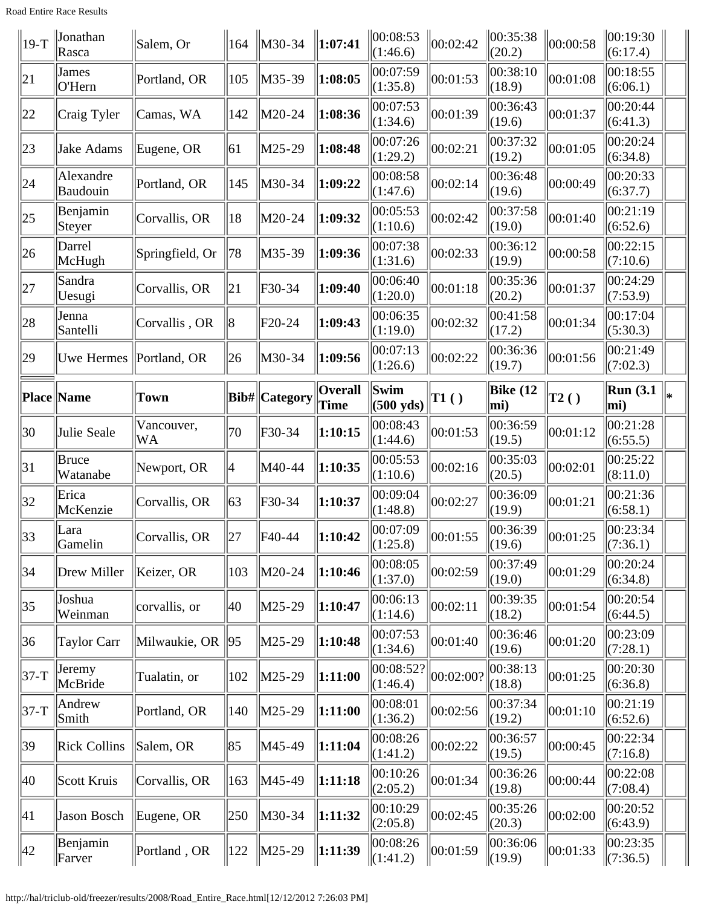| Place | Name | Town | Bib# | Category | Overall Time | Swim (500 yds) | T1 () | Bike (12 mi) | T2 () | Run (3.1 mi) | * |
|---|---|---|---|---|---|---|---|---|---|---|---|
| 19-T | Jonathan Rasca | Salem, Or | 164 | M30-34 | **1:07:41** | 00:08:53 (1:46.6) | 00:02:42 | 00:35:38 (20.2) | 00:00:58 | 00:19:30 (6:17.4) | |
| 21 | James O'Hern | Portland, OR | 105 | M35-39 | **1:08:05** | 00:07:59 (1:35.8) | 00:01:53 | 00:38:10 (18.9) | 00:01:08 | 00:18:55 (6:06.1) | |
| 22 | Craig Tyler | Camas, WA | 142 | M20-24 | **1:08:36** | 00:07:53 (1:34.6) | 00:01:39 | 00:36:43 (19.6) | 00:01:37 | 00:20:44 (6:41.3) | |
| 23 | Jake Adams | Eugene, OR | 61 | M25-29 | **1:08:48** | 00:07:26 (1:29.2) | 00:02:21 | 00:37:32 (19.2) | 00:01:05 | 00:20:24 (6:34.8) | |
| 24 | Alexandre Baudouin | Portland, OR | 145 | M30-34 | **1:09:22** | 00:08:58 (1:47.6) | 00:02:14 | 00:36:48 (19.6) | 00:00:49 | 00:20:33 (6:37.7) | |
| 25 | Benjamin Steyer | Corvallis, OR | 18 | M20-24 | **1:09:32** | 00:05:53 (1:10.6) | 00:02:42 | 00:37:58 (19.0) | 00:01:40 | 00:21:19 (6:52.6) | |
| 26 | Darrel McHugh | Springfield, Or | 78 | M35-39 | **1:09:36** | 00:07:38 (1:31.6) | 00:02:33 | 00:36:12 (19.9) | 00:00:58 | 00:22:15 (7:10.6) | |
| 27 | Sandra Uesugi | Corvallis, OR | 21 | F30-34 | **1:09:40** | 00:06:40 (1:20.0) | 00:01:18 | 00:35:36 (20.2) | 00:01:37 | 00:24:29 (7:53.9) | |
| 28 | Jenna Santelli | Corvallis , OR | 8 | F20-24 | **1:09:43** | 00:06:35 (1:19.0) | 00:02:32 | 00:41:58 (17.2) | 00:01:34 | 00:17:04 (5:30.3) | |
| 29 | Uwe Hermes | Portland, OR | 26 | M30-34 | **1:09:56** | 00:07:13 (1:26.6) | 00:02:22 | 00:36:36 (19.7) | 00:01:56 | 00:21:49 (7:02.3) | |
| **Place** | **Name** | **Town** | **Bib#** | **Category** | **Overall Time** | **Swim (500 yds)** | **T1 ()** | **Bike (12 mi)** | **T2 ()** | **Run (3.1 mi)** | ***** |
| 30 | Julie Seale | Vancouver, WA | 70 | F30-34 | **1:10:15** | 00:08:43 (1:44.6) | 00:01:53 | 00:36:59 (19.5) | 00:01:12 | 00:21:28 (6:55.5) | |
| 31 | Bruce Watanabe | Newport, OR | 4 | M40-44 | **1:10:35** | 00:05:53 (1:10.6) | 00:02:16 | 00:35:03 (20.5) | 00:02:01 | 00:25:22 (8:11.0) | |
| 32 | Erica McKenzie | Corvallis, OR | 63 | F30-34 | **1:10:37** | 00:09:04 (1:48.8) | 00:02:27 | 00:36:09 (19.9) | 00:01:21 | 00:21:36 (6:58.1) | |
| 33 | Lara Gamelin | Corvallis, OR | 27 | F40-44 | **1:10:42** | 00:07:09 (1:25.8) | 00:01:55 | 00:36:39 (19.6) | 00:01:25 | 00:23:34 (7:36.1) | |
| 34 | Drew Miller | Keizer, OR | 103 | M20-24 | **1:10:46** | 00:08:05 (1:37.0) | 00:02:59 | 00:37:49 (19.0) | 00:01:29 | 00:20:24 (6:34.8) | |
| 35 | Joshua Weinman | corvallis, or | 40 | M25-29 | **1:10:47** | 00:06:13 (1:14.6) | 00:02:11 | 00:39:35 (18.2) | 00:01:54 | 00:20:54 (6:44.5) | |
| 36 | Taylor Carr | Milwaukie, OR | 95 | M25-29 | **1:10:48** | 00:07:53 (1:34.6) | 00:01:40 | 00:36:46 (19.6) | 00:01:20 | 00:23:09 (7:28.1) | |
| 37-T | Jeremy McBride | Tualatin, or | 102 | M25-29 | **1:11:00** | 00:08:52? (1:46.4) | 00:02:00? | 00:38:13 (18.8) | 00:01:25 | 00:20:30 (6:36.8) | |
| 37-T | Andrew Smith | Portland, OR | 140 | M25-29 | **1:11:00** | 00:08:01 (1:36.2) | 00:02:56 | 00:37:34 (19.2) | 00:01:10 | 00:21:19 (6:52.6) | |
| 39 | Rick Collins | Salem, OR | 85 | M45-49 | **1:11:04** | 00:08:26 (1:41.2) | 00:02:22 | 00:36:57 (19.5) | 00:00:45 | 00:22:34 (7:16.8) | |
| 40 | Scott Kruis | Corvallis, OR | 163 | M45-49 | **1:11:18** | 00:10:26 (2:05.2) | 00:01:34 | 00:36:26 (19.8) | 00:00:44 | 00:22:08 (7:08.4) | |
| 41 | Jason Bosch | Eugene, OR | 250 | M30-34 | **1:11:32** | 00:10:29 (2:05.8) | 00:02:45 | 00:35:26 (20.3) | 00:02:00 | 00:20:52 (6:43.9) | |
| 42 | Benjamin Farver | Portland , OR | 122 | M25-29 | **1:11:39** | 00:08:26 (1:41.2) | 00:01:59 | 00:36:06 (19.9) | 00:01:33 | 00:23:35 (7:36.5) | |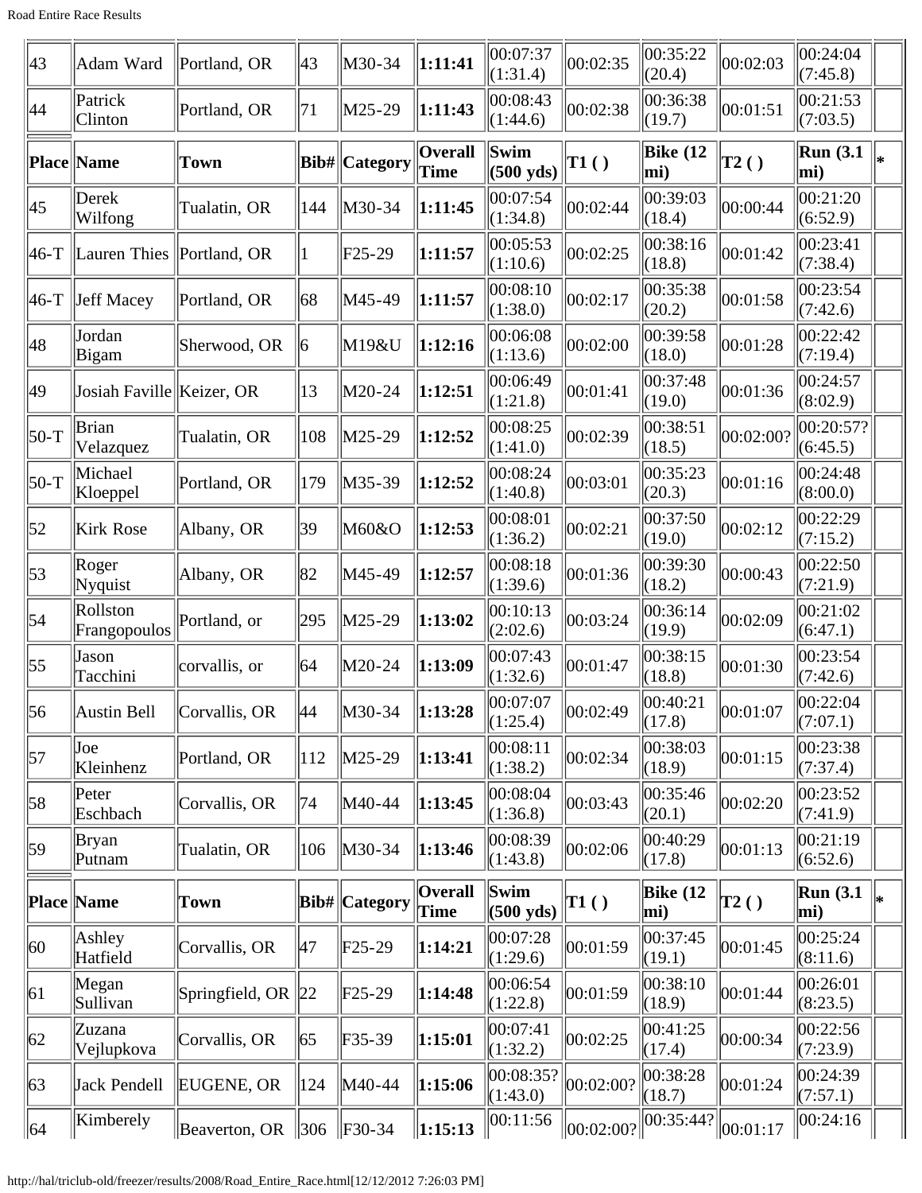| Place | Name | Town | Bib# | Category | Overall Time | Swim (500 yds) | T1 ( ) | Bike (12 mi) | T2 ( ) | Run (3.1 mi) | * |
|---|---|---|---|---|---|---|---|---|---|---|---|
| 43 | Adam Ward | Portland, OR | 43 | M30-34 | **1:11:41** | 00:07:37 (1:31.4) | 00:02:35 | 00:35:22 (20.4) | 00:02:03 | 00:24:04 (7:45.8) | |
| 44 | Patrick Clinton | Portland, OR | 71 | M25-29 | **1:11:43** | 00:08:43 (1:44.6) | 00:02:38 | 00:36:38 (19.7) | 00:01:51 | 00:21:53 (7:03.5) | |
| 45 | Derek Wilfong | Tualatin, OR | 144 | M30-34 | **1:11:45** | 00:07:54 (1:34.8) | 00:02:44 | 00:39:03 (18.4) | 00:00:44 | 00:21:20 (6:52.9) | |
| 46-T | Lauren Thies | Portland, OR | 1 | F25-29 | **1:11:57** | 00:05:53 (1:10.6) | 00:02:25 | 00:38:16 (18.8) | 00:01:42 | 00:23:41 (7:38.4) | |
| 46-T | Jeff Macey | Portland, OR | 68 | M45-49 | **1:11:57** | 00:08:10 (1:38.0) | 00:02:17 | 00:35:38 (20.2) | 00:01:58 | 00:23:54 (7:42.6) | |
| 48 | Jordan Bigam | Sherwood, OR | 6 | M19&U | **1:12:16** | 00:06:08 (1:13.6) | 00:02:00 | 00:39:58 (18.0) | 00:01:28 | 00:22:42 (7:19.4) | |
| 49 | Josiah Faville | Keizer, OR | 13 | M20-24 | **1:12:51** | 00:06:49 (1:21.8) | 00:01:41 | 00:37:48 (19.0) | 00:01:36 | 00:24:57 (8:02.9) | |
| 50-T | Brian Velazquez | Tualatin, OR | 108 | M25-29 | **1:12:52** | 00:08:25 (1:41.0) | 00:02:39 | 00:38:51 (18.5) | 00:02:00? | 00:20:57? (6:45.5) | |
| 50-T | Michael Kloeppel | Portland, OR | 179 | M35-39 | **1:12:52** | 00:08:24 (1:40.8) | 00:03:01 | 00:35:23 (20.3) | 00:01:16 | 00:24:48 (8:00.0) | |
| 52 | Kirk Rose | Albany, OR | 39 | M60&O | **1:12:53** | 00:08:01 (1:36.2) | 00:02:21 | 00:37:50 (19.0) | 00:02:12 | 00:22:29 (7:15.2) | |
| 53 | Roger Nyquist | Albany, OR | 82 | M45-49 | **1:12:57** | 00:08:18 (1:39.6) | 00:01:36 | 00:39:30 (18.2) | 00:00:43 | 00:22:50 (7:21.9) | |
| 54 | Rollston Frangopoulos | Portland, or | 295 | M25-29 | **1:13:02** | 00:10:13 (2:02.6) | 00:03:24 | 00:36:14 (19.9) | 00:02:09 | 00:21:02 (6:47.1) | |
| 55 | Jason Tacchini | corvallis, or | 64 | M20-24 | **1:13:09** | 00:07:43 (1:32.6) | 00:01:47 | 00:38:15 (18.8) | 00:01:30 | 00:23:54 (7:42.6) | |
| 56 | Austin Bell | Corvallis, OR | 44 | M30-34 | **1:13:28** | 00:07:07 (1:25.4) | 00:02:49 | 00:40:21 (17.8) | 00:01:07 | 00:22:04 (7:07.1) | |
| 57 | Joe Kleinhenz | Portland, OR | 112 | M25-29 | **1:13:41** | 00:08:11 (1:38.2) | 00:02:34 | 00:38:03 (18.9) | 00:01:15 | 00:23:38 (7:37.4) | |
| 58 | Peter Eschbach | Corvallis, OR | 74 | M40-44 | **1:13:45** | 00:08:04 (1:36.8) | 00:03:43 | 00:35:46 (20.1) | 00:02:20 | 00:23:52 (7:41.9) | |
| 59 | Bryan Putnam | Tualatin, OR | 106 | M30-34 | **1:13:46** | 00:08:39 (1:43.8) | 00:02:06 | 00:40:29 (17.8) | 00:01:13 | 00:21:19 (6:52.6) | |
| 60 | Ashley Hatfield | Corvallis, OR | 47 | F25-29 | **1:14:21** | 00:07:28 (1:29.6) | 00:01:59 | 00:37:45 (19.1) | 00:01:45 | 00:25:24 (8:11.6) | |
| 61 | Megan Sullivan | Springfield, OR | 22 | F25-29 | **1:14:48** | 00:06:54 (1:22.8) | 00:01:59 | 00:38:10 (18.9) | 00:01:44 | 00:26:01 (8:23.5) | |
| 62 | Zuzana Vejlupkova | Corvallis, OR | 65 | F35-39 | **1:15:01** | 00:07:41 (1:32.2) | 00:02:25 | 00:41:25 (17.4) | 00:00:34 | 00:22:56 (7:23.9) | |
| 63 | Jack Pendell | EUGENE, OR | 124 | M40-44 | **1:15:06** | 00:08:35? (1:43.0) | 00:02:00? | 00:38:28 (18.7) | 00:01:24 | 00:24:39 (7:57.1) | |
| 64 | Kimberely | Beaverton, OR | 306 | F30-34 | **1:15:13** | 00:11:56 | 00:02:00? | 00:35:44? | 00:01:17 | 00:24:16 | |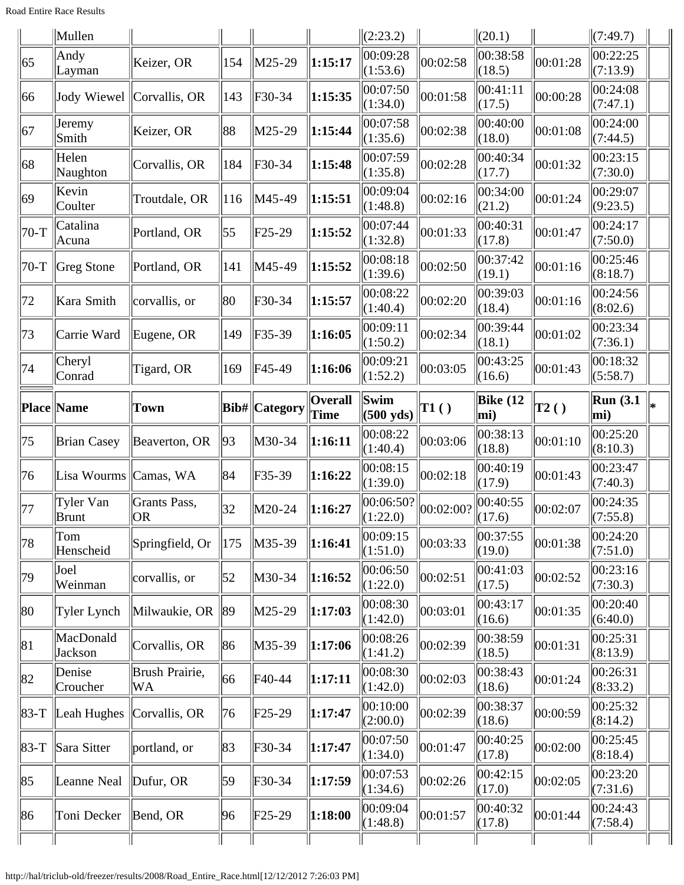| | Mullen | | | | | (2:23.2) | | (20.1) | | (7:49.7) | |
|---|---|---|---|---|---|---|---|---|---|---|---|
| 65 | Andy Layman | Keizer, OR | 154 | M25-29 | **1:15:17** | 00:09:28 (1:53.6) | 00:02:58 | 00:38:58 (18.5) | 00:01:28 | 00:22:25 (7:13.9) | |
| 66 | Jody Wiewel | Corvallis, OR | 143 | F30-34 | **1:15:35** | 00:07:50 (1:34.0) | 00:01:58 | 00:41:11 (17.5) | 00:00:28 | 00:24:08 (7:47.1) | |
| 67 | Jeremy Smith | Keizer, OR | 88 | M25-29 | **1:15:44** | 00:07:58 (1:35.6) | 00:02:38 | 00:40:00 (18.0) | 00:01:08 | 00:24:00 (7:44.5) | |
| 68 | Helen Naughton | Corvallis, OR | 184 | F30-34 | **1:15:48** | 00:07:59 (1:35.8) | 00:02:28 | 00:40:34 (17.7) | 00:01:32 | 00:23:15 (7:30.0) | |
| 69 | Kevin Coulter | Troutdale, OR | 116 | M45-49 | **1:15:51** | 00:09:04 (1:48.8) | 00:02:16 | 00:34:00 (21.2) | 00:01:24 | 00:29:07 (9:23.5) | |
| 70-T | Catalina Acuna | Portland, OR | 55 | F25-29 | **1:15:52** | 00:07:44 (1:32.8) | 00:01:33 | 00:40:31 (17.8) | 00:01:47 | 00:24:17 (7:50.0) | |
| 70-T | Greg Stone | Portland, OR | 141 | M45-49 | **1:15:52** | 00:08:18 (1:39.6) | 00:02:50 | 00:37:42 (19.1) | 00:01:16 | 00:25:46 (8:18.7) | |
| 72 | Kara Smith | corvallis, or | 80 | F30-34 | **1:15:57** | 00:08:22 (1:40.4) | 00:02:20 | 00:39:03 (18.4) | 00:01:16 | 00:24:56 (8:02.6) | |
| 73 | Carrie Ward | Eugene, OR | 149 | F35-39 | **1:16:05** | 00:09:11 (1:50.2) | 00:02:34 | 00:39:44 (18.1) | 00:01:02 | 00:23:34 (7:36.1) | |
| 74 | Cheryl Conrad | Tigard, OR | 169 | F45-49 | **1:16:06** | 00:09:21 (1:52.2) | 00:03:05 | 00:43:25 (16.6) | 00:01:43 | 00:18:32 (5:58.7) | |
| **Place** | **Name** | **Town** | **Bib#** | **Category** | **Overall Time** | **Swim (500 yds)** | **T1 ( )** | **Bike (12 mi)** | **T2 ( )** | **Run (3.1 mi)** | ***** |
| 75 | Brian Casey | Beaverton, OR | 93 | M30-34 | **1:16:11** | 00:08:22 (1:40.4) | 00:03:06 | 00:38:13 (18.8) | 00:01:10 | 00:25:20 (8:10.3) | |
| 76 | Lisa Wourms | Camas, WA | 84 | F35-39 | **1:16:22** | 00:08:15 (1:39.0) | 00:02:18 | 00:40:19 (17.9) | 00:01:43 | 00:23:47 (7:40.3) | |
| 77 | Tyler Van Brunt | Grants Pass, OR | 32 | M20-24 | **1:16:27** | 00:06:50? (1:22.0) | 00:02:00? | 00:40:55 (17.6) | 00:02:07 | 00:24:35 (7:55.8) | |
| 78 | Tom Henscheid | Springfield, Or | 175 | M35-39 | **1:16:41** | 00:09:15 (1:51.0) | 00:03:33 | 00:37:55 (19.0) | 00:01:38 | 00:24:20 (7:51.0) | |
| 79 | Joel Weinman | corvallis, or | 52 | M30-34 | **1:16:52** | 00:06:50 (1:22.0) | 00:02:51 | 00:41:03 (17.5) | 00:02:52 | 00:23:16 (7:30.3) | |
| 80 | Tyler Lynch | Milwaukie, OR | 89 | M25-29 | **1:17:03** | 00:08:30 (1:42.0) | 00:03:01 | 00:43:17 (16.6) | 00:01:35 | 00:20:40 (6:40.0) | |
| 81 | MacDonald Jackson | Corvallis, OR | 86 | M35-39 | **1:17:06** | 00:08:26 (1:41.2) | 00:02:39 | 00:38:59 (18.5) | 00:01:31 | 00:25:31 (8:13.9) | |
| 82 | Denise Croucher | Brush Prairie, WA | 66 | F40-44 | **1:17:11** | 00:08:30 (1:42.0) | 00:02:03 | 00:38:43 (18.6) | 00:01:24 | 00:26:31 (8:33.2) | |
| 83-T | Leah Hughes | Corvallis, OR | 76 | F25-29 | **1:17:47** | 00:10:00 (2:00.0) | 00:02:39 | 00:38:37 (18.6) | 00:00:59 | 00:25:32 (8:14.2) | |
| 83-T | Sara Sitter | portland, or | 83 | F30-34 | **1:17:47** | 00:07:50 (1:34.0) | 00:01:47 | 00:40:25 (17.8) | 00:02:00 | 00:25:45 (8:18.4) | |
| 85 | Leanne Neal | Dufur, OR | 59 | F30-34 | **1:17:59** | 00:07:53 (1:34.6) | 00:02:26 | 00:42:15 (17.0) | 00:02:05 | 00:23:20 (7:31.6) | |
| 86 | Toni Decker | Bend, OR | 96 | F25-29 | **1:18:00** | 00:09:04 (1:48.8) | 00:01:57 | 00:40:32 (17.8) | 00:01:44 | 00:24:43 (7:58.4) | |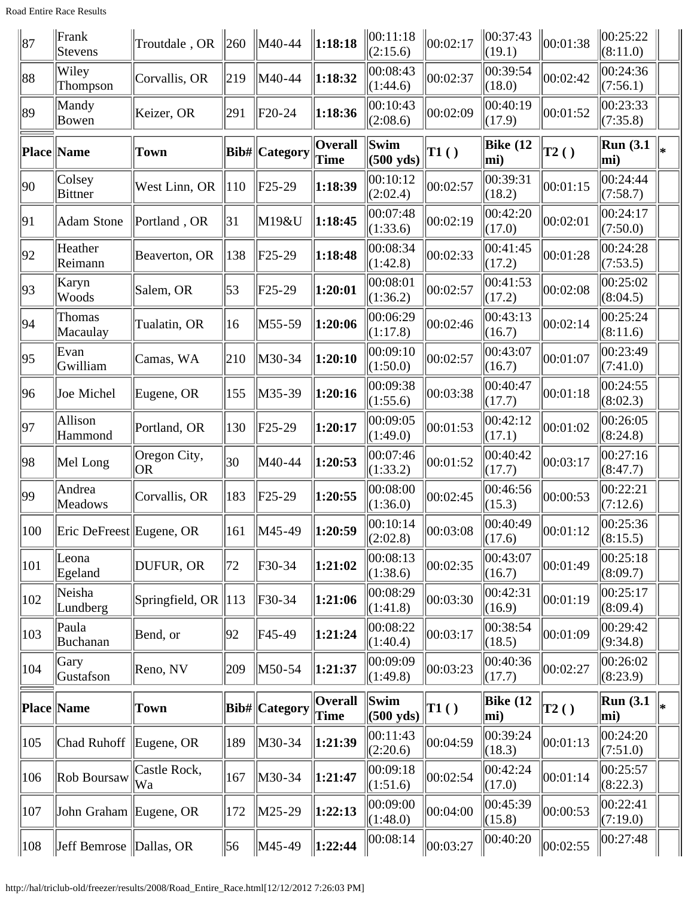| 87 | Frank Stevens | Troutdale , OR | 260 | M40-44 | **1:18:18** | 00:11:18 (2:15.6) | 00:02:17 | 00:37:43 (19.1) | 00:01:38 | 00:25:22 (8:11.0) | |
|---|---|---|---|---|---|---|---|---|---|---|---|
| 88 | Wiley Thompson | Corvallis, OR | 219 | M40-44 | **1:18:32** | 00:08:43 (1:44.6) | 00:02:37 | 00:39:54 (18.0) | 00:02:42 | 00:24:36 (7:56.1) | |
| 89 | Mandy Bowen | Keizer, OR | 291 | F20-24 | **1:18:36** | 00:10:43 (2:08.6) | 00:02:09 | 00:40:19 (17.9) | 00:01:52 | 00:23:33 (7:35.8) | |
| **Place** | **Name** | **Town** | **Bib#** | **Category** | **Overall Time** | **Swim (500 yds)** | **T1 ( )** | **Bike (12 mi)** | **T2 ( )** | **Run (3.1 mi)** | ***** |
| 90 | Colsey Bittner | West Linn, OR | 110 | F25-29 | **1:18:39** | 00:10:12 (2:02.4) | 00:02:57 | 00:39:31 (18.2) | 00:01:15 | 00:24:44 (7:58.7) | |
| 91 | Adam Stone | Portland , OR | 31 | M19&U | **1:18:45** | 00:07:48 (1:33.6) | 00:02:19 | 00:42:20 (17.0) | 00:02:01 | 00:24:17 (7:50.0) | |
| 92 | Heather Reimann | Beaverton, OR | 138 | F25-29 | **1:18:48** | 00:08:34 (1:42.8) | 00:02:33 | 00:41:45 (17.2) | 00:01:28 | 00:24:28 (7:53.5) | |
| 93 | Karyn Woods | Salem, OR | 53 | F25-29 | **1:20:01** | 00:08:01 (1:36.2) | 00:02:57 | 00:41:53 (17.2) | 00:02:08 | 00:25:02 (8:04.5) | |
| 94 | Thomas Macaulay | Tualatin, OR | 16 | M55-59 | **1:20:06** | 00:06:29 (1:17.8) | 00:02:46 | 00:43:13 (16.7) | 00:02:14 | 00:25:24 (8:11.6) | |
| 95 | Evan Gwilliam | Camas, WA | 210 | M30-34 | **1:20:10** | 00:09:10 (1:50.0) | 00:02:57 | 00:43:07 (16.7) | 00:01:07 | 00:23:49 (7:41.0) | |
| 96 | Joe Michel | Eugene, OR | 155 | M35-39 | **1:20:16** | 00:09:38 (1:55.6) | 00:03:38 | 00:40:47 (17.7) | 00:01:18 | 00:24:55 (8:02.3) | |
| 97 | Allison Hammond | Portland, OR | 130 | F25-29 | **1:20:17** | 00:09:05 (1:49.0) | 00:01:53 | 00:42:12 (17.1) | 00:01:02 | 00:26:05 (8:24.8) | |
| 98 | Mel Long | Oregon City, OR | 30 | M40-44 | **1:20:53** | 00:07:46 (1:33.2) | 00:01:52 | 00:40:42 (17.7) | 00:03:17 | 00:27:16 (8:47.7) | |
| 99 | Andrea Meadows | Corvallis, OR | 183 | F25-29 | **1:20:55** | 00:08:00 (1:36.0) | 00:02:45 | 00:46:56 (15.3) | 00:00:53 | 00:22:21 (7:12.6) | |
| 100 | Eric DeFreest | Eugene, OR | 161 | M45-49 | **1:20:59** | 00:10:14 (2:02.8) | 00:03:08 | 00:40:49 (17.6) | 00:01:12 | 00:25:36 (8:15.5) | |
| 101 | Leona Egeland | DUFUR, OR | 72 | F30-34 | **1:21:02** | 00:08:13 (1:38.6) | 00:02:35 | 00:43:07 (16.7) | 00:01:49 | 00:25:18 (8:09.7) | |
| 102 | Neisha Lundberg | Springfield, OR | 113 | F30-34 | **1:21:06** | 00:08:29 (1:41.8) | 00:03:30 | 00:42:31 (16.9) | 00:01:19 | 00:25:17 (8:09.4) | |
| 103 | Paula Buchanan | Bend, or | 92 | F45-49 | **1:21:24** | 00:08:22 (1:40.4) | 00:03:17 | 00:38:54 (18.5) | 00:01:09 | 00:29:42 (9:34.8) | |
| 104 | Gary Gustafson | Reno, NV | 209 | M50-54 | **1:21:37** | 00:09:09 (1:49.8) | 00:03:23 | 00:40:36 (17.7) | 00:02:27 | 00:26:02 (8:23.9) | |
| **Place** | **Name** | **Town** | **Bib#** | **Category** | **Overall Time** | **Swim (500 yds)** | **T1 ( )** | **Bike (12 mi)** | **T2 ( )** | **Run (3.1 mi)** | ***** |
| 105 | Chad Ruhoff | Eugene, OR | 189 | M30-34 | **1:21:39** | 00:11:43 (2:20.6) | 00:04:59 | 00:39:24 (18.3) | 00:01:13 | 00:24:20 (7:51.0) | |
| 106 | Rob Boursaw | Castle Rock, Wa | 167 | M30-34 | **1:21:47** | 00:09:18 (1:51.6) | 00:02:54 | 00:42:24 (17.0) | 00:01:14 | 00:25:57 (8:22.3) | |
| 107 | John Graham | Eugene, OR | 172 | M25-29 | **1:22:13** | 00:09:00 (1:48.0) | 00:04:00 | 00:45:39 (15.8) | 00:00:53 | 00:22:41 (7:19.0) | |
| 108 | Jeff Bemrose | Dallas, OR | 56 | M45-49 | **1:22:44** | 00:08:14 | 00:03:27 | 00:40:20 | 00:02:55 | 00:27:48 | |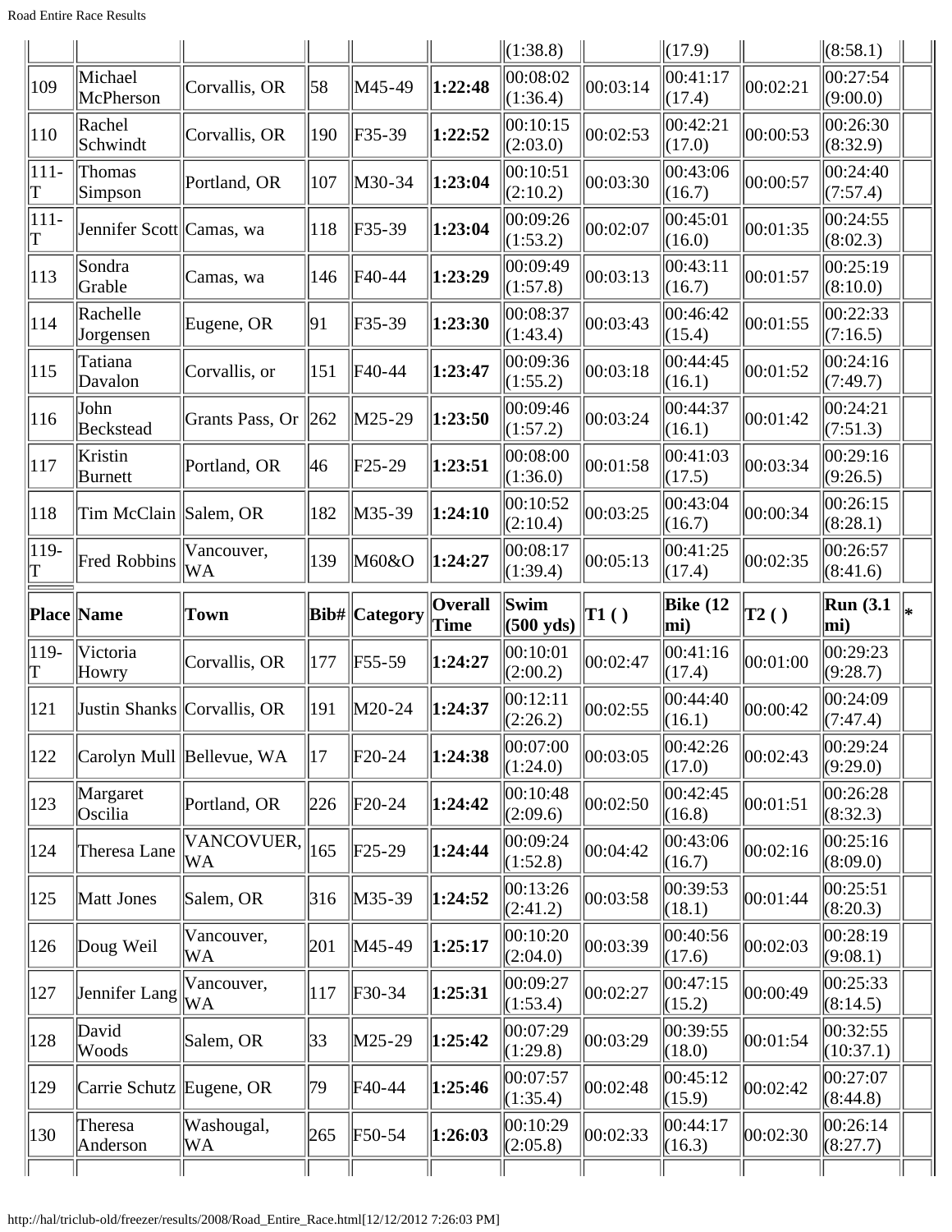| Place | Name | Town | Bib# | Category | Overall Time | Swim (500 yds) | T1 ( ) | Bike (12 mi) | T2 ( ) | Run (3.1 mi) | * |
|---|---|---|---|---|---|---|---|---|---|---|---|
| | | | | | | (1:38.8) | | (17.9) | | (8:58.1) | |
| 109 | Michael McPherson | Corvallis, OR | 58 | M45-49 | **1:22:48** | 00:08:02 (1:36.4) | 00:03:14 | 00:41:17 (17.4) | 00:02:21 | 00:27:54 (9:00.0) | |
| 110 | Rachel Schwindt | Corvallis, OR | 190 | F35-39 | **1:22:52** | 00:10:15 (2:03.0) | 00:02:53 | 00:42:21 (17.0) | 00:00:53 | 00:26:30 (8:32.9) | |
| 111-T | Thomas Simpson | Portland, OR | 107 | M30-34 | **1:23:04** | 00:10:51 (2:10.2) | 00:03:30 | 00:43:06 (16.7) | 00:00:57 | 00:24:40 (7:57.4) | |
| 111-T | Jennifer Scott | Camas, wa | 118 | F35-39 | **1:23:04** | 00:09:26 (1:53.2) | 00:02:07 | 00:45:01 (16.0) | 00:01:35 | 00:24:55 (8:02.3) | |
| 113 | Sondra Grable | Camas, wa | 146 | F40-44 | **1:23:29** | 00:09:49 (1:57.8) | 00:03:13 | 00:43:11 (16.7) | 00:01:57 | 00:25:19 (8:10.0) | |
| 114 | Rachelle Jorgensen | Eugene, OR | 91 | F35-39 | **1:23:30** | 00:08:37 (1:43.4) | 00:03:43 | 00:46:42 (15.4) | 00:01:55 | 00:22:33 (7:16.5) | |
| 115 | Tatiana Davalon | Corvallis, or | 151 | F40-44 | **1:23:47** | 00:09:36 (1:55.2) | 00:03:18 | 00:44:45 (16.1) | 00:01:52 | 00:24:16 (7:49.7) | |
| 116 | John Beckstead | Grants Pass, Or | 262 | M25-29 | **1:23:50** | 00:09:46 (1:57.2) | 00:03:24 | 00:44:37 (16.1) | 00:01:42 | 00:24:21 (7:51.3) | |
| 117 | Kristin Burnett | Portland, OR | 46 | F25-29 | **1:23:51** | 00:08:00 (1:36.0) | 00:01:58 | 00:41:03 (17.5) | 00:03:34 | 00:29:16 (9:26.5) | |
| 118 | Tim McClain | Salem, OR | 182 | M35-39 | **1:24:10** | 00:10:52 (2:10.4) | 00:03:25 | 00:43:04 (16.7) | 00:00:34 | 00:26:15 (8:28.1) | |
| 119-T | Fred Robbins | Vancouver, WA | 139 | M60&O | **1:24:27** | 00:08:17 (1:39.4) | 00:05:13 | 00:41:25 (17.4) | 00:02:35 | 00:26:57 (8:41.6) | |
| 119-T | Victoria Howry | Corvallis, OR | 177 | F55-59 | **1:24:27** | 00:10:01 (2:00.2) | 00:02:47 | 00:41:16 (17.4) | 00:01:00 | 00:29:23 (9:28.7) | |
| 121 | Justin Shanks | Corvallis, OR | 191 | M20-24 | **1:24:37** | 00:12:11 (2:26.2) | 00:02:55 | 00:44:40 (16.1) | 00:00:42 | 00:24:09 (7:47.4) | |
| 122 | Carolyn Mull | Bellevue, WA | 17 | F20-24 | **1:24:38** | 00:07:00 (1:24.0) | 00:03:05 | 00:42:26 (17.0) | 00:02:43 | 00:29:24 (9:29.0) | |
| 123 | Margaret Oscilia | Portland, OR | 226 | F20-24 | **1:24:42** | 00:10:48 (2:09.6) | 00:02:50 | 00:42:45 (16.8) | 00:01:51 | 00:26:28 (8:32.3) | |
| 124 | Theresa Lane | VANCOVUER, WA | 165 | F25-29 | **1:24:44** | 00:09:24 (1:52.8) | 00:04:42 | 00:43:06 (16.7) | 00:02:16 | 00:25:16 (8:09.0) | |
| 125 | Matt Jones | Salem, OR | 316 | M35-39 | **1:24:52** | 00:13:26 (2:41.2) | 00:03:58 | 00:39:53 (18.1) | 00:01:44 | 00:25:51 (8:20.3) | |
| 126 | Doug Weil | Vancouver, WA | 201 | M45-49 | **1:25:17** | 00:10:20 (2:04.0) | 00:03:39 | 00:40:56 (17.6) | 00:02:03 | 00:28:19 (9:08.1) | |
| 127 | Jennifer Lang | Vancouver, WA | 117 | F30-34 | **1:25:31** | 00:09:27 (1:53.4) | 00:02:27 | 00:47:15 (15.2) | 00:00:49 | 00:25:33 (8:14.5) | |
| 128 | David Woods | Salem, OR | 33 | M25-29 | **1:25:42** | 00:07:29 (1:29.8) | 00:03:29 | 00:39:55 (18.0) | 00:01:54 | 00:32:55 (10:37.1) | |
| 129 | Carrie Schutz | Eugene, OR | 79 | F40-44 | **1:25:46** | 00:07:57 (1:35.4) | 00:02:48 | 00:45:12 (15.9) | 00:02:42 | 00:27:07 (8:44.8) | |
| 130 | Theresa Anderson | Washougal, WA | 265 | F50-54 | **1:26:03** | 00:10:29 (2:05.8) | 00:02:33 | 00:44:17 (16.3) | 00:02:30 | 00:26:14 (8:27.7) | |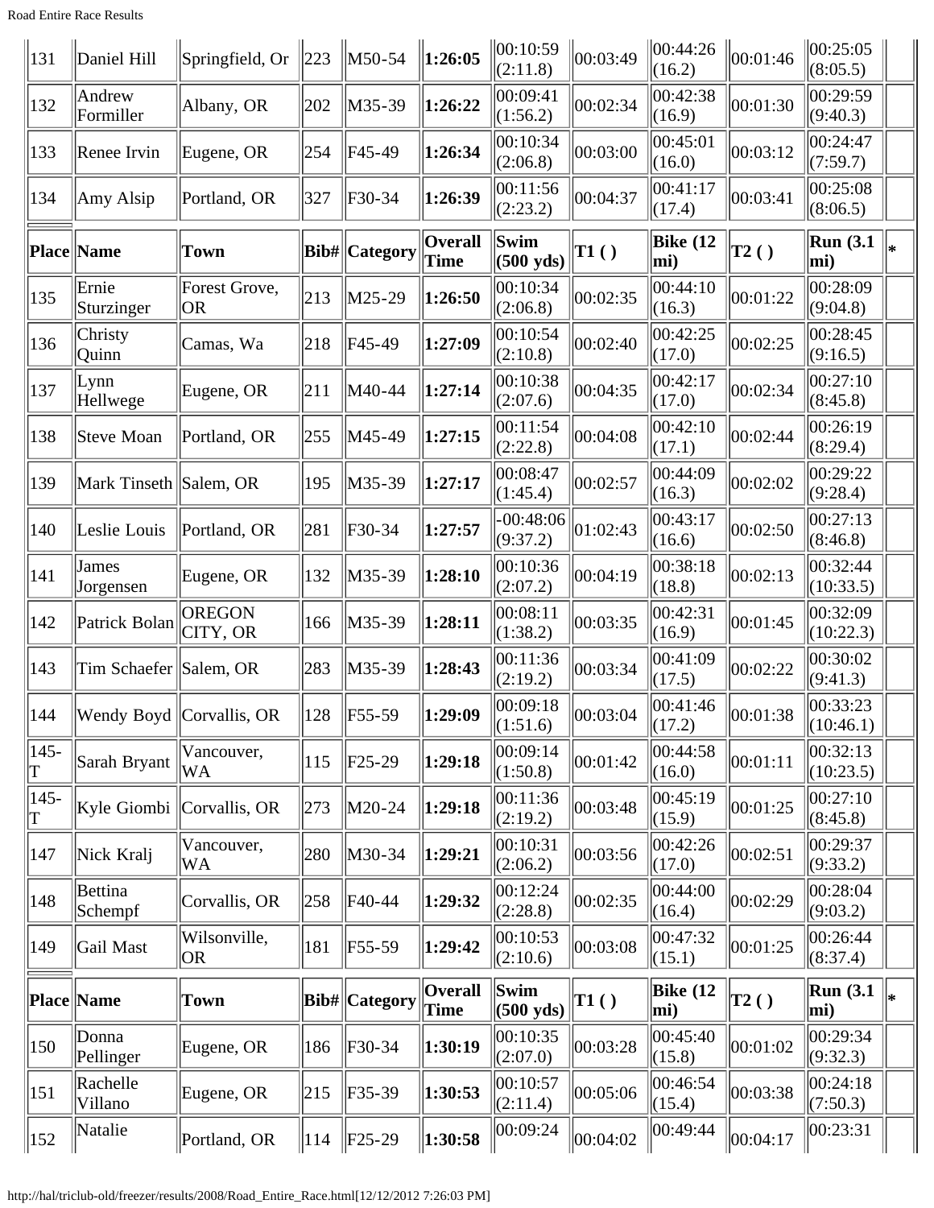| Place | Name | Town | Bib# | Category | Overall Time | Swim (500 yds) | T1 ( ) | Bike (12 mi) | T2 ( ) | Run (3.1 mi) | * |
|---|---|---|---|---|---|---|---|---|---|---|---|
| 131 | Daniel Hill | Springfield, Or | 223 | M50-54 | **1:26:05** | 00:10:59 (2:11.8) | 00:03:49 | 00:44:26 (16.2) | 00:01:46 | 00:25:05 (8:05.5) | |
| 132 | Andrew Formiller | Albany, OR | 202 | M35-39 | **1:26:22** | 00:09:41 (1:56.2) | 00:02:34 | 00:42:38 (16.9) | 00:01:30 | 00:29:59 (9:40.3) | |
| 133 | Renee Irvin | Eugene, OR | 254 | F45-49 | **1:26:34** | 00:10:34 (2:06.8) | 00:03:00 | 00:45:01 (16.0) | 00:03:12 | 00:24:47 (7:59.7) | |
| 134 | Amy Alsip | Portland, OR | 327 | F30-34 | **1:26:39** | 00:11:56 (2:23.2) | 00:04:37 | 00:41:17 (17.4) | 00:03:41 | 00:25:08 (8:06.5) | |

| Place | Name | Town | Bib# | Category | Overall Time | Swim (500 yds) | T1 ( ) | Bike (12 mi) | T2 ( ) | Run (3.1 mi) | * |
|---|---|---|---|---|---|---|---|---|---|---|---|
| 135 | Ernie Sturzinger | Forest Grove, OR | 213 | M25-29 | **1:26:50** | 00:10:34 (2:06.8) | 00:02:35 | 00:44:10 (16.3) | 00:01:22 | 00:28:09 (9:04.8) | |
| 136 | Christy Quinn | Camas, Wa | 218 | F45-49 | **1:27:09** | 00:10:54 (2:10.8) | 00:02:40 | 00:42:25 (17.0) | 00:02:25 | 00:28:45 (9:16.5) | |
| 137 | Lynn Hellwege | Eugene, OR | 211 | M40-44 | **1:27:14** | 00:10:38 (2:07.6) | 00:04:35 | 00:42:17 (17.0) | 00:02:34 | 00:27:10 (8:45.8) | |
| 138 | Steve Moan | Portland, OR | 255 | M45-49 | **1:27:15** | 00:11:54 (2:22.8) | 00:04:08 | 00:42:10 (17.1) | 00:02:44 | 00:26:19 (8:29.4) | |
| 139 | Mark Tinseth | Salem, OR | 195 | M35-39 | **1:27:17** | 00:08:47 (1:45.4) | 00:02:57 | 00:44:09 (16.3) | 00:02:02 | 00:29:22 (9:28.4) | |
| 140 | Leslie Louis | Portland, OR | 281 | F30-34 | **1:27:57** | -00:48:06 (9:37.2) | 01:02:43 | 00:43:17 (16.6) | 00:02:50 | 00:27:13 (8:46.8) | |
| 141 | James Jorgensen | Eugene, OR | 132 | M35-39 | **1:28:10** | 00:10:36 (2:07.2) | 00:04:19 | 00:38:18 (18.8) | 00:02:13 | 00:32:44 (10:33.5) | |
| 142 | Patrick Bolan | OREGON CITY, OR | 166 | M35-39 | **1:28:11** | 00:08:11 (1:38.2) | 00:03:35 | 00:42:31 (16.9) | 00:01:45 | 00:32:09 (10:22.3) | |
| 143 | Tim Schaefer | Salem, OR | 283 | M35-39 | **1:28:43** | 00:11:36 (2:19.2) | 00:03:34 | 00:41:09 (17.5) | 00:02:22 | 00:30:02 (9:41.3) | |
| 144 | Wendy Boyd | Corvallis, OR | 128 | F55-59 | **1:29:09** | 00:09:18 (1:51.6) | 00:03:04 | 00:41:46 (17.2) | 00:01:38 | 00:33:23 (10:46.1) | |
| 145-T | Sarah Bryant | Vancouver, WA | 115 | F25-29 | **1:29:18** | 00:09:14 (1:50.8) | 00:01:42 | 00:44:58 (16.0) | 00:01:11 | 00:32:13 (10:23.5) | |
| 145-T | Kyle Giombi | Corvallis, OR | 273 | M20-24 | **1:29:18** | 00:11:36 (2:19.2) | 00:03:48 | 00:45:19 (15.9) | 00:01:25 | 00:27:10 (8:45.8) | |
| 147 | Nick Kralj | Vancouver, WA | 280 | M30-34 | **1:29:21** | 00:10:31 (2:06.2) | 00:03:56 | 00:42:26 (17.0) | 00:02:51 | 00:29:37 (9:33.2) | |
| 148 | Bettina Schempf | Corvallis, OR | 258 | F40-44 | **1:29:32** | 00:12:24 (2:28.8) | 00:02:35 | 00:44:00 (16.4) | 00:02:29 | 00:28:04 (9:03.2) | |
| 149 | Gail Mast | Wilsonville, OR | 181 | F55-59 | **1:29:42** | 00:10:53 (2:10.6) | 00:03:08 | 00:47:32 (15.1) | 00:01:25 | 00:26:44 (8:37.4) | |

| Place | Name | Town | Bib# | Category | Overall Time | Swim (500 yds) | T1 ( ) | Bike (12 mi) | T2 ( ) | Run (3.1 mi) | * |
|---|---|---|---|---|---|---|---|---|---|---|---|
| 150 | Donna Pellinger | Eugene, OR | 186 | F30-34 | **1:30:19** | 00:10:35 (2:07.0) | 00:03:28 | 00:45:40 (15.8) | 00:01:02 | 00:29:34 (9:32.3) | |
| 151 | Rachelle Villano | Eugene, OR | 215 | F35-39 | **1:30:53** | 00:10:57 (2:11.4) | 00:05:06 | 00:46:54 (15.4) | 00:03:38 | 00:24:18 (7:50.3) | |
| 152 | Natalie | Portland, OR | 114 | F25-29 | **1:30:58** | 00:09:24 | 00:04:02 | 00:49:44 | 00:04:17 | 00:23:31 | |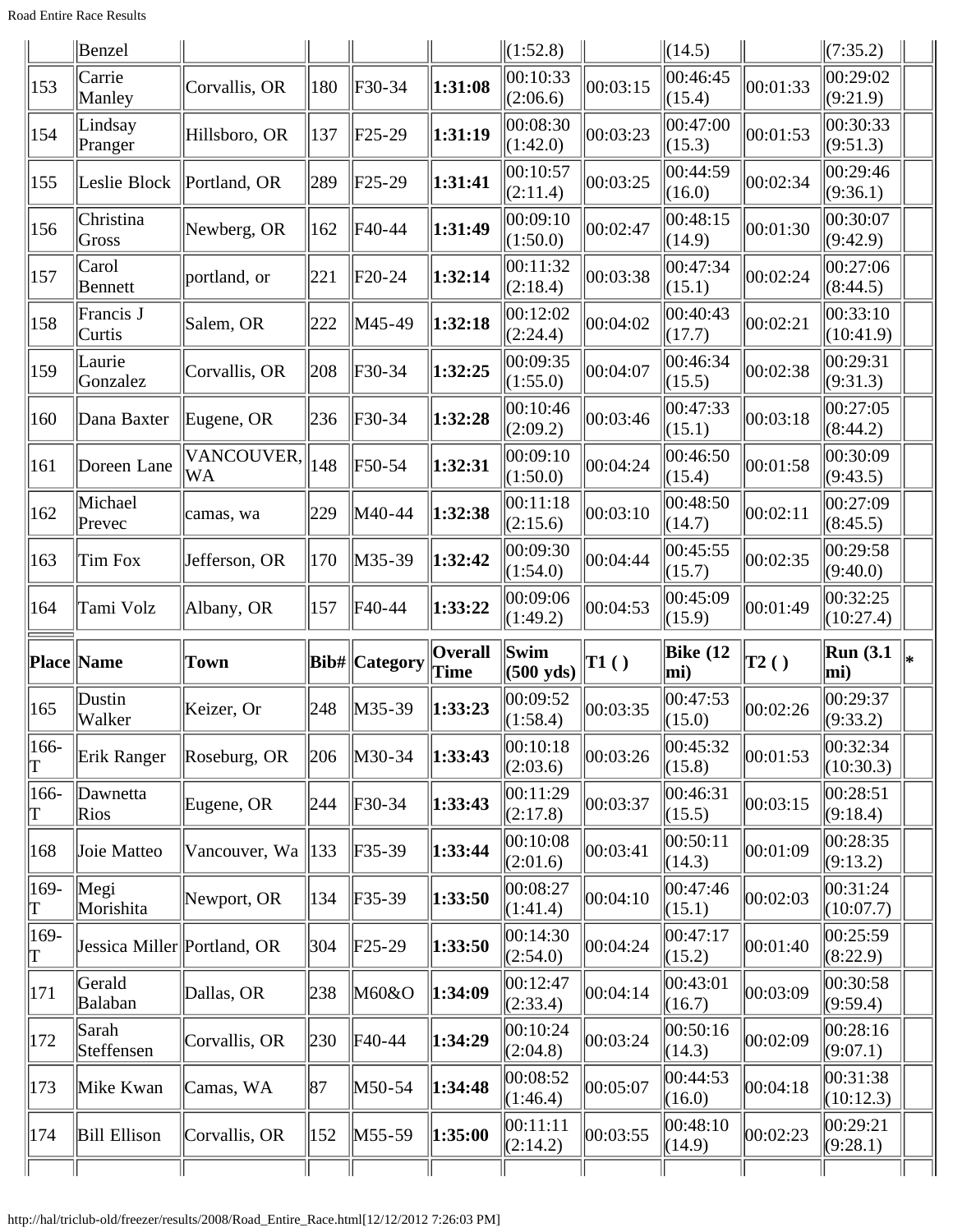| | Benzel | | | | | (1:52.8) | | (14.5) | | (7:35.2) | |
|---|---|---|---|---|---|---|---|---|---|---|---|
| 153 | Carrie Manley | Corvallis, OR | 180 | F30-34 | **1:31:08** | 00:10:33 (2:06.6) | 00:03:15 | 00:46:45 (15.4) | 00:01:33 | 00:29:02 (9:21.9) | |
| 154 | Lindsay Pranger | Hillsboro, OR | 137 | F25-29 | **1:31:19** | 00:08:30 (1:42.0) | 00:03:23 | 00:47:00 (15.3) | 00:01:53 | 00:30:33 (9:51.3) | |
| 155 | Leslie Block | Portland, OR | 289 | F25-29 | **1:31:41** | 00:10:57 (2:11.4) | 00:03:25 | 00:44:59 (16.0) | 00:02:34 | 00:29:46 (9:36.1) | |
| 156 | Christina Gross | Newberg, OR | 162 | F40-44 | **1:31:49** | 00:09:10 (1:50.0) | 00:02:47 | 00:48:15 (14.9) | 00:01:30 | 00:30:07 (9:42.9) | |
| 157 | Carol Bennett | portland, or | 221 | F20-24 | **1:32:14** | 00:11:32 (2:18.4) | 00:03:38 | 00:47:34 (15.1) | 00:02:24 | 00:27:06 (8:44.5) | |
| 158 | Francis J Curtis | Salem, OR | 222 | M45-49 | **1:32:18** | 00:12:02 (2:24.4) | 00:04:02 | 00:40:43 (17.7) | 00:02:21 | 00:33:10 (10:41.9) | |
| 159 | Laurie Gonzalez | Corvallis, OR | 208 | F30-34 | **1:32:25** | 00:09:35 (1:55.0) | 00:04:07 | 00:46:34 (15.5) | 00:02:38 | 00:29:31 (9:31.3) | |
| 160 | Dana Baxter | Eugene, OR | 236 | F30-34 | **1:32:28** | 00:10:46 (2:09.2) | 00:03:46 | 00:47:33 (15.1) | 00:03:18 | 00:27:05 (8:44.2) | |
| 161 | Doreen Lane | VANCOUVER, WA | 148 | F50-54 | **1:32:31** | 00:09:10 (1:50.0) | 00:04:24 | 00:46:50 (15.4) | 00:01:58 | 00:30:09 (9:43.5) | |
| 162 | Michael Prevec | camas, wa | 229 | M40-44 | **1:32:38** | 00:11:18 (2:15.6) | 00:03:10 | 00:48:50 (14.7) | 00:02:11 | 00:27:09 (8:45.5) | |
| 163 | Tim Fox | Jefferson, OR | 170 | M35-39 | **1:32:42** | 00:09:30 (1:54.0) | 00:04:44 | 00:45:55 (15.7) | 00:02:35 | 00:29:58 (9:40.0) | |
| 164 | Tami Volz | Albany, OR | 157 | F40-44 | **1:33:22** | 00:09:06 (1:49.2) | 00:04:53 | 00:45:09 (15.9) | 00:01:49 | 00:32:25 (10:27.4) | |
| **Place** | **Name** | **Town** | **Bib#** | **Category** | **Overall Time** | **Swim (500 yds)** | **T1 ()** | **Bike (12 mi)** | **T2 ()** | **Run (3.1 mi)** | ***** |
| 165 | Dustin Walker | Keizer, Or | 248 | M35-39 | **1:33:23** | 00:09:52 (1:58.4) | 00:03:35 | 00:47:53 (15.0) | 00:02:26 | 00:29:37 (9:33.2) | |
| 166-T | Erik Ranger | Roseburg, OR | 206 | M30-34 | **1:33:43** | 00:10:18 (2:03.6) | 00:03:26 | 00:45:32 (15.8) | 00:01:53 | 00:32:34 (10:30.3) | |
| 166-T | Dawnetta Rios | Eugene, OR | 244 | F30-34 | **1:33:43** | 00:11:29 (2:17.8) | 00:03:37 | 00:46:31 (15.5) | 00:03:15 | 00:28:51 (9:18.4) | |
| 168 | Joie Matteo | Vancouver, Wa | 133 | F35-39 | **1:33:44** | 00:10:08 (2:01.6) | 00:03:41 | 00:50:11 (14.3) | 00:01:09 | 00:28:35 (9:13.2) | |
| 169-T | Megi Morishita | Newport, OR | 134 | F35-39 | **1:33:50** | 00:08:27 (1:41.4) | 00:04:10 | 00:47:46 (15.1) | 00:02:03 | 00:31:24 (10:07.7) | |
| 169-T | Jessica Miller | Portland, OR | 304 | F25-29 | **1:33:50** | 00:14:30 (2:54.0) | 00:04:24 | 00:47:17 (15.2) | 00:01:40 | 00:25:59 (8:22.9) | |
| 171 | Gerald Balaban | Dallas, OR | 238 | M60&O | **1:34:09** | 00:12:47 (2:33.4) | 00:04:14 | 00:43:01 (16.7) | 00:03:09 | 00:30:58 (9:59.4) | |
| 172 | Sarah Steffensen | Corvallis, OR | 230 | F40-44 | **1:34:29** | 00:10:24 (2:04.8) | 00:03:24 | 00:50:16 (14.3) | 00:02:09 | 00:28:16 (9:07.1) | |
| 173 | Mike Kwan | Camas, WA | 87 | M50-54 | **1:34:48** | 00:08:52 (1:46.4) | 00:05:07 | 00:44:53 (16.0) | 00:04:18 | 00:31:38 (10:12.3) | |
| 174 | Bill Ellison | Corvallis, OR | 152 | M55-59 | **1:35:00** | 00:11:11 (2:14.2) | 00:03:55 | 00:48:10 (14.9) | 00:02:23 | 00:29:21 (9:28.1) | |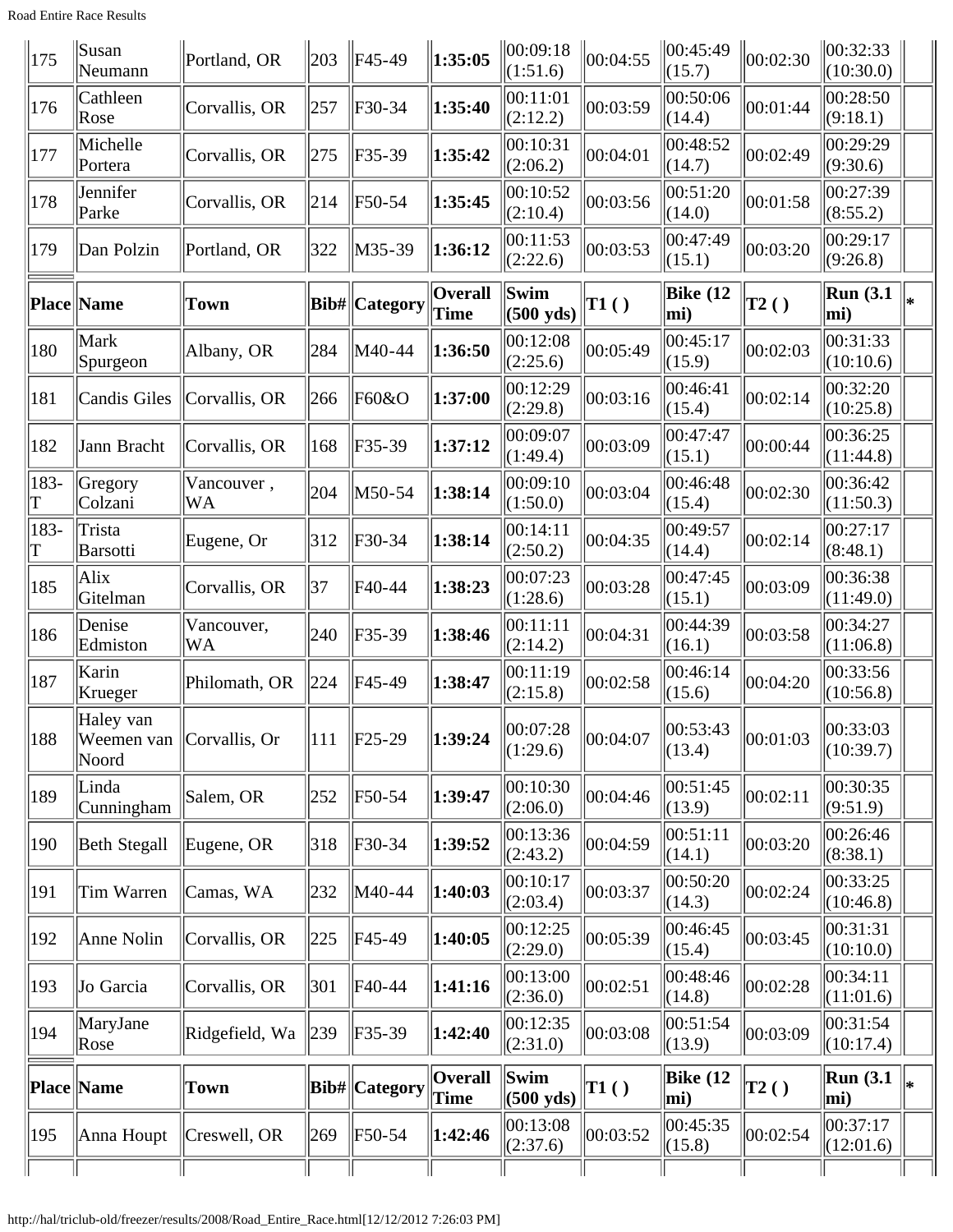| Place | Name | Town | Bib# | Category | Overall Time | Swim (500 yds) | T1 ( ) | Bike (12 mi) | T2 ( ) | Run (3.1 mi) | * |
|---|---|---|---|---|---|---|---|---|---|---|---|
| 175 | Susan Neumann | Portland, OR | 203 | F45-49 | **1:35:05** | 00:09:18 (1:51.6) | 00:04:55 | 00:45:49 (15.7) | 00:02:30 | 00:32:33 (10:30.0) | |
| 176 | Cathleen Rose | Corvallis, OR | 257 | F30-34 | **1:35:40** | 00:11:01 (2:12.2) | 00:03:59 | 00:50:06 (14.4) | 00:01:44 | 00:28:50 (9:18.1) | |
| 177 | Michelle Portera | Corvallis, OR | 275 | F35-39 | **1:35:42** | 00:10:31 (2:06.2) | 00:04:01 | 00:48:52 (14.7) | 00:02:49 | 00:29:29 (9:30.6) | |
| 178 | Jennifer Parke | Corvallis, OR | 214 | F50-54 | **1:35:45** | 00:10:52 (2:10.4) | 00:03:56 | 00:51:20 (14.0) | 00:01:58 | 00:27:39 (8:55.2) | |
| 179 | Dan Polzin | Portland, OR | 322 | M35-39 | **1:36:12** | 00:11:53 (2:22.6) | 00:03:53 | 00:47:49 (15.1) | 00:03:20 | 00:29:17 (9:26.8) | |
| **Place** | **Name** | **Town** | **Bib#** | **Category** | **Overall Time** | **Swim (500 yds)** | **T1 ( )** | **Bike (12 mi)** | **T2 ( )** | **Run (3.1 mi)** | ***** |
| 180 | Mark Spurgeon | Albany, OR | 284 | M40-44 | **1:36:50** | 00:12:08 (2:25.6) | 00:05:49 | 00:45:17 (15.9) | 00:02:03 | 00:31:33 (10:10.6) | |
| 181 | Candis Giles | Corvallis, OR | 266 | F60&O | **1:37:00** | 00:12:29 (2:29.8) | 00:03:16 | 00:46:41 (15.4) | 00:02:14 | 00:32:20 (10:25.8) | |
| 182 | Jann Bracht | Corvallis, OR | 168 | F35-39 | **1:37:12** | 00:09:07 (1:49.4) | 00:03:09 | 00:47:47 (15.1) | 00:00:44 | 00:36:25 (11:44.8) | |
| 183-T | Gregory Colzani | Vancouver , WA | 204 | M50-54 | **1:38:14** | 00:09:10 (1:50.0) | 00:03:04 | 00:46:48 (15.4) | 00:02:30 | 00:36:42 (11:50.3) | |
| 183-T | Trista Barsotti | Eugene, Or | 312 | F30-34 | **1:38:14** | 00:14:11 (2:50.2) | 00:04:35 | 00:49:57 (14.4) | 00:02:14 | 00:27:17 (8:48.1) | |
| 185 | Alix Gitelman | Corvallis, OR | 37 | F40-44 | **1:38:23** | 00:07:23 (1:28.6) | 00:03:28 | 00:47:45 (15.1) | 00:03:09 | 00:36:38 (11:49.0) | |
| 186 | Denise Edmiston | Vancouver, WA | 240 | F35-39 | **1:38:46** | 00:11:11 (2:14.2) | 00:04:31 | 00:44:39 (16.1) | 00:03:58 | 00:34:27 (11:06.8) | |
| 187 | Karin Krueger | Philomath, OR | 224 | F45-49 | **1:38:47** | 00:11:19 (2:15.8) | 00:02:58 | 00:46:14 (15.6) | 00:04:20 | 00:33:56 (10:56.8) | |
| 188 | Haley van Weemen van Noord | Corvallis, Or | 111 | F25-29 | **1:39:24** | 00:07:28 (1:29.6) | 00:04:07 | 00:53:43 (13.4) | 00:01:03 | 00:33:03 (10:39.7) | |
| 189 | Linda Cunningham | Salem, OR | 252 | F50-54 | **1:39:47** | 00:10:30 (2:06.0) | 00:04:46 | 00:51:45 (13.9) | 00:02:11 | 00:30:35 (9:51.9) | |
| 190 | Beth Stegall | Eugene, OR | 318 | F30-34 | **1:39:52** | 00:13:36 (2:43.2) | 00:04:59 | 00:51:11 (14.1) | 00:03:20 | 00:26:46 (8:38.1) | |
| 191 | Tim Warren | Camas, WA | 232 | M40-44 | **1:40:03** | 00:10:17 (2:03.4) | 00:03:37 | 00:50:20 (14.3) | 00:02:24 | 00:33:25 (10:46.8) | |
| 192 | Anne Nolin | Corvallis, OR | 225 | F45-49 | **1:40:05** | 00:12:25 (2:29.0) | 00:05:39 | 00:46:45 (15.4) | 00:03:45 | 00:31:31 (10:10.0) | |
| 193 | Jo Garcia | Corvallis, OR | 301 | F40-44 | **1:41:16** | 00:13:00 (2:36.0) | 00:02:51 | 00:48:46 (14.8) | 00:02:28 | 00:34:11 (11:01.6) | |
| 194 | MaryJane Rose | Ridgefield, Wa | 239 | F35-39 | **1:42:40** | 00:12:35 (2:31.0) | 00:03:08 | 00:51:54 (13.9) | 00:03:09 | 00:31:54 (10:17.4) | |
| **Place** | **Name** | **Town** | **Bib#** | **Category** | **Overall Time** | **Swim (500 yds)** | **T1 ( )** | **Bike (12 mi)** | **T2 ( )** | **Run (3.1 mi)** | ***** |
| 195 | Anna Houpt | Creswell, OR | 269 | F50-54 | **1:42:46** | 00:13:08 (2:37.6) | 00:03:52 | 00:45:35 (15.8) | 00:02:54 | 00:37:17 (12:01.6) | |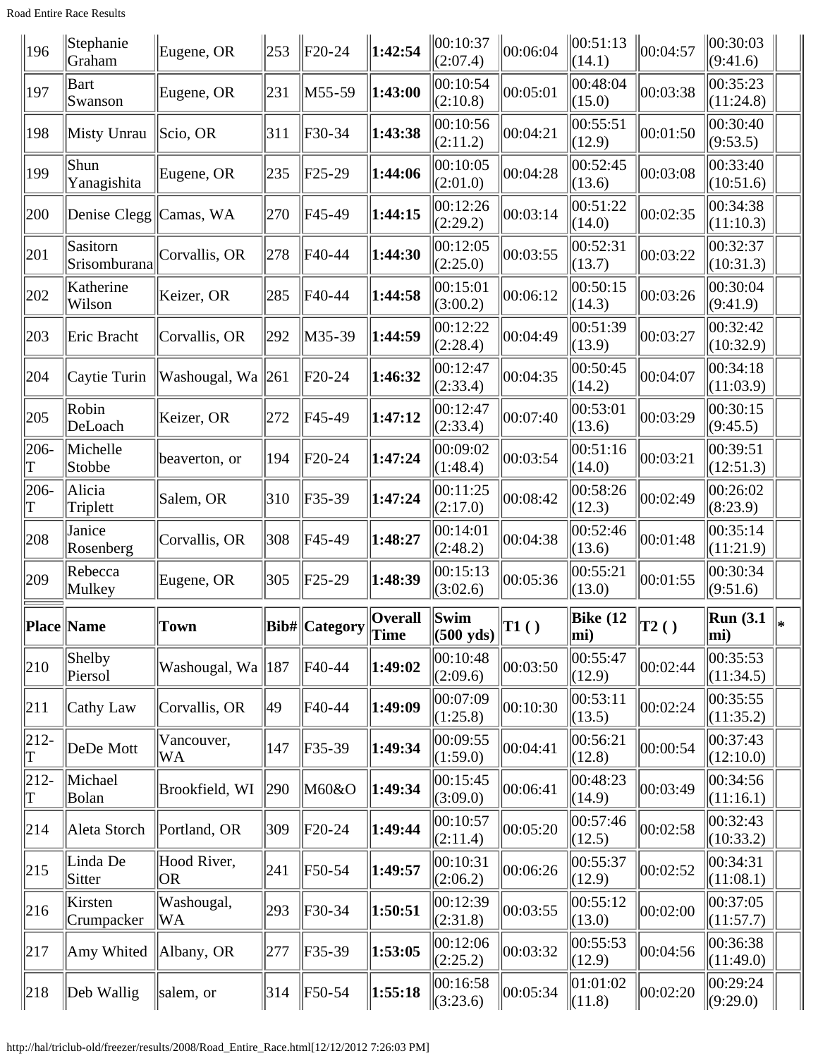| 196 | Stephanie Graham | Eugene, OR | 253 | F20-24 | **1:42:54** | 00:10:37 (2:07.4) | 00:06:04 | 00:51:13 (14.1) | 00:04:57 | 00:30:03 (9:41.6) | |
|---|---|---|---|---|---|---|---|---|---|---|---|
| 197 | Bart Swanson | Eugene, OR | 231 | M55-59 | **1:43:00** | 00:10:54 (2:10.8) | 00:05:01 | 00:48:04 (15.0) | 00:03:38 | 00:35:23 (11:24.8) | |
| 198 | Misty Unrau | Scio, OR | 311 | F30-34 | **1:43:38** | 00:10:56 (2:11.2) | 00:04:21 | 00:55:51 (12.9) | 00:01:50 | 00:30:40 (9:53.5) | |
| 199 | Shun Yanagishita | Eugene, OR | 235 | F25-29 | **1:44:06** | 00:10:05 (2:01.0) | 00:04:28 | 00:52:45 (13.6) | 00:03:08 | 00:33:40 (10:51.6) | |
| 200 | Denise Clegg | Camas, WA | 270 | F45-49 | **1:44:15** | 00:12:26 (2:29.2) | 00:03:14 | 00:51:22 (14.0) | 00:02:35 | 00:34:38 (11:10.3) | |
| 201 | Sasitorn Srisomburana | Corvallis, OR | 278 | F40-44 | **1:44:30** | 00:12:05 (2:25.0) | 00:03:55 | 00:52:31 (13.7) | 00:03:22 | 00:32:37 (10:31.3) | |
| 202 | Katherine Wilson | Keizer, OR | 285 | F40-44 | **1:44:58** | 00:15:01 (3:00.2) | 00:06:12 | 00:50:15 (14.3) | 00:03:26 | 00:30:04 (9:41.9) | |
| 203 | Eric Bracht | Corvallis, OR | 292 | M35-39 | **1:44:59** | 00:12:22 (2:28.4) | 00:04:49 | 00:51:39 (13.9) | 00:03:27 | 00:32:42 (10:32.9) | |
| 204 | Caytie Turin | Washougal, Wa | 261 | F20-24 | **1:46:32** | 00:12:47 (2:33.4) | 00:04:35 | 00:50:45 (14.2) | 00:04:07 | 00:34:18 (11:03.9) | |
| 205 | Robin DeLoach | Keizer, OR | 272 | F45-49 | **1:47:12** | 00:12:47 (2:33.4) | 00:07:40 | 00:53:01 (13.6) | 00:03:29 | 00:30:15 (9:45.5) | |
| 206-T | Michelle Stobbe | beaverton, or | 194 | F20-24 | **1:47:24** | 00:09:02 (1:48.4) | 00:03:54 | 00:51:16 (14.0) | 00:03:21 | 00:39:51 (12:51.3) | |
| 206-T | Alicia Triplett | Salem, OR | 310 | F35-39 | **1:47:24** | 00:11:25 (2:17.0) | 00:08:42 | 00:58:26 (12.3) | 00:02:49 | 00:26:02 (8:23.9) | |
| 208 | Janice Rosenberg | Corvallis, OR | 308 | F45-49 | **1:48:27** | 00:14:01 (2:48.2) | 00:04:38 | 00:52:46 (13.6) | 00:01:48 | 00:35:14 (11:21.9) | |
| 209 | Rebecca Mulkey | Eugene, OR | 305 | F25-29 | **1:48:39** | 00:15:13 (3:02.6) | 00:05:36 | 00:55:21 (13.0) | 00:01:55 | 00:30:34 (9:51.6) | |
| **Place** | **Name** | **Town** | **Bib#** | **Category** | **Overall Time** | **Swim (500 yds)** | **T1 ( )** | **Bike (12 mi)** | **T2 ( )** | **Run (3.1 mi)** | * |
| 210 | Shelby Piersol | Washougal, Wa | 187 | F40-44 | **1:49:02** | 00:10:48 (2:09.6) | 00:03:50 | 00:55:47 (12.9) | 00:02:44 | 00:35:53 (11:34.5) | |
| 211 | Cathy Law | Corvallis, OR | 49 | F40-44 | **1:49:09** | 00:07:09 (1:25.8) | 00:10:30 | 00:53:11 (13.5) | 00:02:24 | 00:35:55 (11:35.2) | |
| 212-T | DeDe Mott | Vancouver, WA | 147 | F35-39 | **1:49:34** | 00:09:55 (1:59.0) | 00:04:41 | 00:56:21 (12.8) | 00:00:54 | 00:37:43 (12:10.0) | |
| 212-T | Michael Bolan | Brookfield, WI | 290 | M60&O | **1:49:34** | 00:15:45 (3:09.0) | 00:06:41 | 00:48:23 (14.9) | 00:03:49 | 00:34:56 (11:16.1) | |
| 214 | Aleta Storch | Portland, OR | 309 | F20-24 | **1:49:44** | 00:10:57 (2:11.4) | 00:05:20 | 00:57:46 (12.5) | 00:02:58 | 00:32:43 (10:33.2) | |
| 215 | Linda De Sitter | Hood River, OR | 241 | F50-54 | **1:49:57** | 00:10:31 (2:06.2) | 00:06:26 | 00:55:37 (12.9) | 00:02:52 | 00:34:31 (11:08.1) | |
| 216 | Kirsten Crumpacker | Washougal, WA | 293 | F30-34 | **1:50:51** | 00:12:39 (2:31.8) | 00:03:55 | 00:55:12 (13.0) | 00:02:00 | 00:37:05 (11:57.7) | |
| 217 | Amy Whited | Albany, OR | 277 | F35-39 | **1:53:05** | 00:12:06 (2:25.2) | 00:03:32 | 00:55:53 (12.9) | 00:04:56 | 00:36:38 (11:49.0) | |
| 218 | Deb Wallig | salem, or | 314 | F50-54 | **1:55:18** | 00:16:58 (3:23.6) | 00:05:34 | 01:01:02 (11.8) | 00:02:20 | 00:29:24 (9:29.0) | |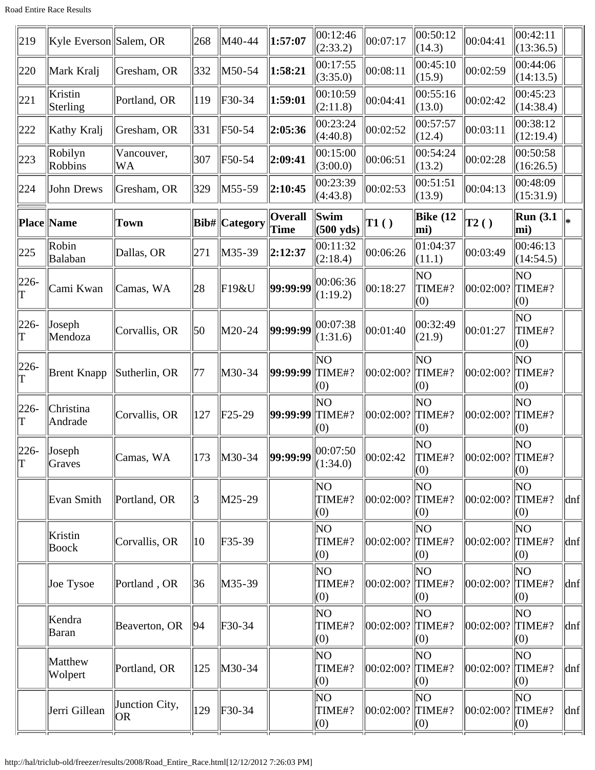| 219 | Kyle Everson | Salem, OR | 268 | M40-44 | **1:57:07** | 00:12:46 (2:33.2) | 00:07:17 | 00:50:12 (14.3) | 00:04:41 | 00:42:11 (13:36.5) | |
|---|---|---|---|---|---|---|---|---|---|---|---|
| 220 | Mark Kralj | Gresham, OR | 332 | M50-54 | **1:58:21** | 00:17:55 (3:35.0) | 00:08:11 | 00:45:10 (15.9) | 00:02:59 | 00:44:06 (14:13.5) | |
| 221 | Kristin Sterling | Portland, OR | 119 | F30-34 | **1:59:01** | 00:10:59 (2:11.8) | 00:04:41 | 00:55:16 (13.0) | 00:02:42 | 00:45:23 (14:38.4) | |
| 222 | Kathy Kralj | Gresham, OR | 331 | F50-54 | **2:05:36** | 00:23:24 (4:40.8) | 00:02:52 | 00:57:57 (12.4) | 00:03:11 | 00:38:12 (12:19.4) | |
| 223 | Robilyn Robbins | Vancouver, WA | 307 | F50-54 | **2:09:41** | 00:15:00 (3:00.0) | 00:06:51 | 00:54:24 (13.2) | 00:02:28 | 00:50:58 (16:26.5) | |
| 224 | John Drews | Gresham, OR | 329 | M55-59 | **2:10:45** | 00:23:39 (4:43.8) | 00:02:53 | 00:51:51 (13.9) | 00:04:13 | 00:48:09 (15:31.9) | |
| **Place** | **Name** | **Town** | **Bib#** | **Category** | **Overall Time** | **Swim (500 yds)** | **T1 ( )** | **Bike (12 mi)** | **T2 ( )** | **Run (3.1 mi)** | ***** |
| 225 | Robin Balaban | Dallas, OR | 271 | M35-39 | **2:12:37** | 00:11:32 (2:18.4) | 00:06:26 | 01:04:37 (11.1) | 00:03:49 | 00:46:13 (14:54.5) | |
| 226-T | Cami Kwan | Camas, WA | 28 | F19&U | **99:99:99** | 00:06:36 (1:19.2) | 00:18:27 | NO TIME#? (0) | 00:02:00? | NO TIME#? (0) | |
| 226-T | Joseph Mendoza | Corvallis, OR | 50 | M20-24 | **99:99:99** | 00:07:38 (1:31.6) | 00:01:40 | 00:32:49 (21.9) | 00:01:27 | NO TIME#? (0) | |
| 226-T | Brent Knapp | Sutherlin, OR | 77 | M30-34 | **99:99:99** | NO TIME#? (0) | 00:02:00? | NO TIME#? (0) | 00:02:00? | NO TIME#? (0) | |
| 226-T | Christina Andrade | Corvallis, OR | 127 | F25-29 | **99:99:99** | NO TIME#? (0) | 00:02:00? | NO TIME#? (0) | 00:02:00? | NO TIME#? (0) | |
| 226-T | Joseph Graves | Camas, WA | 173 | M30-34 | **99:99:99** | 00:07:50 (1:34.0) | 00:02:42 | NO TIME#? (0) | 00:02:00? | NO TIME#? (0) | |
| | Evan Smith | Portland, OR | 3 | M25-29 | | NO TIME#? (0) | 00:02:00? | NO TIME#? (0) | 00:02:00? | NO TIME#? (0) | dnf |
| | Kristin Boock | Corvallis, OR | 10 | F35-39 | | NO TIME#? (0) | 00:02:00? | NO TIME#? (0) | 00:02:00? | NO TIME#? (0) | dnf |
| | Joe Tysoe | Portland , OR | 36 | M35-39 | | NO TIME#? (0) | 00:02:00? | NO TIME#? (0) | 00:02:00? | NO TIME#? (0) | dnf |
| | Kendra Baran | Beaverton, OR | 94 | F30-34 | | NO TIME#? (0) | 00:02:00? | NO TIME#? (0) | 00:02:00? | NO TIME#? (0) | dnf |
| | Matthew Wolpert | Portland, OR | 125 | M30-34 | | NO TIME#? (0) | 00:02:00? | NO TIME#? (0) | 00:02:00? | NO TIME#? (0) | dnf |
| | Jerri Gillean | Junction City, OR | 129 | F30-34 | | NO TIME#? (0) | 00:02:00? | NO TIME#? (0) | 00:02:00? | NO TIME#? (0) | dnf |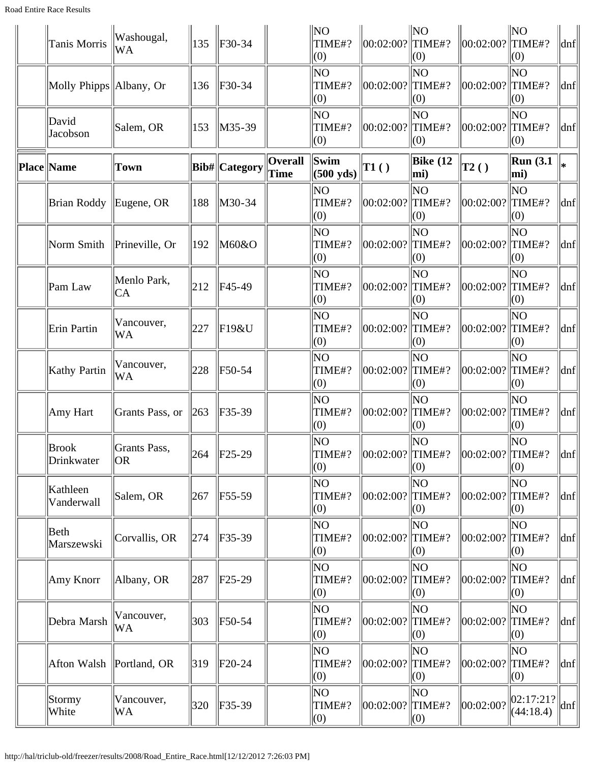| | Tanis Morris | Washougal, WA | 135 | F30-34 | | NO TIME#? (0) | 00:02:00? | NO TIME#? (0) | 00:02:00? | NO TIME#? (0) | dnf |
|---|---|---|---|---|---|---|---|---|---|---|---|
| | Molly Phipps | Albany, Or | 136 | F30-34 | | NO TIME#? (0) | 00:02:00? | NO TIME#? (0) | 00:02:00? | NO TIME#? (0) | dnf |
| | David Jacobson | Salem, OR | 153 | M35-39 | | NO TIME#? (0) | 00:02:00? | NO TIME#? (0) | 00:02:00? | NO TIME#? (0) | dnf |

| Place | Name | Town | Bib# | Category | Overall Time | Swim (500 yds) | T1 ( ) | Bike (12 mi) | T2 ( ) | Run (3.1 mi) | * |
|---|---|---|---|---|---|---|---|---|---|---|---|
| | Brian Roddy | Eugene, OR | 188 | M30-34 | | NO TIME#? (0) | 00:02:00? | NO TIME#? (0) | 00:02:00? | NO TIME#? (0) | dnf |
| | Norm Smith | Prineville, Or | 192 | M60&O | | NO TIME#? (0) | 00:02:00? | NO TIME#? (0) | 00:02:00? | NO TIME#? (0) | dnf |
| | Pam Law | Menlo Park, CA | 212 | F45-49 | | NO TIME#? (0) | 00:02:00? | NO TIME#? (0) | 00:02:00? | NO TIME#? (0) | dnf |
| | Erin Partin | Vancouver, WA | 227 | F19&U | | NO TIME#? (0) | 00:02:00? | NO TIME#? (0) | 00:02:00? | NO TIME#? (0) | dnf |
| | Kathy Partin | Vancouver, WA | 228 | F50-54 | | NO TIME#? (0) | 00:02:00? | NO TIME#? (0) | 00:02:00? | NO TIME#? (0) | dnf |
| | Amy Hart | Grants Pass, or | 263 | F35-39 | | NO TIME#? (0) | 00:02:00? | NO TIME#? (0) | 00:02:00? | NO TIME#? (0) | dnf |
| | Brook Drinkwater | Grants Pass, OR | 264 | F25-29 | | NO TIME#? (0) | 00:02:00? | NO TIME#? (0) | 00:02:00? | NO TIME#? (0) | dnf |
| | Kathleen Vanderwall | Salem, OR | 267 | F55-59 | | NO TIME#? (0) | 00:02:00? | NO TIME#? (0) | 00:02:00? | NO TIME#? (0) | dnf |
| | Beth Marszewski | Corvallis, OR | 274 | F35-39 | | NO TIME#? (0) | 00:02:00? | NO TIME#? (0) | 00:02:00? | NO TIME#? (0) | dnf |
| | Amy Knorr | Albany, OR | 287 | F25-29 | | NO TIME#? (0) | 00:02:00? | NO TIME#? (0) | 00:02:00? | NO TIME#? (0) | dnf |
| | Debra Marsh | Vancouver, WA | 303 | F50-54 | | NO TIME#? (0) | 00:02:00? | NO TIME#? (0) | 00:02:00? | NO TIME#? (0) | dnf |
| | Afton Walsh | Portland, OR | 319 | F20-24 | | NO TIME#? (0) | 00:02:00? | NO TIME#? (0) | 00:02:00? | NO TIME#? (0) | dnf |
| | Stormy White | Vancouver, WA | 320 | F35-39 | | NO TIME#? (0) | 00:02:00? | NO TIME#? (0) | 00:02:00? | 02:17:21? (44:18.4) | dnf |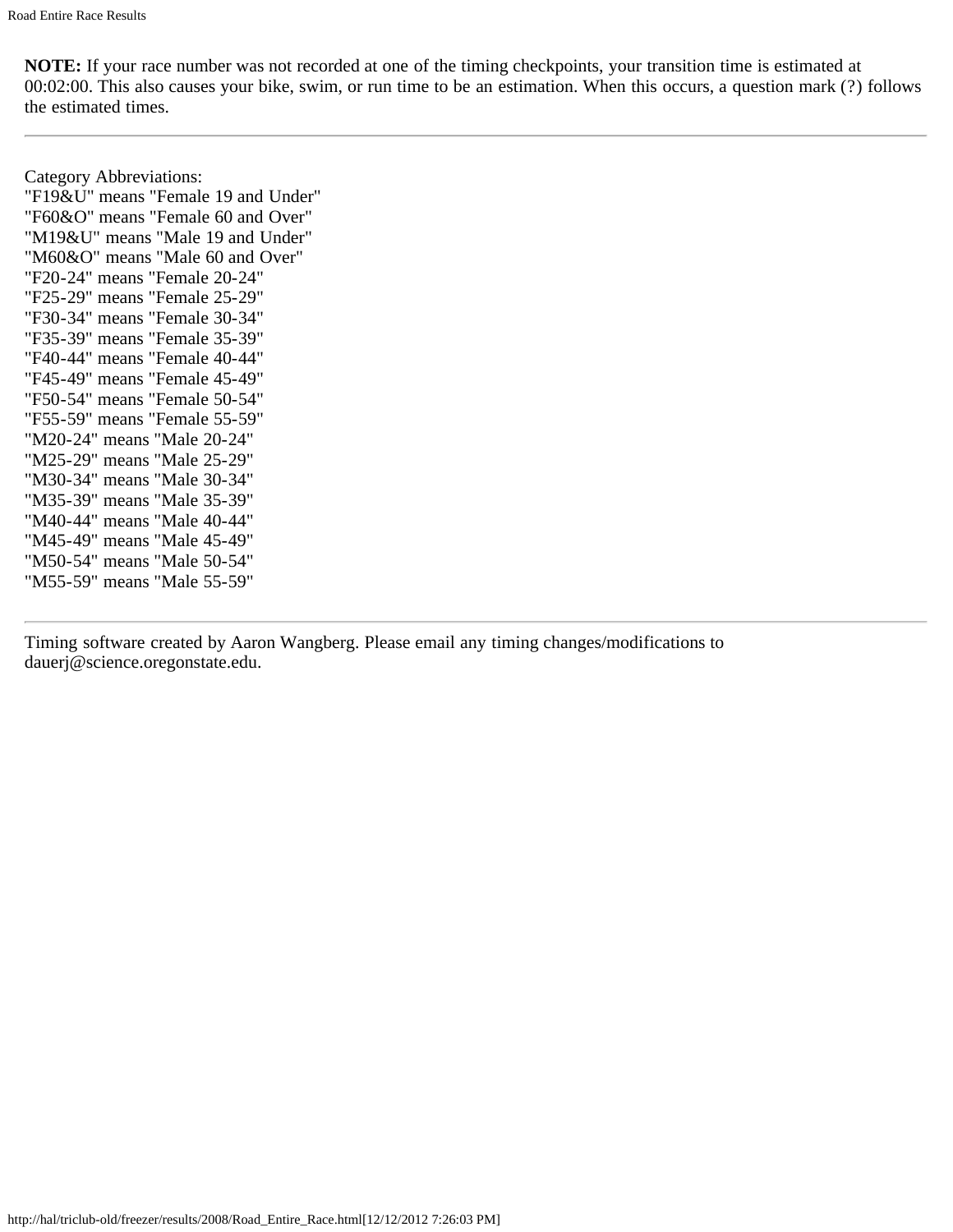**NOTE:** If your race number was not recorded at one of the timing checkpoints, your transition time is estimated at 00:02:00. This also causes your bike, swim, or run time to be an estimation. When this occurs, a question mark (?) follows the estimated times.

---

Category Abbreviations:
"F19&U" means "Female 19 and Under"
"F60&O" means "Female 60 and Over"
"M19&U" means "Male 19 and Under"
"M60&O" means "Male 60 and Over"
"F20-24" means "Female 20-24"
"F25-29" means "Female 25-29"
"F30-34" means "Female 30-34"
"F35-39" means "Female 35-39"
"F40-44" means "Female 40-44"
"F45-49" means "Female 45-49"
"F50-54" means "Female 50-54"
"F55-59" means "Female 55-59"
"M20-24" means "Male 20-24"
"M25-29" means "Male 25-29"
"M30-34" means "Male 30-34"
"M35-39" means "Male 35-39"
"M40-44" means "Male 40-44"
"M45-49" means "Male 45-49"
"M50-54" means "Male 50-54"
"M55-59" means "Male 55-59"

---

Timing software created by Aaron Wangberg. Please email any timing changes/modifications to dauerj@science.oregonstate.edu.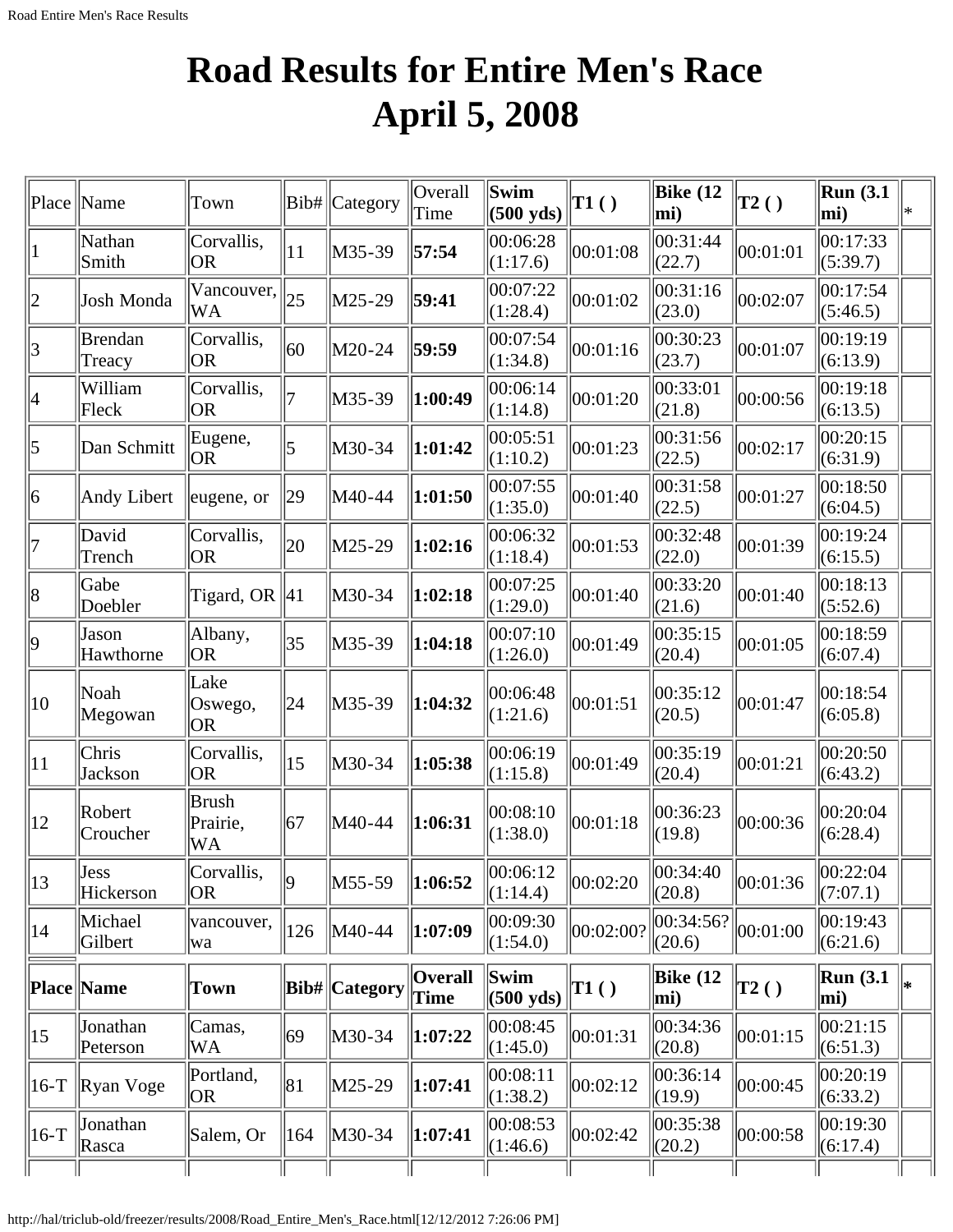# Road Results for Entire Men's Race April 5, 2008

| Place | Name | Town | Bib# | Category | Overall Time | Swim (500 yds) | T1 ( ) | Bike (12 mi) | T2 ( ) | Run (3.1 mi) | * |
|---|---|---|---|---|---|---|---|---|---|---|---|
| 1 | Nathan Smith | Corvallis, OR | 11 | M35-39 | **57:54** | 00:06:28 (1:17.6) | 00:01:08 | 00:31:44 (22.7) | 00:01:01 | 00:17:33 (5:39.7) | |
| 2 | Josh Monda | Vancouver, WA | 25 | M25-29 | **59:41** | 00:07:22 (1:28.4) | 00:01:02 | 00:31:16 (23.0) | 00:02:07 | 00:17:54 (5:46.5) | |
| 3 | Brendan Treacy | Corvallis, OR | 60 | M20-24 | **59:59** | 00:07:54 (1:34.8) | 00:01:16 | 00:30:23 (23.7) | 00:01:07 | 00:19:19 (6:13.9) | |
| 4 | William Fleck | Corvallis, OR | 7 | M35-39 | **1:00:49** | 00:06:14 (1:14.8) | 00:01:20 | 00:33:01 (21.8) | 00:00:56 | 00:19:18 (6:13.5) | |
| 5 | Dan Schmitt | Eugene, OR | 5 | M30-34 | **1:01:42** | 00:05:51 (1:10.2) | 00:01:23 | 00:31:56 (22.5) | 00:02:17 | 00:20:15 (6:31.9) | |
| 6 | Andy Libert | eugene, or | 29 | M40-44 | **1:01:50** | 00:07:55 (1:35.0) | 00:01:40 | 00:31:58 (22.5) | 00:01:27 | 00:18:50 (6:04.5) | |
| 7 | David Trench | Corvallis, OR | 20 | M25-29 | **1:02:16** | 00:06:32 (1:18.4) | 00:01:53 | 00:32:48 (22.0) | 00:01:39 | 00:19:24 (6:15.5) | |
| 8 | Gabe Doebler | Tigard, OR | 41 | M30-34 | **1:02:18** | 00:07:25 (1:29.0) | 00:01:40 | 00:33:20 (21.6) | 00:01:40 | 00:18:13 (5:52.6) | |
| 9 | Jason Hawthorne | Albany, OR | 35 | M35-39 | **1:04:18** | 00:07:10 (1:26.0) | 00:01:49 | 00:35:15 (20.4) | 00:01:05 | 00:18:59 (6:07.4) | |
| 10 | Noah Megowan | Lake Oswego, OR | 24 | M35-39 | **1:04:32** | 00:06:48 (1:21.6) | 00:01:51 | 00:35:12 (20.5) | 00:01:47 | 00:18:54 (6:05.8) | |
| 11 | Chris Jackson | Corvallis, OR | 15 | M30-34 | **1:05:38** | 00:06:19 (1:15.8) | 00:01:49 | 00:35:19 (20.4) | 00:01:21 | 00:20:50 (6:43.2) | |
| 12 | Robert Croucher | Brush Prairie, WA | 67 | M40-44 | **1:06:31** | 00:08:10 (1:38.0) | 00:01:18 | 00:36:23 (19.8) | 00:00:36 | 00:20:04 (6:28.4) | |
| 13 | Jess Hickerson | Corvallis, OR | 9 | M55-59 | **1:06:52** | 00:06:12 (1:14.4) | 00:02:20 | 00:34:40 (20.8) | 00:01:36 | 00:22:04 (7:07.1) | |
| 14 | Michael Gilbert | vancouver, wa | 126 | M40-44 | **1:07:09** | 00:09:30 (1:54.0) | 00:02:00? | 00:34:56? (20.6) | 00:01:00 | 00:19:43 (6:21.6) | |
| **Place** | **Name** | **Town** | **Bib#** | **Category** | **Overall Time** | **Swim (500 yds)** | **T1 ( )** | **Bike (12 mi)** | **T2 ( )** | **Run (3.1 mi)** | **\*** |
| 15 | Jonathan Peterson | Camas, WA | 69 | M30-34 | **1:07:22** | 00:08:45 (1:45.0) | 00:01:31 | 00:34:36 (20.8) | 00:01:15 | 00:21:15 (6:51.3) | |
| 16-T | Ryan Voge | Portland, OR | 81 | M25-29 | **1:07:41** | 00:08:11 (1:38.2) | 00:02:12 | 00:36:14 (19.9) | 00:00:45 | 00:20:19 (6:33.2) | |
| 16-T | Jonathan Rasca | Salem, Or | 164 | M30-34 | **1:07:41** | 00:08:53 (1:46.6) | 00:02:42 | 00:35:38 (20.2) | 00:00:58 | 00:19:30 (6:17.4) | |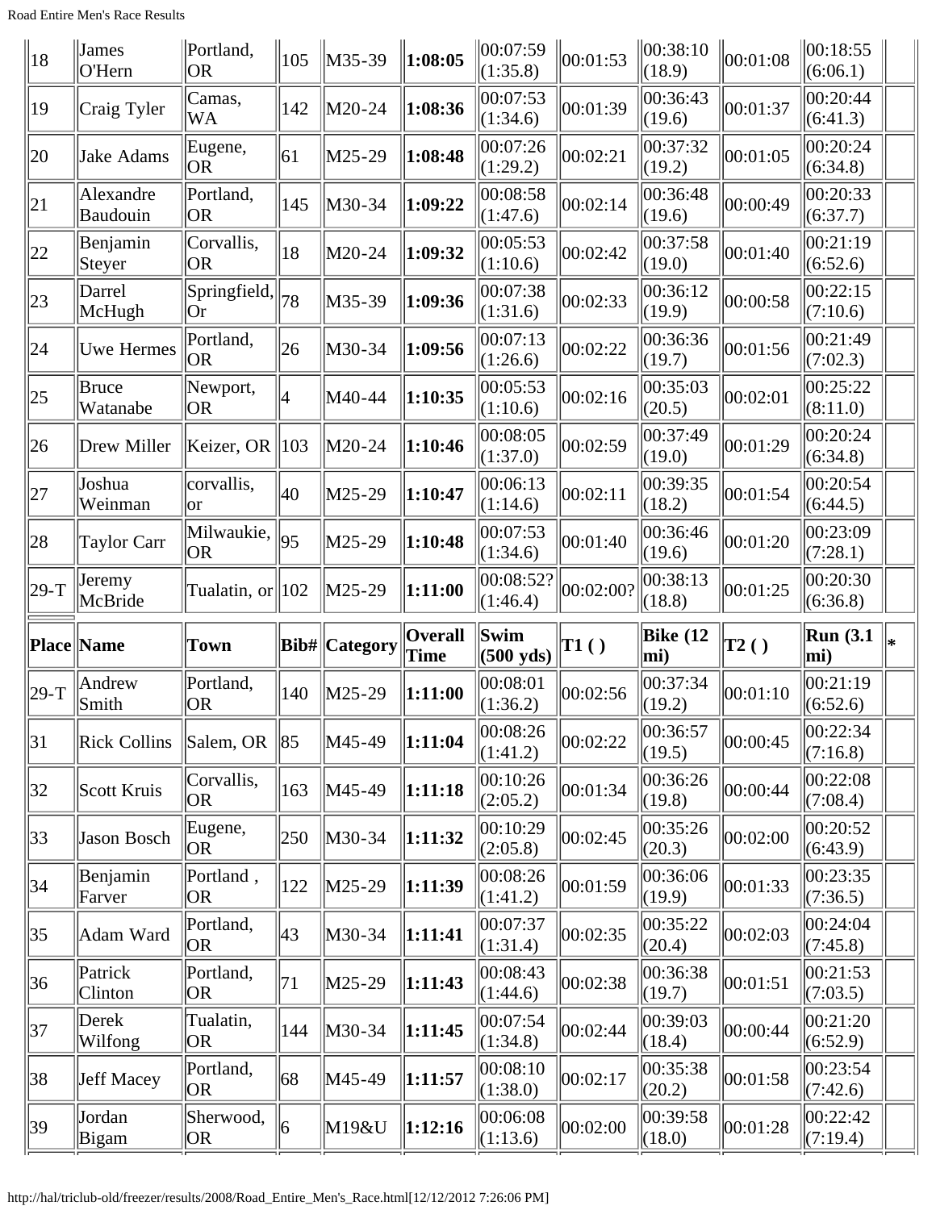| 18 | James O'Hern | Portland, OR | 105 | M35-39 | **1:08:05** | 00:07:59 (1:35.8) | 00:01:53 | 00:38:10 (18.9) | 00:01:08 | 00:18:55 (6:06.1) | |
|---|---|---|---|---|---|---|---|---|---|---|---|
| 19 | Craig Tyler | Camas, WA | 142 | M20-24 | **1:08:36** | 00:07:53 (1:34.6) | 00:01:39 | 00:36:43 (19.6) | 00:01:37 | 00:20:44 (6:41.3) | |
| 20 | Jake Adams | Eugene, OR | 61 | M25-29 | **1:08:48** | 00:07:26 (1:29.2) | 00:02:21 | 00:37:32 (19.2) | 00:01:05 | 00:20:24 (6:34.8) | |
| 21 | Alexandre Baudouin | Portland, OR | 145 | M30-34 | **1:09:22** | 00:08:58 (1:47.6) | 00:02:14 | 00:36:48 (19.6) | 00:00:49 | 00:20:33 (6:37.7) | |
| 22 | Benjamin Steyer | Corvallis, OR | 18 | M20-24 | **1:09:32** | 00:05:53 (1:10.6) | 00:02:42 | 00:37:58 (19.0) | 00:01:40 | 00:21:19 (6:52.6) | |
| 23 | Darrel McHugh | Springfield, Or | 78 | M35-39 | **1:09:36** | 00:07:38 (1:31.6) | 00:02:33 | 00:36:12 (19.9) | 00:00:58 | 00:22:15 (7:10.6) | |
| 24 | Uwe Hermes | Portland, OR | 26 | M30-34 | **1:09:56** | 00:07:13 (1:26.6) | 00:02:22 | 00:36:36 (19.7) | 00:01:56 | 00:21:49 (7:02.3) | |
| 25 | Bruce Watanabe | Newport, OR | 4 | M40-44 | **1:10:35** | 00:05:53 (1:10.6) | 00:02:16 | 00:35:03 (20.5) | 00:02:01 | 00:25:22 (8:11.0) | |
| 26 | Drew Miller | Keizer, OR | 103 | M20-24 | **1:10:46** | 00:08:05 (1:37.0) | 00:02:59 | 00:37:49 (19.0) | 00:01:29 | 00:20:24 (6:34.8) | |
| 27 | Joshua Weinman | corvallis, or | 40 | M25-29 | **1:10:47** | 00:06:13 (1:14.6) | 00:02:11 | 00:39:35 (18.2) | 00:01:54 | 00:20:54 (6:44.5) | |
| 28 | Taylor Carr | Milwaukie, OR | 95 | M25-29 | **1:10:48** | 00:07:53 (1:34.6) | 00:01:40 | 00:36:46 (19.6) | 00:01:20 | 00:23:09 (7:28.1) | |
| 29-T | Jeremy McBride | Tualatin, or | 102 | M25-29 | **1:11:00** | 00:08:52? (1:46.4) | 00:02:00? | 00:38:13 (18.8) | 00:01:25 | 00:20:30 (6:36.8) | |
| **Place** | **Name** | **Town** | **Bib#** | **Category** | **Overall Time** | **Swim (500 yds)** | **T1 ( )** | **Bike (12 mi)** | **T2 ( )** | **Run (3.1 mi)** | * |
| 29-T | Andrew Smith | Portland, OR | 140 | M25-29 | **1:11:00** | 00:08:01 (1:36.2) | 00:02:56 | 00:37:34 (19.2) | 00:01:10 | 00:21:19 (6:52.6) | |
| 31 | Rick Collins | Salem, OR | 85 | M45-49 | **1:11:04** | 00:08:26 (1:41.2) | 00:02:22 | 00:36:57 (19.5) | 00:00:45 | 00:22:34 (7:16.8) | |
| 32 | Scott Kruis | Corvallis, OR | 163 | M45-49 | **1:11:18** | 00:10:26 (2:05.2) | 00:01:34 | 00:36:26 (19.8) | 00:00:44 | 00:22:08 (7:08.4) | |
| 33 | Jason Bosch | Eugene, OR | 250 | M30-34 | **1:11:32** | 00:10:29 (2:05.8) | 00:02:45 | 00:35:26 (20.3) | 00:02:00 | 00:20:52 (6:43.9) | |
| 34 | Benjamin Farver | Portland , OR | 122 | M25-29 | **1:11:39** | 00:08:26 (1:41.2) | 00:01:59 | 00:36:06 (19.9) | 00:01:33 | 00:23:35 (7:36.5) | |
| 35 | Adam Ward | Portland, OR | 43 | M30-34 | **1:11:41** | 00:07:37 (1:31.4) | 00:02:35 | 00:35:22 (20.4) | 00:02:03 | 00:24:04 (7:45.8) | |
| 36 | Patrick Clinton | Portland, OR | 71 | M25-29 | **1:11:43** | 00:08:43 (1:44.6) | 00:02:38 | 00:36:38 (19.7) | 00:01:51 | 00:21:53 (7:03.5) | |
| 37 | Derek Wilfong | Tualatin, OR | 144 | M30-34 | **1:11:45** | 00:07:54 (1:34.8) | 00:02:44 | 00:39:03 (18.4) | 00:00:44 | 00:21:20 (6:52.9) | |
| 38 | Jeff Macey | Portland, OR | 68 | M45-49 | **1:11:57** | 00:08:10 (1:38.0) | 00:02:17 | 00:35:38 (20.2) | 00:01:58 | 00:23:54 (7:42.6) | |
| 39 | Jordan Bigam | Sherwood, OR | 6 | M19&U | **1:12:16** | 00:06:08 (1:13.6) | 00:02:00 | 00:39:58 (18.0) | 00:01:28 | 00:22:42 (7:19.4) | |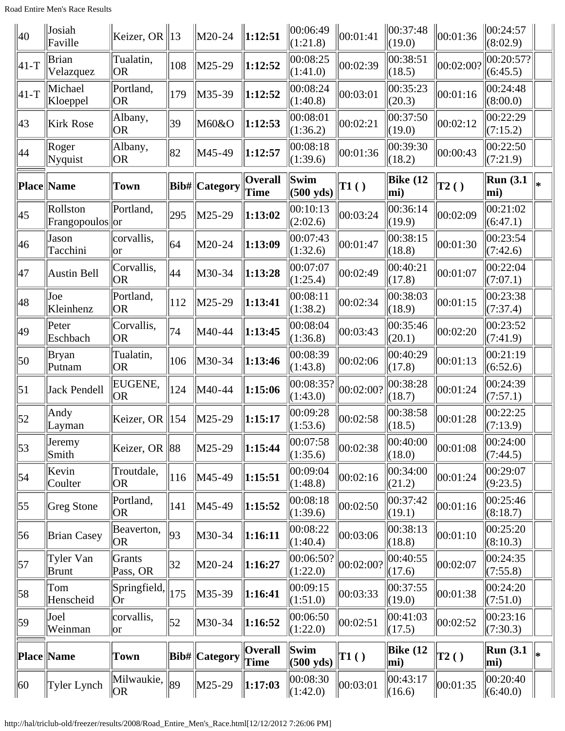| Place | Name | Town | Bib# | Category | Overall Time | Swim (500 yds) | T1 ( ) | Bike (12 mi) | T2 ( ) | Run (3.1 mi) | * |
|---|---|---|---|---|---|---|---|---|---|---|---|
| 40 | Josiah Faville | Keizer, OR | 13 | M20-24 | **1:12:51** | 00:06:49 (1:21.8) | 00:01:41 | 00:37:48 (19.0) | 00:01:36 | 00:24:57 (8:02.9) | |
| 41-T | Brian Velazquez | Tualatin, OR | 108 | M25-29 | **1:12:52** | 00:08:25 (1:41.0) | 00:02:39 | 00:38:51 (18.5) | 00:02:00? | 00:20:57? (6:45.5) | |
| 41-T | Michael Kloeppel | Portland, OR | 179 | M35-39 | **1:12:52** | 00:08:24 (1:40.8) | 00:03:01 | 00:35:23 (20.3) | 00:01:16 | 00:24:48 (8:00.0) | |
| 43 | Kirk Rose | Albany, OR | 39 | M60&O | **1:12:53** | 00:08:01 (1:36.2) | 00:02:21 | 00:37:50 (19.0) | 00:02:12 | 00:22:29 (7:15.2) | |
| 44 | Roger Nyquist | Albany, OR | 82 | M45-49 | **1:12:57** | 00:08:18 (1:39.6) | 00:01:36 | 00:39:30 (18.2) | 00:00:43 | 00:22:50 (7:21.9) | |
| **Place** | **Name** | **Town** | **Bib#** | **Category** | **Overall Time** | **Swim (500 yds)** | **T1 ( )** | **Bike (12 mi)** | **T2 ( )** | **Run (3.1 mi)** | ***** |
| 45 | Rollston Frangopoulos | Portland, or | 295 | M25-29 | **1:13:02** | 00:10:13 (2:02.6) | 00:03:24 | 00:36:14 (19.9) | 00:02:09 | 00:21:02 (6:47.1) | |
| 46 | Jason Tacchini | corvallis, or | 64 | M20-24 | **1:13:09** | 00:07:43 (1:32.6) | 00:01:47 | 00:38:15 (18.8) | 00:01:30 | 00:23:54 (7:42.6) | |
| 47 | Austin Bell | Corvallis, OR | 44 | M30-34 | **1:13:28** | 00:07:07 (1:25.4) | 00:02:49 | 00:40:21 (17.8) | 00:01:07 | 00:22:04 (7:07.1) | |
| 48 | Joe Kleinhenz | Portland, OR | 112 | M25-29 | **1:13:41** | 00:08:11 (1:38.2) | 00:02:34 | 00:38:03 (18.9) | 00:01:15 | 00:23:38 (7:37.4) | |
| 49 | Peter Eschbach | Corvallis, OR | 74 | M40-44 | **1:13:45** | 00:08:04 (1:36.8) | 00:03:43 | 00:35:46 (20.1) | 00:02:20 | 00:23:52 (7:41.9) | |
| 50 | Bryan Putnam | Tualatin, OR | 106 | M30-34 | **1:13:46** | 00:08:39 (1:43.8) | 00:02:06 | 00:40:29 (17.8) | 00:01:13 | 00:21:19 (6:52.6) | |
| 51 | Jack Pendell | EUGENE, OR | 124 | M40-44 | **1:15:06** | 00:08:35? (1:43.0) | 00:02:00? | 00:38:28 (18.7) | 00:01:24 | 00:24:39 (7:57.1) | |
| 52 | Andy Layman | Keizer, OR | 154 | M25-29 | **1:15:17** | 00:09:28 (1:53.6) | 00:02:58 | 00:38:58 (18.5) | 00:01:28 | 00:22:25 (7:13.9) | |
| 53 | Jeremy Smith | Keizer, OR | 88 | M25-29 | **1:15:44** | 00:07:58 (1:35.6) | 00:02:38 | 00:40:00 (18.0) | 00:01:08 | 00:24:00 (7:44.5) | |
| 54 | Kevin Coulter | Troutdale, OR | 116 | M45-49 | **1:15:51** | 00:09:04 (1:48.8) | 00:02:16 | 00:34:00 (21.2) | 00:01:24 | 00:29:07 (9:23.5) | |
| 55 | Greg Stone | Portland, OR | 141 | M45-49 | **1:15:52** | 00:08:18 (1:39.6) | 00:02:50 | 00:37:42 (19.1) | 00:01:16 | 00:25:46 (8:18.7) | |
| 56 | Brian Casey | Beaverton, OR | 93 | M30-34 | **1:16:11** | 00:08:22 (1:40.4) | 00:03:06 | 00:38:13 (18.8) | 00:01:10 | 00:25:20 (8:10.3) | |
| 57 | Tyler Van Brunt | Grants Pass, OR | 32 | M20-24 | **1:16:27** | 00:06:50? (1:22.0) | 00:02:00? | 00:40:55 (17.6) | 00:02:07 | 00:24:35 (7:55.8) | |
| 58 | Tom Henscheid | Springfield, Or | 175 | M35-39 | **1:16:41** | 00:09:15 (1:51.0) | 00:03:33 | 00:37:55 (19.0) | 00:01:38 | 00:24:20 (7:51.0) | |
| 59 | Joel Weinman | corvallis, or | 52 | M30-34 | **1:16:52** | 00:06:50 (1:22.0) | 00:02:51 | 00:41:03 (17.5) | 00:02:52 | 00:23:16 (7:30.3) | |
| **Place** | **Name** | **Town** | **Bib#** | **Category** | **Overall Time** | **Swim (500 yds)** | **T1 ( )** | **Bike (12 mi)** | **T2 ( )** | **Run (3.1 mi)** | ***** |
| 60 | Tyler Lynch | Milwaukie, OR | 89 | M25-29 | **1:17:03** | 00:08:30 (1:42.0) | 00:03:01 | 00:43:17 (16.6) | 00:01:35 | 00:20:40 (6:40.0) | |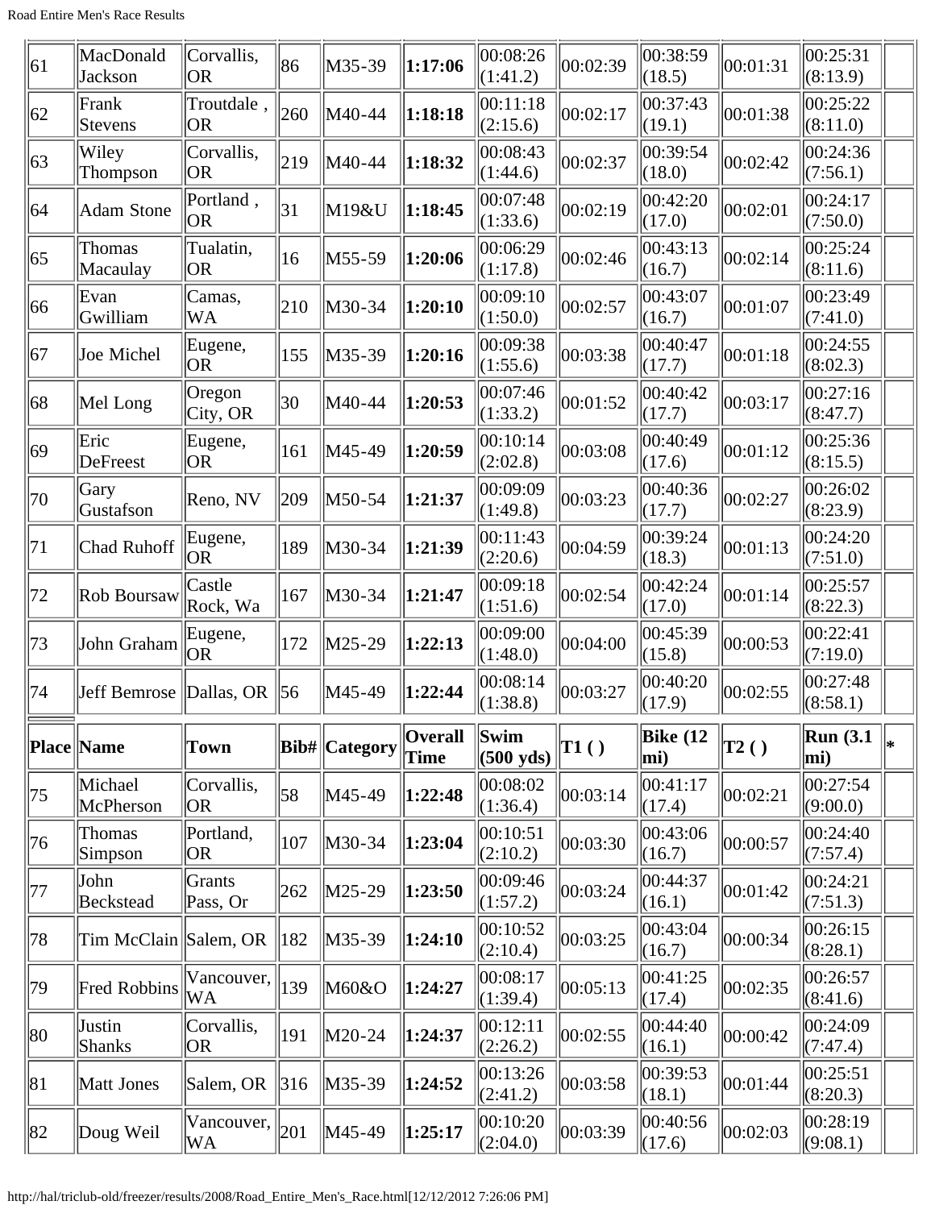| Place | Name | Town | Bib# | Category | Overall Time | Swim (500 yds) | T1 ( ) | Bike (12 mi) | T2 ( ) | Run (3.1 mi) | * |
|---|---|---|---|---|---|---|---|---|---|---|---|
| 61 | MacDonald Jackson | Corvallis, OR | 86 | M35-39 | **1:17:06** | 00:08:26 (1:41.2) | 00:02:39 | 00:38:59 (18.5) | 00:01:31 | 00:25:31 (8:13.9) | |
| 62 | Frank Stevens | Troutdale , OR | 260 | M40-44 | **1:18:18** | 00:11:18 (2:15.6) | 00:02:17 | 00:37:43 (19.1) | 00:01:38 | 00:25:22 (8:11.0) | |
| 63 | Wiley Thompson | Corvallis, OR | 219 | M40-44 | **1:18:32** | 00:08:43 (1:44.6) | 00:02:37 | 00:39:54 (18.0) | 00:02:42 | 00:24:36 (7:56.1) | |
| 64 | Adam Stone | Portland , OR | 31 | M19&U | **1:18:45** | 00:07:48 (1:33.6) | 00:02:19 | 00:42:20 (17.0) | 00:02:01 | 00:24:17 (7:50.0) | |
| 65 | Thomas Macaulay | Tualatin, OR | 16 | M55-59 | **1:20:06** | 00:06:29 (1:17.8) | 00:02:46 | 00:43:13 (16.7) | 00:02:14 | 00:25:24 (8:11.6) | |
| 66 | Evan Gwilliam | Camas, WA | 210 | M30-34 | **1:20:10** | 00:09:10 (1:50.0) | 00:02:57 | 00:43:07 (16.7) | 00:01:07 | 00:23:49 (7:41.0) | |
| 67 | Joe Michel | Eugene, OR | 155 | M35-39 | **1:20:16** | 00:09:38 (1:55.6) | 00:03:38 | 00:40:47 (17.7) | 00:01:18 | 00:24:55 (8:02.3) | |
| 68 | Mel Long | Oregon City, OR | 30 | M40-44 | **1:20:53** | 00:07:46 (1:33.2) | 00:01:52 | 00:40:42 (17.7) | 00:03:17 | 00:27:16 (8:47.7) | |
| 69 | Eric DeFreest | Eugene, OR | 161 | M45-49 | **1:20:59** | 00:10:14 (2:02.8) | 00:03:08 | 00:40:49 (17.6) | 00:01:12 | 00:25:36 (8:15.5) | |
| 70 | Gary Gustafson | Reno, NV | 209 | M50-54 | **1:21:37** | 00:09:09 (1:49.8) | 00:03:23 | 00:40:36 (17.7) | 00:02:27 | 00:26:02 (8:23.9) | |
| 71 | Chad Ruhoff | Eugene, OR | 189 | M30-34 | **1:21:39** | 00:11:43 (2:20.6) | 00:04:59 | 00:39:24 (18.3) | 00:01:13 | 00:24:20 (7:51.0) | |
| 72 | Rob Boursaw | Castle Rock, Wa | 167 | M30-34 | **1:21:47** | 00:09:18 (1:51.6) | 00:02:54 | 00:42:24 (17.0) | 00:01:14 | 00:25:57 (8:22.3) | |
| 73 | John Graham | Eugene, OR | 172 | M25-29 | **1:22:13** | 00:09:00 (1:48.0) | 00:04:00 | 00:45:39 (15.8) | 00:00:53 | 00:22:41 (7:19.0) | |
| 74 | Jeff Bemrose | Dallas, OR | 56 | M45-49 | **1:22:44** | 00:08:14 (1:38.8) | 00:03:27 | 00:40:20 (17.9) | 00:02:55 | 00:27:48 (8:58.1) | |
| **Place** | **Name** | **Town** | **Bib#** | **Category** | **Overall Time** | **Swim (500 yds)** | **T1 ( )** | **Bike (12 mi)** | **T2 ( )** | **Run (3.1 mi)** | * |
| 75 | Michael McPherson | Corvallis, OR | 58 | M45-49 | **1:22:48** | 00:08:02 (1:36.4) | 00:03:14 | 00:41:17 (17.4) | 00:02:21 | 00:27:54 (9:00.0) | |
| 76 | Thomas Simpson | Portland, OR | 107 | M30-34 | **1:23:04** | 00:10:51 (2:10.2) | 00:03:30 | 00:43:06 (16.7) | 00:00:57 | 00:24:40 (7:57.4) | |
| 77 | John Beckstead | Grants Pass, Or | 262 | M25-29 | **1:23:50** | 00:09:46 (1:57.2) | 00:03:24 | 00:44:37 (16.1) | 00:01:42 | 00:24:21 (7:51.3) | |
| 78 | Tim McClain | Salem, OR | 182 | M35-39 | **1:24:10** | 00:10:52 (2:10.4) | 00:03:25 | 00:43:04 (16.7) | 00:00:34 | 00:26:15 (8:28.1) | |
| 79 | Fred Robbins | Vancouver, WA | 139 | M60&O | **1:24:27** | 00:08:17 (1:39.4) | 00:05:13 | 00:41:25 (17.4) | 00:02:35 | 00:26:57 (8:41.6) | |
| 80 | Justin Shanks | Corvallis, OR | 191 | M20-24 | **1:24:37** | 00:12:11 (2:26.2) | 00:02:55 | 00:44:40 (16.1) | 00:00:42 | 00:24:09 (7:47.4) | |
| 81 | Matt Jones | Salem, OR | 316 | M35-39 | **1:24:52** | 00:13:26 (2:41.2) | 00:03:58 | 00:39:53 (18.1) | 00:01:44 | 00:25:51 (8:20.3) | |
| 82 | Doug Weil | Vancouver, WA | 201 | M45-49 | **1:25:17** | 00:10:20 (2:04.0) | 00:03:39 | 00:40:56 (17.6) | 00:02:03 | 00:28:19 (9:08.1) | |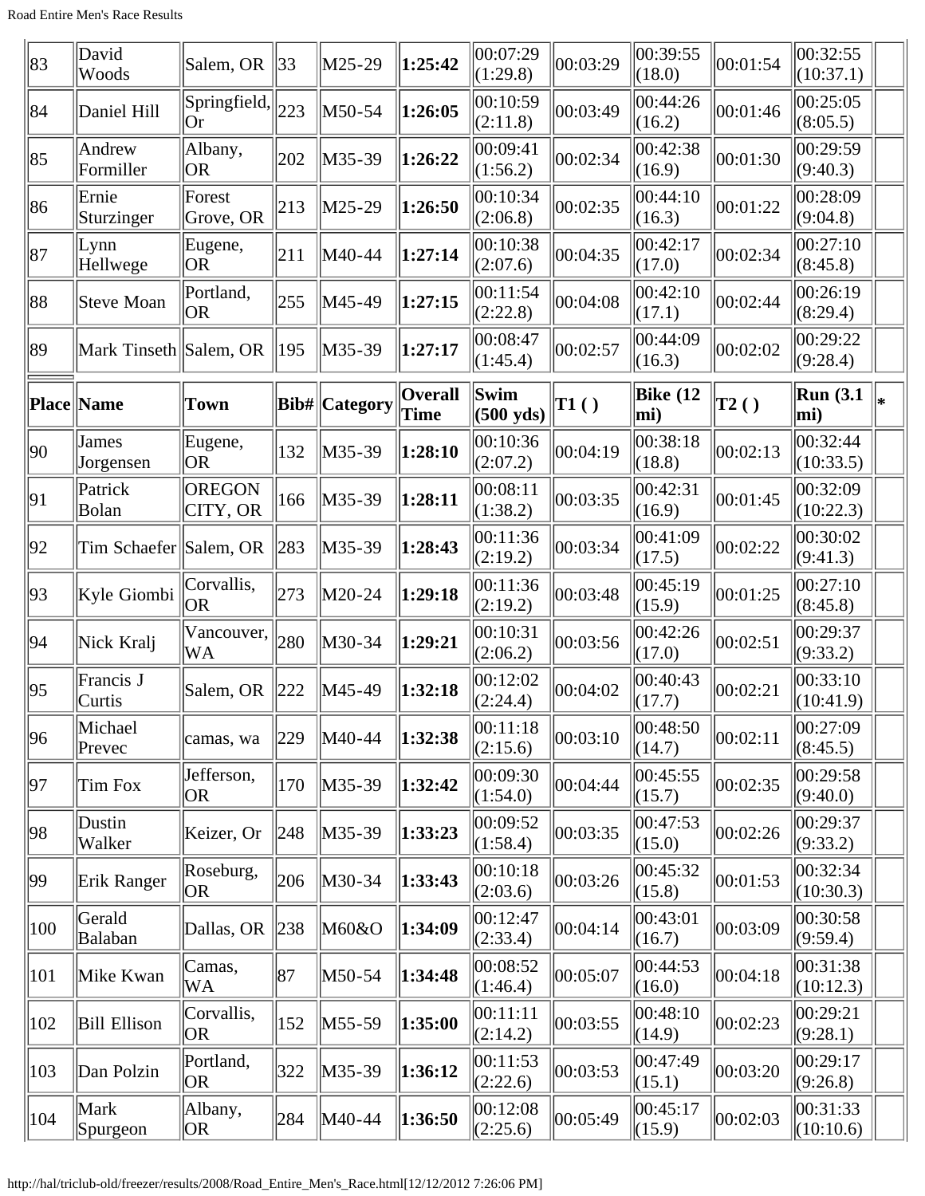| 83 | David Woods | Salem, OR | 33 | M25-29 | **1:25:42** | 00:07:29 (1:29.8) | 00:03:29 | 00:39:55 (18.0) | 00:01:54 | 00:32:55 (10:37.1) | |
|---|---|---|---|---|---|---|---|---|---|---|---|
| 84 | Daniel Hill | Springfield, Or | 223 | M50-54 | **1:26:05** | 00:10:59 (2:11.8) | 00:03:49 | 00:44:26 (16.2) | 00:01:46 | 00:25:05 (8:05.5) | |
| 85 | Andrew Formiller | Albany, OR | 202 | M35-39 | **1:26:22** | 00:09:41 (1:56.2) | 00:02:34 | 00:42:38 (16.9) | 00:01:30 | 00:29:59 (9:40.3) | |
| 86 | Ernie Sturzinger | Forest Grove, OR | 213 | M25-29 | **1:26:50** | 00:10:34 (2:06.8) | 00:02:35 | 00:44:10 (16.3) | 00:01:22 | 00:28:09 (9:04.8) | |
| 87 | Lynn Hellwege | Eugene, OR | 211 | M40-44 | **1:27:14** | 00:10:38 (2:07.6) | 00:04:35 | 00:42:17 (17.0) | 00:02:34 | 00:27:10 (8:45.8) | |
| 88 | Steve Moan | Portland, OR | 255 | M45-49 | **1:27:15** | 00:11:54 (2:22.8) | 00:04:08 | 00:42:10 (17.1) | 00:02:44 | 00:26:19 (8:29.4) | |
| 89 | Mark Tinseth | Salem, OR | 195 | M35-39 | **1:27:17** | 00:08:47 (1:45.4) | 00:02:57 | 00:44:09 (16.3) | 00:02:02 | 00:29:22 (9:28.4) | |

| Place | Name | Town | Bib# | Category | Overall Time | Swim (500 yds) | T1 ( ) | Bike (12 mi) | T2 ( ) | Run (3.1 mi) | * |
|---|---|---|---|---|---|---|---|---|---|---|---|
| 90 | James Jorgensen | Eugene, OR | 132 | M35-39 | **1:28:10** | 00:10:36 (2:07.2) | 00:04:19 | 00:38:18 (18.8) | 00:02:13 | 00:32:44 (10:33.5) | |
| 91 | Patrick Bolan | OREGON CITY, OR | 166 | M35-39 | **1:28:11** | 00:08:11 (1:38.2) | 00:03:35 | 00:42:31 (16.9) | 00:01:45 | 00:32:09 (10:22.3) | |
| 92 | Tim Schaefer | Salem, OR | 283 | M35-39 | **1:28:43** | 00:11:36 (2:19.2) | 00:03:34 | 00:41:09 (17.5) | 00:02:22 | 00:30:02 (9:41.3) | |
| 93 | Kyle Giombi | Corvallis, OR | 273 | M20-24 | **1:29:18** | 00:11:36 (2:19.2) | 00:03:48 | 00:45:19 (15.9) | 00:01:25 | 00:27:10 (8:45.8) | |
| 94 | Nick Kralj | Vancouver, WA | 280 | M30-34 | **1:29:21** | 00:10:31 (2:06.2) | 00:03:56 | 00:42:26 (17.0) | 00:02:51 | 00:29:37 (9:33.2) | |
| 95 | Francis J Curtis | Salem, OR | 222 | M45-49 | **1:32:18** | 00:12:02 (2:24.4) | 00:04:02 | 00:40:43 (17.7) | 00:02:21 | 00:33:10 (10:41.9) | |
| 96 | Michael Prevec | camas, wa | 229 | M40-44 | **1:32:38** | 00:11:18 (2:15.6) | 00:03:10 | 00:48:50 (14.7) | 00:02:11 | 00:27:09 (8:45.5) | |
| 97 | Tim Fox | Jefferson, OR | 170 | M35-39 | **1:32:42** | 00:09:30 (1:54.0) | 00:04:44 | 00:45:55 (15.7) | 00:02:35 | 00:29:58 (9:40.0) | |
| 98 | Dustin Walker | Keizer, Or | 248 | M35-39 | **1:33:23** | 00:09:52 (1:58.4) | 00:03:35 | 00:47:53 (15.0) | 00:02:26 | 00:29:37 (9:33.2) | |
| 99 | Erik Ranger | Roseburg, OR | 206 | M30-34 | **1:33:43** | 00:10:18 (2:03.6) | 00:03:26 | 00:45:32 (15.8) | 00:01:53 | 00:32:34 (10:30.3) | |
| 100 | Gerald Balaban | Dallas, OR | 238 | M60&O | **1:34:09** | 00:12:47 (2:33.4) | 00:04:14 | 00:43:01 (16.7) | 00:03:09 | 00:30:58 (9:59.4) | |
| 101 | Mike Kwan | Camas, WA | 87 | M50-54 | **1:34:48** | 00:08:52 (1:46.4) | 00:05:07 | 00:44:53 (16.0) | 00:04:18 | 00:31:38 (10:12.3) | |
| 102 | Bill Ellison | Corvallis, OR | 152 | M55-59 | **1:35:00** | 00:11:11 (2:14.2) | 00:03:55 | 00:48:10 (14.9) | 00:02:23 | 00:29:21 (9:28.1) | |
| 103 | Dan Polzin | Portland, OR | 322 | M35-39 | **1:36:12** | 00:11:53 (2:22.6) | 00:03:53 | 00:47:49 (15.1) | 00:03:20 | 00:29:17 (9:26.8) | |
| 104 | Mark Spurgeon | Albany, OR | 284 | M40-44 | **1:36:50** | 00:12:08 (2:25.6) | 00:05:49 | 00:45:17 (15.9) | 00:02:03 | 00:31:33 (10:10.6) | |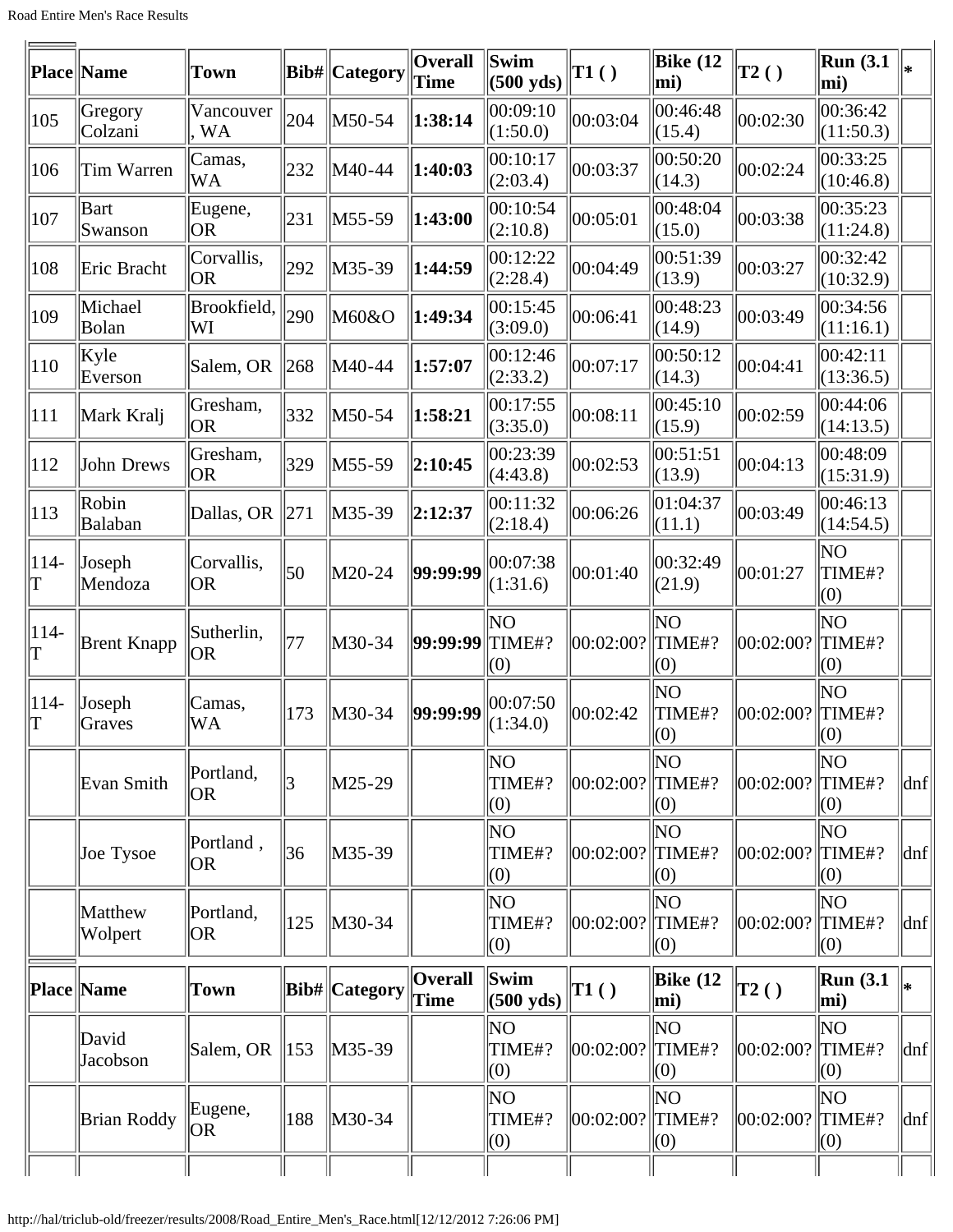| Place | Name | Town | Bib# | Category | Overall Time | Swim (500 yds) | T1 ( ) | Bike (12 mi) | T2 ( ) | Run (3.1 mi) | * |
|---|---|---|---|---|---|---|---|---|---|---|---|
| 105 | Gregory Colzani | Vancouver , WA | 204 | M50-54 | **1:38:14** | 00:09:10 (1:50.0) | 00:03:04 | 00:46:48 (15.4) | 00:02:30 | 00:36:42 (11:50.3) | |
| 106 | Tim Warren | Camas, WA | 232 | M40-44 | **1:40:03** | 00:10:17 (2:03.4) | 00:03:37 | 00:50:20 (14.3) | 00:02:24 | 00:33:25 (10:46.8) | |
| 107 | Bart Swanson | Eugene, OR | 231 | M55-59 | **1:43:00** | 00:10:54 (2:10.8) | 00:05:01 | 00:48:04 (15.0) | 00:03:38 | 00:35:23 (11:24.8) | |
| 108 | Eric Bracht | Corvallis, OR | 292 | M35-39 | **1:44:59** | 00:12:22 (2:28.4) | 00:04:49 | 00:51:39 (13.9) | 00:03:27 | 00:32:42 (10:32.9) | |
| 109 | Michael Bolan | Brookfield, WI | 290 | M60&O | **1:49:34** | 00:15:45 (3:09.0) | 00:06:41 | 00:48:23 (14.9) | 00:03:49 | 00:34:56 (11:16.1) | |
| 110 | Kyle Everson | Salem, OR | 268 | M40-44 | **1:57:07** | 00:12:46 (2:33.2) | 00:07:17 | 00:50:12 (14.3) | 00:04:41 | 00:42:11 (13:36.5) | |
| 111 | Mark Kralj | Gresham, OR | 332 | M50-54 | **1:58:21** | 00:17:55 (3:35.0) | 00:08:11 | 00:45:10 (15.9) | 00:02:59 | 00:44:06 (14:13.5) | |
| 112 | John Drews | Gresham, OR | 329 | M55-59 | **2:10:45** | 00:23:39 (4:43.8) | 00:02:53 | 00:51:51 (13.9) | 00:04:13 | 00:48:09 (15:31.9) | |
| 113 | Robin Balaban | Dallas, OR | 271 | M35-39 | **2:12:37** | 00:11:32 (2:18.4) | 00:06:26 | 01:04:37 (11.1) | 00:03:49 | 00:46:13 (14:54.5) | |
| 114-T | Joseph Mendoza | Corvallis, OR | 50 | M20-24 | **99:99:99** | 00:07:38 (1:31.6) | 00:01:40 | 00:32:49 (21.9) | 00:01:27 | NO TIME#? (0) | |
| 114-T | Brent Knapp | Sutherlin, OR | 77 | M30-34 | **99:99:99** | NO TIME#? (0) | 00:02:00? | NO TIME#? (0) | 00:02:00? | NO TIME#? (0) | |
| 114-T | Joseph Graves | Camas, WA | 173 | M30-34 | **99:99:99** | 00:07:50 (1:34.0) | 00:02:42 | NO TIME#? (0) | 00:02:00? | NO TIME#? (0) | |
| | Evan Smith | Portland, OR | 3 | M25-29 | | NO TIME#? (0) | 00:02:00? | NO TIME#? (0) | 00:02:00? | NO TIME#? (0) | dnf |
| | Joe Tysoe | Portland , OR | 36 | M35-39 | | NO TIME#? (0) | 00:02:00? | NO TIME#? (0) | 00:02:00? | NO TIME#? (0) | dnf |
| | Matthew Wolpert | Portland, OR | 125 | M30-34 | | NO TIME#? (0) | 00:02:00? | NO TIME#? (0) | 00:02:00? | NO TIME#? (0) | dnf |

| Place | Name | Town | Bib# | Category | Overall Time | Swim (500 yds) | T1 ( ) | Bike (12 mi) | T2 ( ) | Run (3.1 mi) | * |
|---|---|---|---|---|---|---|---|---|---|---|---|
| | David Jacobson | Salem, OR | 153 | M35-39 | | NO TIME#? (0) | 00:02:00? | NO TIME#? (0) | 00:02:00? | NO TIME#? (0) | dnf |
| | Brian Roddy | Eugene, OR | 188 | M30-34 | | NO TIME#? (0) | 00:02:00? | NO TIME#? (0) | 00:02:00? | NO TIME#? (0) | dnf |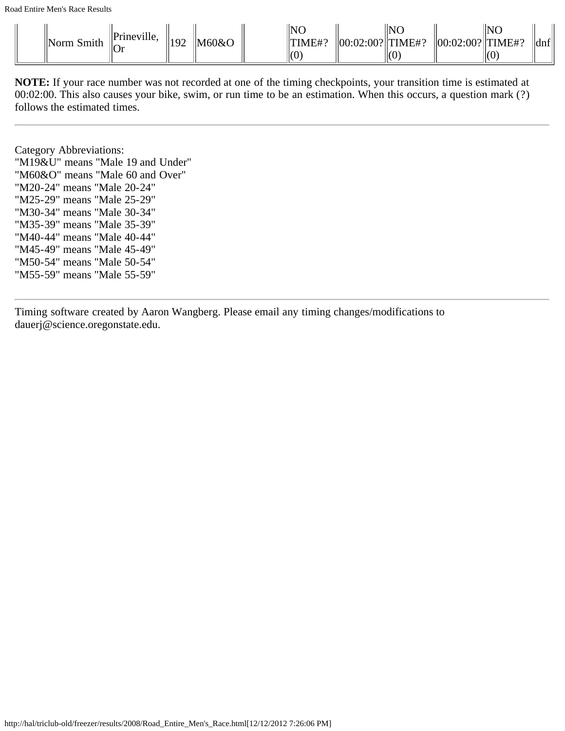| | Norm Smith | Prineville, Or | 192 | M60&O | | NO TIME#? (0) | 00:02:00? | NO TIME#? (0) | 00:02:00? | NO TIME#? (0) | dnf |
|---|---|---|---|---|---|---|---|---|---|---|---|

**NOTE:** If your race number was not recorded at one of the timing checkpoints, your transition time is estimated at 00:02:00. This also causes your bike, swim, or run time to be an estimation. When this occurs, a question mark (?) follows the estimated times.

---

Category Abbreviations:
"M19&U" means "Male 19 and Under"
"M60&O" means "Male 60 and Over"
"M20-24" means "Male 20-24"
"M25-29" means "Male 25-29"
"M30-34" means "Male 30-34"
"M35-39" means "Male 35-39"
"M40-44" means "Male 40-44"
"M45-49" means "Male 45-49"
"M50-54" means "Male 50-54"
"M55-59" means "Male 55-59"

---

Timing software created by Aaron Wangberg. Please email any timing changes/modifications to dauerj@science.oregonstate.edu.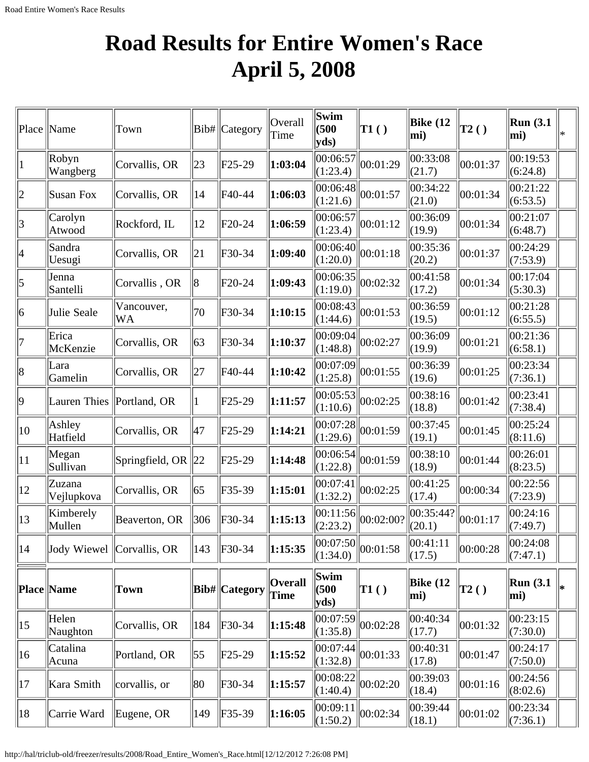# Road Results for Entire Women's Race April 5, 2008

| Place | Name | Town | Bib# | Category | Overall Time | Swim (500 yds) | T1 ( ) | Bike (12 mi) | T2 ( ) | Run (3.1 mi) | * |
|---|---|---|---|---|---|---|---|---|---|---|---|
| 1 | Robyn Wangberg | Corvallis, OR | 23 | F25-29 | **1:03:04** | 00:06:57 (1:23.4) | 00:01:29 | 00:33:08 (21.7) | 00:01:37 | 00:19:53 (6:24.8) | |
| 2 | Susan Fox | Corvallis, OR | 14 | F40-44 | **1:06:03** | 00:06:48 (1:21.6) | 00:01:57 | 00:34:22 (21.0) | 00:01:34 | 00:21:22 (6:53.5) | |
| 3 | Carolyn Atwood | Rockford, IL | 12 | F20-24 | **1:06:59** | 00:06:57 (1:23.4) | 00:01:12 | 00:36:09 (19.9) | 00:01:34 | 00:21:07 (6:48.7) | |
| 4 | Sandra Uesugi | Corvallis, OR | 21 | F30-34 | **1:09:40** | 00:06:40 (1:20.0) | 00:01:18 | 00:35:36 (20.2) | 00:01:37 | 00:24:29 (7:53.9) | |
| 5 | Jenna Santelli | Corvallis , OR | 8 | F20-24 | **1:09:43** | 00:06:35 (1:19.0) | 00:02:32 | 00:41:58 (17.2) | 00:01:34 | 00:17:04 (5:30.3) | |
| 6 | Julie Seale | Vancouver, WA | 70 | F30-34 | **1:10:15** | 00:08:43 (1:44.6) | 00:01:53 | 00:36:59 (19.5) | 00:01:12 | 00:21:28 (6:55.5) | |
| 7 | Erica McKenzie | Corvallis, OR | 63 | F30-34 | **1:10:37** | 00:09:04 (1:48.8) | 00:02:27 | 00:36:09 (19.9) | 00:01:21 | 00:21:36 (6:58.1) | |
| 8 | Lara Gamelin | Corvallis, OR | 27 | F40-44 | **1:10:42** | 00:07:09 (1:25.8) | 00:01:55 | 00:36:39 (19.6) | 00:01:25 | 00:23:34 (7:36.1) | |
| 9 | Lauren Thies | Portland, OR | 1 | F25-29 | **1:11:57** | 00:05:53 (1:10.6) | 00:02:25 | 00:38:16 (18.8) | 00:01:42 | 00:23:41 (7:38.4) | |
| 10 | Ashley Hatfield | Corvallis, OR | 47 | F25-29 | **1:14:21** | 00:07:28 (1:29.6) | 00:01:59 | 00:37:45 (19.1) | 00:01:45 | 00:25:24 (8:11.6) | |
| 11 | Megan Sullivan | Springfield, OR | 22 | F25-29 | **1:14:48** | 00:06:54 (1:22.8) | 00:01:59 | 00:38:10 (18.9) | 00:01:44 | 00:26:01 (8:23.5) | |
| 12 | Zuzana Vejlupkova | Corvallis, OR | 65 | F35-39 | **1:15:01** | 00:07:41 (1:32.2) | 00:02:25 | 00:41:25 (17.4) | 00:00:34 | 00:22:56 (7:23.9) | |
| 13 | Kimberely Mullen | Beaverton, OR | 306 | F30-34 | **1:15:13** | 00:11:56 (2:23.2) | 00:02:00? | 00:35:44? (20.1) | 00:01:17 | 00:24:16 (7:49.7) | |
| 14 | Jody Wiewel | Corvallis, OR | 143 | F30-34 | **1:15:35** | 00:07:50 (1:34.0) | 00:01:58 | 00:41:11 (17.5) | 00:00:28 | 00:24:08 (7:47.1) | |
| **Place** | **Name** | **Town** | **Bib#** | **Category** | **Overall Time** | **Swim (500 yds)** | **T1 ( )** | **Bike (12 mi)** | **T2 ( )** | **Run (3.1 mi)** | ***** |
| 15 | Helen Naughton | Corvallis, OR | 184 | F30-34 | **1:15:48** | 00:07:59 (1:35.8) | 00:02:28 | 00:40:34 (17.7) | 00:01:32 | 00:23:15 (7:30.0) | |
| 16 | Catalina Acuna | Portland, OR | 55 | F25-29 | **1:15:52** | 00:07:44 (1:32.8) | 00:01:33 | 00:40:31 (17.8) | 00:01:47 | 00:24:17 (7:50.0) | |
| 17 | Kara Smith | corvallis, or | 80 | F30-34 | **1:15:57** | 00:08:22 (1:40.4) | 00:02:20 | 00:39:03 (18.4) | 00:01:16 | 00:24:56 (8:02.6) | |
| 18 | Carrie Ward | Eugene, OR | 149 | F35-39 | **1:16:05** | 00:09:11 (1:50.2) | 00:02:34 | 00:39:44 (18.1) | 00:01:02 | 00:23:34 (7:36.1) | |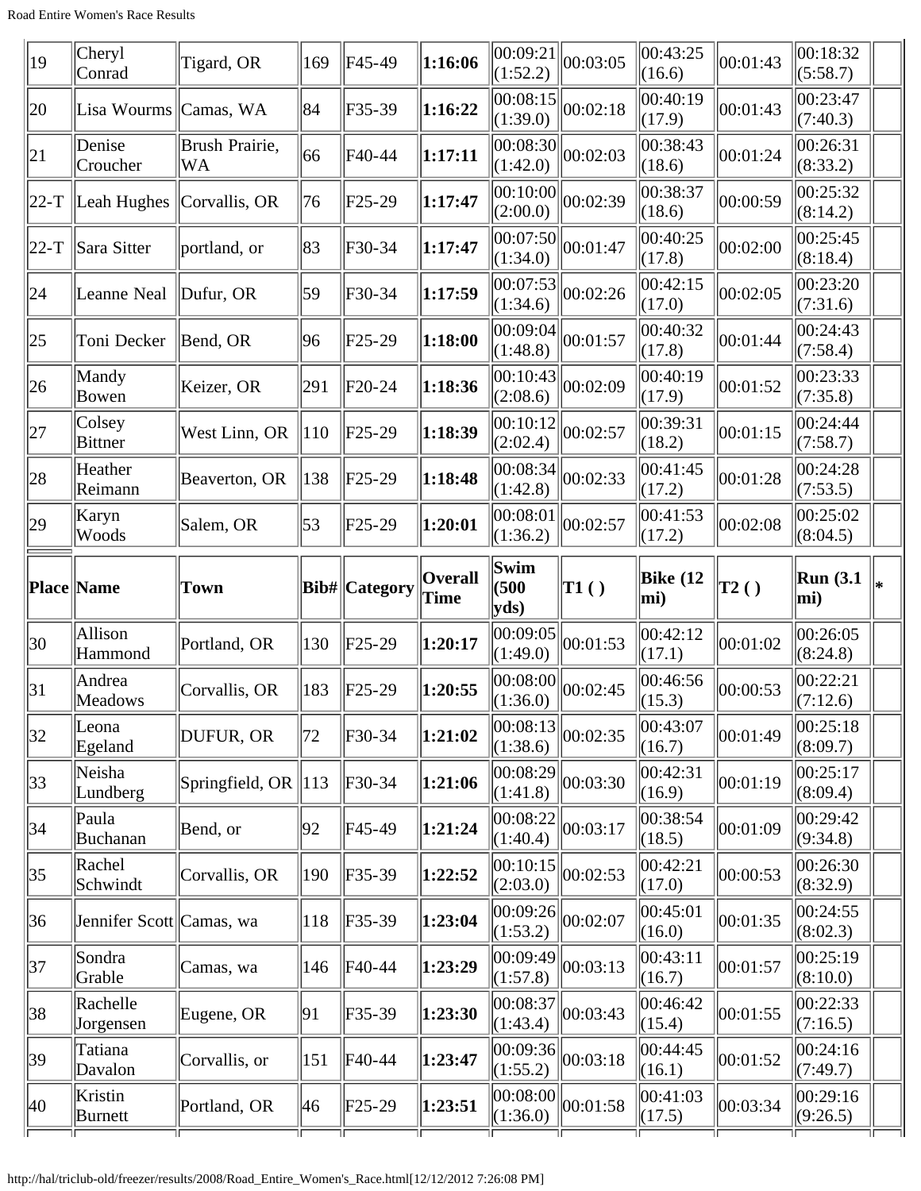| 19 | Cheryl Conrad | Tigard, OR | 169 | F45-49 | **1:16:06** | 00:09:21 (1:52.2) | 00:03:05 | 00:43:25 (16.6) | 00:01:43 | 00:18:32 (5:58.7) | |
|---|---|---|---|---|---|---|---|---|---|---|---|
| 20 | Lisa Wourms | Camas, WA | 84 | F35-39 | **1:16:22** | 00:08:15 (1:39.0) | 00:02:18 | 00:40:19 (17.9) | 00:01:43 | 00:23:47 (7:40.3) | |
| 21 | Denise Croucher | Brush Prairie, WA | 66 | F40-44 | **1:17:11** | 00:08:30 (1:42.0) | 00:02:03 | 00:38:43 (18.6) | 00:01:24 | 00:26:31 (8:33.2) | |
| 22-T | Leah Hughes | Corvallis, OR | 76 | F25-29 | **1:17:47** | 00:10:00 (2:00.0) | 00:02:39 | 00:38:37 (18.6) | 00:00:59 | 00:25:32 (8:14.2) | |
| 22-T | Sara Sitter | portland, or | 83 | F30-34 | **1:17:47** | 00:07:50 (1:34.0) | 00:01:47 | 00:40:25 (17.8) | 00:02:00 | 00:25:45 (8:18.4) | |
| 24 | Leanne Neal | Dufur, OR | 59 | F30-34 | **1:17:59** | 00:07:53 (1:34.6) | 00:02:26 | 00:42:15 (17.0) | 00:02:05 | 00:23:20 (7:31.6) | |
| 25 | Toni Decker | Bend, OR | 96 | F25-29 | **1:18:00** | 00:09:04 (1:48.8) | 00:01:57 | 00:40:32 (17.8) | 00:01:44 | 00:24:43 (7:58.4) | |
| 26 | Mandy Bowen | Keizer, OR | 291 | F20-24 | **1:18:36** | 00:10:43 (2:08.6) | 00:02:09 | 00:40:19 (17.9) | 00:01:52 | 00:23:33 (7:35.8) | |
| 27 | Colsey Bittner | West Linn, OR | 110 | F25-29 | **1:18:39** | 00:10:12 (2:02.4) | 00:02:57 | 00:39:31 (18.2) | 00:01:15 | 00:24:44 (7:58.7) | |
| 28 | Heather Reimann | Beaverton, OR | 138 | F25-29 | **1:18:48** | 00:08:34 (1:42.8) | 00:02:33 | 00:41:45 (17.2) | 00:01:28 | 00:24:28 (7:53.5) | |
| 29 | Karyn Woods | Salem, OR | 53 | F25-29 | **1:20:01** | 00:08:01 (1:36.2) | 00:02:57 | 00:41:53 (17.2) | 00:02:08 | 00:25:02 (8:04.5) | |
| **Place** | **Name** | **Town** | **Bib#** | **Category** | **Overall Time** | **Swim (500 yds)** | **T1 ( )** | **Bike (12 mi)** | **T2 ( )** | **Run (3.1 mi)** | **\*** |
| 30 | Allison Hammond | Portland, OR | 130 | F25-29 | **1:20:17** | 00:09:05 (1:49.0) | 00:01:53 | 00:42:12 (17.1) | 00:01:02 | 00:26:05 (8:24.8) | |
| 31 | Andrea Meadows | Corvallis, OR | 183 | F25-29 | **1:20:55** | 00:08:00 (1:36.0) | 00:02:45 | 00:46:56 (15.3) | 00:00:53 | 00:22:21 (7:12.6) | |
| 32 | Leona Egeland | DUFUR, OR | 72 | F30-34 | **1:21:02** | 00:08:13 (1:38.6) | 00:02:35 | 00:43:07 (16.7) | 00:01:49 | 00:25:18 (8:09.7) | |
| 33 | Neisha Lundberg | Springfield, OR | 113 | F30-34 | **1:21:06** | 00:08:29 (1:41.8) | 00:03:30 | 00:42:31 (16.9) | 00:01:19 | 00:25:17 (8:09.4) | |
| 34 | Paula Buchanan | Bend, or | 92 | F45-49 | **1:21:24** | 00:08:22 (1:40.4) | 00:03:17 | 00:38:54 (18.5) | 00:01:09 | 00:29:42 (9:34.8) | |
| 35 | Rachel Schwindt | Corvallis, OR | 190 | F35-39 | **1:22:52** | 00:10:15 (2:03.0) | 00:02:53 | 00:42:21 (17.0) | 00:00:53 | 00:26:30 (8:32.9) | |
| 36 | Jennifer Scott | Camas, wa | 118 | F35-39 | **1:23:04** | 00:09:26 (1:53.2) | 00:02:07 | 00:45:01 (16.0) | 00:01:35 | 00:24:55 (8:02.3) | |
| 37 | Sondra Grable | Camas, wa | 146 | F40-44 | **1:23:29** | 00:09:49 (1:57.8) | 00:03:13 | 00:43:11 (16.7) | 00:01:57 | 00:25:19 (8:10.0) | |
| 38 | Rachelle Jorgensen | Eugene, OR | 91 | F35-39 | **1:23:30** | 00:08:37 (1:43.4) | 00:03:43 | 00:46:42 (15.4) | 00:01:55 | 00:22:33 (7:16.5) | |
| 39 | Tatiana Davalon | Corvallis, or | 151 | F40-44 | **1:23:47** | 00:09:36 (1:55.2) | 00:03:18 | 00:44:45 (16.1) | 00:01:52 | 00:24:16 (7:49.7) | |
| 40 | Kristin Burnett | Portland, OR | 46 | F25-29 | **1:23:51** | 00:08:00 (1:36.0) | 00:01:58 | 00:41:03 (17.5) | 00:03:34 | 00:29:16 (9:26.5) | |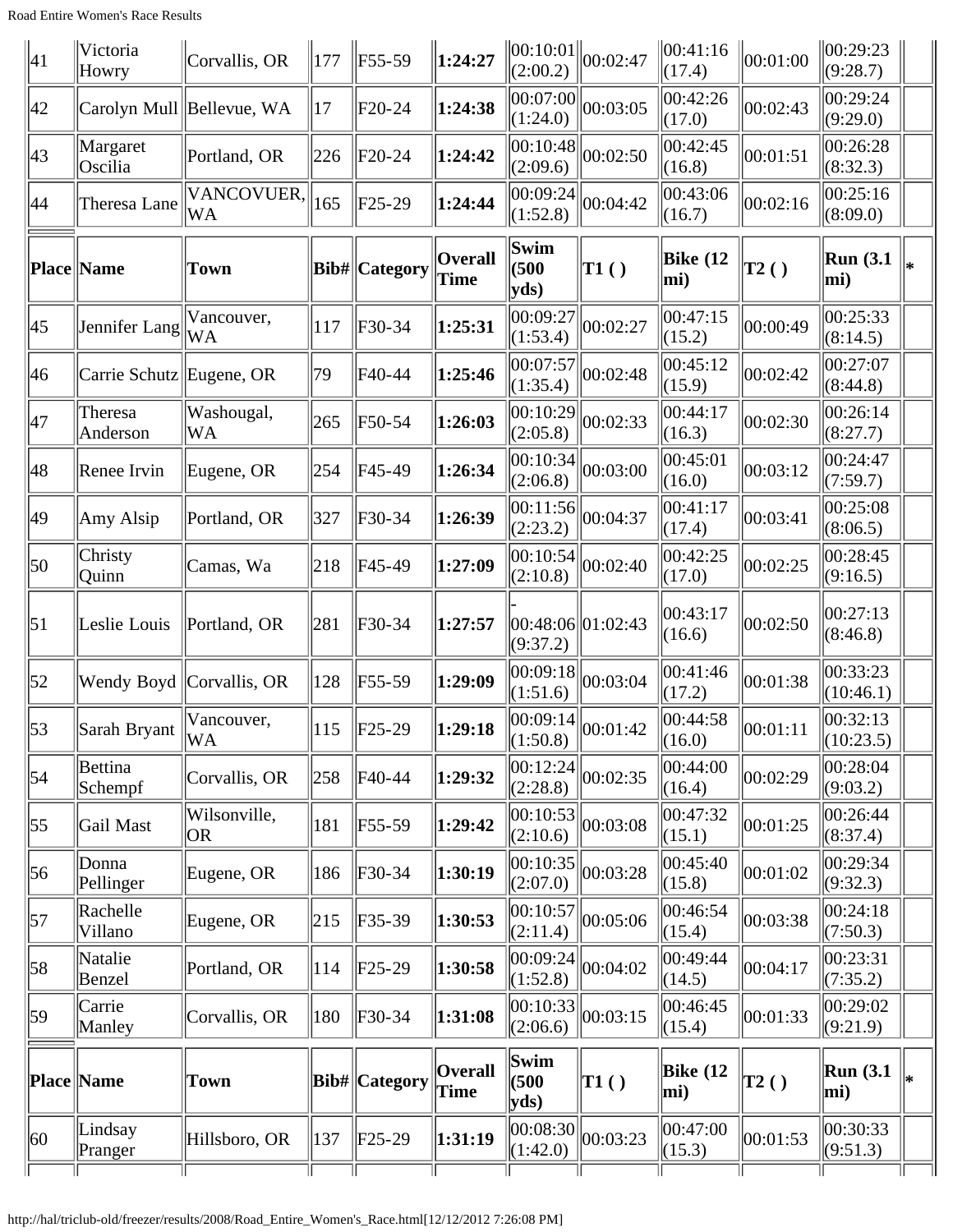| Place | Name | Town | Bib# | Category | Overall Time | Swim (500 yds) | T1 ( ) | Bike (12 mi) | T2 ( ) | Run (3.1 mi) | * |
|---|---|---|---|---|---|---|---|---|---|---|---|
| 41 | Victoria Howry | Corvallis, OR | 177 | F55-59 | **1:24:27** | 00:10:01 (2:00.2) | 00:02:47 | 00:41:16 (17.4) | 00:01:00 | 00:29:23 (9:28.7) | |
| 42 | Carolyn Mull | Bellevue, WA | 17 | F20-24 | **1:24:38** | 00:07:00 (1:24.0) | 00:03:05 | 00:42:26 (17.0) | 00:02:43 | 00:29:24 (9:29.0) | |
| 43 | Margaret Oscilia | Portland, OR | 226 | F20-24 | **1:24:42** | 00:10:48 (2:09.6) | 00:02:50 | 00:42:45 (16.8) | 00:01:51 | 00:26:28 (8:32.3) | |
| 44 | Theresa Lane | VANCOVUER, WA | 165 | F25-29 | **1:24:44** | 00:09:24 (1:52.8) | 00:04:42 | 00:43:06 (16.7) | 00:02:16 | 00:25:16 (8:09.0) | |

| Place | Name | Town | Bib# | Category | Overall Time | Swim (500 yds) | T1 ( ) | Bike (12 mi) | T2 ( ) | Run (3.1 mi) | * |
|---|---|---|---|---|---|---|---|---|---|---|---|
| 45 | Jennifer Lang | Vancouver, WA | 117 | F30-34 | **1:25:31** | 00:09:27 (1:53.4) | 00:02:27 | 00:47:15 (15.2) | 00:00:49 | 00:25:33 (8:14.5) | |
| 46 | Carrie Schutz | Eugene, OR | 79 | F40-44 | **1:25:46** | 00:07:57 (1:35.4) | 00:02:48 | 00:45:12 (15.9) | 00:02:42 | 00:27:07 (8:44.8) | |
| 47 | Theresa Anderson | Washougal, WA | 265 | F50-54 | **1:26:03** | 00:10:29 (2:05.8) | 00:02:33 | 00:44:17 (16.3) | 00:02:30 | 00:26:14 (8:27.7) | |
| 48 | Renee Irvin | Eugene, OR | 254 | F45-49 | **1:26:34** | 00:10:34 (2:06.8) | 00:03:00 | 00:45:01 (16.0) | 00:03:12 | 00:24:47 (7:59.7) | |
| 49 | Amy Alsip | Portland, OR | 327 | F30-34 | **1:26:39** | 00:11:56 (2:23.2) | 00:04:37 | 00:41:17 (17.4) | 00:03:41 | 00:25:08 (8:06.5) | |
| 50 | Christy Quinn | Camas, Wa | 218 | F45-49 | **1:27:09** | 00:10:54 (2:10.8) | 00:02:40 | 00:42:25 (17.0) | 00:02:25 | 00:28:45 (9:16.5) | |
| 51 | Leslie Louis | Portland, OR | 281 | F30-34 | **1:27:57** | -00:48:06 (9:37.2) | 01:02:43 | 00:43:17 (16.6) | 00:02:50 | 00:27:13 (8:46.8) | |
| 52 | Wendy Boyd | Corvallis, OR | 128 | F55-59 | **1:29:09** | 00:09:18 (1:51.6) | 00:03:04 | 00:41:46 (17.2) | 00:01:38 | 00:33:23 (10:46.1) | |
| 53 | Sarah Bryant | Vancouver, WA | 115 | F25-29 | **1:29:18** | 00:09:14 (1:50.8) | 00:01:42 | 00:44:58 (16.0) | 00:01:11 | 00:32:13 (10:23.5) | |
| 54 | Bettina Schempf | Corvallis, OR | 258 | F40-44 | **1:29:32** | 00:12:24 (2:28.8) | 00:02:35 | 00:44:00 (16.4) | 00:02:29 | 00:28:04 (9:03.2) | |
| 55 | Gail Mast | Wilsonville, OR | 181 | F55-59 | **1:29:42** | 00:10:53 (2:10.6) | 00:03:08 | 00:47:32 (15.1) | 00:01:25 | 00:26:44 (8:37.4) | |
| 56 | Donna Pellinger | Eugene, OR | 186 | F30-34 | **1:30:19** | 00:10:35 (2:07.0) | 00:03:28 | 00:45:40 (15.8) | 00:01:02 | 00:29:34 (9:32.3) | |
| 57 | Rachelle Villano | Eugene, OR | 215 | F35-39 | **1:30:53** | 00:10:57 (2:11.4) | 00:05:06 | 00:46:54 (15.4) | 00:03:38 | 00:24:18 (7:50.3) | |
| 58 | Natalie Benzel | Portland, OR | 114 | F25-29 | **1:30:58** | 00:09:24 (1:52.8) | 00:04:02 | 00:49:44 (14.5) | 00:04:17 | 00:23:31 (7:35.2) | |
| 59 | Carrie Manley | Corvallis, OR | 180 | F30-34 | **1:31:08** | 00:10:33 (2:06.6) | 00:03:15 | 00:46:45 (15.4) | 00:01:33 | 00:29:02 (9:21.9) | |

| Place | Name | Town | Bib# | Category | Overall Time | Swim (500 yds) | T1 ( ) | Bike (12 mi) | T2 ( ) | Run (3.1 mi) | * |
|---|---|---|---|---|---|---|---|---|---|---|---|
| 60 | Lindsay Pranger | Hillsboro, OR | 137 | F25-29 | **1:31:19** | 00:08:30 (1:42.0) | 00:03:23 | 00:47:00 (15.3) | 00:01:53 | 00:30:33 (9:51.3) | |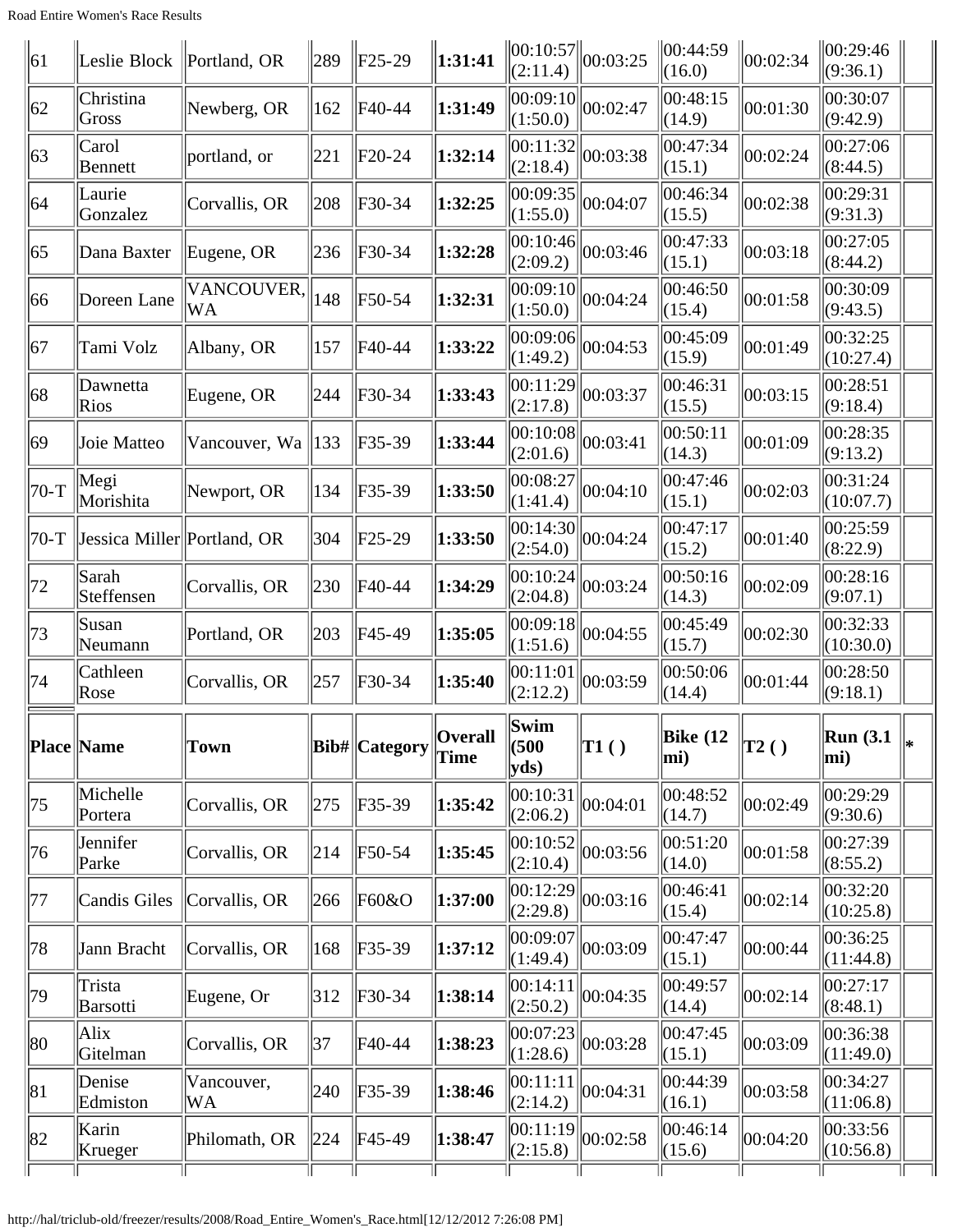| Place | Name | Town | Bib# | Category | Overall Time | Swim (500 yds) | T1 ( ) | Bike (12 mi) | T2 ( ) | Run (3.1 mi) | * |
|---|---|---|---|---|---|---|---|---|---|---|---|
| 61 | Leslie Block | Portland, OR | 289 | F25-29 | **1:31:41** | 00:10:57 (2:11.4) | 00:03:25 | 00:44:59 (16.0) | 00:02:34 | 00:29:46 (9:36.1) | |
| 62 | Christina Gross | Newberg, OR | 162 | F40-44 | **1:31:49** | 00:09:10 (1:50.0) | 00:02:47 | 00:48:15 (14.9) | 00:01:30 | 00:30:07 (9:42.9) | |
| 63 | Carol Bennett | portland, or | 221 | F20-24 | **1:32:14** | 00:11:32 (2:18.4) | 00:03:38 | 00:47:34 (15.1) | 00:02:24 | 00:27:06 (8:44.5) | |
| 64 | Laurie Gonzalez | Corvallis, OR | 208 | F30-34 | **1:32:25** | 00:09:35 (1:55.0) | 00:04:07 | 00:46:34 (15.5) | 00:02:38 | 00:29:31 (9:31.3) | |
| 65 | Dana Baxter | Eugene, OR | 236 | F30-34 | **1:32:28** | 00:10:46 (2:09.2) | 00:03:46 | 00:47:33 (15.1) | 00:03:18 | 00:27:05 (8:44.2) | |
| 66 | Doreen Lane | VANCOUVER, WA | 148 | F50-54 | **1:32:31** | 00:09:10 (1:50.0) | 00:04:24 | 00:46:50 (15.4) | 00:01:58 | 00:30:09 (9:43.5) | |
| 67 | Tami Volz | Albany, OR | 157 | F40-44 | **1:33:22** | 00:09:06 (1:49.2) | 00:04:53 | 00:45:09 (15.9) | 00:01:49 | 00:32:25 (10:27.4) | |
| 68 | Dawnetta Rios | Eugene, OR | 244 | F30-34 | **1:33:43** | 00:11:29 (2:17.8) | 00:03:37 | 00:46:31 (15.5) | 00:03:15 | 00:28:51 (9:18.4) | |
| 69 | Joie Matteo | Vancouver, Wa | 133 | F35-39 | **1:33:44** | 00:10:08 (2:01.6) | 00:03:41 | 00:50:11 (14.3) | 00:01:09 | 00:28:35 (9:13.2) | |
| 70-T | Megi Morishita | Newport, OR | 134 | F35-39 | **1:33:50** | 00:08:27 (1:41.4) | 00:04:10 | 00:47:46 (15.1) | 00:02:03 | 00:31:24 (10:07.7) | |
| 70-T | Jessica Miller | Portland, OR | 304 | F25-29 | **1:33:50** | 00:14:30 (2:54.0) | 00:04:24 | 00:47:17 (15.2) | 00:01:40 | 00:25:59 (8:22.9) | |
| 72 | Sarah Steffensen | Corvallis, OR | 230 | F40-44 | **1:34:29** | 00:10:24 (2:04.8) | 00:03:24 | 00:50:16 (14.3) | 00:02:09 | 00:28:16 (9:07.1) | |
| 73 | Susan Neumann | Portland, OR | 203 | F45-49 | **1:35:05** | 00:09:18 (1:51.6) | 00:04:55 | 00:45:49 (15.7) | 00:02:30 | 00:32:33 (10:30.0) | |
| 74 | Cathleen Rose | Corvallis, OR | 257 | F30-34 | **1:35:40** | 00:11:01 (2:12.2) | 00:03:59 | 00:50:06 (14.4) | 00:01:44 | 00:28:50 (9:18.1) | |
| **Place** | **Name** | **Town** | **Bib#** | **Category** | **Overall Time** | **Swim (500 yds)** | **T1 ( )** | **Bike (12 mi)** | **T2 ( )** | **Run (3.1 mi)** | ***** |
| 75 | Michelle Portera | Corvallis, OR | 275 | F35-39 | **1:35:42** | 00:10:31 (2:06.2) | 00:04:01 | 00:48:52 (14.7) | 00:02:49 | 00:29:29 (9:30.6) | |
| 76 | Jennifer Parke | Corvallis, OR | 214 | F50-54 | **1:35:45** | 00:10:52 (2:10.4) | 00:03:56 | 00:51:20 (14.0) | 00:01:58 | 00:27:39 (8:55.2) | |
| 77 | Candis Giles | Corvallis, OR | 266 | F60&O | **1:37:00** | 00:12:29 (2:29.8) | 00:03:16 | 00:46:41 (15.4) | 00:02:14 | 00:32:20 (10:25.8) | |
| 78 | Jann Bracht | Corvallis, OR | 168 | F35-39 | **1:37:12** | 00:09:07 (1:49.4) | 00:03:09 | 00:47:47 (15.1) | 00:00:44 | 00:36:25 (11:44.8) | |
| 79 | Trista Barsotti | Eugene, Or | 312 | F30-34 | **1:38:14** | 00:14:11 (2:50.2) | 00:04:35 | 00:49:57 (14.4) | 00:02:14 | 00:27:17 (8:48.1) | |
| 80 | Alix Gitelman | Corvallis, OR | 37 | F40-44 | **1:38:23** | 00:07:23 (1:28.6) | 00:03:28 | 00:47:45 (15.1) | 00:03:09 | 00:36:38 (11:49.0) | |
| 81 | Denise Edmiston | Vancouver, WA | 240 | F35-39 | **1:38:46** | 00:11:11 (2:14.2) | 00:04:31 | 00:44:39 (16.1) | 00:03:58 | 00:34:27 (11:06.8) | |
| 82 | Karin Krueger | Philomath, OR | 224 | F45-49 | **1:38:47** | 00:11:19 (2:15.8) | 00:02:58 | 00:46:14 (15.6) | 00:04:20 | 00:33:56 (10:56.8) | |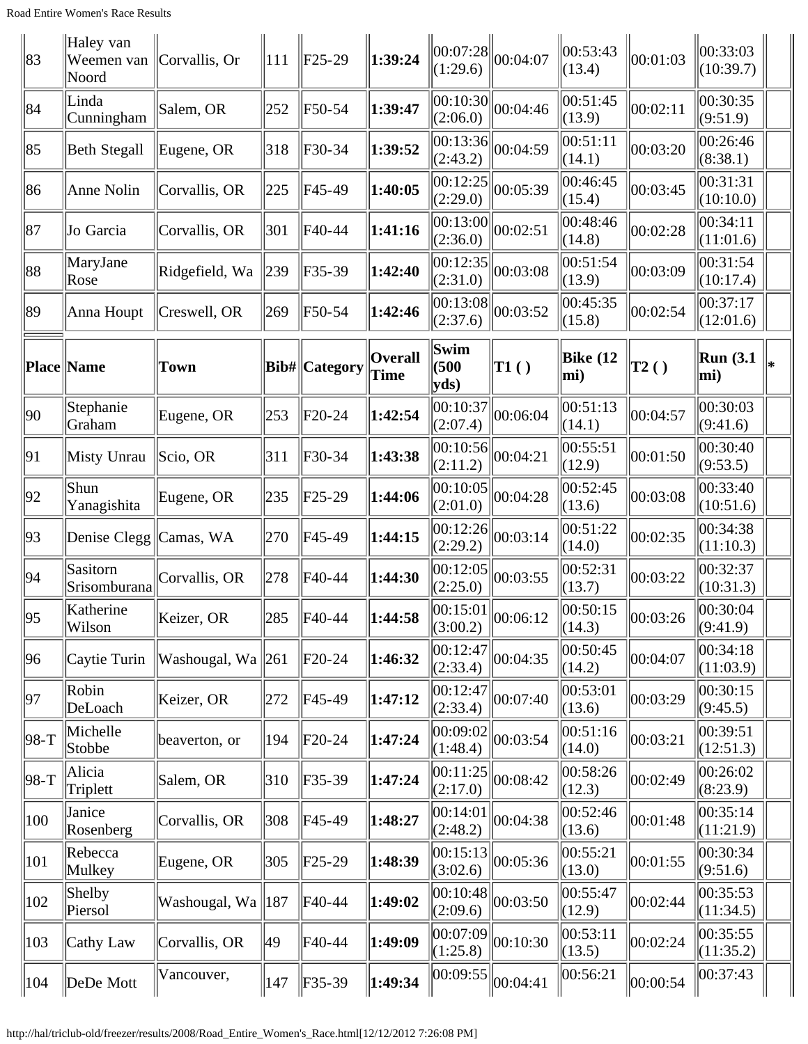| Place | Name | Town | Bib# | Category | Overall Time | Swim (500 yds) | T1 ( ) | Bike (12 mi) | T2 ( ) | Run (3.1 mi) | * |
|---|---|---|---|---|---|---|---|---|---|---|---|
| 83 | Haley van Weemen van Noord | Corvallis, Or | 111 | F25-29 | **1:39:24** | 00:07:28 (1:29.6) | 00:04:07 | 00:53:43 (13.4) | 00:01:03 | 00:33:03 (10:39.7) | |
| 84 | Linda Cunningham | Salem, OR | 252 | F50-54 | **1:39:47** | 00:10:30 (2:06.0) | 00:04:46 | 00:51:45 (13.9) | 00:02:11 | 00:30:35 (9:51.9) | |
| 85 | Beth Stegall | Eugene, OR | 318 | F30-34 | **1:39:52** | 00:13:36 (2:43.2) | 00:04:59 | 00:51:11 (14.1) | 00:03:20 | 00:26:46 (8:38.1) | |
| 86 | Anne Nolin | Corvallis, OR | 225 | F45-49 | **1:40:05** | 00:12:25 (2:29.0) | 00:05:39 | 00:46:45 (15.4) | 00:03:45 | 00:31:31 (10:10.0) | |
| 87 | Jo Garcia | Corvallis, OR | 301 | F40-44 | **1:41:16** | 00:13:00 (2:36.0) | 00:02:51 | 00:48:46 (14.8) | 00:02:28 | 00:34:11 (11:01.6) | |
| 88 | MaryJane Rose | Ridgefield, Wa | 239 | F35-39 | **1:42:40** | 00:12:35 (2:31.0) | 00:03:08 | 00:51:54 (13.9) | 00:03:09 | 00:31:54 (10:17.4) | |
| 89 | Anna Houpt | Creswell, OR | 269 | F50-54 | **1:42:46** | 00:13:08 (2:37.6) | 00:03:52 | 00:45:35 (15.8) | 00:02:54 | 00:37:17 (12:01.6) | |
| **Place** | **Name** | **Town** | **Bib#** | **Category** | **Overall Time** | **Swim (500 yds)** | **T1 ( )** | **Bike (12 mi)** | **T2 ( )** | **Run (3.1 mi)** | ***** |
| 90 | Stephanie Graham | Eugene, OR | 253 | F20-24 | **1:42:54** | 00:10:37 (2:07.4) | 00:06:04 | 00:51:13 (14.1) | 00:04:57 | 00:30:03 (9:41.6) | |
| 91 | Misty Unrau | Scio, OR | 311 | F30-34 | **1:43:38** | 00:10:56 (2:11.2) | 00:04:21 | 00:55:51 (12.9) | 00:01:50 | 00:30:40 (9:53.5) | |
| 92 | Shun Yanagishita | Eugene, OR | 235 | F25-29 | **1:44:06** | 00:10:05 (2:01.0) | 00:04:28 | 00:52:45 (13.6) | 00:03:08 | 00:33:40 (10:51.6) | |
| 93 | Denise Clegg | Camas, WA | 270 | F45-49 | **1:44:15** | 00:12:26 (2:29.2) | 00:03:14 | 00:51:22 (14.0) | 00:02:35 | 00:34:38 (11:10.3) | |
| 94 | Sasitorn Srisomburana | Corvallis, OR | 278 | F40-44 | **1:44:30** | 00:12:05 (2:25.0) | 00:03:55 | 00:52:31 (13.7) | 00:03:22 | 00:32:37 (10:31.3) | |
| 95 | Katherine Wilson | Keizer, OR | 285 | F40-44 | **1:44:58** | 00:15:01 (3:00.2) | 00:06:12 | 00:50:15 (14.3) | 00:03:26 | 00:30:04 (9:41.9) | |
| 96 | Caytie Turin | Washougal, Wa | 261 | F20-24 | **1:46:32** | 00:12:47 (2:33.4) | 00:04:35 | 00:50:45 (14.2) | 00:04:07 | 00:34:18 (11:03.9) | |
| 97 | Robin DeLoach | Keizer, OR | 272 | F45-49 | **1:47:12** | 00:12:47 (2:33.4) | 00:07:40 | 00:53:01 (13.6) | 00:03:29 | 00:30:15 (9:45.5) | |
| 98-T | Michelle Stobbe | beaverton, or | 194 | F20-24 | **1:47:24** | 00:09:02 (1:48.4) | 00:03:54 | 00:51:16 (14.0) | 00:03:21 | 00:39:51 (12:51.3) | |
| 98-T | Alicia Triplett | Salem, OR | 310 | F35-39 | **1:47:24** | 00:11:25 (2:17.0) | 00:08:42 | 00:58:26 (12.3) | 00:02:49 | 00:26:02 (8:23.9) | |
| 100 | Janice Rosenberg | Corvallis, OR | 308 | F45-49 | **1:48:27** | 00:14:01 (2:48.2) | 00:04:38 | 00:52:46 (13.6) | 00:01:48 | 00:35:14 (11:21.9) | |
| 101 | Rebecca Mulkey | Eugene, OR | 305 | F25-29 | **1:48:39** | 00:15:13 (3:02.6) | 00:05:36 | 00:55:21 (13.0) | 00:01:55 | 00:30:34 (9:51.6) | |
| 102 | Shelby Piersol | Washougal, Wa | 187 | F40-44 | **1:49:02** | 00:10:48 (2:09.6) | 00:03:50 | 00:55:47 (12.9) | 00:02:44 | 00:35:53 (11:34.5) | |
| 103 | Cathy Law | Corvallis, OR | 49 | F40-44 | **1:49:09** | 00:07:09 (1:25.8) | 00:10:30 | 00:53:11 (13.5) | 00:02:24 | 00:35:55 (11:35.2) | |
| 104 | DeDe Mott | Vancouver, | 147 | F35-39 | **1:49:34** | 00:09:55 | 00:04:41 | 00:56:21 | 00:00:54 | 00:37:43 | |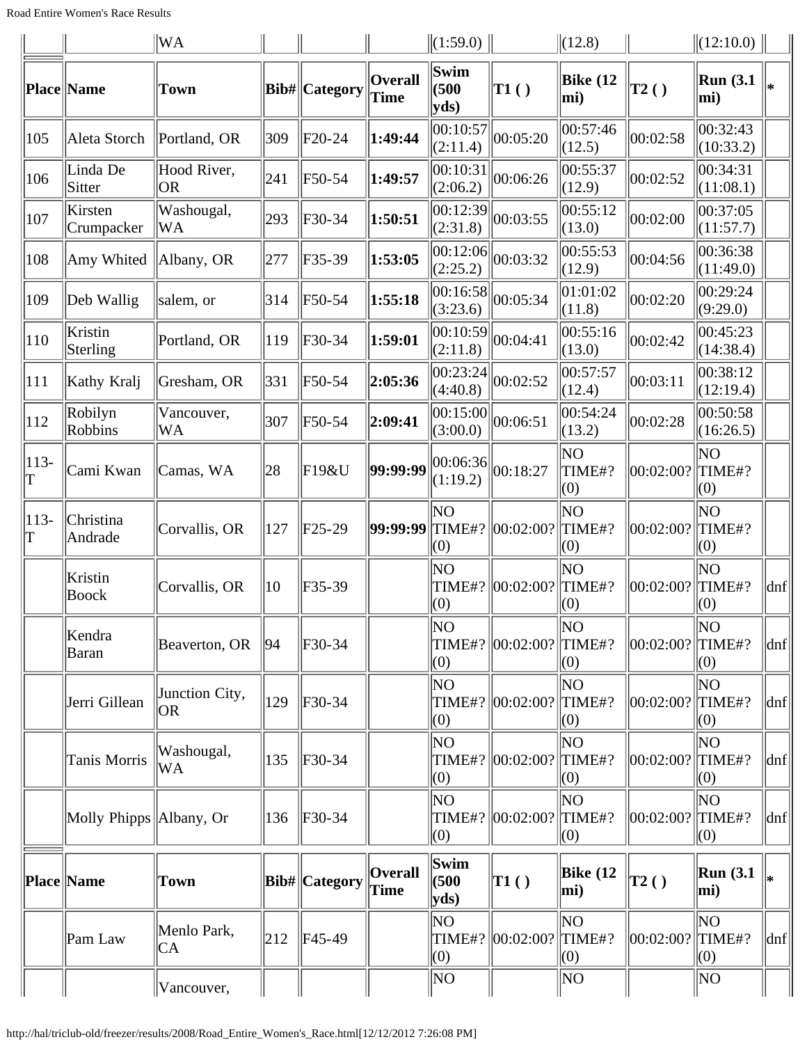| | | WA | | | | (1:59.0) | | (12.8) | | (12:10.0) | |
|---|---|---|---|---|---|---|---|---|---|---|---|

| Place | Name | Town | Bib# | Category | Overall Time | Swim (500 yds) | T1 ( ) | Bike (12 mi) | T2 ( ) | Run (3.1 mi) | * |
|---|---|---|---|---|---|---|---|---|---|---|---|
| 105 | Aleta Storch | Portland, OR | 309 | F20-24 | **1:49:44** | 00:10:57 (2:11.4) | 00:05:20 | 00:57:46 (12.5) | 00:02:58 | 00:32:43 (10:33.2) | |
| 106 | Linda De Sitter | Hood River, OR | 241 | F50-54 | **1:49:57** | 00:10:31 (2:06.2) | 00:06:26 | 00:55:37 (12.9) | 00:02:52 | 00:34:31 (11:08.1) | |
| 107 | Kirsten Crumpacker | Washougal, WA | 293 | F30-34 | **1:50:51** | 00:12:39 (2:31.8) | 00:03:55 | 00:55:12 (13.0) | 00:02:00 | 00:37:05 (11:57.7) | |
| 108 | Amy Whited | Albany, OR | 277 | F35-39 | **1:53:05** | 00:12:06 (2:25.2) | 00:03:32 | 00:55:53 (12.9) | 00:04:56 | 00:36:38 (11:49.0) | |
| 109 | Deb Wallig | salem, or | 314 | F50-54 | **1:55:18** | 00:16:58 (3:23.6) | 00:05:34 | 01:01:02 (11.8) | 00:02:20 | 00:29:24 (9:29.0) | |
| 110 | Kristin Sterling | Portland, OR | 119 | F30-34 | **1:59:01** | 00:10:59 (2:11.8) | 00:04:41 | 00:55:16 (13.0) | 00:02:42 | 00:45:23 (14:38.4) | |
| 111 | Kathy Kralj | Gresham, OR | 331 | F50-54 | **2:05:36** | 00:23:24 (4:40.8) | 00:02:52 | 00:57:57 (12.4) | 00:03:11 | 00:38:12 (12:19.4) | |
| 112 | Robilyn Robbins | Vancouver, WA | 307 | F50-54 | **2:09:41** | 00:15:00 (3:00.0) | 00:06:51 | 00:54:24 (13.2) | 00:02:28 | 00:50:58 (16:26.5) | |
| 113-T | Cami Kwan | Camas, WA | 28 | F19&U | **99:99:99** | 00:06:36 (1:19.2) | 00:18:27 | NO TIME#? (0) | 00:02:00? | NO TIME#? (0) | |
| 113-T | Christina Andrade | Corvallis, OR | 127 | F25-29 | **99:99:99** | NO TIME#? (0) | 00:02:00? | NO TIME#? (0) | 00:02:00? | NO TIME#? (0) | |
| | Kristin Boock | Corvallis, OR | 10 | F35-39 | | NO TIME#? (0) | 00:02:00? | NO TIME#? (0) | 00:02:00? | NO TIME#? (0) | dnf |
| | Kendra Baran | Beaverton, OR | 94 | F30-34 | | NO TIME#? (0) | 00:02:00? | NO TIME#? (0) | 00:02:00? | NO TIME#? (0) | dnf |
| | Jerri Gillean | Junction City, OR | 129 | F30-34 | | NO TIME#? (0) | 00:02:00? | NO TIME#? (0) | 00:02:00? | NO TIME#? (0) | dnf |
| | Tanis Morris | Washougal, WA | 135 | F30-34 | | NO TIME#? (0) | 00:02:00? | NO TIME#? (0) | 00:02:00? | NO TIME#? (0) | dnf |
| | Molly Phipps | Albany, Or | 136 | F30-34 | | NO TIME#? (0) | 00:02:00? | NO TIME#? (0) | 00:02:00? | NO TIME#? (0) | dnf |

| Place | Name | Town | Bib# | Category | Overall Time | Swim (500 yds) | T1 ( ) | Bike (12 mi) | T2 ( ) | Run (3.1 mi) | * |
|---|---|---|---|---|---|---|---|---|---|---|---|
| | Pam Law | Menlo Park, CA | 212 | F45-49 | | NO TIME#? (0) | 00:02:00? | NO TIME#? (0) | 00:02:00? | NO TIME#? (0) | dnf |
| | | Vancouver, | | | | NO | | NO | | NO | |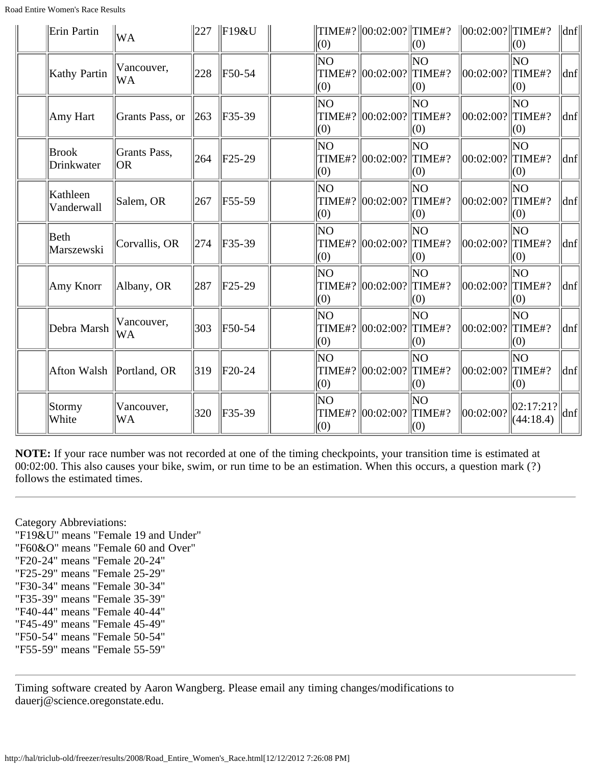| | | | | | | | | | | | |
|---|---|---|---|---|---|---|---|---|---|---|---|
| | Erin Partin | WA | 227 | F19&U | | TIME#? (0) | 00:02:00? | TIME#? (0) | 00:02:00? | TIME#? (0) | dnf |
| | Kathy Partin | Vancouver, WA | 228 | F50-54 | | NO TIME#? (0) | 00:02:00? | NO TIME#? (0) | 00:02:00? | NO TIME#? (0) | dnf |
| | Amy Hart | Grants Pass, or | 263 | F35-39 | | NO TIME#? (0) | 00:02:00? | NO TIME#? (0) | 00:02:00? | NO TIME#? (0) | dnf |
| | Brook Drinkwater | Grants Pass, OR | 264 | F25-29 | | NO TIME#? (0) | 00:02:00? | NO TIME#? (0) | 00:02:00? | NO TIME#? (0) | dnf |
| | Kathleen Vanderwall | Salem, OR | 267 | F55-59 | | NO TIME#? (0) | 00:02:00? | NO TIME#? (0) | 00:02:00? | NO TIME#? (0) | dnf |
| | Beth Marszewski | Corvallis, OR | 274 | F35-39 | | NO TIME#? (0) | 00:02:00? | NO TIME#? (0) | 00:02:00? | NO TIME#? (0) | dnf |
| | Amy Knorr | Albany, OR | 287 | F25-29 | | NO TIME#? (0) | 00:02:00? | NO TIME#? (0) | 00:02:00? | NO TIME#? (0) | dnf |
| | Debra Marsh | Vancouver, WA | 303 | F50-54 | | NO TIME#? (0) | 00:02:00? | NO TIME#? (0) | 00:02:00? | NO TIME#? (0) | dnf |
| | Afton Walsh | Portland, OR | 319 | F20-24 | | NO TIME#? (0) | 00:02:00? | NO TIME#? (0) | 00:02:00? | NO TIME#? (0) | dnf |
| | Stormy White | Vancouver, WA | 320 | F35-39 | | NO TIME#? (0) | 00:02:00? | NO TIME#? (0) | 00:02:00? | 02:17:21? (44:18.4) | dnf |

**NOTE:** If your race number was not recorded at one of the timing checkpoints, your transition time is estimated at 00:02:00. This also causes your bike, swim, or run time to be an estimation. When this occurs, a question mark (?) follows the estimated times.

---

Category Abbreviations:
"F19&U" means "Female 19 and Under"
"F60&O" means "Female 60 and Over"
"F20-24" means "Female 20-24"
"F25-29" means "Female 25-29"
"F30-34" means "Female 30-34"
"F35-39" means "Female 35-39"
"F40-44" means "Female 40-44"
"F45-49" means "Female 45-49"
"F50-54" means "Female 50-54"
"F55-59" means "Female 55-59"

---

Timing software created by Aaron Wangberg. Please email any timing changes/modifications to dauerj@science.oregonstate.edu.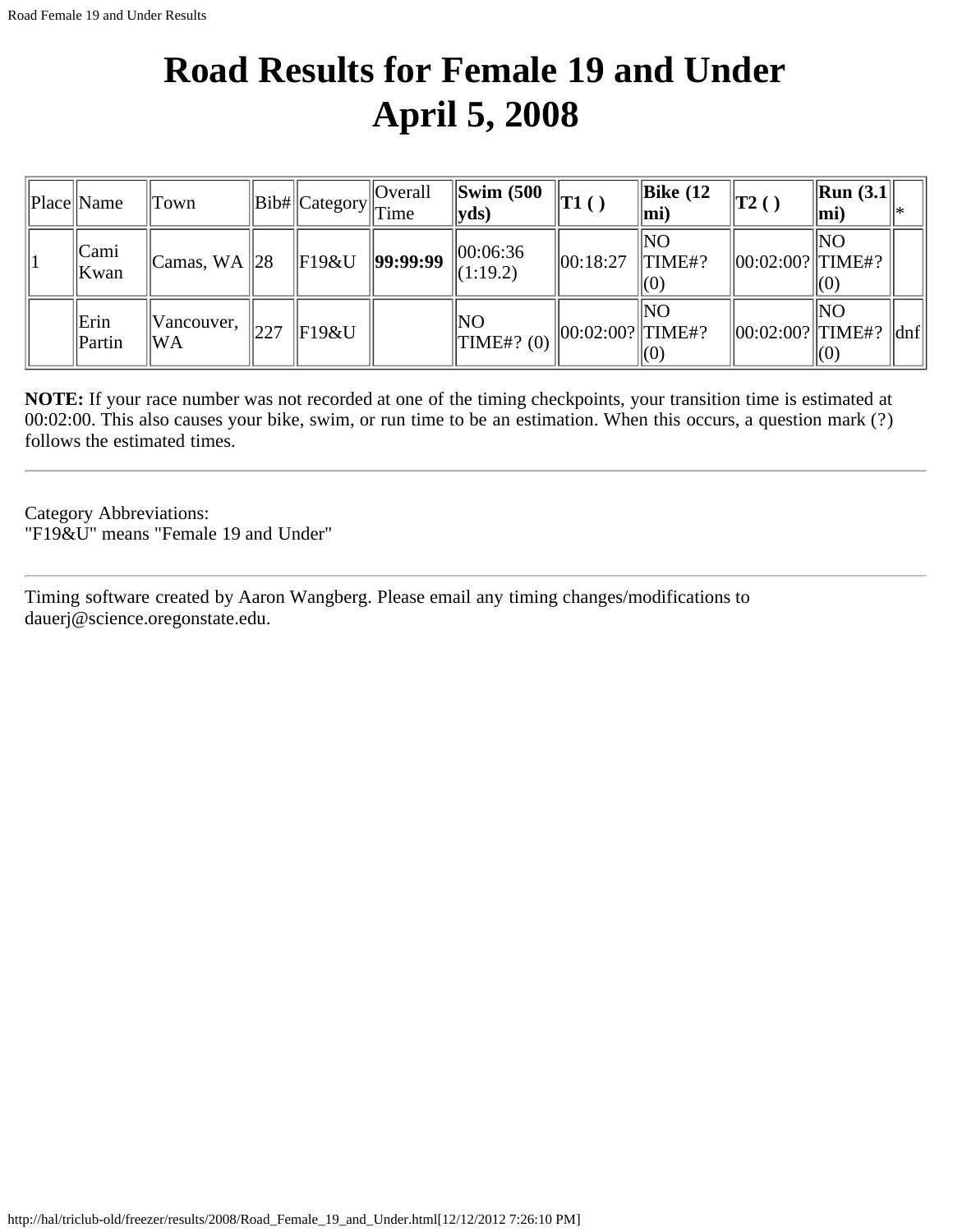# Road Results for Female 19 and Under
# April 5, 2008

| Place | Name | Town | Bib# | Category | Overall Time | **Swim (500 yds)** | **T1 ( )** | **Bike (12 mi)** | **T2 ( )** | **Run (3.1 mi)** | * |
|---|---|---|---|---|---|---|---|---|---|---|---|
| 1 | Cami Kwan | Camas, WA | 28 | F19&U | **99:99:99** | 00:06:36 (1:19.2) | 00:18:27 | NO TIME#? (0) | 00:02:00? | NO TIME#? (0) | |
| | Erin Partin | Vancouver, WA | 227 | F19&U | | NO TIME#? (0) | 00:02:00? | NO TIME#? (0) | 00:02:00? | NO TIME#? (0) | dnf |

**NOTE:** If your race number was not recorded at one of the timing checkpoints, your transition time is estimated at 00:02:00. This also causes your bike, swim, or run time to be an estimation. When this occurs, a question mark (?) follows the estimated times.

---

Category Abbreviations:
"F19&U" means "Female 19 and Under"

---

Timing software created by Aaron Wangberg. Please email any timing changes/modifications to dauerj@science.oregonstate.edu.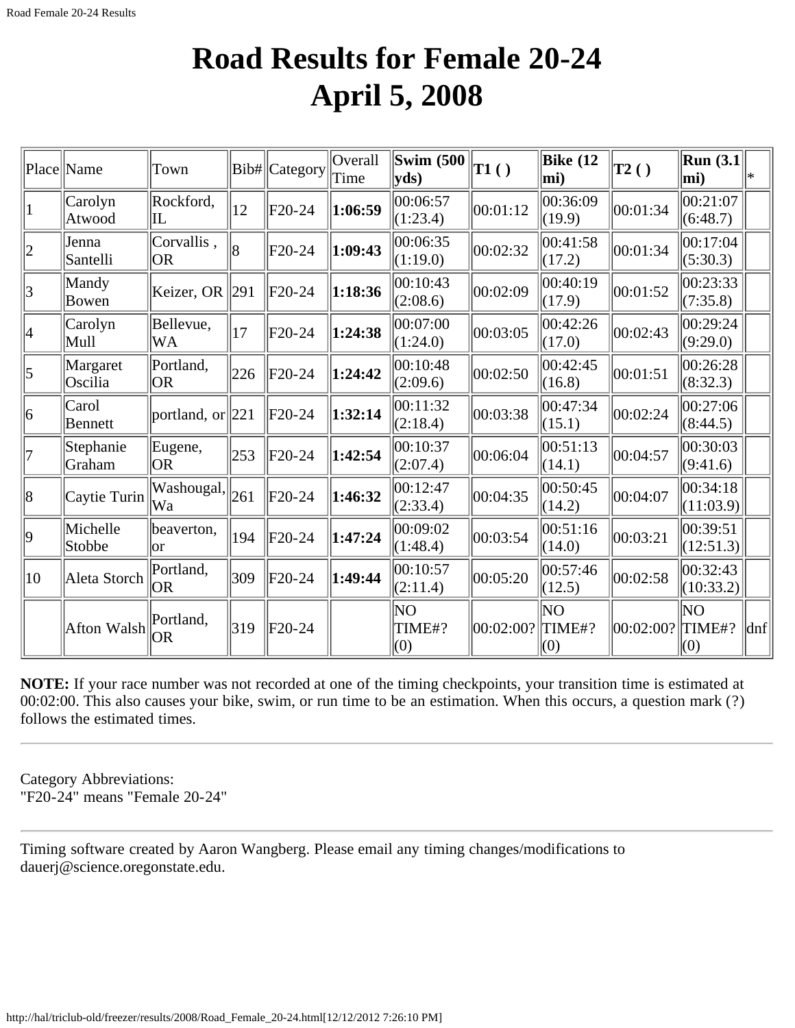# Road Results for Female 20-24
# April 5, 2008

| Place | Name | Town | Bib# | Category | Overall Time | **Swim (500 yds)** | **T1 ( )** | **Bike (12 mi)** | **T2 ( )** | **Run (3.1 mi)** | * |
|---|---|---|---|---|---|---|---|---|---|---|---|
| 1 | Carolyn Atwood | Rockford, IL | 12 | F20-24 | **1:06:59** | 00:06:57 (1:23.4) | 00:01:12 | 00:36:09 (19.9) | 00:01:34 | 00:21:07 (6:48.7) | |
| 2 | Jenna Santelli | Corvallis , OR | 8 | F20-24 | **1:09:43** | 00:06:35 (1:19.0) | 00:02:32 | 00:41:58 (17.2) | 00:01:34 | 00:17:04 (5:30.3) | |
| 3 | Mandy Bowen | Keizer, OR | 291 | F20-24 | **1:18:36** | 00:10:43 (2:08.6) | 00:02:09 | 00:40:19 (17.9) | 00:01:52 | 00:23:33 (7:35.8) | |
| 4 | Carolyn Mull | Bellevue, WA | 17 | F20-24 | **1:24:38** | 00:07:00 (1:24.0) | 00:03:05 | 00:42:26 (17.0) | 00:02:43 | 00:29:24 (9:29.0) | |
| 5 | Margaret Oscilia | Portland, OR | 226 | F20-24 | **1:24:42** | 00:10:48 (2:09.6) | 00:02:50 | 00:42:45 (16.8) | 00:01:51 | 00:26:28 (8:32.3) | |
| 6 | Carol Bennett | portland, or | 221 | F20-24 | **1:32:14** | 00:11:32 (2:18.4) | 00:03:38 | 00:47:34 (15.1) | 00:02:24 | 00:27:06 (8:44.5) | |
| 7 | Stephanie Graham | Eugene, OR | 253 | F20-24 | **1:42:54** | 00:10:37 (2:07.4) | 00:06:04 | 00:51:13 (14.1) | 00:04:57 | 00:30:03 (9:41.6) | |
| 8 | Caytie Turin | Washougal, Wa | 261 | F20-24 | **1:46:32** | 00:12:47 (2:33.4) | 00:04:35 | 00:50:45 (14.2) | 00:04:07 | 00:34:18 (11:03.9) | |
| 9 | Michelle Stobbe | beaverton, or | 194 | F20-24 | **1:47:24** | 00:09:02 (1:48.4) | 00:03:54 | 00:51:16 (14.0) | 00:03:21 | 00:39:51 (12:51.3) | |
| 10 | Aleta Storch | Portland, OR | 309 | F20-24 | **1:49:44** | 00:10:57 (2:11.4) | 00:05:20 | 00:57:46 (12.5) | 00:02:58 | 00:32:43 (10:33.2) | |
| | Afton Walsh | Portland, OR | 319 | F20-24 | | NO TIME#? (0) | 00:02:00? | NO TIME#? (0) | 00:02:00? | NO TIME#? (0) | dnf |

**NOTE:** If your race number was not recorded at one of the timing checkpoints, your transition time is estimated at 00:02:00. This also causes your bike, swim, or run time to be an estimation. When this occurs, a question mark (?) follows the estimated times.

---

Category Abbreviations:
"F20-24" means "Female 20-24"

---

Timing software created by Aaron Wangberg. Please email any timing changes/modifications to dauerj@science.oregonstate.edu.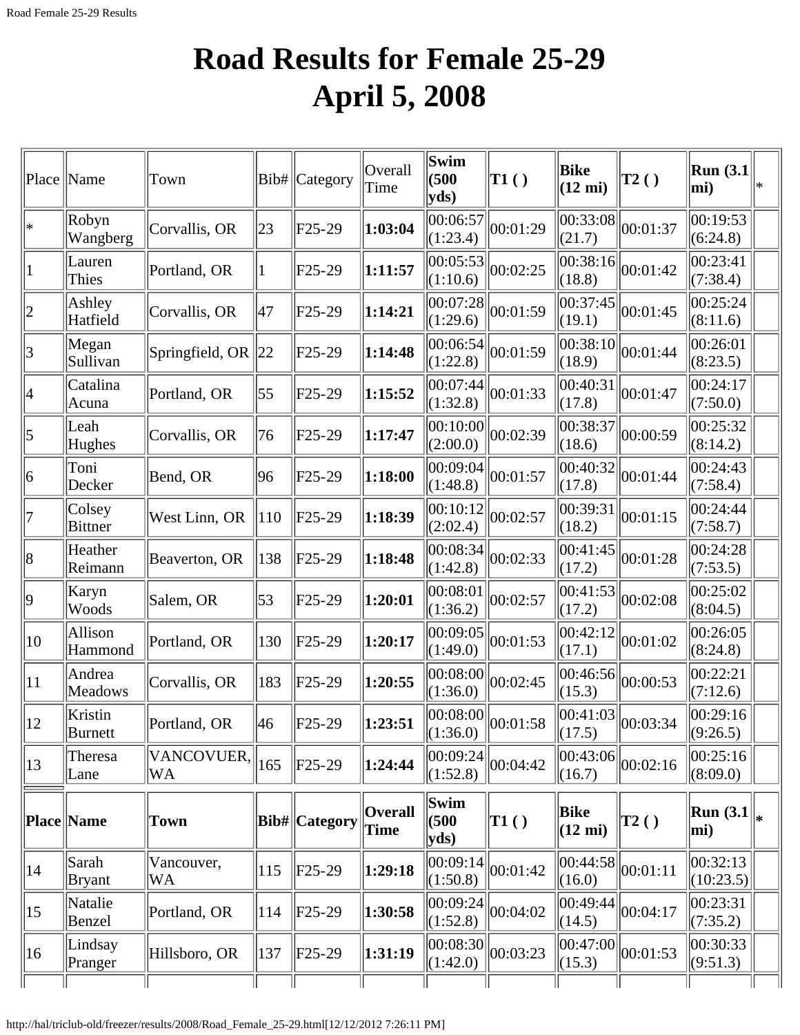# Road Results for Female 25-29
# April 5, 2008

| Place | Name | Town | Bib# | Category | Overall Time | Swim (500 yds) | T1 ( ) | Bike (12 mi) | T2 ( ) | Run (3.1 mi) | * |
|---|---|---|---|---|---|---|---|---|---|---|---|
| * | Robyn Wangberg | Corvallis, OR | 23 | F25-29 | **1:03:04** | 00:06:57 (1:23.4) | 00:01:29 | 00:33:08 (21.7) | 00:01:37 | 00:19:53 (6:24.8) | |
| 1 | Lauren Thies | Portland, OR | 1 | F25-29 | **1:11:57** | 00:05:53 (1:10.6) | 00:02:25 | 00:38:16 (18.8) | 00:01:42 | 00:23:41 (7:38.4) | |
| 2 | Ashley Hatfield | Corvallis, OR | 47 | F25-29 | **1:14:21** | 00:07:28 (1:29.6) | 00:01:59 | 00:37:45 (19.1) | 00:01:45 | 00:25:24 (8:11.6) | |
| 3 | Megan Sullivan | Springfield, OR | 22 | F25-29 | **1:14:48** | 00:06:54 (1:22.8) | 00:01:59 | 00:38:10 (18.9) | 00:01:44 | 00:26:01 (8:23.5) | |
| 4 | Catalina Acuna | Portland, OR | 55 | F25-29 | **1:15:52** | 00:07:44 (1:32.8) | 00:01:33 | 00:40:31 (17.8) | 00:01:47 | 00:24:17 (7:50.0) | |
| 5 | Leah Hughes | Corvallis, OR | 76 | F25-29 | **1:17:47** | 00:10:00 (2:00.0) | 00:02:39 | 00:38:37 (18.6) | 00:00:59 | 00:25:32 (8:14.2) | |
| 6 | Toni Decker | Bend, OR | 96 | F25-29 | **1:18:00** | 00:09:04 (1:48.8) | 00:01:57 | 00:40:32 (17.8) | 00:01:44 | 00:24:43 (7:58.4) | |
| 7 | Colsey Bittner | West Linn, OR | 110 | F25-29 | **1:18:39** | 00:10:12 (2:02.4) | 00:02:57 | 00:39:31 (18.2) | 00:01:15 | 00:24:44 (7:58.7) | |
| 8 | Heather Reimann | Beaverton, OR | 138 | F25-29 | **1:18:48** | 00:08:34 (1:42.8) | 00:02:33 | 00:41:45 (17.2) | 00:01:28 | 00:24:28 (7:53.5) | |
| 9 | Karyn Woods | Salem, OR | 53 | F25-29 | **1:20:01** | 00:08:01 (1:36.2) | 00:02:57 | 00:41:53 (17.2) | 00:02:08 | 00:25:02 (8:04.5) | |
| 10 | Allison Hammond | Portland, OR | 130 | F25-29 | **1:20:17** | 00:09:05 (1:49.0) | 00:01:53 | 00:42:12 (17.1) | 00:01:02 | 00:26:05 (8:24.8) | |
| 11 | Andrea Meadows | Corvallis, OR | 183 | F25-29 | **1:20:55** | 00:08:00 (1:36.0) | 00:02:45 | 00:46:56 (15.3) | 00:00:53 | 00:22:21 (7:12.6) | |
| 12 | Kristin Burnett | Portland, OR | 46 | F25-29 | **1:23:51** | 00:08:00 (1:36.0) | 00:01:58 | 00:41:03 (17.5) | 00:03:34 | 00:29:16 (9:26.5) | |
| 13 | Theresa Lane | VANCOVUER, WA | 165 | F25-29 | **1:24:44** | 00:09:24 (1:52.8) | 00:04:42 | 00:43:06 (16.7) | 00:02:16 | 00:25:16 (8:09.0) | |
| 14 | Sarah Bryant | Vancouver, WA | 115 | F25-29 | **1:29:18** | 00:09:14 (1:50.8) | 00:01:42 | 00:44:58 (16.0) | 00:01:11 | 00:32:13 (10:23.5) | |
| 15 | Natalie Benzel | Portland, OR | 114 | F25-29 | **1:30:58** | 00:09:24 (1:52.8) | 00:04:02 | 00:49:44 (14.5) | 00:04:17 | 00:23:31 (7:35.2) | |
| 16 | Lindsay Pranger | Hillsboro, OR | 137 | F25-29 | **1:31:19** | 00:08:30 (1:42.0) | 00:03:23 | 00:47:00 (15.3) | 00:01:53 | 00:30:33 (9:51.3) | |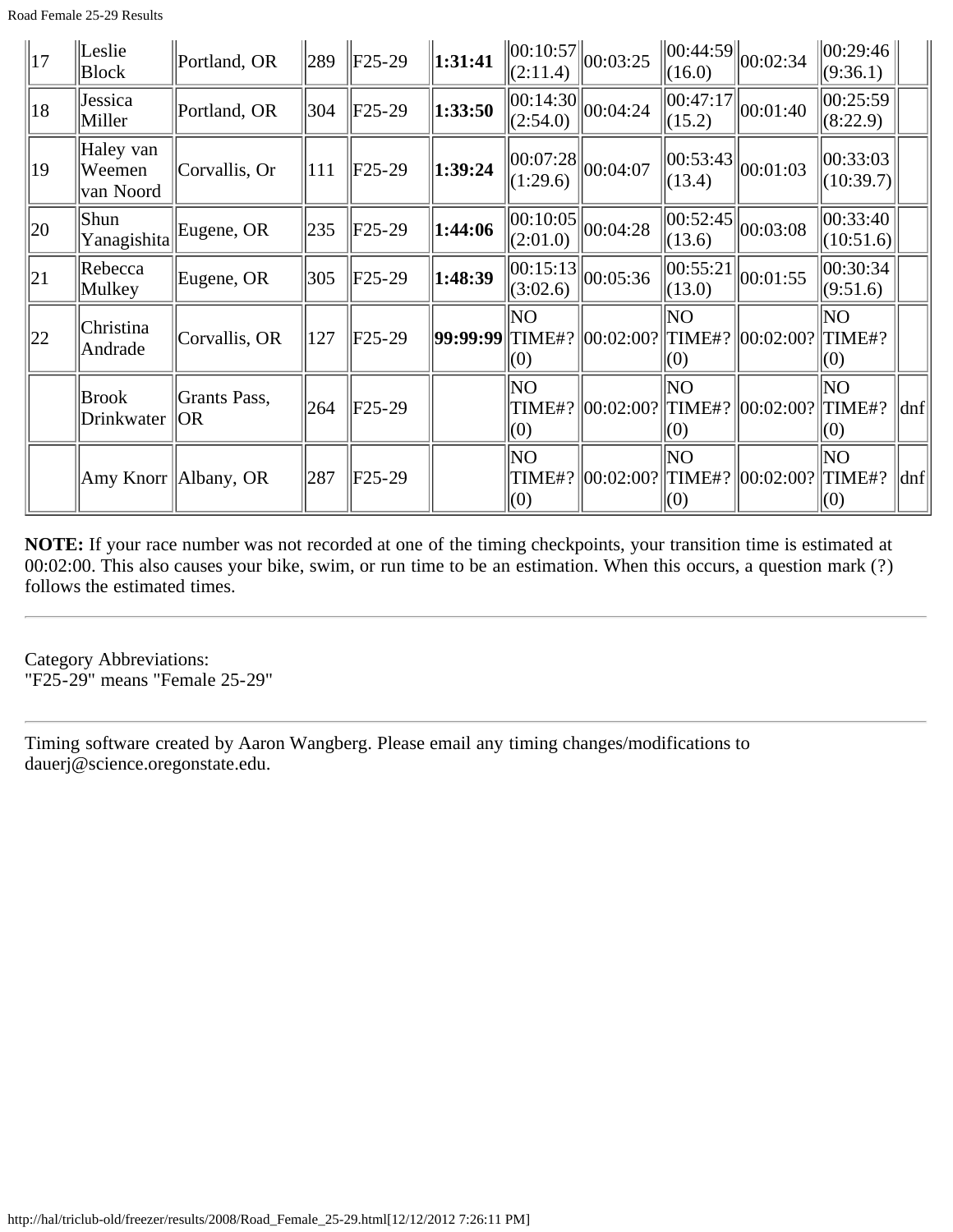| 17 | Leslie Block | Portland, OR | 289 | F25-29 | **1:31:41** | 00:10:57 (2:11.4) | 00:03:25 | 00:44:59 (16.0) | 00:02:34 | 00:29:46 (9:36.1) | |
|---|---|---|---|---|---|---|---|---|---|---|---|
| 18 | Jessica Miller | Portland, OR | 304 | F25-29 | **1:33:50** | 00:14:30 (2:54.0) | 00:04:24 | 00:47:17 (15.2) | 00:01:40 | 00:25:59 (8:22.9) | |
| 19 | Haley van Weemen van Noord | Corvallis, Or | 111 | F25-29 | **1:39:24** | 00:07:28 (1:29.6) | 00:04:07 | 00:53:43 (13.4) | 00:01:03 | 00:33:03 (10:39.7) | |
| 20 | Shun Yanagishita | Eugene, OR | 235 | F25-29 | **1:44:06** | 00:10:05 (2:01.0) | 00:04:28 | 00:52:45 (13.6) | 00:03:08 | 00:33:40 (10:51.6) | |
| 21 | Rebecca Mulkey | Eugene, OR | 305 | F25-29 | **1:48:39** | 00:15:13 (3:02.6) | 00:05:36 | 00:55:21 (13.0) | 00:01:55 | 00:30:34 (9:51.6) | |
| 22 | Christina Andrade | Corvallis, OR | 127 | F25-29 | **99:99:99** | NO TIME#? (0) | 00:02:00? | NO TIME#? (0) | 00:02:00? | NO TIME#? (0) | |
| | Brook Drinkwater | Grants Pass, OR | 264 | F25-29 | | NO TIME#? (0) | 00:02:00? | NO TIME#? (0) | 00:02:00? | NO TIME#? (0) | dnf |
| | Amy Knorr | Albany, OR | 287 | F25-29 | | NO TIME#? (0) | 00:02:00? | NO TIME#? (0) | 00:02:00? | NO TIME#? (0) | dnf |

**NOTE:** If your race number was not recorded at one of the timing checkpoints, your transition time is estimated at 00:02:00. This also causes your bike, swim, or run time to be an estimation. When this occurs, a question mark (?) follows the estimated times.

---

Category Abbreviations:
"F25-29" means "Female 25-29"

---

Timing software created by Aaron Wangberg. Please email any timing changes/modifications to dauerj@science.oregonstate.edu.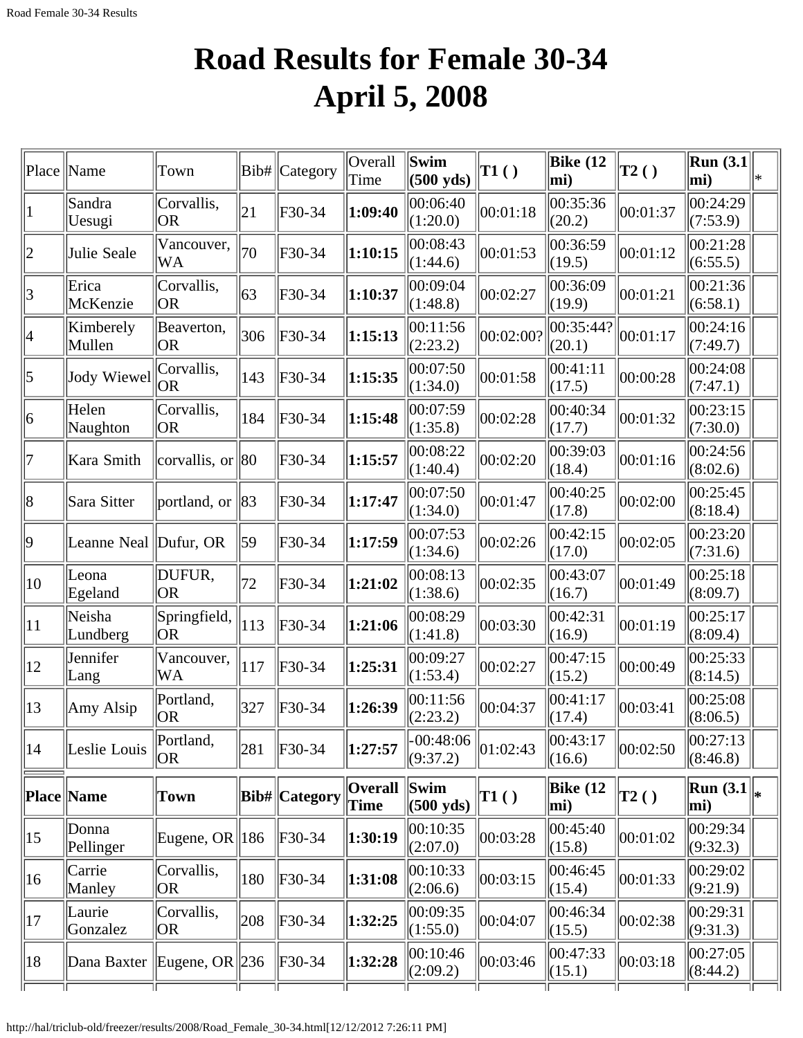# Road Results for Female 30-34
# April 5, 2008

| Place | Name | Town | Bib# | Category | Overall Time | Swim (500 yds) | T1 ( ) | Bike (12 mi) | T2 ( ) | Run (3.1 mi) | * |
|---|---|---|---|---|---|---|---|---|---|---|---|
| 1 | Sandra Uesugi | Corvallis, OR | 21 | F30-34 | **1:09:40** | 00:06:40 (1:20.0) | 00:01:18 | 00:35:36 (20.2) | 00:01:37 | 00:24:29 (7:53.9) | |
| 2 | Julie Seale | Vancouver, WA | 70 | F30-34 | **1:10:15** | 00:08:43 (1:44.6) | 00:01:53 | 00:36:59 (19.5) | 00:01:12 | 00:21:28 (6:55.5) | |
| 3 | Erica McKenzie | Corvallis, OR | 63 | F30-34 | **1:10:37** | 00:09:04 (1:48.8) | 00:02:27 | 00:36:09 (19.9) | 00:01:21 | 00:21:36 (6:58.1) | |
| 4 | Kimberely Mullen | Beaverton, OR | 306 | F30-34 | **1:15:13** | 00:11:56 (2:23.2) | 00:02:00? | 00:35:44? (20.1) | 00:01:17 | 00:24:16 (7:49.7) | |
| 5 | Jody Wiewel | Corvallis, OR | 143 | F30-34 | **1:15:35** | 00:07:50 (1:34.0) | 00:01:58 | 00:41:11 (17.5) | 00:00:28 | 00:24:08 (7:47.1) | |
| 6 | Helen Naughton | Corvallis, OR | 184 | F30-34 | **1:15:48** | 00:07:59 (1:35.8) | 00:02:28 | 00:40:34 (17.7) | 00:01:32 | 00:23:15 (7:30.0) | |
| 7 | Kara Smith | corvallis, or | 80 | F30-34 | **1:15:57** | 00:08:22 (1:40.4) | 00:02:20 | 00:39:03 (18.4) | 00:01:16 | 00:24:56 (8:02.6) | |
| 8 | Sara Sitter | portland, or | 83 | F30-34 | **1:17:47** | 00:07:50 (1:34.0) | 00:01:47 | 00:40:25 (17.8) | 00:02:00 | 00:25:45 (8:18.4) | |
| 9 | Leanne Neal | Dufur, OR | 59 | F30-34 | **1:17:59** | 00:07:53 (1:34.6) | 00:02:26 | 00:42:15 (17.0) | 00:02:05 | 00:23:20 (7:31.6) | |
| 10 | Leona Egeland | DUFUR, OR | 72 | F30-34 | **1:21:02** | 00:08:13 (1:38.6) | 00:02:35 | 00:43:07 (16.7) | 00:01:49 | 00:25:18 (8:09.7) | |
| 11 | Neisha Lundberg | Springfield, OR | 113 | F30-34 | **1:21:06** | 00:08:29 (1:41.8) | 00:03:30 | 00:42:31 (16.9) | 00:01:19 | 00:25:17 (8:09.4) | |
| 12 | Jennifer Lang | Vancouver, WA | 117 | F30-34 | **1:25:31** | 00:09:27 (1:53.4) | 00:02:27 | 00:47:15 (15.2) | 00:00:49 | 00:25:33 (8:14.5) | |
| 13 | Amy Alsip | Portland, OR | 327 | F30-34 | **1:26:39** | 00:11:56 (2:23.2) | 00:04:37 | 00:41:17 (17.4) | 00:03:41 | 00:25:08 (8:06.5) | |
| 14 | Leslie Louis | Portland, OR | 281 | F30-34 | **1:27:57** | -00:48:06 (9:37.2) | 01:02:43 | 00:43:17 (16.6) | 00:02:50 | 00:27:13 (8:46.8) | |
| **Place** | **Name** | **Town** | **Bib#** | **Category** | **Overall Time** | **Swim (500 yds)** | **T1 ( )** | **Bike (12 mi)** | **T2 ( )** | **Run (3.1 mi)** | ***** |
| 15 | Donna Pellinger | Eugene, OR | 186 | F30-34 | **1:30:19** | 00:10:35 (2:07.0) | 00:03:28 | 00:45:40 (15.8) | 00:01:02 | 00:29:34 (9:32.3) | |
| 16 | Carrie Manley | Corvallis, OR | 180 | F30-34 | **1:31:08** | 00:10:33 (2:06.6) | 00:03:15 | 00:46:45 (15.4) | 00:01:33 | 00:29:02 (9:21.9) | |
| 17 | Laurie Gonzalez | Corvallis, OR | 208 | F30-34 | **1:32:25** | 00:09:35 (1:55.0) | 00:04:07 | 00:46:34 (15.5) | 00:02:38 | 00:29:31 (9:31.3) | |
| 18 | Dana Baxter | Eugene, OR | 236 | F30-34 | **1:32:28** | 00:10:46 (2:09.2) | 00:03:46 | 00:47:33 (15.1) | 00:03:18 | 00:27:05 (8:44.2) | |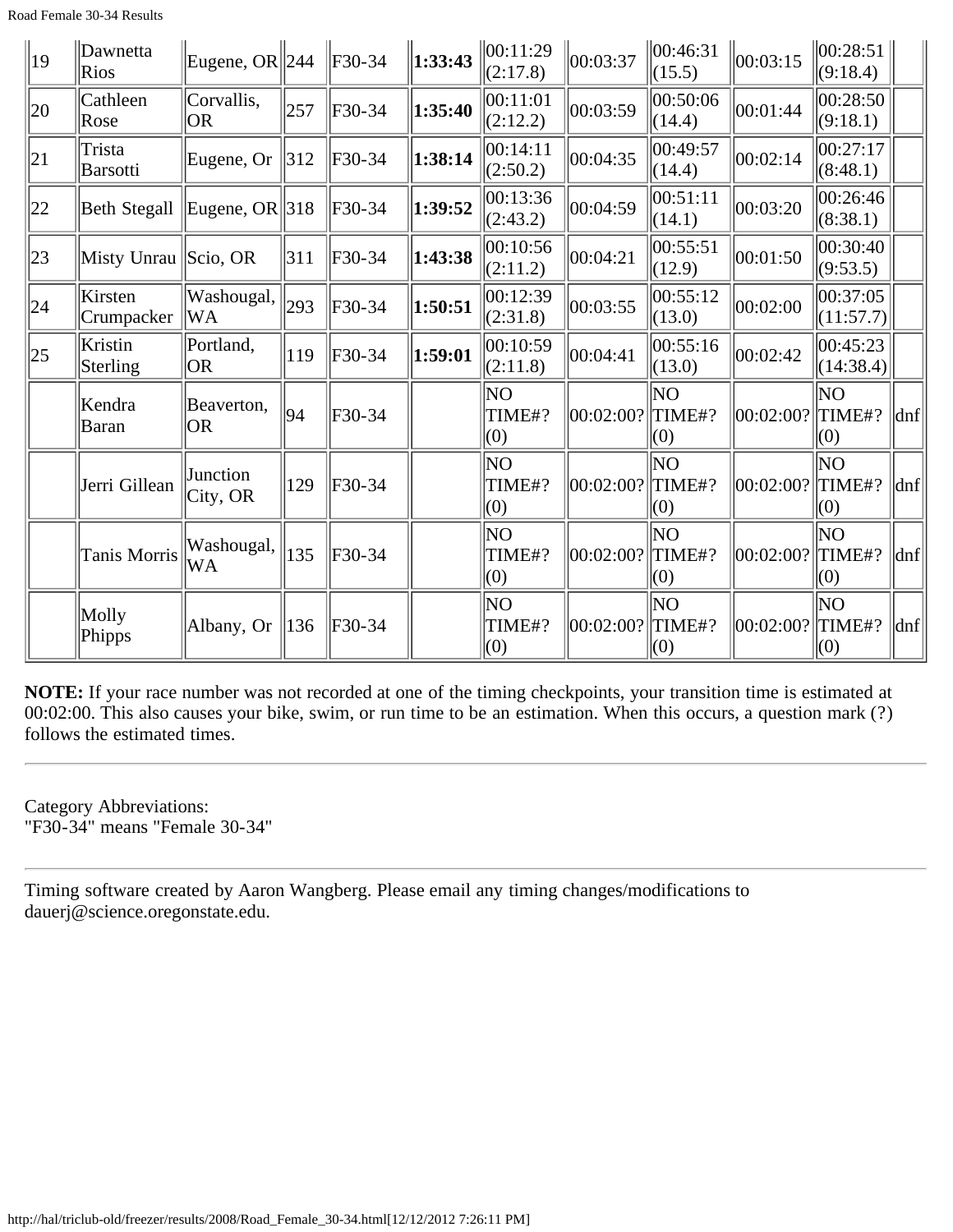| | | | | | | | | | | | |
|---|---|---|---|---|---|---|---|---|---|---|---|
| 19 | Dawnetta Rios | Eugene, OR | 244 | F30-34 | **1:33:43** | 00:11:29 (2:17.8) | 00:03:37 | 00:46:31 (15.5) | 00:03:15 | 00:28:51 (9:18.4) | |
| 20 | Cathleen Rose | Corvallis, OR | 257 | F30-34 | **1:35:40** | 00:11:01 (2:12.2) | 00:03:59 | 00:50:06 (14.4) | 00:01:44 | 00:28:50 (9:18.1) | |
| 21 | Trista Barsotti | Eugene, Or | 312 | F30-34 | **1:38:14** | 00:14:11 (2:50.2) | 00:04:35 | 00:49:57 (14.4) | 00:02:14 | 00:27:17 (8:48.1) | |
| 22 | Beth Stegall | Eugene, OR | 318 | F30-34 | **1:39:52** | 00:13:36 (2:43.2) | 00:04:59 | 00:51:11 (14.1) | 00:03:20 | 00:26:46 (8:38.1) | |
| 23 | Misty Unrau | Scio, OR | 311 | F30-34 | **1:43:38** | 00:10:56 (2:11.2) | 00:04:21 | 00:55:51 (12.9) | 00:01:50 | 00:30:40 (9:53.5) | |
| 24 | Kirsten Crumpacker | Washougal, WA | 293 | F30-34 | **1:50:51** | 00:12:39 (2:31.8) | 00:03:55 | 00:55:12 (13.0) | 00:02:00 | 00:37:05 (11:57.7) | |
| 25 | Kristin Sterling | Portland, OR | 119 | F30-34 | **1:59:01** | 00:10:59 (2:11.8) | 00:04:41 | 00:55:16 (13.0) | 00:02:42 | 00:45:23 (14:38.4) | |
| | Kendra Baran | Beaverton, OR | 94 | F30-34 | | NO TIME#? (0) | 00:02:00? | NO TIME#? (0) | 00:02:00? | NO TIME#? (0) | dnf |
| | Jerri Gillean | Junction City, OR | 129 | F30-34 | | NO TIME#? (0) | 00:02:00? | NO TIME#? (0) | 00:02:00? | NO TIME#? (0) | dnf |
| | Tanis Morris | Washougal, WA | 135 | F30-34 | | NO TIME#? (0) | 00:02:00? | NO TIME#? (0) | 00:02:00? | NO TIME#? (0) | dnf |
| | Molly Phipps | Albany, Or | 136 | F30-34 | | NO TIME#? (0) | 00:02:00? | NO TIME#? (0) | 00:02:00? | NO TIME#? (0) | dnf |

**NOTE:** If your race number was not recorded at one of the timing checkpoints, your transition time is estimated at 00:02:00. This also causes your bike, swim, or run time to be an estimation. When this occurs, a question mark (?) follows the estimated times.

---

Category Abbreviations:
"F30-34" means "Female 30-34"

---

Timing software created by Aaron Wangberg. Please email any timing changes/modifications to dauerj@science.oregonstate.edu.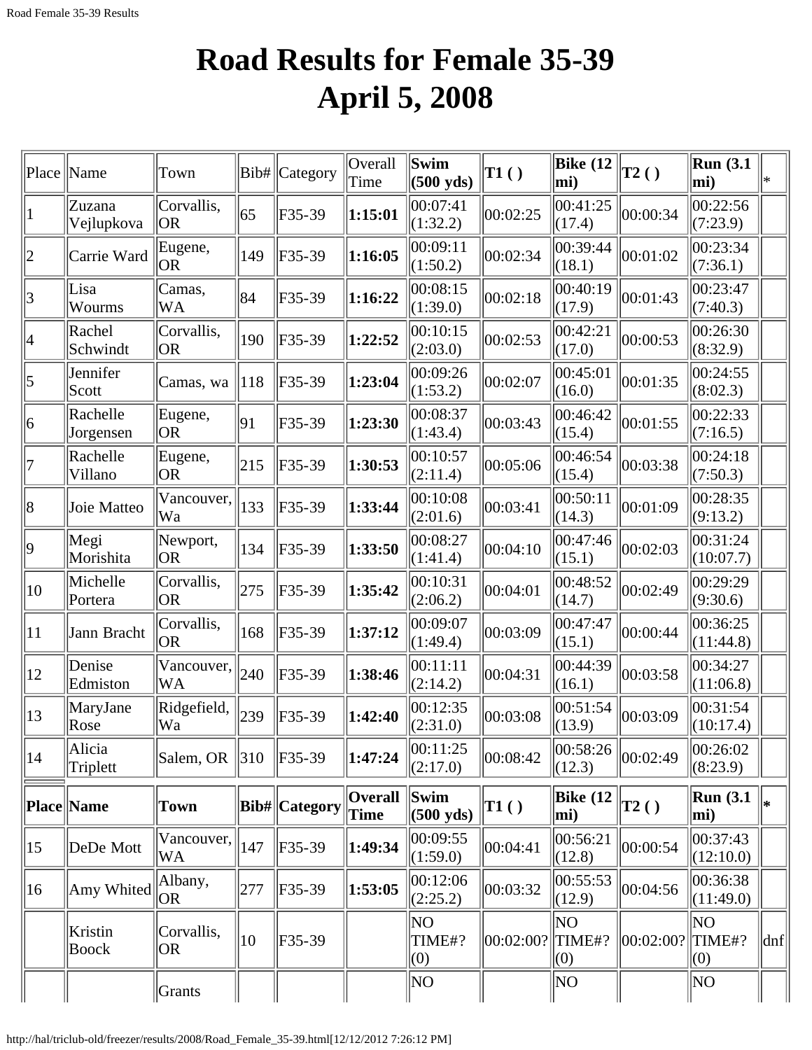# Road Results for Female 35-39 April 5, 2008

| Place | Name | Town | Bib# | Category | Overall Time | Swim (500 yds) | T1 ( ) | Bike (12 mi) | T2 ( ) | Run (3.1 mi) | * |
|---|---|---|---|---|---|---|---|---|---|---|---|
| 1 | Zuzana Vejlupkova | Corvallis, OR | 65 | F35-39 | **1:15:01** | 00:07:41 (1:32.2) | 00:02:25 | 00:41:25 (17.4) | 00:00:34 | 00:22:56 (7:23.9) | |
| 2 | Carrie Ward | Eugene, OR | 149 | F35-39 | **1:16:05** | 00:09:11 (1:50.2) | 00:02:34 | 00:39:44 (18.1) | 00:01:02 | 00:23:34 (7:36.1) | |
| 3 | Lisa Wourms | Camas, WA | 84 | F35-39 | **1:16:22** | 00:08:15 (1:39.0) | 00:02:18 | 00:40:19 (17.9) | 00:01:43 | 00:23:47 (7:40.3) | |
| 4 | Rachel Schwindt | Corvallis, OR | 190 | F35-39 | **1:22:52** | 00:10:15 (2:03.0) | 00:02:53 | 00:42:21 (17.0) | 00:00:53 | 00:26:30 (8:32.9) | |
| 5 | Jennifer Scott | Camas, wa | 118 | F35-39 | **1:23:04** | 00:09:26 (1:53.2) | 00:02:07 | 00:45:01 (16.0) | 00:01:35 | 00:24:55 (8:02.3) | |
| 6 | Rachelle Jorgensen | Eugene, OR | 91 | F35-39 | **1:23:30** | 00:08:37 (1:43.4) | 00:03:43 | 00:46:42 (15.4) | 00:01:55 | 00:22:33 (7:16.5) | |
| 7 | Rachelle Villano | Eugene, OR | 215 | F35-39 | **1:30:53** | 00:10:57 (2:11.4) | 00:05:06 | 00:46:54 (15.4) | 00:03:38 | 00:24:18 (7:50.3) | |
| 8 | Joie Matteo | Vancouver, Wa | 133 | F35-39 | **1:33:44** | 00:10:08 (2:01.6) | 00:03:41 | 00:50:11 (14.3) | 00:01:09 | 00:28:35 (9:13.2) | |
| 9 | Megi Morishita | Newport, OR | 134 | F35-39 | **1:33:50** | 00:08:27 (1:41.4) | 00:04:10 | 00:47:46 (15.1) | 00:02:03 | 00:31:24 (10:07.7) | |
| 10 | Michelle Portera | Corvallis, OR | 275 | F35-39 | **1:35:42** | 00:10:31 (2:06.2) | 00:04:01 | 00:48:52 (14.7) | 00:02:49 | 00:29:29 (9:30.6) | |
| 11 | Jann Bracht | Corvallis, OR | 168 | F35-39 | **1:37:12** | 00:09:07 (1:49.4) | 00:03:09 | 00:47:47 (15.1) | 00:00:44 | 00:36:25 (11:44.8) | |
| 12 | Denise Edmiston | Vancouver, WA | 240 | F35-39 | **1:38:46** | 00:11:11 (2:14.2) | 00:04:31 | 00:44:39 (16.1) | 00:03:58 | 00:34:27 (11:06.8) | |
| 13 | MaryJane Rose | Ridgefield, Wa | 239 | F35-39 | **1:42:40** | 00:12:35 (2:31.0) | 00:03:08 | 00:51:54 (13.9) | 00:03:09 | 00:31:54 (10:17.4) | |
| 14 | Alicia Triplett | Salem, OR | 310 | F35-39 | **1:47:24** | 00:11:25 (2:17.0) | 00:08:42 | 00:58:26 (12.3) | 00:02:49 | 00:26:02 (8:23.9) | |
| **Place** | **Name** | **Town** | **Bib#** | **Category** | **Overall Time** | **Swim (500 yds)** | **T1 ( )** | **Bike (12 mi)** | **T2 ( )** | **Run (3.1 mi)** | **\*** |
| 15 | DeDe Mott | Vancouver, WA | 147 | F35-39 | **1:49:34** | 00:09:55 (1:59.0) | 00:04:41 | 00:56:21 (12.8) | 00:00:54 | 00:37:43 (12:10.0) | |
| 16 | Amy Whited | Albany, OR | 277 | F35-39 | **1:53:05** | 00:12:06 (2:25.2) | 00:03:32 | 00:55:53 (12.9) | 00:04:56 | 00:36:38 (11:49.0) | |
| | Kristin Boock | Corvallis, OR | 10 | F35-39 | | NO TIME#? (0) | 00:02:00? | NO TIME#? (0) | 00:02:00? | NO TIME#? (0) | dnf |
| | | Grants | | | | NO | | NO | | NO | |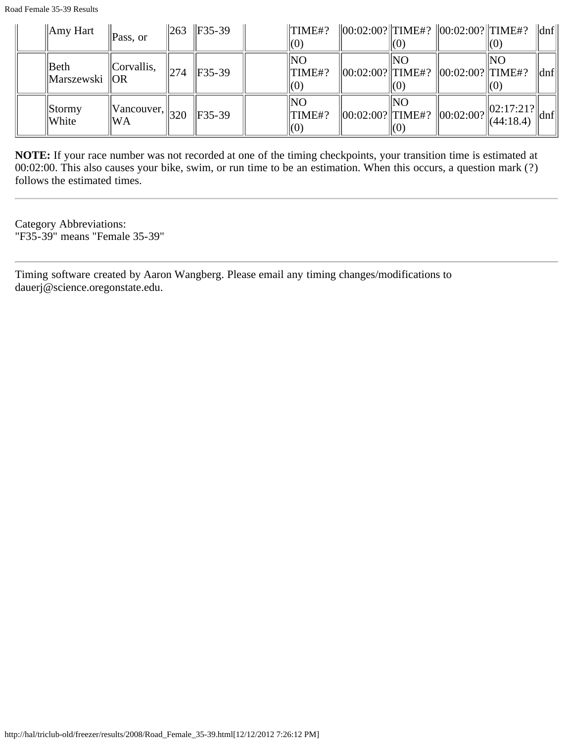|  | Amy Hart | Pass, or | 263 | F35-39 |  | TIME#? (0) | 00:02:00? | TIME#? (0) | 00:02:00? | TIME#? (0) | dnf |
|---|---|---|---|---|---|---|---|---|---|---|---|
|  | Beth Marszewski | Corvallis, OR | 274 | F35-39 |  | NO TIME#? (0) | 00:02:00? | NO TIME#? (0) | 00:02:00? | NO TIME#? (0) | dnf |
|  | Stormy White | Vancouver, WA | 320 | F35-39 |  | NO TIME#? (0) | 00:02:00? | NO TIME#? (0) | 00:02:00? | 02:17:21? (44:18.4) | dnf |

**NOTE:** If your race number was not recorded at one of the timing checkpoints, your transition time is estimated at 00:02:00. This also causes your bike, swim, or run time to be an estimation. When this occurs, a question mark (?) follows the estimated times.

---

Category Abbreviations:
"F35-39" means "Female 35-39"

---

Timing software created by Aaron Wangberg. Please email any timing changes/modifications to dauerj@science.oregonstate.edu.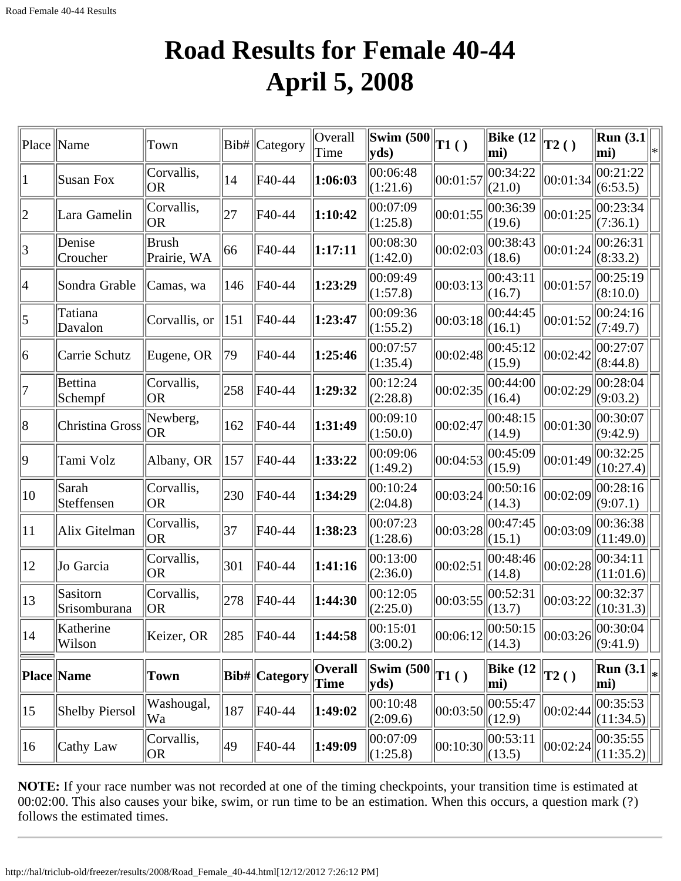# Road Results for Female 40-44
# April 5, 2008

| Place | Name | Town | Bib# | Category | Overall Time | Swim (500 yds) | T1 ( ) | Bike (12 mi) | T2 ( ) | Run (3.1 mi) | * |
|---|---|---|---|---|---|---|---|---|---|---|---|
| 1 | Susan Fox | Corvallis, OR | 14 | F40-44 | **1:06:03** | 00:06:48 (1:21.6) | 00:01:57 | 00:34:22 (21.0) | 00:01:34 | 00:21:22 (6:53.5) | |
| 2 | Lara Gamelin | Corvallis, OR | 27 | F40-44 | **1:10:42** | 00:07:09 (1:25.8) | 00:01:55 | 00:36:39 (19.6) | 00:01:25 | 00:23:34 (7:36.1) | |
| 3 | Denise Croucher | Brush Prairie, WA | 66 | F40-44 | **1:17:11** | 00:08:30 (1:42.0) | 00:02:03 | 00:38:43 (18.6) | 00:01:24 | 00:26:31 (8:33.2) | |
| 4 | Sondra Grable | Camas, wa | 146 | F40-44 | **1:23:29** | 00:09:49 (1:57.8) | 00:03:13 | 00:43:11 (16.7) | 00:01:57 | 00:25:19 (8:10.0) | |
| 5 | Tatiana Davalon | Corvallis, or | 151 | F40-44 | **1:23:47** | 00:09:36 (1:55.2) | 00:03:18 | 00:44:45 (16.1) | 00:01:52 | 00:24:16 (7:49.7) | |
| 6 | Carrie Schutz | Eugene, OR | 79 | F40-44 | **1:25:46** | 00:07:57 (1:35.4) | 00:02:48 | 00:45:12 (15.9) | 00:02:42 | 00:27:07 (8:44.8) | |
| 7 | Bettina Schempf | Corvallis, OR | 258 | F40-44 | **1:29:32** | 00:12:24 (2:28.8) | 00:02:35 | 00:44:00 (16.4) | 00:02:29 | 00:28:04 (9:03.2) | |
| 8 | Christina Gross | Newberg, OR | 162 | F40-44 | **1:31:49** | 00:09:10 (1:50.0) | 00:02:47 | 00:48:15 (14.9) | 00:01:30 | 00:30:07 (9:42.9) | |
| 9 | Tami Volz | Albany, OR | 157 | F40-44 | **1:33:22** | 00:09:06 (1:49.2) | 00:04:53 | 00:45:09 (15.9) | 00:01:49 | 00:32:25 (10:27.4) | |
| 10 | Sarah Steffensen | Corvallis, OR | 230 | F40-44 | **1:34:29** | 00:10:24 (2:04.8) | 00:03:24 | 00:50:16 (14.3) | 00:02:09 | 00:28:16 (9:07.1) | |
| 11 | Alix Gitelman | Corvallis, OR | 37 | F40-44 | **1:38:23** | 00:07:23 (1:28.6) | 00:03:28 | 00:47:45 (15.1) | 00:03:09 | 00:36:38 (11:49.0) | |
| 12 | Jo Garcia | Corvallis, OR | 301 | F40-44 | **1:41:16** | 00:13:00 (2:36.0) | 00:02:51 | 00:48:46 (14.8) | 00:02:28 | 00:34:11 (11:01.6) | |
| 13 | Sasitorn Srisomburana | Corvallis, OR | 278 | F40-44 | **1:44:30** | 00:12:05 (2:25.0) | 00:03:55 | 00:52:31 (13.7) | 00:03:22 | 00:32:37 (10:31.3) | |
| 14 | Katherine Wilson | Keizer, OR | 285 | F40-44 | **1:44:58** | 00:15:01 (3:00.2) | 00:06:12 | 00:50:15 (14.3) | 00:03:26 | 00:30:04 (9:41.9) | |
| **Place** | **Name** | **Town** | **Bib#** | **Category** | **Overall Time** | **Swim (500 yds)** | **T1 ( )** | **Bike (12 mi)** | **T2 ( )** | **Run (3.1 mi)** | ***** |
| 15 | Shelby Piersol | Washougal, Wa | 187 | F40-44 | **1:49:02** | 00:10:48 (2:09.6) | 00:03:50 | 00:55:47 (12.9) | 00:02:44 | 00:35:53 (11:34.5) | |
| 16 | Cathy Law | Corvallis, OR | 49 | F40-44 | **1:49:09** | 00:07:09 (1:25.8) | 00:10:30 | 00:53:11 (13.5) | 00:02:24 | 00:35:55 (11:35.2) | |

**NOTE:** If your race number was not recorded at one of the timing checkpoints, your transition time is estimated at 00:02:00. This also causes your bike, swim, or run time to be an estimation. When this occurs, a question mark (?) follows the estimated times.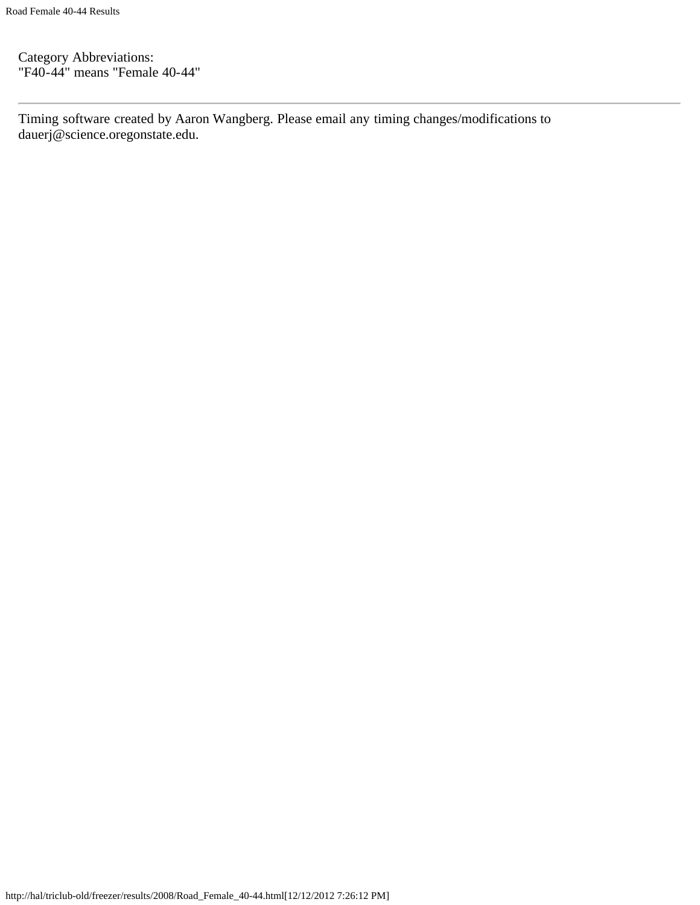Category Abbreviations:
"F40-44" means "Female 40-44"

---

Timing software created by Aaron Wangberg. Please email any timing changes/modifications to dauerj@science.oregonstate.edu.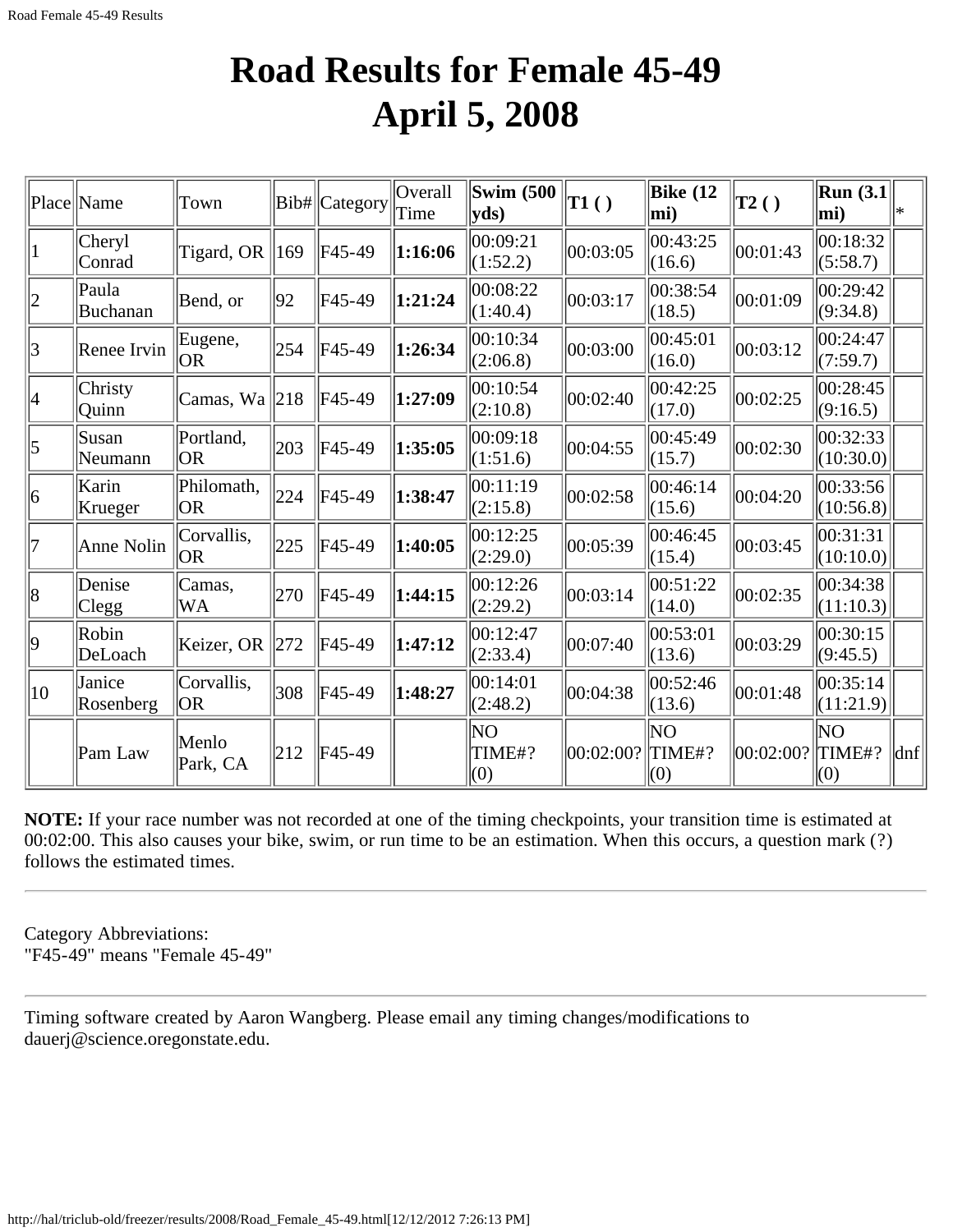# Road Results for Female 45-49
# April 5, 2008

| Place | Name | Town | Bib# | Category | Overall Time | **Swim (500 yds)** | **T1 ( )** | **Bike (12 mi)** | **T2 ( )** | **Run (3.1 mi)** | * |
|---|---|---|---|---|---|---|---|---|---|---|---|
| 1 | Cheryl Conrad | Tigard, OR | 169 | F45-49 | **1:16:06** | 00:09:21 (1:52.2) | 00:03:05 | 00:43:25 (16.6) | 00:01:43 | 00:18:32 (5:58.7) | |
| 2 | Paula Buchanan | Bend, or | 92 | F45-49 | **1:21:24** | 00:08:22 (1:40.4) | 00:03:17 | 00:38:54 (18.5) | 00:01:09 | 00:29:42 (9:34.8) | |
| 3 | Renee Irvin | Eugene, OR | 254 | F45-49 | **1:26:34** | 00:10:34 (2:06.8) | 00:03:00 | 00:45:01 (16.0) | 00:03:12 | 00:24:47 (7:59.7) | |
| 4 | Christy Quinn | Camas, Wa | 218 | F45-49 | **1:27:09** | 00:10:54 (2:10.8) | 00:02:40 | 00:42:25 (17.0) | 00:02:25 | 00:28:45 (9:16.5) | |
| 5 | Susan Neumann | Portland, OR | 203 | F45-49 | **1:35:05** | 00:09:18 (1:51.6) | 00:04:55 | 00:45:49 (15.7) | 00:02:30 | 00:32:33 (10:30.0) | |
| 6 | Karin Krueger | Philomath, OR | 224 | F45-49 | **1:38:47** | 00:11:19 (2:15.8) | 00:02:58 | 00:46:14 (15.6) | 00:04:20 | 00:33:56 (10:56.8) | |
| 7 | Anne Nolin | Corvallis, OR | 225 | F45-49 | **1:40:05** | 00:12:25 (2:29.0) | 00:05:39 | 00:46:45 (15.4) | 00:03:45 | 00:31:31 (10:10.0) | |
| 8 | Denise Clegg | Camas, WA | 270 | F45-49 | **1:44:15** | 00:12:26 (2:29.2) | 00:03:14 | 00:51:22 (14.0) | 00:02:35 | 00:34:38 (11:10.3) | |
| 9 | Robin DeLoach | Keizer, OR | 272 | F45-49 | **1:47:12** | 00:12:47 (2:33.4) | 00:07:40 | 00:53:01 (13.6) | 00:03:29 | 00:30:15 (9:45.5) | |
| 10 | Janice Rosenberg | Corvallis, OR | 308 | F45-49 | **1:48:27** | 00:14:01 (2:48.2) | 00:04:38 | 00:52:46 (13.6) | 00:01:48 | 00:35:14 (11:21.9) | |
| | Pam Law | Menlo Park, CA | 212 | F45-49 | | NO TIME#? (0) | 00:02:00? | NO TIME#? (0) | 00:02:00? | NO TIME#? (0) | dnf |

**NOTE:** If your race number was not recorded at one of the timing checkpoints, your transition time is estimated at 00:02:00. This also causes your bike, swim, or run time to be an estimation. When this occurs, a question mark (?) follows the estimated times.

---

Category Abbreviations:
"F45-49" means "Female 45-49"

---

Timing software created by Aaron Wangberg. Please email any timing changes/modifications to dauerj@science.oregonstate.edu.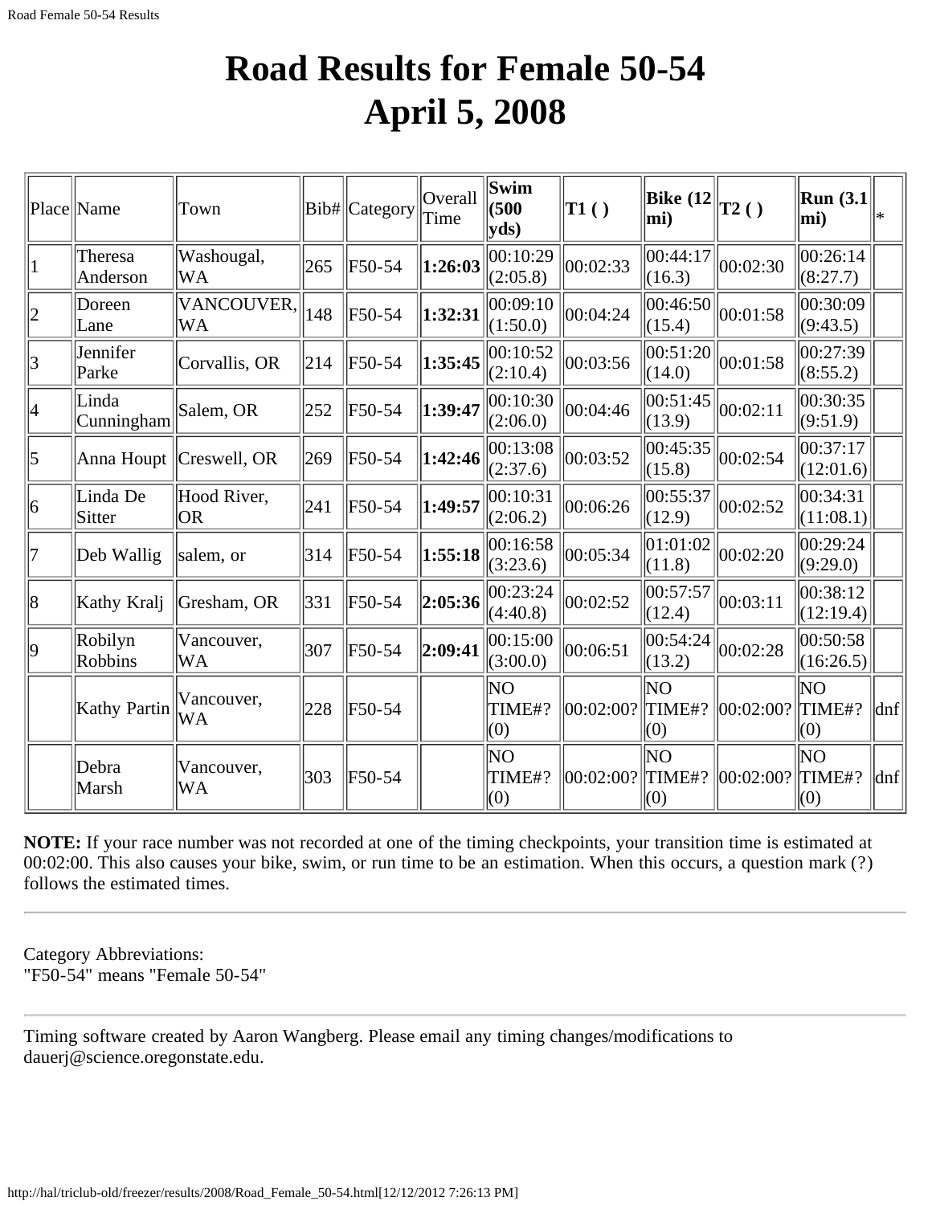# Road Results for Female 50-54
# April 5, 2008

| Place | Name | Town | Bib# | Category | Overall Time | Swim (500 yds) | T1 ( ) | Bike (12 mi) | T2 ( ) | Run (3.1 mi) | * |
|---|---|---|---|---|---|---|---|---|---|---|---|
| 1 | Theresa Anderson | Washougal, WA | 265 | F50-54 | **1:26:03** | 00:10:29 (2:05.8) | 00:02:33 | 00:44:17 (16.3) | 00:02:30 | 00:26:14 (8:27.7) | |
| 2 | Doreen Lane | VANCOUVER, WA | 148 | F50-54 | **1:32:31** | 00:09:10 (1:50.0) | 00:04:24 | 00:46:50 (15.4) | 00:01:58 | 00:30:09 (9:43.5) | |
| 3 | Jennifer Parke | Corvallis, OR | 214 | F50-54 | **1:35:45** | 00:10:52 (2:10.4) | 00:03:56 | 00:51:20 (14.0) | 00:01:58 | 00:27:39 (8:55.2) | |
| 4 | Linda Cunningham | Salem, OR | 252 | F50-54 | **1:39:47** | 00:10:30 (2:06.0) | 00:04:46 | 00:51:45 (13.9) | 00:02:11 | 00:30:35 (9:51.9) | |
| 5 | Anna Houpt | Creswell, OR | 269 | F50-54 | **1:42:46** | 00:13:08 (2:37.6) | 00:03:52 | 00:45:35 (15.8) | 00:02:54 | 00:37:17 (12:01.6) | |
| 6 | Linda De Sitter | Hood River, OR | 241 | F50-54 | **1:49:57** | 00:10:31 (2:06.2) | 00:06:26 | 00:55:37 (12.9) | 00:02:52 | 00:34:31 (11:08.1) | |
| 7 | Deb Wallig | salem, or | 314 | F50-54 | **1:55:18** | 00:16:58 (3:23.6) | 00:05:34 | 01:01:02 (11.8) | 00:02:20 | 00:29:24 (9:29.0) | |
| 8 | Kathy Kralj | Gresham, OR | 331 | F50-54 | **2:05:36** | 00:23:24 (4:40.8) | 00:02:52 | 00:57:57 (12.4) | 00:03:11 | 00:38:12 (12:19.4) | |
| 9 | Robilyn Robbins | Vancouver, WA | 307 | F50-54 | **2:09:41** | 00:15:00 (3:00.0) | 00:06:51 | 00:54:24 (13.2) | 00:02:28 | 00:50:58 (16:26.5) | |
| | Kathy Partin | Vancouver, WA | 228 | F50-54 | | NO TIME#? (0) | 00:02:00? | NO TIME#? (0) | 00:02:00? | NO TIME#? (0) | dnf |
| | Debra Marsh | Vancouver, WA | 303 | F50-54 | | NO TIME#? (0) | 00:02:00? | NO TIME#? (0) | 00:02:00? | NO TIME#? (0) | dnf |

**NOTE:** If your race number was not recorded at one of the timing checkpoints, your transition time is estimated at 00:02:00. This also causes your bike, swim, or run time to be an estimation. When this occurs, a question mark (?) follows the estimated times.

---

Category Abbreviations:
"F50-54" means "Female 50-54"

---

Timing software created by Aaron Wangberg. Please email any timing changes/modifications to dauerj@science.oregonstate.edu.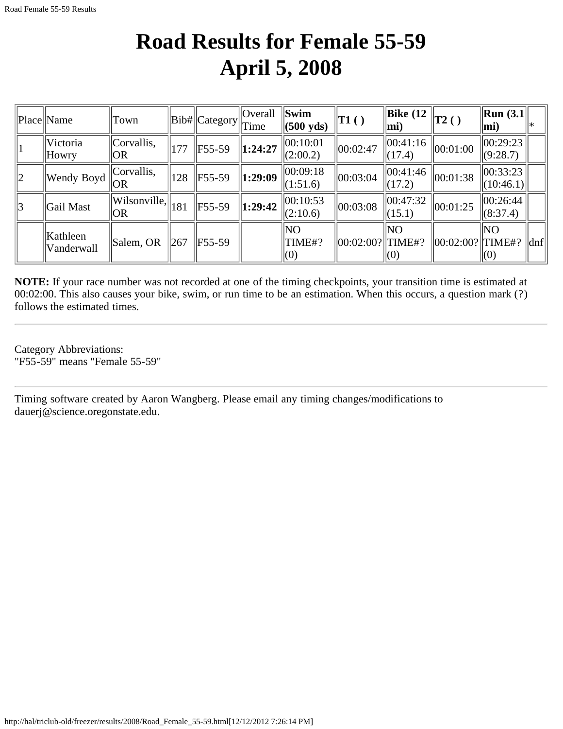# Road Results for Female 55-59
# April 5, 2008

| Place | Name | Town | Bib# | Category | Overall Time | **Swim (500 yds)** | **T1 ( )** | **Bike (12 mi)** | **T2 ( )** | **Run (3.1 mi)** | * |
|---|---|---|---|---|---|---|---|---|---|---|---|
| 1 | Victoria Howry | Corvallis, OR | 177 | F55-59 | **1:24:27** | 00:10:01 (2:00.2) | 00:02:47 | 00:41:16 (17.4) | 00:01:00 | 00:29:23 (9:28.7) | |
| 2 | Wendy Boyd | Corvallis, OR | 128 | F55-59 | **1:29:09** | 00:09:18 (1:51.6) | 00:03:04 | 00:41:46 (17.2) | 00:01:38 | 00:33:23 (10:46.1) | |
| 3 | Gail Mast | Wilsonville, OR | 181 | F55-59 | **1:29:42** | 00:10:53 (2:10.6) | 00:03:08 | 00:47:32 (15.1) | 00:01:25 | 00:26:44 (8:37.4) | |
| | Kathleen Vanderwall | Salem, OR | 267 | F55-59 | | NO TIME#? (0) | 00:02:00? | NO TIME#? (0) | 00:02:00? | NO TIME#? (0) | dnf |

**NOTE:** If your race number was not recorded at one of the timing checkpoints, your transition time is estimated at 00:02:00. This also causes your bike, swim, or run time to be an estimation. When this occurs, a question mark (?) follows the estimated times.

---

Category Abbreviations:
"F55-59" means "Female 55-59"

---

Timing software created by Aaron Wangberg. Please email any timing changes/modifications to dauerj@science.oregonstate.edu.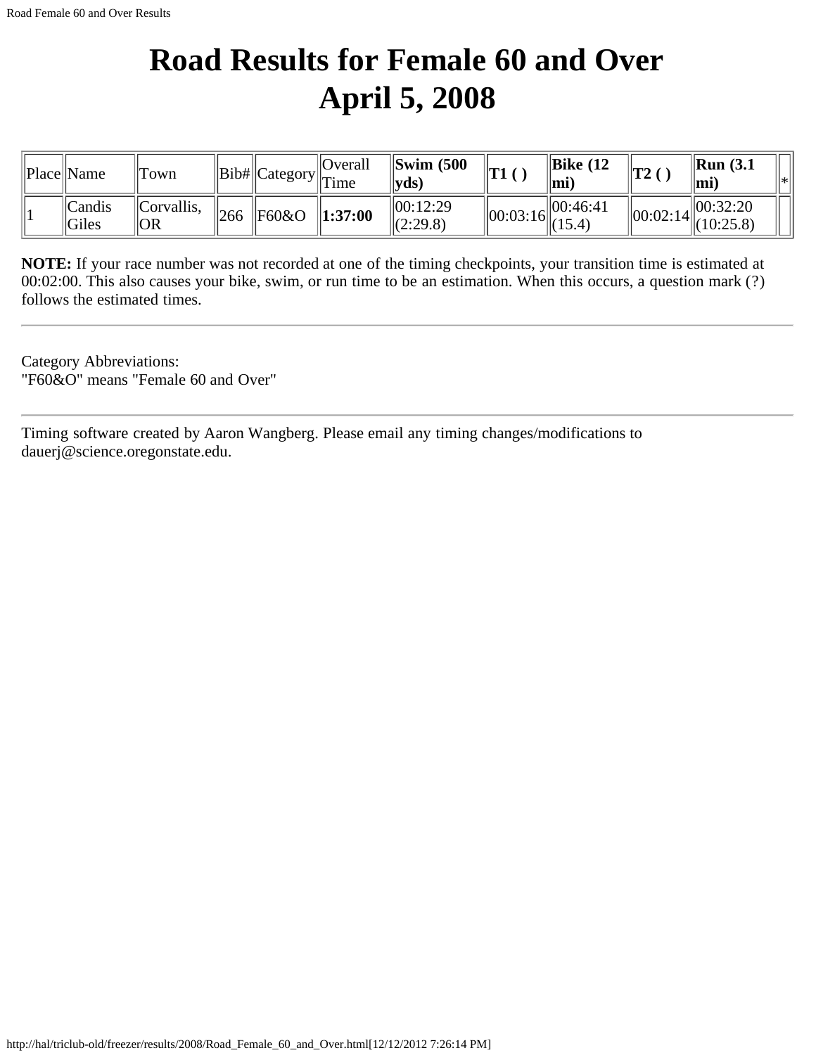# Road Results for Female 60 and Over
# April 5, 2008

| Place | Name | Town | Bib# | Category | Overall Time | **Swim (500 yds)** | **T1 ( )** | **Bike (12 mi)** | **T2 ( )** | **Run (3.1 mi)** | * |
|---|---|---|---|---|---|---|---|---|---|---|---|
| 1 | Candis Giles | Corvallis, OR | 266 | F60&O | **1:37:00** | 00:12:29 (2:29.8) | 00:03:16 | 00:46:41 (15.4) | 00:02:14 | 00:32:20 (10:25.8) | |

**NOTE:** If your race number was not recorded at one of the timing checkpoints, your transition time is estimated at 00:02:00. This also causes your bike, swim, or run time to be an estimation. When this occurs, a question mark (?) follows the estimated times.

---

Category Abbreviations:
"F60&O" means "Female 60 and Over"

---

Timing software created by Aaron Wangberg. Please email any timing changes/modifications to dauerj@science.oregonstate.edu.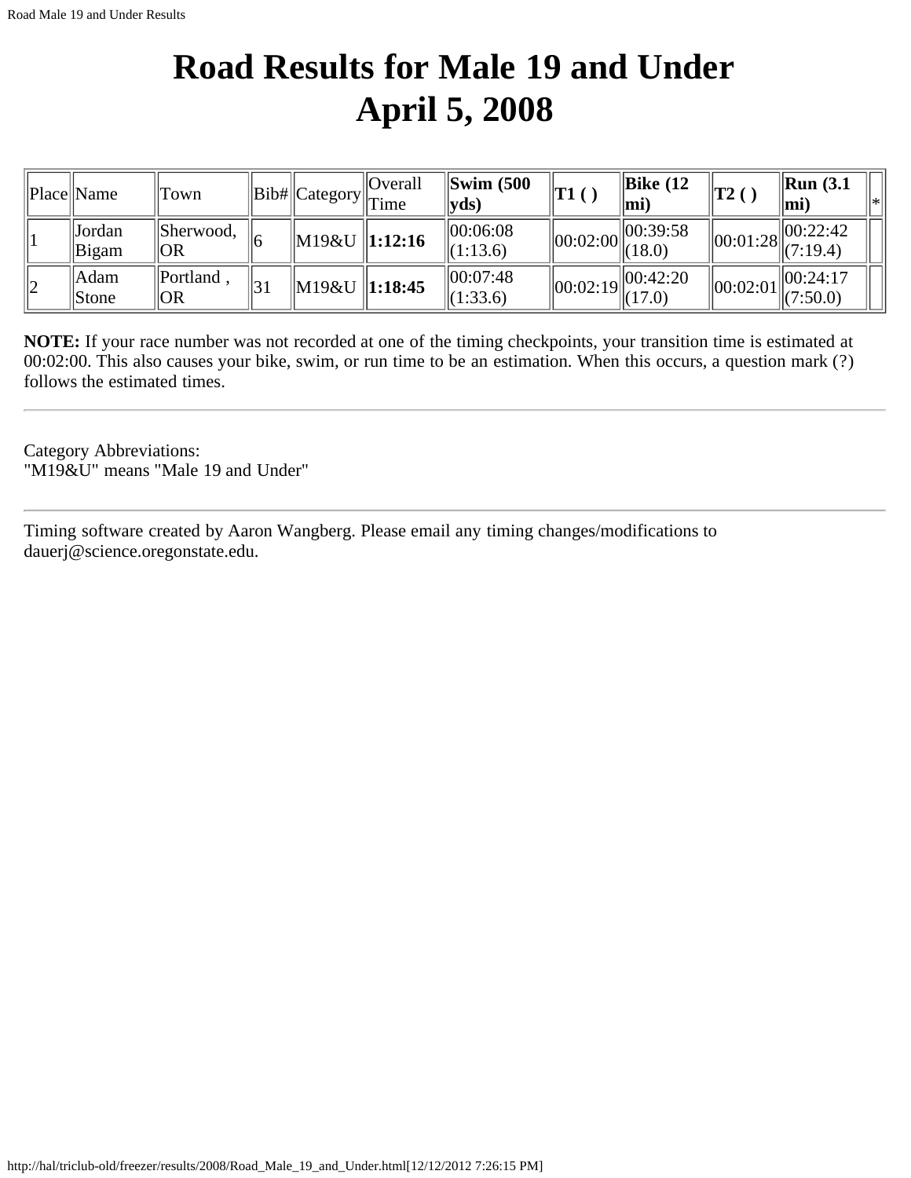# Road Results for Male 19 and Under
# April 5, 2008

| Place | Name | Town | Bib# | Category | Overall Time | **Swim (500 yds)** | **T1 ( )** | **Bike (12 mi)** | **T2 ( )** | **Run (3.1 mi)** | * |
|---|---|---|---|---|---|---|---|---|---|---|---|
| 1 | Jordan Bigam | Sherwood, OR | 6 | M19&U | **1:12:16** | 00:06:08 (1:13.6) | 00:02:00 | 00:39:58 (18.0) | 00:01:28 | 00:22:42 (7:19.4) | |
| 2 | Adam Stone | Portland , OR | 31 | M19&U | **1:18:45** | 00:07:48 (1:33.6) | 00:02:19 | 00:42:20 (17.0) | 00:02:01 | 00:24:17 (7:50.0) | |

**NOTE:** If your race number was not recorded at one of the timing checkpoints, your transition time is estimated at 00:02:00. This also causes your bike, swim, or run time to be an estimation. When this occurs, a question mark (?) follows the estimated times.

---

Category Abbreviations:
"M19&U" means "Male 19 and Under"

---

Timing software created by Aaron Wangberg. Please email any timing changes/modifications to dauerj@science.oregonstate.edu.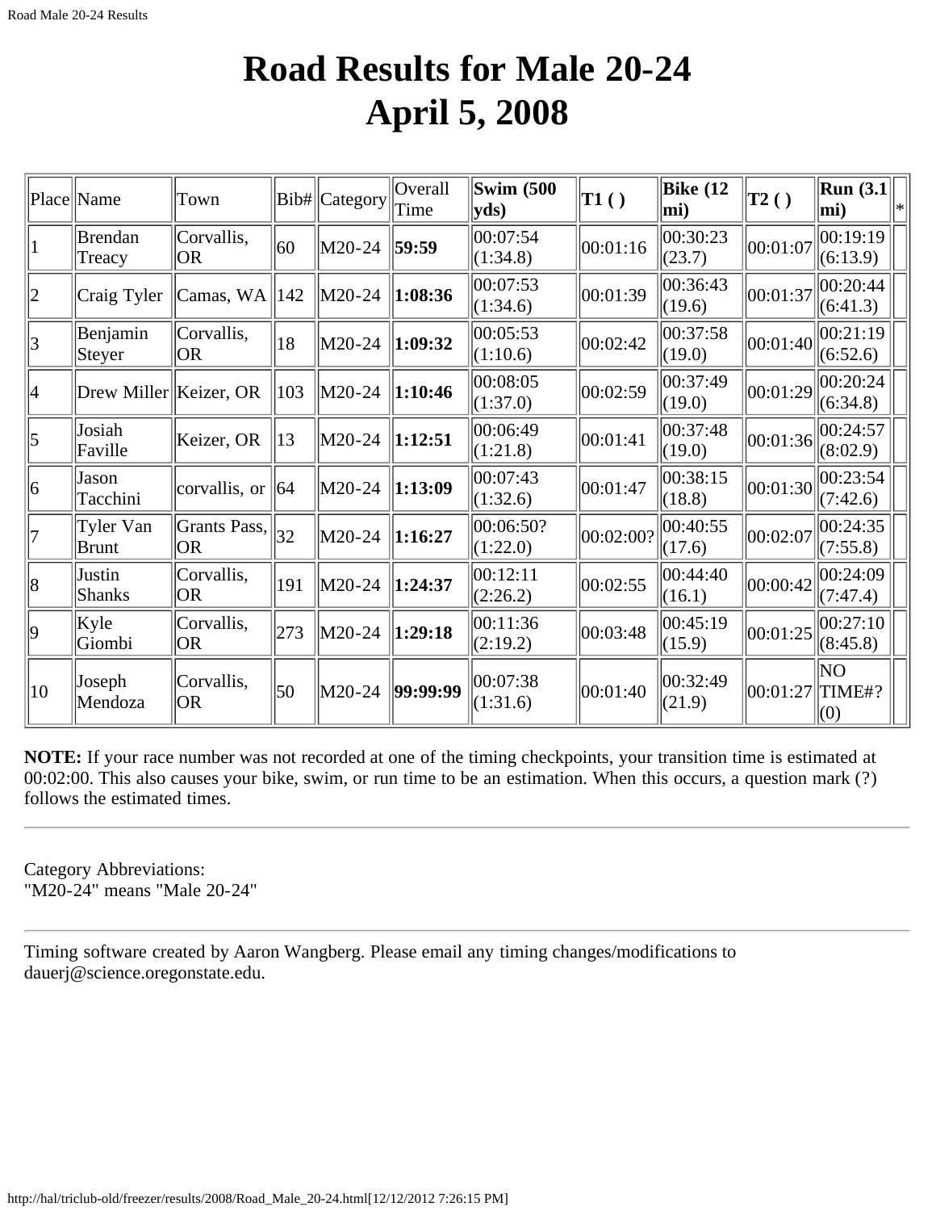# Road Results for Male 20-24
# April 5, 2008

| Place | Name | Town | Bib# | Category | Overall Time | Swim (500 yds) | T1 ( ) | Bike (12 mi) | T2 ( ) | Run (3.1 mi) | * |
|---|---|---|---|---|---|---|---|---|---|---|---|
| 1 | Brendan Treacy | Corvallis, OR | 60 | M20-24 | **59:59** | 00:07:54 (1:34.8) | 00:01:16 | 00:30:23 (23.7) | 00:01:07 | 00:19:19 (6:13.9) | |
| 2 | Craig Tyler | Camas, WA | 142 | M20-24 | **1:08:36** | 00:07:53 (1:34.6) | 00:01:39 | 00:36:43 (19.6) | 00:01:37 | 00:20:44 (6:41.3) | |
| 3 | Benjamin Steyer | Corvallis, OR | 18 | M20-24 | **1:09:32** | 00:05:53 (1:10.6) | 00:02:42 | 00:37:58 (19.0) | 00:01:40 | 00:21:19 (6:52.6) | |
| 4 | Drew Miller | Keizer, OR | 103 | M20-24 | **1:10:46** | 00:08:05 (1:37.0) | 00:02:59 | 00:37:49 (19.0) | 00:01:29 | 00:20:24 (6:34.8) | |
| 5 | Josiah Faville | Keizer, OR | 13 | M20-24 | **1:12:51** | 00:06:49 (1:21.8) | 00:01:41 | 00:37:48 (19.0) | 00:01:36 | 00:24:57 (8:02.9) | |
| 6 | Jason Tacchini | corvallis, or | 64 | M20-24 | **1:13:09** | 00:07:43 (1:32.6) | 00:01:47 | 00:38:15 (18.8) | 00:01:30 | 00:23:54 (7:42.6) | |
| 7 | Tyler Van Brunt | Grants Pass, OR | 32 | M20-24 | **1:16:27** | 00:06:50? (1:22.0) | 00:02:00? | 00:40:55 (17.6) | 00:02:07 | 00:24:35 (7:55.8) | |
| 8 | Justin Shanks | Corvallis, OR | 191 | M20-24 | **1:24:37** | 00:12:11 (2:26.2) | 00:02:55 | 00:44:40 (16.1) | 00:00:42 | 00:24:09 (7:47.4) | |
| 9 | Kyle Giombi | Corvallis, OR | 273 | M20-24 | **1:29:18** | 00:11:36 (2:19.2) | 00:03:48 | 00:45:19 (15.9) | 00:01:25 | 00:27:10 (8:45.8) | |
| 10 | Joseph Mendoza | Corvallis, OR | 50 | M20-24 | **99:99:99** | 00:07:38 (1:31.6) | 00:01:40 | 00:32:49 (21.9) | 00:01:27 | NO TIME#? (0) | |

**NOTE:** If your race number was not recorded at one of the timing checkpoints, your transition time is estimated at 00:02:00. This also causes your bike, swim, or run time to be an estimation. When this occurs, a question mark (?) follows the estimated times.

---

Category Abbreviations:
"M20-24" means "Male 20-24"

---

Timing software created by Aaron Wangberg. Please email any timing changes/modifications to dauerj@science.oregonstate.edu.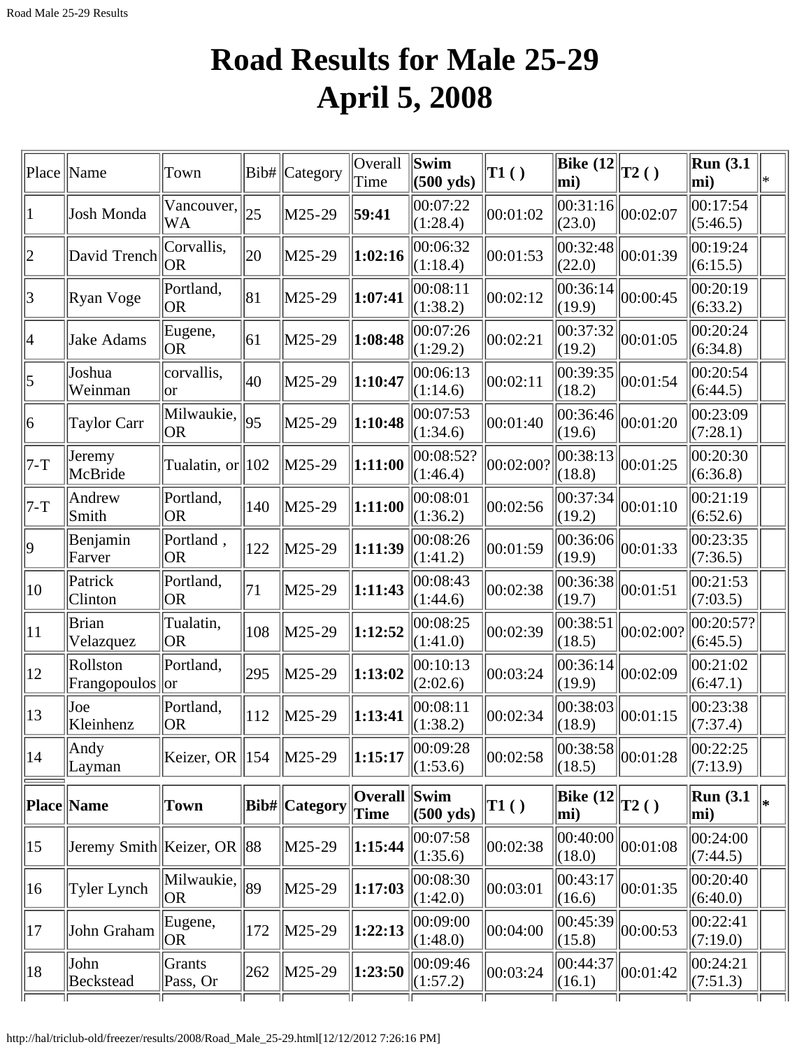# Road Results for Male 25-29
# April 5, 2008

| Place | Name | Town | Bib# | Category | Overall Time | Swim (500 yds) | T1 ( ) | Bike (12 mi) | T2 ( ) | Run (3.1 mi) | * |
|---|---|---|---|---|---|---|---|---|---|---|---|
| 1 | Josh Monda | Vancouver, WA | 25 | M25-29 | **59:41** | 00:07:22 (1:28.4) | 00:01:02 | 00:31:16 (23.0) | 00:02:07 | 00:17:54 (5:46.5) | |
| 2 | David Trench | Corvallis, OR | 20 | M25-29 | **1:02:16** | 00:06:32 (1:18.4) | 00:01:53 | 00:32:48 (22.0) | 00:01:39 | 00:19:24 (6:15.5) | |
| 3 | Ryan Voge | Portland, OR | 81 | M25-29 | **1:07:41** | 00:08:11 (1:38.2) | 00:02:12 | 00:36:14 (19.9) | 00:00:45 | 00:20:19 (6:33.2) | |
| 4 | Jake Adams | Eugene, OR | 61 | M25-29 | **1:08:48** | 00:07:26 (1:29.2) | 00:02:21 | 00:37:32 (19.2) | 00:01:05 | 00:20:24 (6:34.8) | |
| 5 | Joshua Weinman | corvallis, or | 40 | M25-29 | **1:10:47** | 00:06:13 (1:14.6) | 00:02:11 | 00:39:35 (18.2) | 00:01:54 | 00:20:54 (6:44.5) | |
| 6 | Taylor Carr | Milwaukie, OR | 95 | M25-29 | **1:10:48** | 00:07:53 (1:34.6) | 00:01:40 | 00:36:46 (19.6) | 00:01:20 | 00:23:09 (7:28.1) | |
| 7-T | Jeremy McBride | Tualatin, or | 102 | M25-29 | **1:11:00** | 00:08:52? (1:46.4) | 00:02:00? | 00:38:13 (18.8) | 00:01:25 | 00:20:30 (6:36.8) | |
| 7-T | Andrew Smith | Portland, OR | 140 | M25-29 | **1:11:00** | 00:08:01 (1:36.2) | 00:02:56 | 00:37:34 (19.2) | 00:01:10 | 00:21:19 (6:52.6) | |
| 9 | Benjamin Farver | Portland , OR | 122 | M25-29 | **1:11:39** | 00:08:26 (1:41.2) | 00:01:59 | 00:36:06 (19.9) | 00:01:33 | 00:23:35 (7:36.5) | |
| 10 | Patrick Clinton | Portland, OR | 71 | M25-29 | **1:11:43** | 00:08:43 (1:44.6) | 00:02:38 | 00:36:38 (19.7) | 00:01:51 | 00:21:53 (7:03.5) | |
| 11 | Brian Velazquez | Tualatin, OR | 108 | M25-29 | **1:12:52** | 00:08:25 (1:41.0) | 00:02:39 | 00:38:51 (18.5) | 00:02:00? | 00:20:57? (6:45.5) | |
| 12 | Rollston Frangopoulos | Portland, or | 295 | M25-29 | **1:13:02** | 00:10:13 (2:02.6) | 00:03:24 | 00:36:14 (19.9) | 00:02:09 | 00:21:02 (6:47.1) | |
| 13 | Joe Kleinhenz | Portland, OR | 112 | M25-29 | **1:13:41** | 00:08:11 (1:38.2) | 00:02:34 | 00:38:03 (18.9) | 00:01:15 | 00:23:38 (7:37.4) | |
| 14 | Andy Layman | Keizer, OR | 154 | M25-29 | **1:15:17** | 00:09:28 (1:53.6) | 00:02:58 | 00:38:58 (18.5) | 00:01:28 | 00:22:25 (7:13.9) | |
| 15 | Jeremy Smith | Keizer, OR | 88 | M25-29 | **1:15:44** | 00:07:58 (1:35.6) | 00:02:38 | 00:40:00 (18.0) | 00:01:08 | 00:24:00 (7:44.5) | |
| 16 | Tyler Lynch | Milwaukie, OR | 89 | M25-29 | **1:17:03** | 00:08:30 (1:42.0) | 00:03:01 | 00:43:17 (16.6) | 00:01:35 | 00:20:40 (6:40.0) | |
| 17 | John Graham | Eugene, OR | 172 | M25-29 | **1:22:13** | 00:09:00 (1:48.0) | 00:04:00 | 00:45:39 (15.8) | 00:00:53 | 00:22:41 (7:19.0) | |
| 18 | John Beckstead | Grants Pass, Or | 262 | M25-29 | **1:23:50** | 00:09:46 (1:57.2) | 00:03:24 | 00:44:37 (16.1) | 00:01:42 | 00:24:21 (7:51.3) | |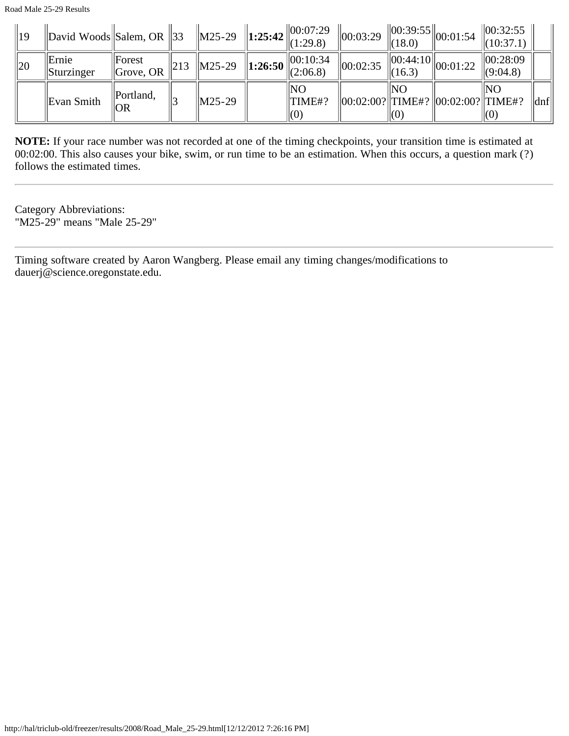| | | | | | | | | | | | |
|---|---|---|---|---|---|---|---|---|---|---|---|
| 19 | David Woods | Salem, OR | 33 | M25-29 | **1:25:42** | 00:07:29 (1:29.8) | 00:03:29 | 00:39:55 (18.0) | 00:01:54 | 00:32:55 (10:37.1) | |
| 20 | Ernie Sturzinger | Forest Grove, OR | 213 | M25-29 | **1:26:50** | 00:10:34 (2:06.8) | 00:02:35 | 00:44:10 (16.3) | 00:01:22 | 00:28:09 (9:04.8) | |
| | Evan Smith | Portland, OR | 3 | M25-29 | | NO TIME#? (0) | 00:02:00? | NO TIME#? (0) | 00:02:00? | NO TIME#? (0) | dnf |

**NOTE:** If your race number was not recorded at one of the timing checkpoints, your transition time is estimated at 00:02:00. This also causes your bike, swim, or run time to be an estimation. When this occurs, a question mark (?) follows the estimated times.

---

Category Abbreviations:
"M25-29" means "Male 25-29"

---

Timing software created by Aaron Wangberg. Please email any timing changes/modifications to dauerj@science.oregonstate.edu.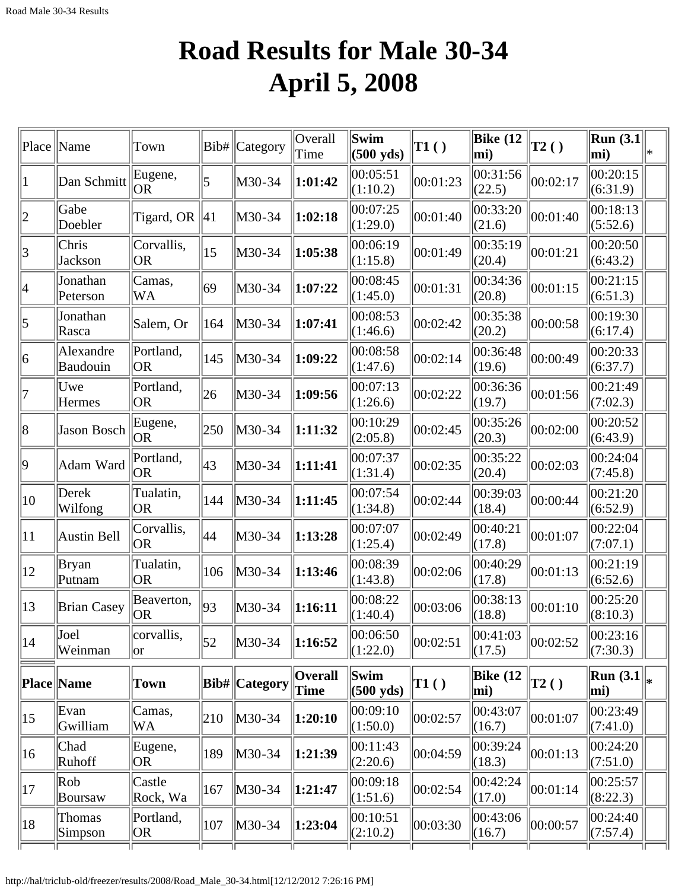# Road Results for Male 30-34
# April 5, 2008

| Place | Name | Town | Bib# | Category | Overall Time | Swim (500 yds) | T1 ( ) | Bike (12 mi) | T2 ( ) | Run (3.1 mi) | * |
|---|---|---|---|---|---|---|---|---|---|---|---|
| 1 | Dan Schmitt | Eugene, OR | 5 | M30-34 | **1:01:42** | 00:05:51 (1:10.2) | 00:01:23 | 00:31:56 (22.5) | 00:02:17 | 00:20:15 (6:31.9) | |
| 2 | Gabe Doebler | Tigard, OR | 41 | M30-34 | **1:02:18** | 00:07:25 (1:29.0) | 00:01:40 | 00:33:20 (21.6) | 00:01:40 | 00:18:13 (5:52.6) | |
| 3 | Chris Jackson | Corvallis, OR | 15 | M30-34 | **1:05:38** | 00:06:19 (1:15.8) | 00:01:49 | 00:35:19 (20.4) | 00:01:21 | 00:20:50 (6:43.2) | |
| 4 | Jonathan Peterson | Camas, WA | 69 | M30-34 | **1:07:22** | 00:08:45 (1:45.0) | 00:01:31 | 00:34:36 (20.8) | 00:01:15 | 00:21:15 (6:51.3) | |
| 5 | Jonathan Rasca | Salem, Or | 164 | M30-34 | **1:07:41** | 00:08:53 (1:46.6) | 00:02:42 | 00:35:38 (20.2) | 00:00:58 | 00:19:30 (6:17.4) | |
| 6 | Alexandre Baudouin | Portland, OR | 145 | M30-34 | **1:09:22** | 00:08:58 (1:47.6) | 00:02:14 | 00:36:48 (19.6) | 00:00:49 | 00:20:33 (6:37.7) | |
| 7 | Uwe Hermes | Portland, OR | 26 | M30-34 | **1:09:56** | 00:07:13 (1:26.6) | 00:02:22 | 00:36:36 (19.7) | 00:01:56 | 00:21:49 (7:02.3) | |
| 8 | Jason Bosch | Eugene, OR | 250 | M30-34 | **1:11:32** | 00:10:29 (2:05.8) | 00:02:45 | 00:35:26 (20.3) | 00:02:00 | 00:20:52 (6:43.9) | |
| 9 | Adam Ward | Portland, OR | 43 | M30-34 | **1:11:41** | 00:07:37 (1:31.4) | 00:02:35 | 00:35:22 (20.4) | 00:02:03 | 00:24:04 (7:45.8) | |
| 10 | Derek Wilfong | Tualatin, OR | 144 | M30-34 | **1:11:45** | 00:07:54 (1:34.8) | 00:02:44 | 00:39:03 (18.4) | 00:00:44 | 00:21:20 (6:52.9) | |
| 11 | Austin Bell | Corvallis, OR | 44 | M30-34 | **1:13:28** | 00:07:07 (1:25.4) | 00:02:49 | 00:40:21 (17.8) | 00:01:07 | 00:22:04 (7:07.1) | |
| 12 | Bryan Putnam | Tualatin, OR | 106 | M30-34 | **1:13:46** | 00:08:39 (1:43.8) | 00:02:06 | 00:40:29 (17.8) | 00:01:13 | 00:21:19 (6:52.6) | |
| 13 | Brian Casey | Beaverton, OR | 93 | M30-34 | **1:16:11** | 00:08:22 (1:40.4) | 00:03:06 | 00:38:13 (18.8) | 00:01:10 | 00:25:20 (8:10.3) | |
| 14 | Joel Weinman | corvallis, or | 52 | M30-34 | **1:16:52** | 00:06:50 (1:22.0) | 00:02:51 | 00:41:03 (17.5) | 00:02:52 | 00:23:16 (7:30.3) | |
| **Place** | **Name** | **Town** | **Bib#** | **Category** | **Overall Time** | **Swim (500 yds)** | **T1 ( )** | **Bike (12 mi)** | **T2 ( )** | **Run (3.1 mi)** | ***** |
| 15 | Evan Gwilliam | Camas, WA | 210 | M30-34 | **1:20:10** | 00:09:10 (1:50.0) | 00:02:57 | 00:43:07 (16.7) | 00:01:07 | 00:23:49 (7:41.0) | |
| 16 | Chad Ruhoff | Eugene, OR | 189 | M30-34 | **1:21:39** | 00:11:43 (2:20.6) | 00:04:59 | 00:39:24 (18.3) | 00:01:13 | 00:24:20 (7:51.0) | |
| 17 | Rob Boursaw | Castle Rock, Wa | 167 | M30-34 | **1:21:47** | 00:09:18 (1:51.6) | 00:02:54 | 00:42:24 (17.0) | 00:01:14 | 00:25:57 (8:22.3) | |
| 18 | Thomas Simpson | Portland, OR | 107 | M30-34 | **1:23:04** | 00:10:51 (2:10.2) | 00:03:30 | 00:43:06 (16.7) | 00:00:57 | 00:24:40 (7:57.4) | |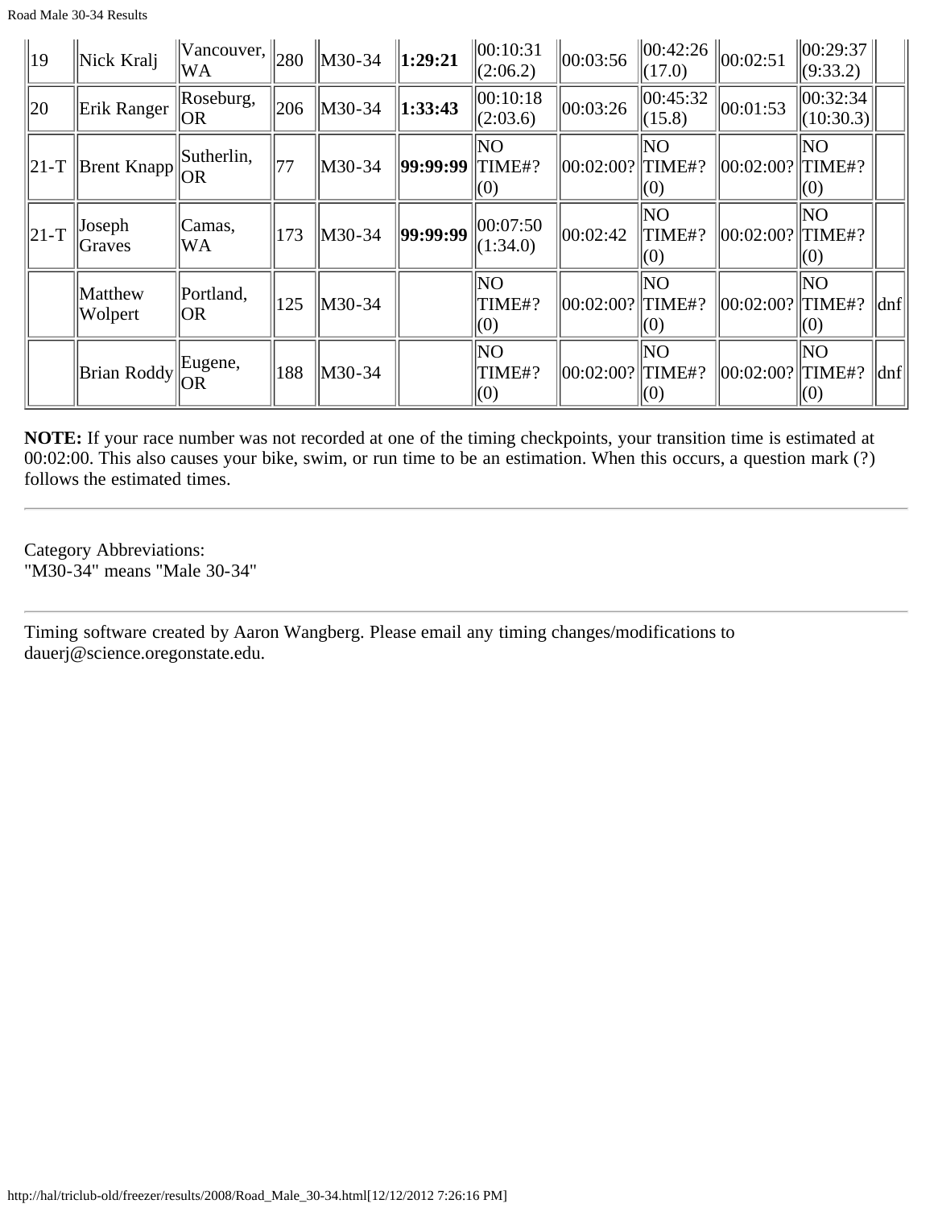| | | | | | | | | | | | |
|---|---|---|---|---|---|---|---|---|---|---|---|
| 19 | Nick Kralj | Vancouver, WA | 280 | M30-34 | **1:29:21** | 00:10:31 (2:06.2) | 00:03:56 | 00:42:26 (17.0) | 00:02:51 | 00:29:37 (9:33.2) | |
| 20 | Erik Ranger | Roseburg, OR | 206 | M30-34 | **1:33:43** | 00:10:18 (2:03.6) | 00:03:26 | 00:45:32 (15.8) | 00:01:53 | 00:32:34 (10:30.3) | |
| 21-T | Brent Knapp | Sutherlin, OR | 77 | M30-34 | **99:99:99** | NO TIME#? (0) | 00:02:00? | NO TIME#? (0) | 00:02:00? | NO TIME#? (0) | |
| 21-T | Joseph Graves | Camas, WA | 173 | M30-34 | **99:99:99** | 00:07:50 (1:34.0) | 00:02:42 | NO TIME#? (0) | 00:02:00? | NO TIME#? (0) | |
| | Matthew Wolpert | Portland, OR | 125 | M30-34 | | NO TIME#? (0) | 00:02:00? | NO TIME#? (0) | 00:02:00? | NO TIME#? (0) | dnf |
| | Brian Roddy | Eugene, OR | 188 | M30-34 | | NO TIME#? (0) | 00:02:00? | NO TIME#? (0) | 00:02:00? | NO TIME#? (0) | dnf |

**NOTE:** If your race number was not recorded at one of the timing checkpoints, your transition time is estimated at 00:02:00. This also causes your bike, swim, or run time to be an estimation. When this occurs, a question mark (?) follows the estimated times.

---

Category Abbreviations:
"M30-34" means "Male 30-34"

---

Timing software created by Aaron Wangberg. Please email any timing changes/modifications to dauerj@science.oregonstate.edu.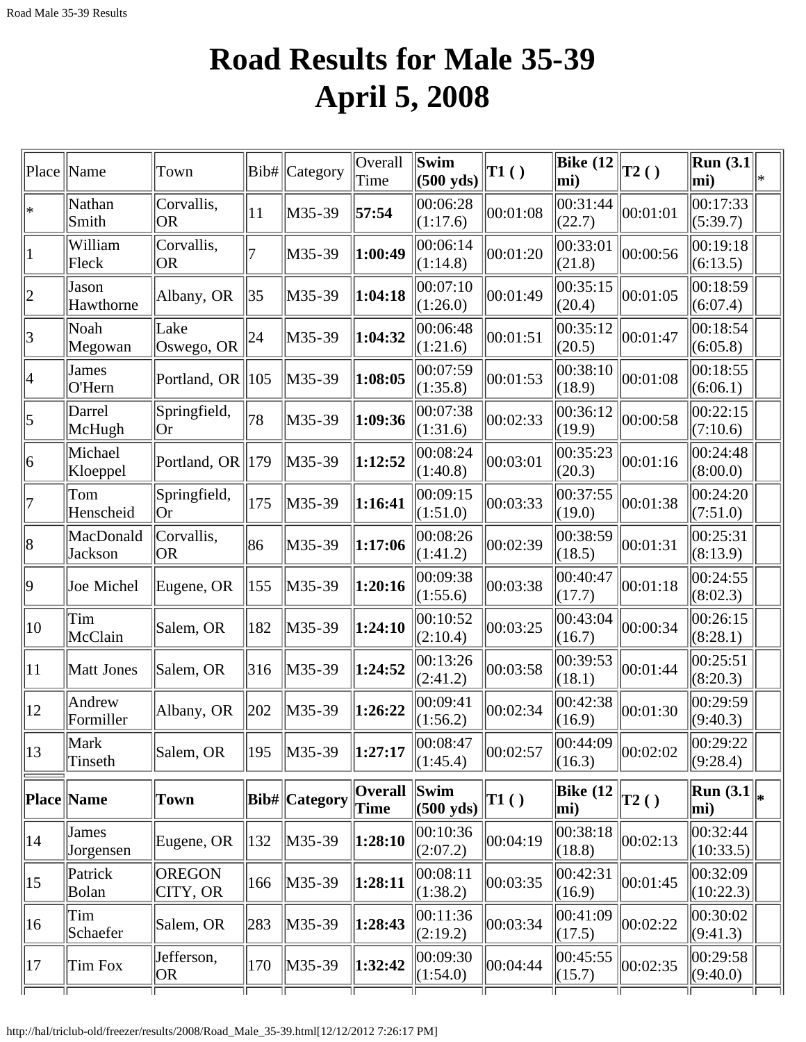# Road Results for Male 35-39
# April 5, 2008

| Place | Name | Town | Bib# | Category | Overall Time | Swim (500 yds) | T1 ( ) | Bike (12 mi) | T2 ( ) | Run (3.1 mi) | * |
|---|---|---|---|---|---|---|---|---|---|---|---|
| * | Nathan Smith | Corvallis, OR | 11 | M35-39 | **57:54** | 00:06:28 (1:17.6) | 00:01:08 | 00:31:44 (22.7) | 00:01:01 | 00:17:33 (5:39.7) | |
| 1 | William Fleck | Corvallis, OR | 7 | M35-39 | **1:00:49** | 00:06:14 (1:14.8) | 00:01:20 | 00:33:01 (21.8) | 00:00:56 | 00:19:18 (6:13.5) | |
| 2 | Jason Hawthorne | Albany, OR | 35 | M35-39 | **1:04:18** | 00:07:10 (1:26.0) | 00:01:49 | 00:35:15 (20.4) | 00:01:05 | 00:18:59 (6:07.4) | |
| 3 | Noah Megowan | Lake Oswego, OR | 24 | M35-39 | **1:04:32** | 00:06:48 (1:21.6) | 00:01:51 | 00:35:12 (20.5) | 00:01:47 | 00:18:54 (6:05.8) | |
| 4 | James O'Hern | Portland, OR | 105 | M35-39 | **1:08:05** | 00:07:59 (1:35.8) | 00:01:53 | 00:38:10 (18.9) | 00:01:08 | 00:18:55 (6:06.1) | |
| 5 | Darrel McHugh | Springfield, Or | 78 | M35-39 | **1:09:36** | 00:07:38 (1:31.6) | 00:02:33 | 00:36:12 (19.9) | 00:00:58 | 00:22:15 (7:10.6) | |
| 6 | Michael Kloeppel | Portland, OR | 179 | M35-39 | **1:12:52** | 00:08:24 (1:40.8) | 00:03:01 | 00:35:23 (20.3) | 00:01:16 | 00:24:48 (8:00.0) | |
| 7 | Tom Henscheid | Springfield, Or | 175 | M35-39 | **1:16:41** | 00:09:15 (1:51.0) | 00:03:33 | 00:37:55 (19.0) | 00:01:38 | 00:24:20 (7:51.0) | |
| 8 | MacDonald Jackson | Corvallis, OR | 86 | M35-39 | **1:17:06** | 00:08:26 (1:41.2) | 00:02:39 | 00:38:59 (18.5) | 00:01:31 | 00:25:31 (8:13.9) | |
| 9 | Joe Michel | Eugene, OR | 155 | M35-39 | **1:20:16** | 00:09:38 (1:55.6) | 00:03:38 | 00:40:47 (17.7) | 00:01:18 | 00:24:55 (8:02.3) | |
| 10 | Tim McClain | Salem, OR | 182 | M35-39 | **1:24:10** | 00:10:52 (2:10.4) | 00:03:25 | 00:43:04 (16.7) | 00:00:34 | 00:26:15 (8:28.1) | |
| 11 | Matt Jones | Salem, OR | 316 | M35-39 | **1:24:52** | 00:13:26 (2:41.2) | 00:03:58 | 00:39:53 (18.1) | 00:01:44 | 00:25:51 (8:20.3) | |
| 12 | Andrew Formiller | Albany, OR | 202 | M35-39 | **1:26:22** | 00:09:41 (1:56.2) | 00:02:34 | 00:42:38 (16.9) | 00:01:30 | 00:29:59 (9:40.3) | |
| 13 | Mark Tinseth | Salem, OR | 195 | M35-39 | **1:27:17** | 00:08:47 (1:45.4) | 00:02:57 | 00:44:09 (16.3) | 00:02:02 | 00:29:22 (9:28.4) | |
| **Place** | **Name** | **Town** | **Bib#** | **Category** | **Overall Time** | **Swim (500 yds)** | **T1 ( )** | **Bike (12 mi)** | **T2 ( )** | **Run (3.1 mi)** | ***** |
| 14 | James Jorgensen | Eugene, OR | 132 | M35-39 | **1:28:10** | 00:10:36 (2:07.2) | 00:04:19 | 00:38:18 (18.8) | 00:02:13 | 00:32:44 (10:33.5) | |
| 15 | Patrick Bolan | OREGON CITY, OR | 166 | M35-39 | **1:28:11** | 00:08:11 (1:38.2) | 00:03:35 | 00:42:31 (16.9) | 00:01:45 | 00:32:09 (10:22.3) | |
| 16 | Tim Schaefer | Salem, OR | 283 | M35-39 | **1:28:43** | 00:11:36 (2:19.2) | 00:03:34 | 00:41:09 (17.5) | 00:02:22 | 00:30:02 (9:41.3) | |
| 17 | Tim Fox | Jefferson, OR | 170 | M35-39 | **1:32:42** | 00:09:30 (1:54.0) | 00:04:44 | 00:45:55 (15.7) | 00:02:35 | 00:29:58 (9:40.0) | |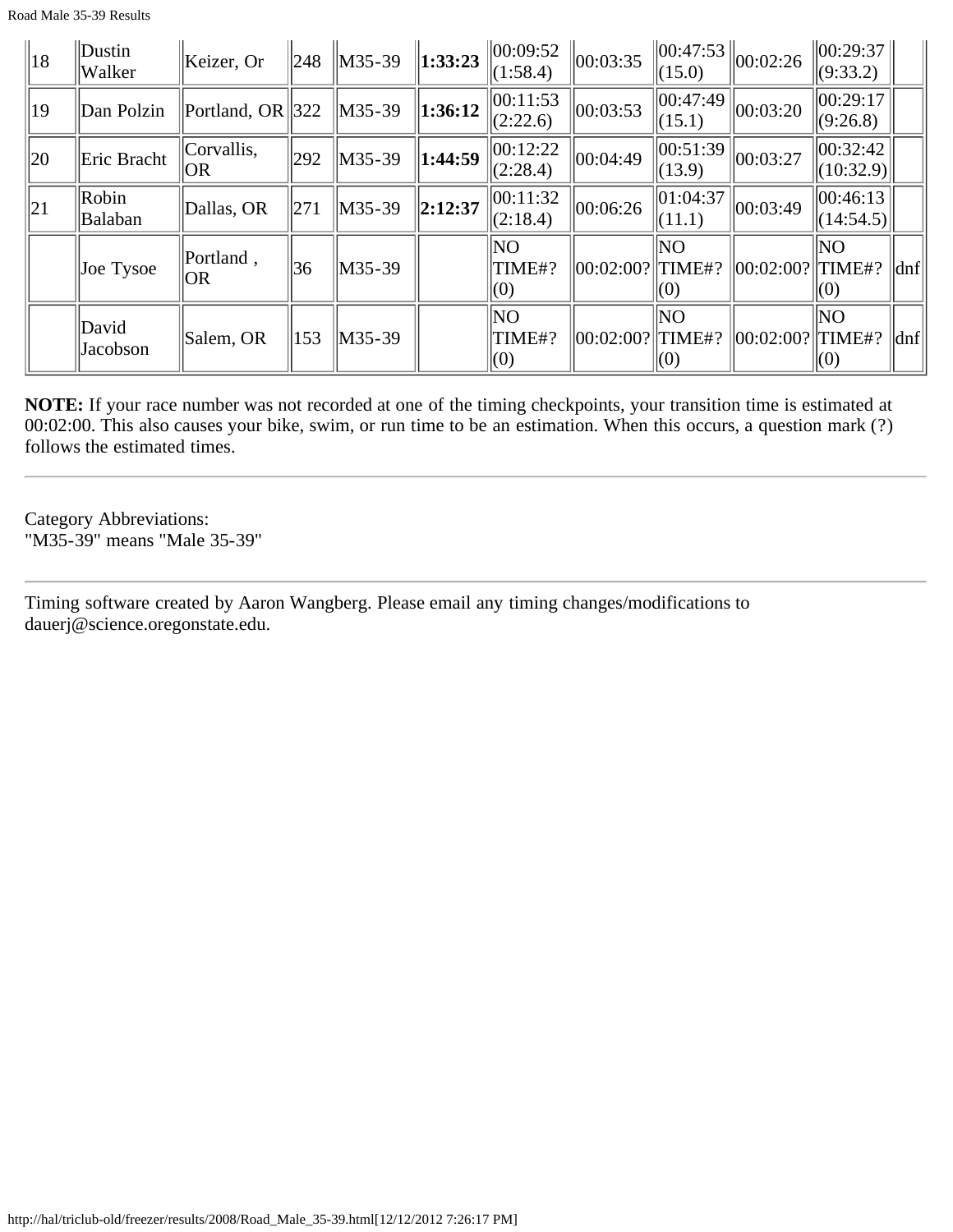| 18 | Dustin Walker | Keizer, Or | 248 | M35-39 | **1:33:23** | 00:09:52 (1:58.4) | 00:03:35 | 00:47:53 (15.0) | 00:02:26 | 00:29:37 (9:33.2) | |
|---|---|---|---|---|---|---|---|---|---|---|---|
| 19 | Dan Polzin | Portland, OR | 322 | M35-39 | **1:36:12** | 00:11:53 (2:22.6) | 00:03:53 | 00:47:49 (15.1) | 00:03:20 | 00:29:17 (9:26.8) | |
| 20 | Eric Bracht | Corvallis, OR | 292 | M35-39 | **1:44:59** | 00:12:22 (2:28.4) | 00:04:49 | 00:51:39 (13.9) | 00:03:27 | 00:32:42 (10:32.9) | |
| 21 | Robin Balaban | Dallas, OR | 271 | M35-39 | **2:12:37** | 00:11:32 (2:18.4) | 00:06:26 | 01:04:37 (11.1) | 00:03:49 | 00:46:13 (14:54.5) | |
| | Joe Tysoe | Portland , OR | 36 | M35-39 | | NO TIME#? (0) | 00:02:00? | NO TIME#? (0) | 00:02:00? | NO TIME#? (0) | dnf |
| | David Jacobson | Salem, OR | 153 | M35-39 | | NO TIME#? (0) | 00:02:00? | NO TIME#? (0) | 00:02:00? | NO TIME#? (0) | dnf |

**NOTE:** If your race number was not recorded at one of the timing checkpoints, your transition time is estimated at 00:02:00. This also causes your bike, swim, or run time to be an estimation. When this occurs, a question mark (?) follows the estimated times.

---

Category Abbreviations:
"M35-39" means "Male 35-39"

---

Timing software created by Aaron Wangberg. Please email any timing changes/modifications to dauerj@science.oregonstate.edu.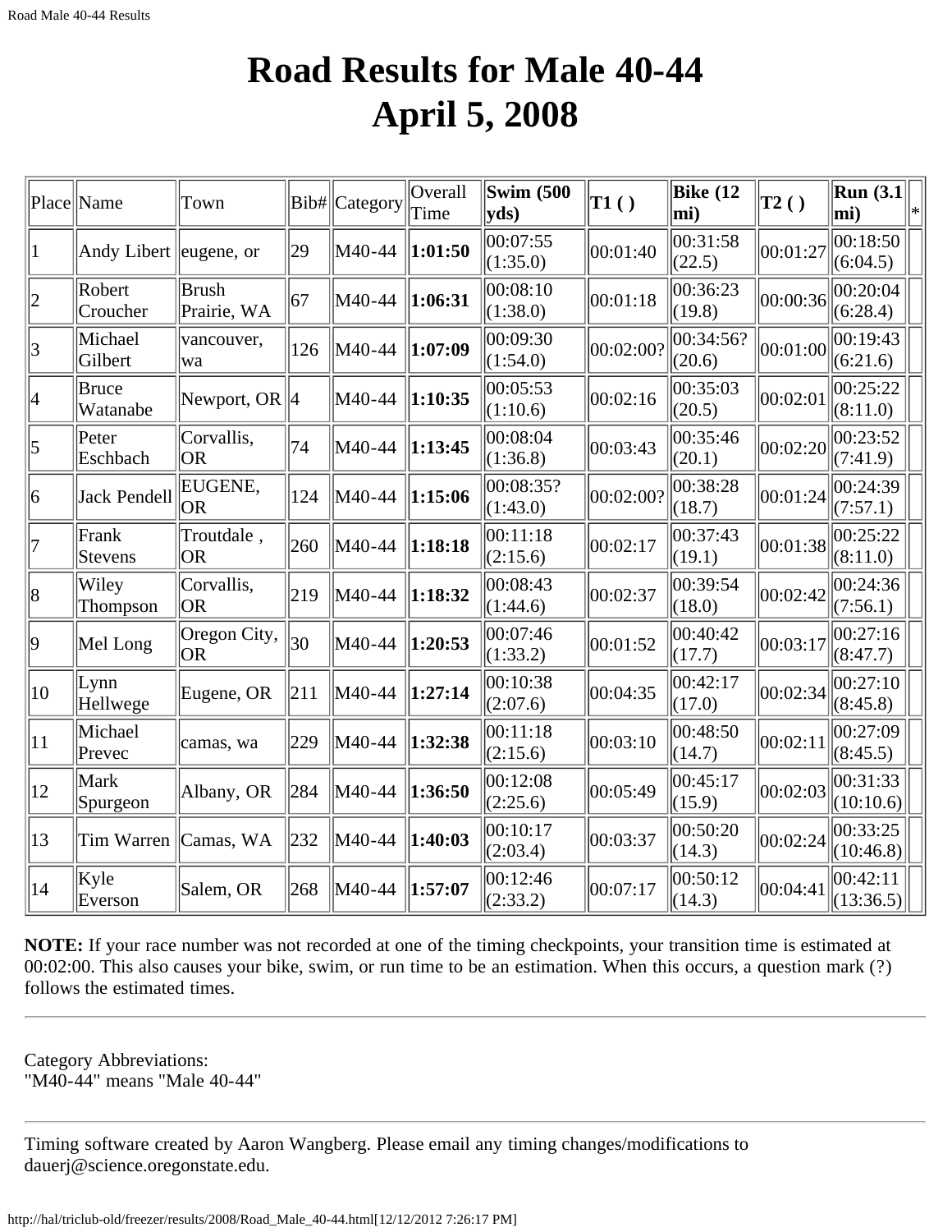# Road Results for Male 40-44
# April 5, 2008

| Place | Name | Town | Bib# | Category | Overall Time | Swim (500 yds) | T1 ( ) | Bike (12 mi) | T2 ( ) | Run (3.1 mi) | * |
|---|---|---|---|---|---|---|---|---|---|---|---|
| 1 | Andy Libert | eugene, or | 29 | M40-44 | **1:01:50** | 00:07:55 (1:35.0) | 00:01:40 | 00:31:58 (22.5) | 00:01:27 | 00:18:50 (6:04.5) | |
| 2 | Robert Croucher | Brush Prairie, WA | 67 | M40-44 | **1:06:31** | 00:08:10 (1:38.0) | 00:01:18 | 00:36:23 (19.8) | 00:00:36 | 00:20:04 (6:28.4) | |
| 3 | Michael Gilbert | vancouver, wa | 126 | M40-44 | **1:07:09** | 00:09:30 (1:54.0) | 00:02:00? | 00:34:56? (20.6) | 00:01:00 | 00:19:43 (6:21.6) | |
| 4 | Bruce Watanabe | Newport, OR | 4 | M40-44 | **1:10:35** | 00:05:53 (1:10.6) | 00:02:16 | 00:35:03 (20.5) | 00:02:01 | 00:25:22 (8:11.0) | |
| 5 | Peter Eschbach | Corvallis, OR | 74 | M40-44 | **1:13:45** | 00:08:04 (1:36.8) | 00:03:43 | 00:35:46 (20.1) | 00:02:20 | 00:23:52 (7:41.9) | |
| 6 | Jack Pendell | EUGENE, OR | 124 | M40-44 | **1:15:06** | 00:08:35? (1:43.0) | 00:02:00? | 00:38:28 (18.7) | 00:01:24 | 00:24:39 (7:57.1) | |
| 7 | Frank Stevens | Troutdale , OR | 260 | M40-44 | **1:18:18** | 00:11:18 (2:15.6) | 00:02:17 | 00:37:43 (19.1) | 00:01:38 | 00:25:22 (8:11.0) | |
| 8 | Wiley Thompson | Corvallis, OR | 219 | M40-44 | **1:18:32** | 00:08:43 (1:44.6) | 00:02:37 | 00:39:54 (18.0) | 00:02:42 | 00:24:36 (7:56.1) | |
| 9 | Mel Long | Oregon City, OR | 30 | M40-44 | **1:20:53** | 00:07:46 (1:33.2) | 00:01:52 | 00:40:42 (17.7) | 00:03:17 | 00:27:16 (8:47.7) | |
| 10 | Lynn Hellwege | Eugene, OR | 211 | M40-44 | **1:27:14** | 00:10:38 (2:07.6) | 00:04:35 | 00:42:17 (17.0) | 00:02:34 | 00:27:10 (8:45.8) | |
| 11 | Michael Prevec | camas, wa | 229 | M40-44 | **1:32:38** | 00:11:18 (2:15.6) | 00:03:10 | 00:48:50 (14.7) | 00:02:11 | 00:27:09 (8:45.5) | |
| 12 | Mark Spurgeon | Albany, OR | 284 | M40-44 | **1:36:50** | 00:12:08 (2:25.6) | 00:05:49 | 00:45:17 (15.9) | 00:02:03 | 00:31:33 (10:10.6) | |
| 13 | Tim Warren | Camas, WA | 232 | M40-44 | **1:40:03** | 00:10:17 (2:03.4) | 00:03:37 | 00:50:20 (14.3) | 00:02:24 | 00:33:25 (10:46.8) | |
| 14 | Kyle Everson | Salem, OR | 268 | M40-44 | **1:57:07** | 00:12:46 (2:33.2) | 00:07:17 | 00:50:12 (14.3) | 00:04:41 | 00:42:11 (13:36.5) | |

**NOTE:** If your race number was not recorded at one of the timing checkpoints, your transition time is estimated at 00:02:00. This also causes your bike, swim, or run time to be an estimation. When this occurs, a question mark (?) follows the estimated times.

---

Category Abbreviations:
"M40-44" means "Male 40-44"

---

Timing software created by Aaron Wangberg. Please email any timing changes/modifications to dauerj@science.oregonstate.edu.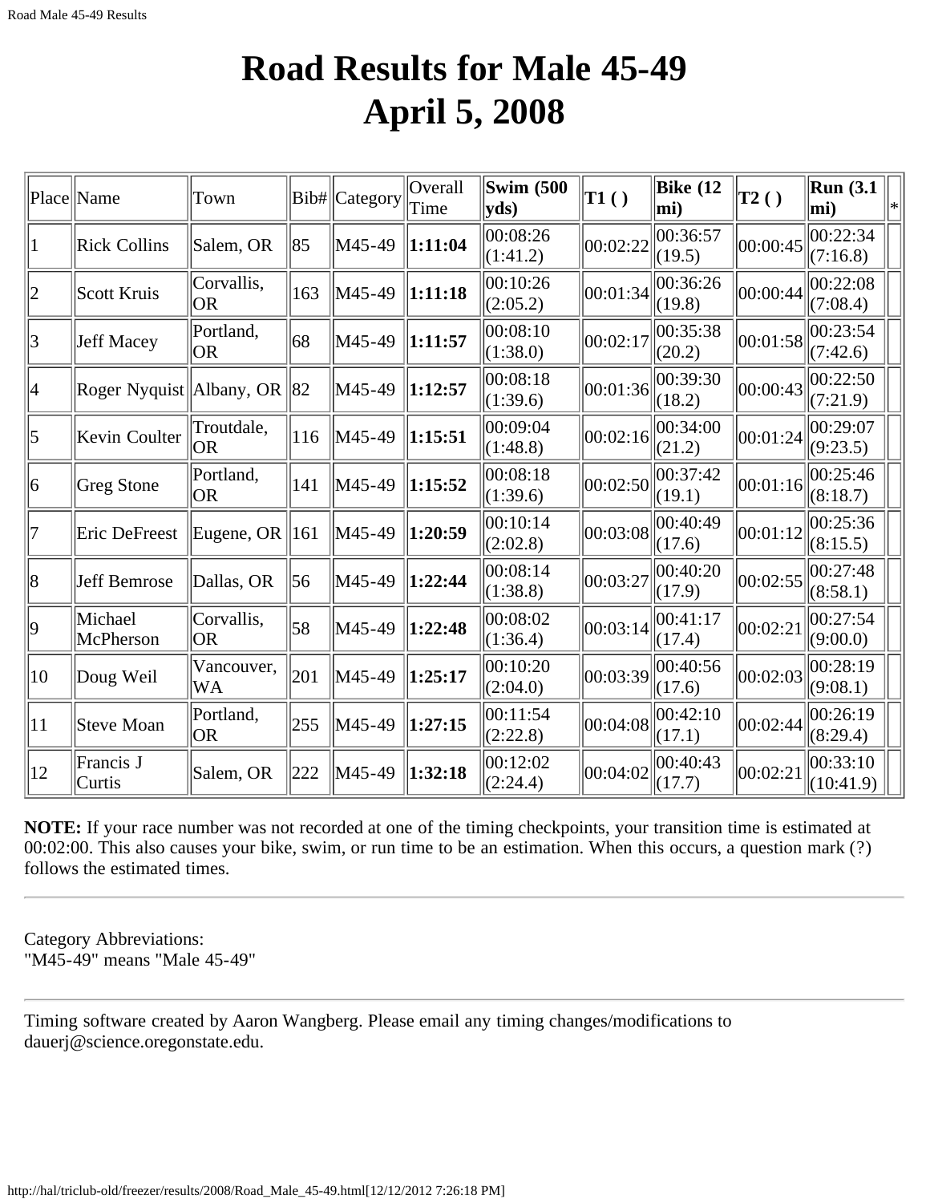# Road Results for Male 45-49
# April 5, 2008

| Place | Name | Town | Bib# | Category | Overall Time | **Swim (500 yds)** | **T1 ( )** | **Bike (12 mi)** | **T2 ( )** | **Run (3.1 mi)** | * |
|---|---|---|---|---|---|---|---|---|---|---|---|
| 1 | Rick Collins | Salem, OR | 85 | M45-49 | **1:11:04** | 00:08:26 (1:41.2) | 00:02:22 | 00:36:57 (19.5) | 00:00:45 | 00:22:34 (7:16.8) | |
| 2 | Scott Kruis | Corvallis, OR | 163 | M45-49 | **1:11:18** | 00:10:26 (2:05.2) | 00:01:34 | 00:36:26 (19.8) | 00:00:44 | 00:22:08 (7:08.4) | |
| 3 | Jeff Macey | Portland, OR | 68 | M45-49 | **1:11:57** | 00:08:10 (1:38.0) | 00:02:17 | 00:35:38 (20.2) | 00:01:58 | 00:23:54 (7:42.6) | |
| 4 | Roger Nyquist | Albany, OR | 82 | M45-49 | **1:12:57** | 00:08:18 (1:39.6) | 00:01:36 | 00:39:30 (18.2) | 00:00:43 | 00:22:50 (7:21.9) | |
| 5 | Kevin Coulter | Troutdale, OR | 116 | M45-49 | **1:15:51** | 00:09:04 (1:48.8) | 00:02:16 | 00:34:00 (21.2) | 00:01:24 | 00:29:07 (9:23.5) | |
| 6 | Greg Stone | Portland, OR | 141 | M45-49 | **1:15:52** | 00:08:18 (1:39.6) | 00:02:50 | 00:37:42 (19.1) | 00:01:16 | 00:25:46 (8:18.7) | |
| 7 | Eric DeFreest | Eugene, OR | 161 | M45-49 | **1:20:59** | 00:10:14 (2:02.8) | 00:03:08 | 00:40:49 (17.6) | 00:01:12 | 00:25:36 (8:15.5) | |
| 8 | Jeff Bemrose | Dallas, OR | 56 | M45-49 | **1:22:44** | 00:08:14 (1:38.8) | 00:03:27 | 00:40:20 (17.9) | 00:02:55 | 00:27:48 (8:58.1) | |
| 9 | Michael McPherson | Corvallis, OR | 58 | M45-49 | **1:22:48** | 00:08:02 (1:36.4) | 00:03:14 | 00:41:17 (17.4) | 00:02:21 | 00:27:54 (9:00.0) | |
| 10 | Doug Weil | Vancouver, WA | 201 | M45-49 | **1:25:17** | 00:10:20 (2:04.0) | 00:03:39 | 00:40:56 (17.6) | 00:02:03 | 00:28:19 (9:08.1) | |
| 11 | Steve Moan | Portland, OR | 255 | M45-49 | **1:27:15** | 00:11:54 (2:22.8) | 00:04:08 | 00:42:10 (17.1) | 00:02:44 | 00:26:19 (8:29.4) | |
| 12 | Francis J Curtis | Salem, OR | 222 | M45-49 | **1:32:18** | 00:12:02 (2:24.4) | 00:04:02 | 00:40:43 (17.7) | 00:02:21 | 00:33:10 (10:41.9) | |

**NOTE:** If your race number was not recorded at one of the timing checkpoints, your transition time is estimated at 00:02:00. This also causes your bike, swim, or run time to be an estimation. When this occurs, a question mark (?) follows the estimated times.

---

Category Abbreviations:
"M45-49" means "Male 45-49"

---

Timing software created by Aaron Wangberg. Please email any timing changes/modifications to dauerj@science.oregonstate.edu.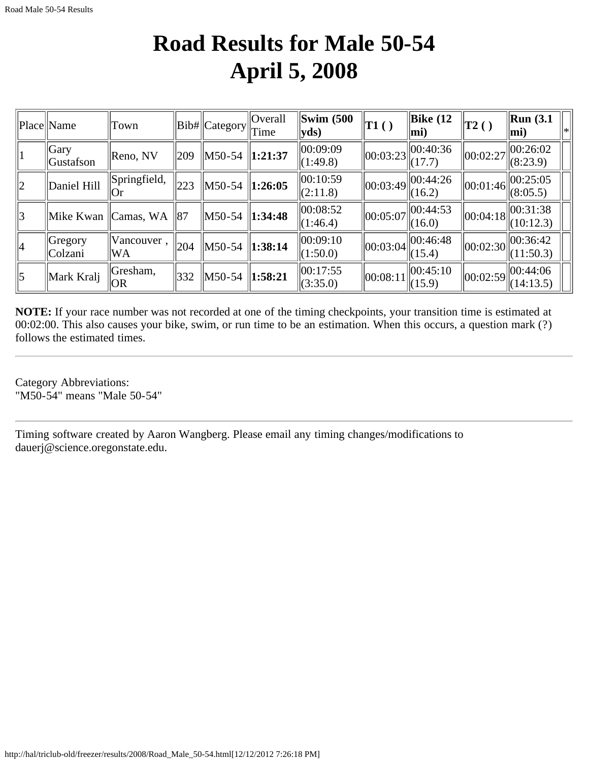# Road Results for Male 50-54
# April 5, 2008

| Place | Name | Town | Bib# | Category | Overall Time | Swim (500 yds) | T1 ( ) | Bike (12 mi) | T2 ( ) | Run (3.1 mi) | * |
|---|---|---|---|---|---|---|---|---|---|---|---|
| 1 | Gary Gustafson | Reno, NV | 209 | M50-54 | **1:21:37** | 00:09:09 (1:49.8) | 00:03:23 | 00:40:36 (17.7) | 00:02:27 | 00:26:02 (8:23.9) | |
| 2 | Daniel Hill | Springfield, Or | 223 | M50-54 | **1:26:05** | 00:10:59 (2:11.8) | 00:03:49 | 00:44:26 (16.2) | 00:01:46 | 00:25:05 (8:05.5) | |
| 3 | Mike Kwan | Camas, WA | 87 | M50-54 | **1:34:48** | 00:08:52 (1:46.4) | 00:05:07 | 00:44:53 (16.0) | 00:04:18 | 00:31:38 (10:12.3) | |
| 4 | Gregory Colzani | Vancouver , WA | 204 | M50-54 | **1:38:14** | 00:09:10 (1:50.0) | 00:03:04 | 00:46:48 (15.4) | 00:02:30 | 00:36:42 (11:50.3) | |
| 5 | Mark Kralj | Gresham, OR | 332 | M50-54 | **1:58:21** | 00:17:55 (3:35.0) | 00:08:11 | 00:45:10 (15.9) | 00:02:59 | 00:44:06 (14:13.5) | |

**NOTE:** If your race number was not recorded at one of the timing checkpoints, your transition time is estimated at 00:02:00. This also causes your bike, swim, or run time to be an estimation. When this occurs, a question mark (?) follows the estimated times.

---

Category Abbreviations:
"M50-54" means "Male 50-54"

---

Timing software created by Aaron Wangberg. Please email any timing changes/modifications to dauerj@science.oregonstate.edu.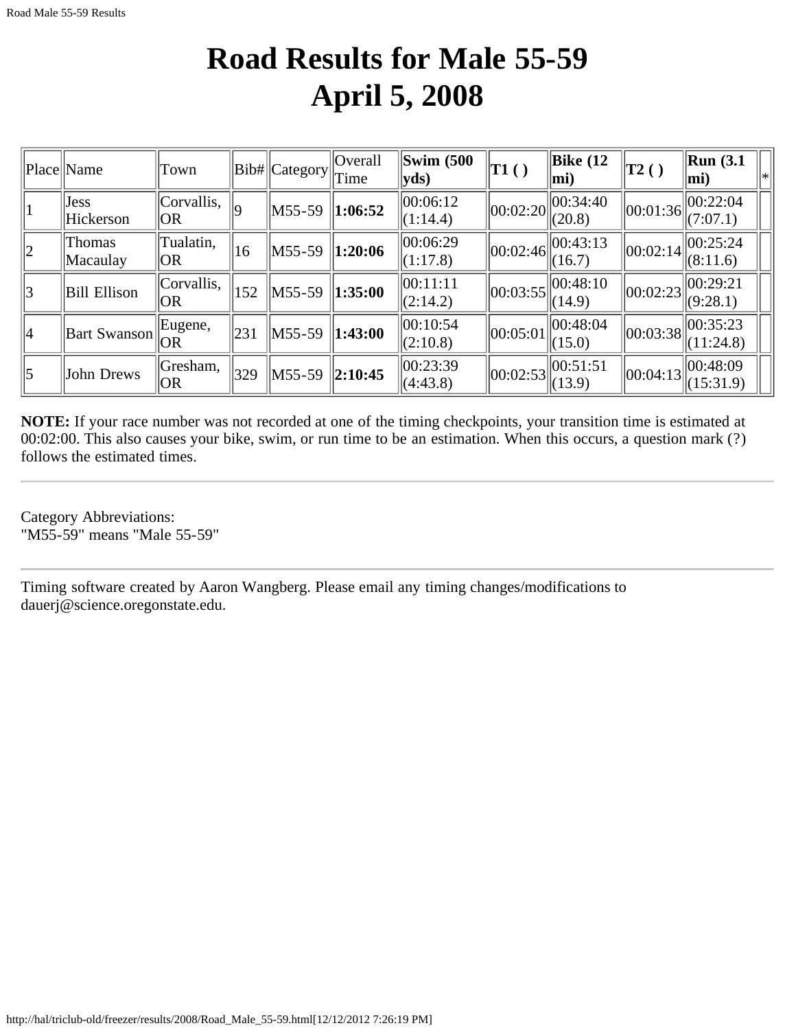# Road Results for Male 55-59
# April 5, 2008

| Place | Name | Town | Bib# | Category | Overall Time | **Swim (500 yds)** | **T1 ( )** | **Bike (12 mi)** | **T2 ( )** | **Run (3.1 mi)** | * |
|---|---|---|---|---|---|---|---|---|---|---|---|
| 1 | Jess Hickerson | Corvallis, OR | 9 | M55-59 | **1:06:52** | 00:06:12 (1:14.4) | 00:02:20 | 00:34:40 (20.8) | 00:01:36 | 00:22:04 (7:07.1) | |
| 2 | Thomas Macaulay | Tualatin, OR | 16 | M55-59 | **1:20:06** | 00:06:29 (1:17.8) | 00:02:46 | 00:43:13 (16.7) | 00:02:14 | 00:25:24 (8:11.6) | |
| 3 | Bill Ellison | Corvallis, OR | 152 | M55-59 | **1:35:00** | 00:11:11 (2:14.2) | 00:03:55 | 00:48:10 (14.9) | 00:02:23 | 00:29:21 (9:28.1) | |
| 4 | Bart Swanson | Eugene, OR | 231 | M55-59 | **1:43:00** | 00:10:54 (2:10.8) | 00:05:01 | 00:48:04 (15.0) | 00:03:38 | 00:35:23 (11:24.8) | |
| 5 | John Drews | Gresham, OR | 329 | M55-59 | **2:10:45** | 00:23:39 (4:43.8) | 00:02:53 | 00:51:51 (13.9) | 00:04:13 | 00:48:09 (15:31.9) | |

**NOTE:** If your race number was not recorded at one of the timing checkpoints, your transition time is estimated at 00:02:00. This also causes your bike, swim, or run time to be an estimation. When this occurs, a question mark (?) follows the estimated times.

---

Category Abbreviations:
"M55-59" means "Male 55-59"

---

Timing software created by Aaron Wangberg. Please email any timing changes/modifications to dauerj@science.oregonstate.edu.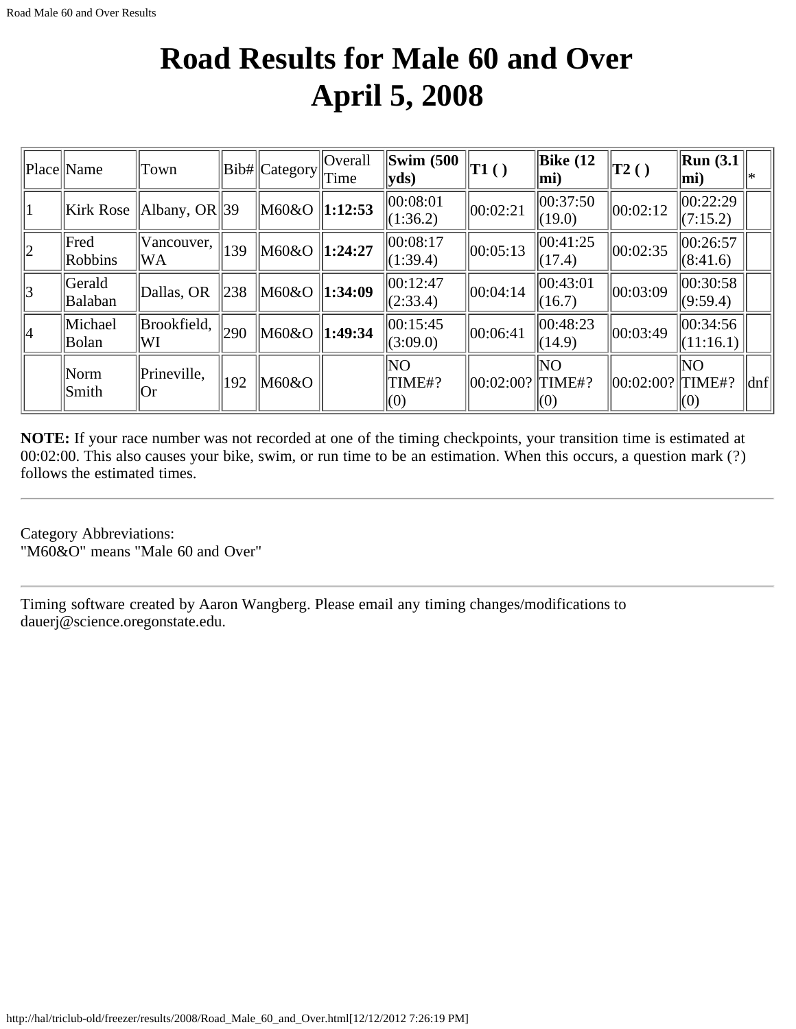# Road Results for Male 60 and Over April 5, 2008

| Place | Name | Town | Bib# | Category | Overall Time | **Swim (500 yds)** | **T1 ( )** | **Bike (12 mi)** | **T2 ( )** | **Run (3.1 mi)** | * |
|---|---|---|---|---|---|---|---|---|---|---|---|
| 1 | Kirk Rose | Albany, OR | 39 | M60&O | **1:12:53** | 00:08:01 (1:36.2) | 00:02:21 | 00:37:50 (19.0) | 00:02:12 | 00:22:29 (7:15.2) | |
| 2 | Fred Robbins | Vancouver, WA | 139 | M60&O | **1:24:27** | 00:08:17 (1:39.4) | 00:05:13 | 00:41:25 (17.4) | 00:02:35 | 00:26:57 (8:41.6) | |
| 3 | Gerald Balaban | Dallas, OR | 238 | M60&O | **1:34:09** | 00:12:47 (2:33.4) | 00:04:14 | 00:43:01 (16.7) | 00:03:09 | 00:30:58 (9:59.4) | |
| 4 | Michael Bolan | Brookfield, WI | 290 | M60&O | **1:49:34** | 00:15:45 (3:09.0) | 00:06:41 | 00:48:23 (14.9) | 00:03:49 | 00:34:56 (11:16.1) | |
| | Norm Smith | Prineville, Or | 192 | M60&O | | NO TIME#? (0) | 00:02:00? | NO TIME#? (0) | 00:02:00? | NO TIME#? (0) | dnf |

**NOTE:** If your race number was not recorded at one of the timing checkpoints, your transition time is estimated at 00:02:00. This also causes your bike, swim, or run time to be an estimation. When this occurs, a question mark (?) follows the estimated times.

---

Category Abbreviations:
"M60&O" means "Male 60 and Over"

---

Timing software created by Aaron Wangberg. Please email any timing changes/modifications to dauerj@science.oregonstate.edu.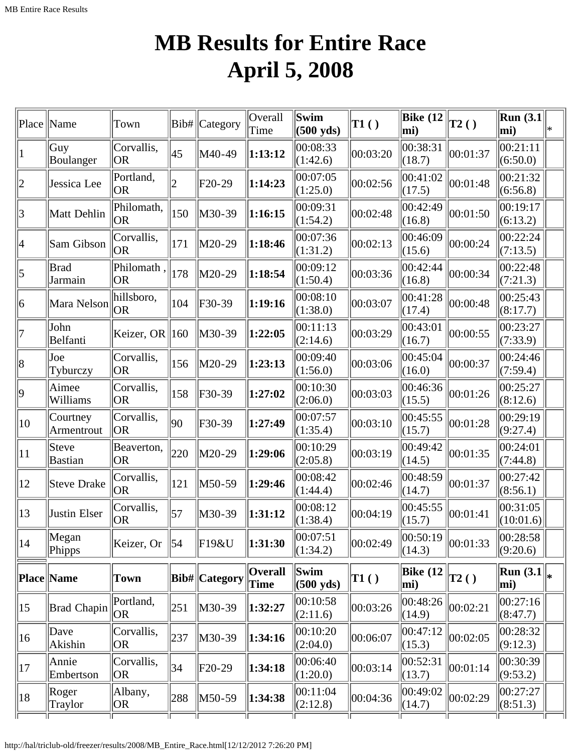# MB Results for Entire Race
# April 5, 2008

| Place | Name | Town | Bib# | Category | Overall Time | Swim (500 yds) | T1 ( ) | Bike (12 mi) | T2 ( ) | Run (3.1 mi) | * |
|---|---|---|---|---|---|---|---|---|---|---|---|
| 1 | Guy Boulanger | Corvallis, OR | 45 | M40-49 | **1:13:12** | 00:08:33 (1:42.6) | 00:03:20 | 00:38:31 (18.7) | 00:01:37 | 00:21:11 (6:50.0) | |
| 2 | Jessica Lee | Portland, OR | 2 | F20-29 | **1:14:23** | 00:07:05 (1:25.0) | 00:02:56 | 00:41:02 (17.5) | 00:01:48 | 00:21:32 (6:56.8) | |
| 3 | Matt Dehlin | Philomath, OR | 150 | M30-39 | **1:16:15** | 00:09:31 (1:54.2) | 00:02:48 | 00:42:49 (16.8) | 00:01:50 | 00:19:17 (6:13.2) | |
| 4 | Sam Gibson | Corvallis, OR | 171 | M20-29 | **1:18:46** | 00:07:36 (1:31.2) | 00:02:13 | 00:46:09 (15.6) | 00:00:24 | 00:22:24 (7:13.5) | |
| 5 | Brad Jarmain | Philomath , OR | 178 | M20-29 | **1:18:54** | 00:09:12 (1:50.4) | 00:03:36 | 00:42:44 (16.8) | 00:00:34 | 00:22:48 (7:21.3) | |
| 6 | Mara Nelson | hillsboro, OR | 104 | F30-39 | **1:19:16** | 00:08:10 (1:38.0) | 00:03:07 | 00:41:28 (17.4) | 00:00:48 | 00:25:43 (8:17.7) | |
| 7 | John Belfanti | Keizer, OR | 160 | M30-39 | **1:22:05** | 00:11:13 (2:14.6) | 00:03:29 | 00:43:01 (16.7) | 00:00:55 | 00:23:27 (7:33.9) | |
| 8 | Joe Tyburczy | Corvallis, OR | 156 | M20-29 | **1:23:13** | 00:09:40 (1:56.0) | 00:03:06 | 00:45:04 (16.0) | 00:00:37 | 00:24:46 (7:59.4) | |
| 9 | Aimee Williams | Corvallis, OR | 158 | F30-39 | **1:27:02** | 00:10:30 (2:06.0) | 00:03:03 | 00:46:36 (15.5) | 00:01:26 | 00:25:27 (8:12.6) | |
| 10 | Courtney Armentrout | Corvallis, OR | 90 | F30-39 | **1:27:49** | 00:07:57 (1:35.4) | 00:03:10 | 00:45:55 (15.7) | 00:01:28 | 00:29:19 (9:27.4) | |
| 11 | Steve Bastian | Beaverton, OR | 220 | M20-29 | **1:29:06** | 00:10:29 (2:05.8) | 00:03:19 | 00:49:42 (14.5) | 00:01:35 | 00:24:01 (7:44.8) | |
| 12 | Steve Drake | Corvallis, OR | 121 | M50-59 | **1:29:46** | 00:08:42 (1:44.4) | 00:02:46 | 00:48:59 (14.7) | 00:01:37 | 00:27:42 (8:56.1) | |
| 13 | Justin Elser | Corvallis, OR | 57 | M30-39 | **1:31:12** | 00:08:12 (1:38.4) | 00:04:19 | 00:45:55 (15.7) | 00:01:41 | 00:31:05 (10:01.6) | |
| 14 | Megan Phipps | Keizer, Or | 54 | F19&U | **1:31:30** | 00:07:51 (1:34.2) | 00:02:49 | 00:50:19 (14.3) | 00:01:33 | 00:28:58 (9:20.6) | |
| **Place** | **Name** | **Town** | **Bib#** | **Category** | **Overall Time** | **Swim (500 yds)** | **T1 ( )** | **Bike (12 mi)** | **T2 ( )** | **Run (3.1 mi)** | ***** |
| 15 | Brad Chapin | Portland, OR | 251 | M30-39 | **1:32:27** | 00:10:58 (2:11.6) | 00:03:26 | 00:48:26 (14.9) | 00:02:21 | 00:27:16 (8:47.7) | |
| 16 | Dave Akishin | Corvallis, OR | 237 | M30-39 | **1:34:16** | 00:10:20 (2:04.0) | 00:06:07 | 00:47:12 (15.3) | 00:02:05 | 00:28:32 (9:12.3) | |
| 17 | Annie Embertson | Corvallis, OR | 34 | F20-29 | **1:34:18** | 00:06:40 (1:20.0) | 00:03:14 | 00:52:31 (13.7) | 00:01:14 | 00:30:39 (9:53.2) | |
| 18 | Roger Traylor | Albany, OR | 288 | M50-59 | **1:34:38** | 00:11:04 (2:12.8) | 00:04:36 | 00:49:02 (14.7) | 00:02:29 | 00:27:27 (8:51.3) | |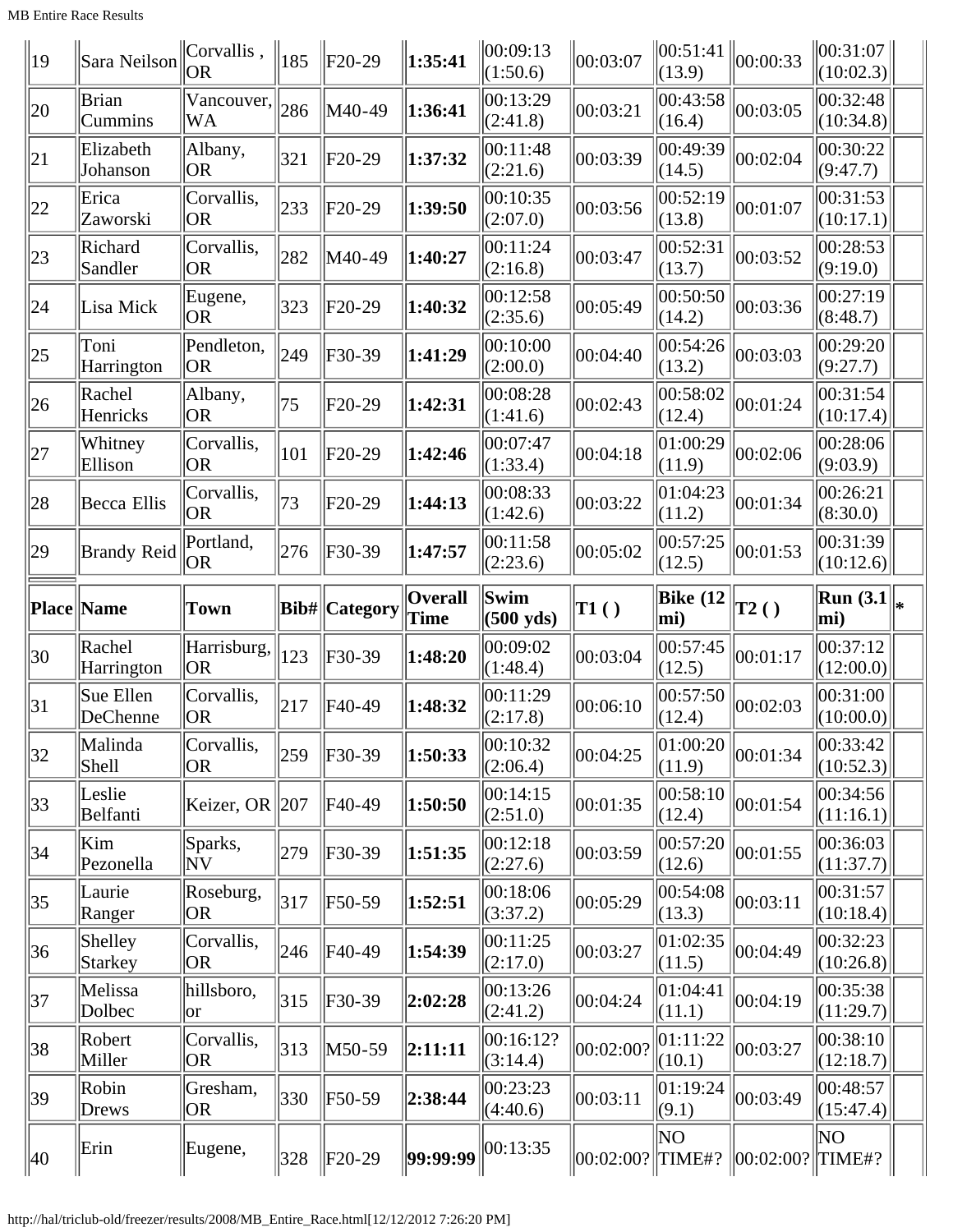| 19 | Sara Neilson | Corvallis , OR | 185 | F20-29 | **1:35:41** | 00:09:13 (1:50.6) | 00:03:07 | 00:51:41 (13.9) | 00:00:33 | 00:31:07 (10:02.3) | |
|---|---|---|---|---|---|---|---|---|---|---|---|
| 20 | Brian Cummins | Vancouver, WA | 286 | M40-49 | **1:36:41** | 00:13:29 (2:41.8) | 00:03:21 | 00:43:58 (16.4) | 00:03:05 | 00:32:48 (10:34.8) | |
| 21 | Elizabeth Johanson | Albany, OR | 321 | F20-29 | **1:37:32** | 00:11:48 (2:21.6) | 00:03:39 | 00:49:39 (14.5) | 00:02:04 | 00:30:22 (9:47.7) | |
| 22 | Erica Zaworski | Corvallis, OR | 233 | F20-29 | **1:39:50** | 00:10:35 (2:07.0) | 00:03:56 | 00:52:19 (13.8) | 00:01:07 | 00:31:53 (10:17.1) | |
| 23 | Richard Sandler | Corvallis, OR | 282 | M40-49 | **1:40:27** | 00:11:24 (2:16.8) | 00:03:47 | 00:52:31 (13.7) | 00:03:52 | 00:28:53 (9:19.0) | |
| 24 | Lisa Mick | Eugene, OR | 323 | F20-29 | **1:40:32** | 00:12:58 (2:35.6) | 00:05:49 | 00:50:50 (14.2) | 00:03:36 | 00:27:19 (8:48.7) | |
| 25 | Toni Harrington | Pendleton, OR | 249 | F30-39 | **1:41:29** | 00:10:00 (2:00.0) | 00:04:40 | 00:54:26 (13.2) | 00:03:03 | 00:29:20 (9:27.7) | |
| 26 | Rachel Henricks | Albany, OR | 75 | F20-29 | **1:42:31** | 00:08:28 (1:41.6) | 00:02:43 | 00:58:02 (12.4) | 00:01:24 | 00:31:54 (10:17.4) | |
| 27 | Whitney Ellison | Corvallis, OR | 101 | F20-29 | **1:42:46** | 00:07:47 (1:33.4) | 00:04:18 | 01:00:29 (11.9) | 00:02:06 | 00:28:06 (9:03.9) | |
| 28 | Becca Ellis | Corvallis, OR | 73 | F20-29 | **1:44:13** | 00:08:33 (1:42.6) | 00:03:22 | 01:04:23 (11.2) | 00:01:34 | 00:26:21 (8:30.0) | |
| 29 | Brandy Reid | Portland, OR | 276 | F30-39 | **1:47:57** | 00:11:58 (2:23.6) | 00:05:02 | 00:57:25 (12.5) | 00:01:53 | 00:31:39 (10:12.6) | |
| **Place** | **Name** | **Town** | **Bib#** | **Category** | **Overall Time** | **Swim (500 yds)** | **T1 ( )** | **Bike (12 mi)** | **T2 ( )** | **Run (3.1 mi)** | **\*** |
| 30 | Rachel Harrington | Harrisburg, OR | 123 | F30-39 | **1:48:20** | 00:09:02 (1:48.4) | 00:03:04 | 00:57:45 (12.5) | 00:01:17 | 00:37:12 (12:00.0) | |
| 31 | Sue Ellen DeChenne | Corvallis, OR | 217 | F40-49 | **1:48:32** | 00:11:29 (2:17.8) | 00:06:10 | 00:57:50 (12.4) | 00:02:03 | 00:31:00 (10:00.0) | |
| 32 | Malinda Shell | Corvallis, OR | 259 | F30-39 | **1:50:33** | 00:10:32 (2:06.4) | 00:04:25 | 01:00:20 (11.9) | 00:01:34 | 00:33:42 (10:52.3) | |
| 33 | Leslie Belfanti | Keizer, OR | 207 | F40-49 | **1:50:50** | 00:14:15 (2:51.0) | 00:01:35 | 00:58:10 (12.4) | 00:01:54 | 00:34:56 (11:16.1) | |
| 34 | Kim Pezonella | Sparks, NV | 279 | F30-39 | **1:51:35** | 00:12:18 (2:27.6) | 00:03:59 | 00:57:20 (12.6) | 00:01:55 | 00:36:03 (11:37.7) | |
| 35 | Laurie Ranger | Roseburg, OR | 317 | F50-59 | **1:52:51** | 00:18:06 (3:37.2) | 00:05:29 | 00:54:08 (13.3) | 00:03:11 | 00:31:57 (10:18.4) | |
| 36 | Shelley Starkey | Corvallis, OR | 246 | F40-49 | **1:54:39** | 00:11:25 (2:17.0) | 00:03:27 | 01:02:35 (11.5) | 00:04:49 | 00:32:23 (10:26.8) | |
| 37 | Melissa Dolbec | hillsboro, or | 315 | F30-39 | **2:02:28** | 00:13:26 (2:41.2) | 00:04:24 | 01:04:41 (11.1) | 00:04:19 | 00:35:38 (11:29.7) | |
| 38 | Robert Miller | Corvallis, OR | 313 | M50-59 | **2:11:11** | 00:16:12? (3:14.4) | 00:02:00? | 01:11:22 (10.1) | 00:03:27 | 00:38:10 (12:18.7) | |
| 39 | Robin Drews | Gresham, OR | 330 | F50-59 | **2:38:44** | 00:23:23 (4:40.6) | 00:03:11 | 01:19:24 (9.1) | 00:03:49 | 00:48:57 (15:47.4) | |
| 40 | Erin | Eugene, | 328 | F20-29 | **99:99:99** | 00:13:35 | 00:02:00? | NO TIME#? | 00:02:00? | NO TIME#? | |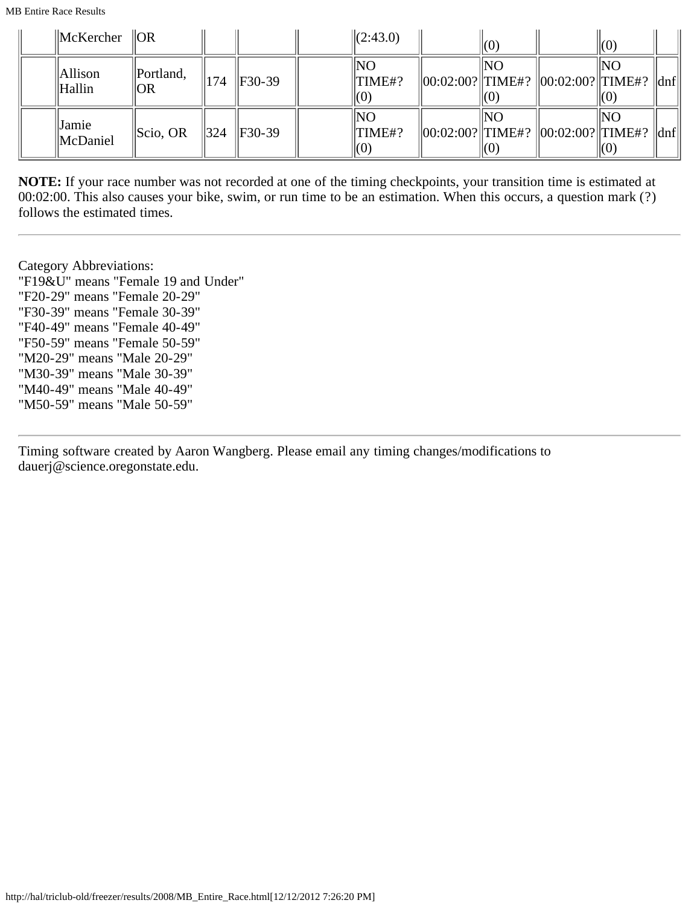|  | McKercher | OR |  |  |  | (2:43.0) |  | (0) |  | (0) |  |
|---|---|---|---|---|---|---|---|---|---|---|---|
|  | Allison Hallin | Portland, OR | 174 | F30-39 |  | NO TIME#? (0) | 00:02:00? | NO TIME#? (0) | 00:02:00? | NO TIME#? (0) | dnf |
|  | Jamie McDaniel | Scio, OR | 324 | F30-39 |  | NO TIME#? (0) | 00:02:00? | NO TIME#? (0) | 00:02:00? | NO TIME#? (0) | dnf |

**NOTE:** If your race number was not recorded at one of the timing checkpoints, your transition time is estimated at 00:02:00. This also causes your bike, swim, or run time to be an estimation. When this occurs, a question mark (?) follows the estimated times.

---

Category Abbreviations:
"F19&U" means "Female 19 and Under"
"F20-29" means "Female 20-29"
"F30-39" means "Female 30-39"
"F40-49" means "Female 40-49"
"F50-59" means "Female 50-59"
"M20-29" means "Male 20-29"
"M30-39" means "Male 30-39"
"M40-49" means "Male 40-49"
"M50-59" means "Male 50-59"

---

Timing software created by Aaron Wangberg. Please email any timing changes/modifications to dauerj@science.oregonstate.edu.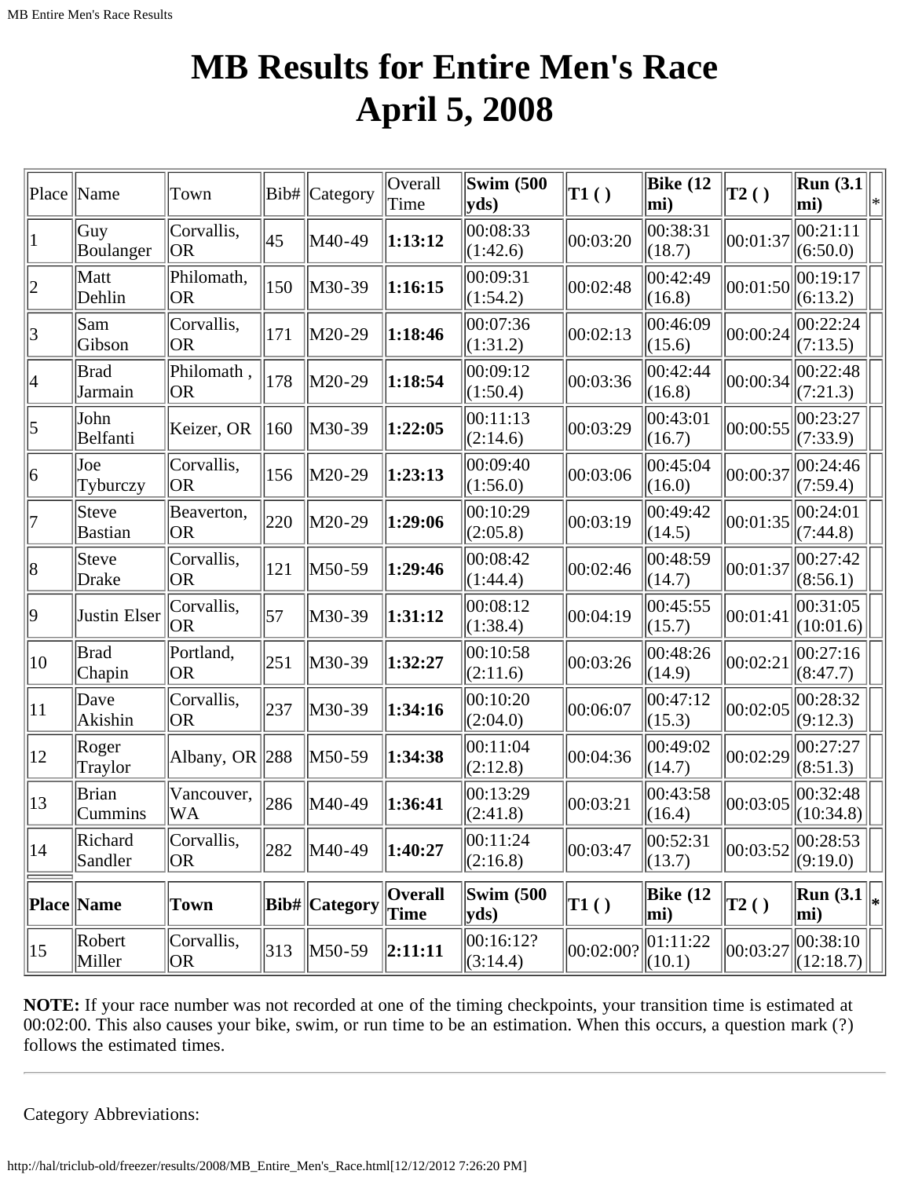# MB Results for Entire Men's Race
# April 5, 2008

| Place | Name | Town | Bib# | Category | Overall Time | Swim (500 yds) | T1 ( ) | Bike (12 mi) | T2 ( ) | Run (3.1 mi) | * |
|---|---|---|---|---|---|---|---|---|---|---|---|
| 1 | Guy Boulanger | Corvallis, OR | 45 | M40-49 | **1:13:12** | 00:08:33 (1:42.6) | 00:03:20 | 00:38:31 (18.7) | 00:01:37 | 00:21:11 (6:50.0) | |
| 2 | Matt Dehlin | Philomath, OR | 150 | M30-39 | **1:16:15** | 00:09:31 (1:54.2) | 00:02:48 | 00:42:49 (16.8) | 00:01:50 | 00:19:17 (6:13.2) | |
| 3 | Sam Gibson | Corvallis, OR | 171 | M20-29 | **1:18:46** | 00:07:36 (1:31.2) | 00:02:13 | 00:46:09 (15.6) | 00:00:24 | 00:22:24 (7:13.5) | |
| 4 | Brad Jarmain | Philomath , OR | 178 | M20-29 | **1:18:54** | 00:09:12 (1:50.4) | 00:03:36 | 00:42:44 (16.8) | 00:00:34 | 00:22:48 (7:21.3) | |
| 5 | John Belfanti | Keizer, OR | 160 | M30-39 | **1:22:05** | 00:11:13 (2:14.6) | 00:03:29 | 00:43:01 (16.7) | 00:00:55 | 00:23:27 (7:33.9) | |
| 6 | Joe Tyburczy | Corvallis, OR | 156 | M20-29 | **1:23:13** | 00:09:40 (1:56.0) | 00:03:06 | 00:45:04 (16.0) | 00:00:37 | 00:24:46 (7:59.4) | |
| 7 | Steve Bastian | Beaverton, OR | 220 | M20-29 | **1:29:06** | 00:10:29 (2:05.8) | 00:03:19 | 00:49:42 (14.5) | 00:01:35 | 00:24:01 (7:44.8) | |
| 8 | Steve Drake | Corvallis, OR | 121 | M50-59 | **1:29:46** | 00:08:42 (1:44.4) | 00:02:46 | 00:48:59 (14.7) | 00:01:37 | 00:27:42 (8:56.1) | |
| 9 | Justin Elser | Corvallis, OR | 57 | M30-39 | **1:31:12** | 00:08:12 (1:38.4) | 00:04:19 | 00:45:55 (15.7) | 00:01:41 | 00:31:05 (10:01.6) | |
| 10 | Brad Chapin | Portland, OR | 251 | M30-39 | **1:32:27** | 00:10:58 (2:11.6) | 00:03:26 | 00:48:26 (14.9) | 00:02:21 | 00:27:16 (8:47.7) | |
| 11 | Dave Akishin | Corvallis, OR | 237 | M30-39 | **1:34:16** | 00:10:20 (2:04.0) | 00:06:07 | 00:47:12 (15.3) | 00:02:05 | 00:28:32 (9:12.3) | |
| 12 | Roger Traylor | Albany, OR | 288 | M50-59 | **1:34:38** | 00:11:04 (2:12.8) | 00:04:36 | 00:49:02 (14.7) | 00:02:29 | 00:27:27 (8:51.3) | |
| 13 | Brian Cummins | Vancouver, WA | 286 | M40-49 | **1:36:41** | 00:13:29 (2:41.8) | 00:03:21 | 00:43:58 (16.4) | 00:03:05 | 00:32:48 (10:34.8) | |
| 14 | Richard Sandler | Corvallis, OR | 282 | M40-49 | **1:40:27** | 00:11:24 (2:16.8) | 00:03:47 | 00:52:31 (13.7) | 00:03:52 | 00:28:53 (9:19.0) | |
| **Place** | **Name** | **Town** | **Bib#** | **Category** | **Overall Time** | **Swim (500 yds)** | **T1 ( )** | **Bike (12 mi)** | **T2 ( )** | **Run (3.1 mi)** | ***** |
| 15 | Robert Miller | Corvallis, OR | 313 | M50-59 | **2:11:11** | 00:16:12? (3:14.4) | 00:02:00? | 01:11:22 (10.1) | 00:03:27 | 00:38:10 (12:18.7) | |

**NOTE:** If your race number was not recorded at one of the timing checkpoints, your transition time is estimated at 00:02:00. This also causes your bike, swim, or run time to be an estimation. When this occurs, a question mark (?) follows the estimated times.

---

Category Abbreviations: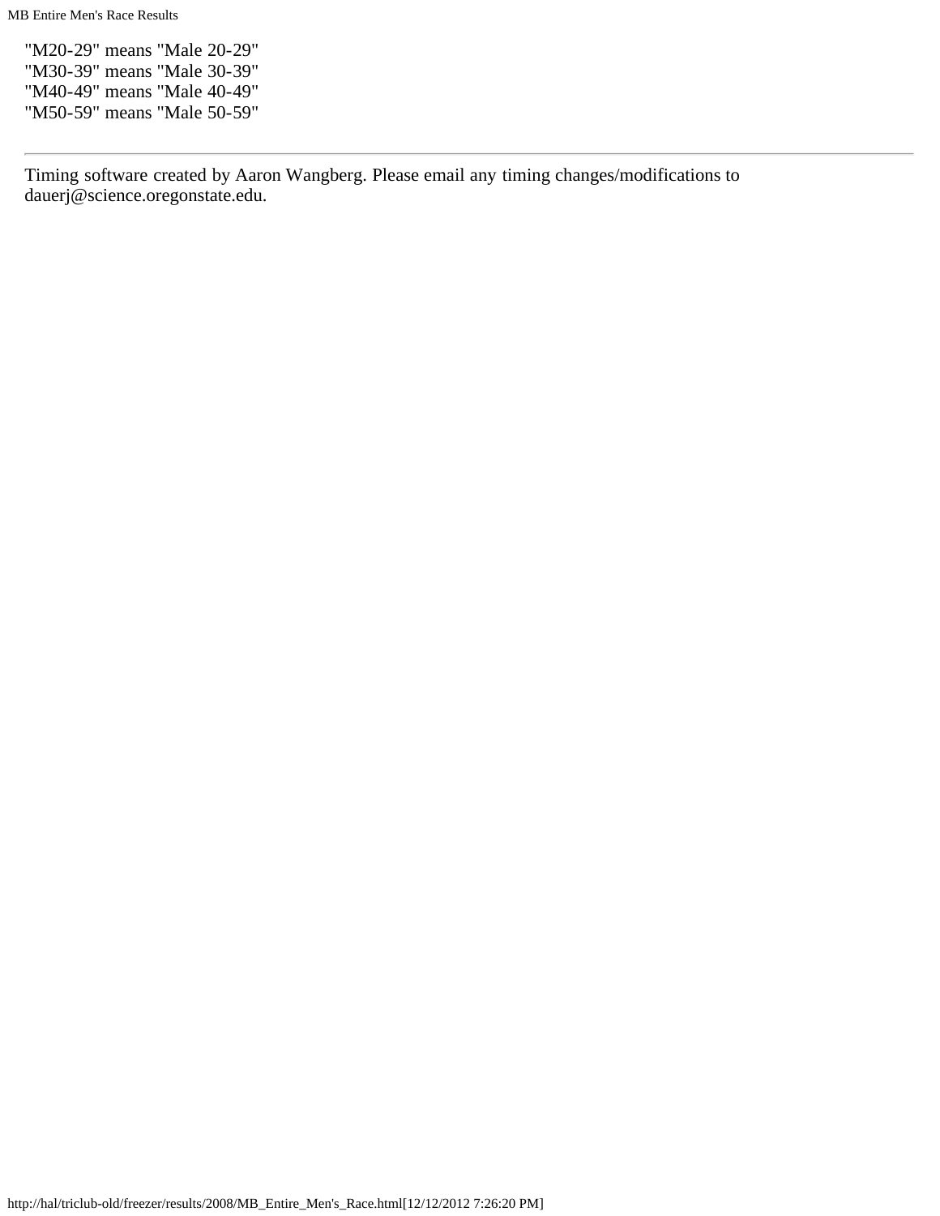"M20-29" means "Male 20-29"  
"M30-39" means "Male 30-39"  
"M40-49" means "Male 40-49"  
"M50-59" means "Male 50-59"

---

Timing software created by Aaron Wangberg. Please email any timing changes/modifications to dauerj@science.oregonstate.edu.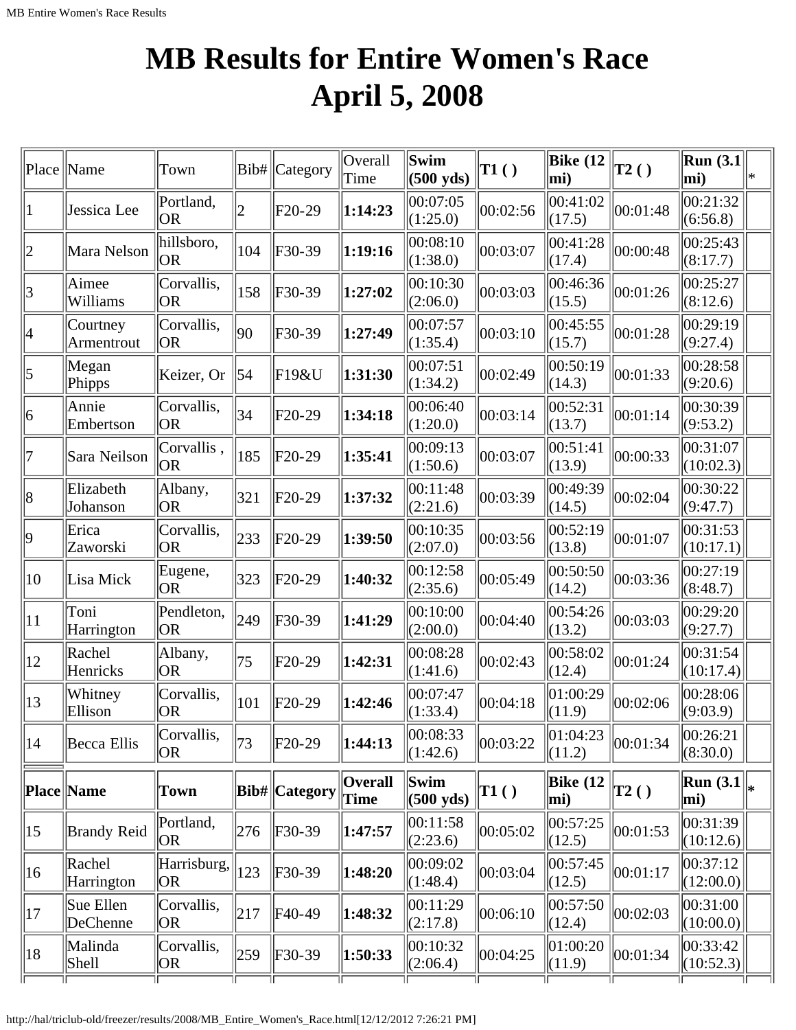# MB Results for Entire Women's Race April 5, 2008

| Place | Name | Town | Bib# | Category | Overall Time | Swim (500 yds) | T1 ( ) | Bike (12 mi) | T2 ( ) | Run (3.1 mi) | * |
|---|---|---|---|---|---|---|---|---|---|---|---|
| 1 | Jessica Lee | Portland, OR | 2 | F20-29 | **1:14:23** | 00:07:05 (1:25.0) | 00:02:56 | 00:41:02 (17.5) | 00:01:48 | 00:21:32 (6:56.8) | |
| 2 | Mara Nelson | hillsboro, OR | 104 | F30-39 | **1:19:16** | 00:08:10 (1:38.0) | 00:03:07 | 00:41:28 (17.4) | 00:00:48 | 00:25:43 (8:17.7) | |
| 3 | Aimee Williams | Corvallis, OR | 158 | F30-39 | **1:27:02** | 00:10:30 (2:06.0) | 00:03:03 | 00:46:36 (15.5) | 00:01:26 | 00:25:27 (8:12.6) | |
| 4 | Courtney Armentrout | Corvallis, OR | 90 | F30-39 | **1:27:49** | 00:07:57 (1:35.4) | 00:03:10 | 00:45:55 (15.7) | 00:01:28 | 00:29:19 (9:27.4) | |
| 5 | Megan Phipps | Keizer, Or | 54 | F19&U | **1:31:30** | 00:07:51 (1:34.2) | 00:02:49 | 00:50:19 (14.3) | 00:01:33 | 00:28:58 (9:20.6) | |
| 6 | Annie Embertson | Corvallis, OR | 34 | F20-29 | **1:34:18** | 00:06:40 (1:20.0) | 00:03:14 | 00:52:31 (13.7) | 00:01:14 | 00:30:39 (9:53.2) | |
| 7 | Sara Neilson | Corvallis , OR | 185 | F20-29 | **1:35:41** | 00:09:13 (1:50.6) | 00:03:07 | 00:51:41 (13.9) | 00:00:33 | 00:31:07 (10:02.3) | |
| 8 | Elizabeth Johanson | Albany, OR | 321 | F20-29 | **1:37:32** | 00:11:48 (2:21.6) | 00:03:39 | 00:49:39 (14.5) | 00:02:04 | 00:30:22 (9:47.7) | |
| 9 | Erica Zaworski | Corvallis, OR | 233 | F20-29 | **1:39:50** | 00:10:35 (2:07.0) | 00:03:56 | 00:52:19 (13.8) | 00:01:07 | 00:31:53 (10:17.1) | |
| 10 | Lisa Mick | Eugene, OR | 323 | F20-29 | **1:40:32** | 00:12:58 (2:35.6) | 00:05:49 | 00:50:50 (14.2) | 00:03:36 | 00:27:19 (8:48.7) | |
| 11 | Toni Harrington | Pendleton, OR | 249 | F30-39 | **1:41:29** | 00:10:00 (2:00.0) | 00:04:40 | 00:54:26 (13.2) | 00:03:03 | 00:29:20 (9:27.7) | |
| 12 | Rachel Henricks | Albany, OR | 75 | F20-29 | **1:42:31** | 00:08:28 (1:41.6) | 00:02:43 | 00:58:02 (12.4) | 00:01:24 | 00:31:54 (10:17.4) | |
| 13 | Whitney Ellison | Corvallis, OR | 101 | F20-29 | **1:42:46** | 00:07:47 (1:33.4) | 00:04:18 | 01:00:29 (11.9) | 00:02:06 | 00:28:06 (9:03.9) | |
| 14 | Becca Ellis | Corvallis, OR | 73 | F20-29 | **1:44:13** | 00:08:33 (1:42.6) | 00:03:22 | 01:04:23 (11.2) | 00:01:34 | 00:26:21 (8:30.0) | |
| 15 | Brandy Reid | Portland, OR | 276 | F30-39 | **1:47:57** | 00:11:58 (2:23.6) | 00:05:02 | 00:57:25 (12.5) | 00:01:53 | 00:31:39 (10:12.6) | |
| 16 | Rachel Harrington | Harrisburg, OR | 123 | F30-39 | **1:48:20** | 00:09:02 (1:48.4) | 00:03:04 | 00:57:45 (12.5) | 00:01:17 | 00:37:12 (12:00.0) | |
| 17 | Sue Ellen DeChenne | Corvallis, OR | 217 | F40-49 | **1:48:32** | 00:11:29 (2:17.8) | 00:06:10 | 00:57:50 (12.4) | 00:02:03 | 00:31:00 (10:00.0) | |
| 18 | Malinda Shell | Corvallis, OR | 259 | F30-39 | **1:50:33** | 00:10:32 (2:06.4) | 00:04:25 | 01:00:20 (11.9) | 00:01:34 | 00:33:42 (10:52.3) | |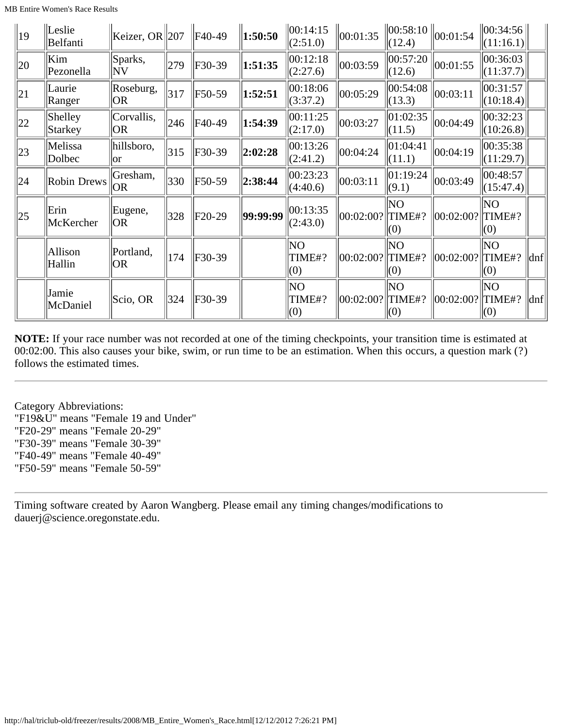| 19 | Leslie Belfanti | Keizer, OR | 207 | F40-49 | **1:50:50** | 00:14:15 (2:51.0) | 00:01:35 | 00:58:10 (12.4) | 00:01:54 | 00:34:56 (11:16.1) | |
|---|---|---|---|---|---|---|---|---|---|---|---|
| 20 | Kim Pezonella | Sparks, NV | 279 | F30-39 | **1:51:35** | 00:12:18 (2:27.6) | 00:03:59 | 00:57:20 (12.6) | 00:01:55 | 00:36:03 (11:37.7) | |
| 21 | Laurie Ranger | Roseburg, OR | 317 | F50-59 | **1:52:51** | 00:18:06 (3:37.2) | 00:05:29 | 00:54:08 (13.3) | 00:03:11 | 00:31:57 (10:18.4) | |
| 22 | Shelley Starkey | Corvallis, OR | 246 | F40-49 | **1:54:39** | 00:11:25 (2:17.0) | 00:03:27 | 01:02:35 (11.5) | 00:04:49 | 00:32:23 (10:26.8) | |
| 23 | Melissa Dolbec | hillsboro, or | 315 | F30-39 | **2:02:28** | 00:13:26 (2:41.2) | 00:04:24 | 01:04:41 (11.1) | 00:04:19 | 00:35:38 (11:29.7) | |
| 24 | Robin Drews | Gresham, OR | 330 | F50-59 | **2:38:44** | 00:23:23 (4:40.6) | 00:03:11 | 01:19:24 (9.1) | 00:03:49 | 00:48:57 (15:47.4) | |
| 25 | Erin McKercher | Eugene, OR | 328 | F20-29 | **99:99:99** | 00:13:35 (2:43.0) | 00:02:00? | NO TIME#? (0) | 00:02:00? | NO TIME#? (0) | |
| | Allison Hallin | Portland, OR | 174 | F30-39 | | NO TIME#? (0) | 00:02:00? | NO TIME#? (0) | 00:02:00? | NO TIME#? (0) | dnf |
| | Jamie McDaniel | Scio, OR | 324 | F30-39 | | NO TIME#? (0) | 00:02:00? | NO TIME#? (0) | 00:02:00? | NO TIME#? (0) | dnf |

**NOTE:** If your race number was not recorded at one of the timing checkpoints, your transition time is estimated at 00:02:00. This also causes your bike, swim, or run time to be an estimation. When this occurs, a question mark (?) follows the estimated times.

---

Category Abbreviations:
"F19&U" means "Female 19 and Under"
"F20-29" means "Female 20-29"
"F30-39" means "Female 30-39"
"F40-49" means "Female 40-49"
"F50-59" means "Female 50-59"

---

Timing software created by Aaron Wangberg. Please email any timing changes/modifications to dauerj@science.oregonstate.edu.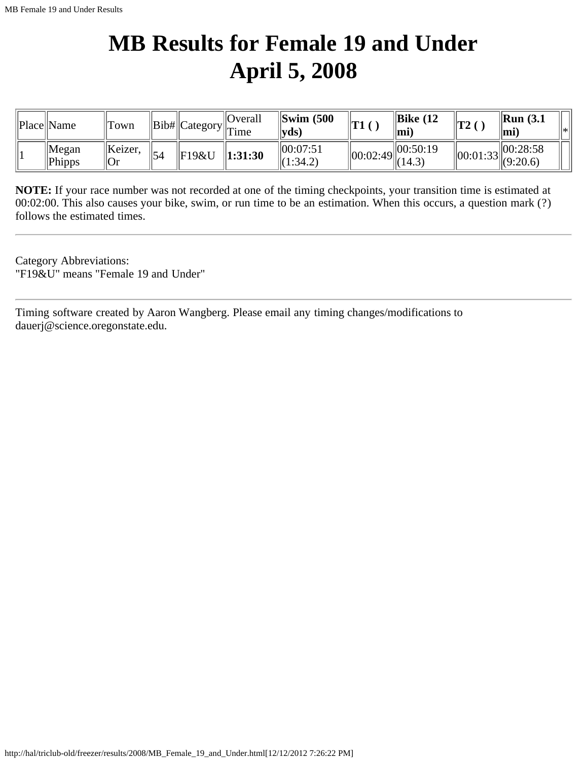# MB Results for Female 19 and Under
# April 5, 2008

| Place | Name | Town | Bib# | Category | Overall Time | **Swim (500 yds)** | **T1 ( )** | **Bike (12 mi)** | **T2 ( )** | **Run (3.1 mi)** | * |
|---|---|---|---|---|---|---|---|---|---|---|---|
| 1 | Megan Phipps | Keizer, Or | 54 | F19&U | **1:31:30** | 00:07:51 (1:34.2) | 00:02:49 | 00:50:19 (14.3) | 00:01:33 | 00:28:58 (9:20.6) | |

**NOTE:** If your race number was not recorded at one of the timing checkpoints, your transition time is estimated at 00:02:00. This also causes your bike, swim, or run time to be an estimation. When this occurs, a question mark (?) follows the estimated times.

---

Category Abbreviations:
"F19&U" means "Female 19 and Under"

---

Timing software created by Aaron Wangberg. Please email any timing changes/modifications to dauerj@science.oregonstate.edu.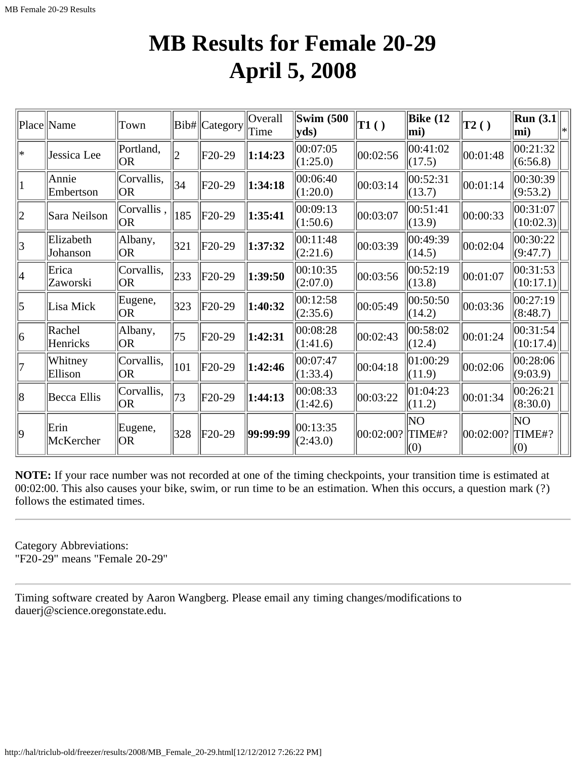# MB Results for Female 20-29
# April 5, 2008

| Place | Name | Town | Bib# | Category | Overall Time | **Swim (500 yds)** | **T1 ( )** | **Bike (12 mi)** | **T2 ( )** | **Run (3.1 mi)** | * |
|---|---|---|---|---|---|---|---|---|---|---|---|
| * | Jessica Lee | Portland, OR | 2 | F20-29 | **1:14:23** | 00:07:05 (1:25.0) | 00:02:56 | 00:41:02 (17.5) | 00:01:48 | 00:21:32 (6:56.8) | |
| 1 | Annie Embertson | Corvallis, OR | 34 | F20-29 | **1:34:18** | 00:06:40 (1:20.0) | 00:03:14 | 00:52:31 (13.7) | 00:01:14 | 00:30:39 (9:53.2) | |
| 2 | Sara Neilson | Corvallis , OR | 185 | F20-29 | **1:35:41** | 00:09:13 (1:50.6) | 00:03:07 | 00:51:41 (13.9) | 00:00:33 | 00:31:07 (10:02.3) | |
| 3 | Elizabeth Johanson | Albany, OR | 321 | F20-29 | **1:37:32** | 00:11:48 (2:21.6) | 00:03:39 | 00:49:39 (14.5) | 00:02:04 | 00:30:22 (9:47.7) | |
| 4 | Erica Zaworski | Corvallis, OR | 233 | F20-29 | **1:39:50** | 00:10:35 (2:07.0) | 00:03:56 | 00:52:19 (13.8) | 00:01:07 | 00:31:53 (10:17.1) | |
| 5 | Lisa Mick | Eugene, OR | 323 | F20-29 | **1:40:32** | 00:12:58 (2:35.6) | 00:05:49 | 00:50:50 (14.2) | 00:03:36 | 00:27:19 (8:48.7) | |
| 6 | Rachel Henricks | Albany, OR | 75 | F20-29 | **1:42:31** | 00:08:28 (1:41.6) | 00:02:43 | 00:58:02 (12.4) | 00:01:24 | 00:31:54 (10:17.4) | |
| 7 | Whitney Ellison | Corvallis, OR | 101 | F20-29 | **1:42:46** | 00:07:47 (1:33.4) | 00:04:18 | 01:00:29 (11.9) | 00:02:06 | 00:28:06 (9:03.9) | |
| 8 | Becca Ellis | Corvallis, OR | 73 | F20-29 | **1:44:13** | 00:08:33 (1:42.6) | 00:03:22 | 01:04:23 (11.2) | 00:01:34 | 00:26:21 (8:30.0) | |
| 9 | Erin McKercher | Eugene, OR | 328 | F20-29 | **99:99:99** | 00:13:35 (2:43.0) | 00:02:00? | NO TIME#? (0) | 00:02:00? | NO TIME#? (0) | |

**NOTE:** If your race number was not recorded at one of the timing checkpoints, your transition time is estimated at 00:02:00. This also causes your bike, swim, or run time to be an estimation. When this occurs, a question mark (?) follows the estimated times.

---

Category Abbreviations:
"F20-29" means "Female 20-29"

---

Timing software created by Aaron Wangberg. Please email any timing changes/modifications to dauerj@science.oregonstate.edu.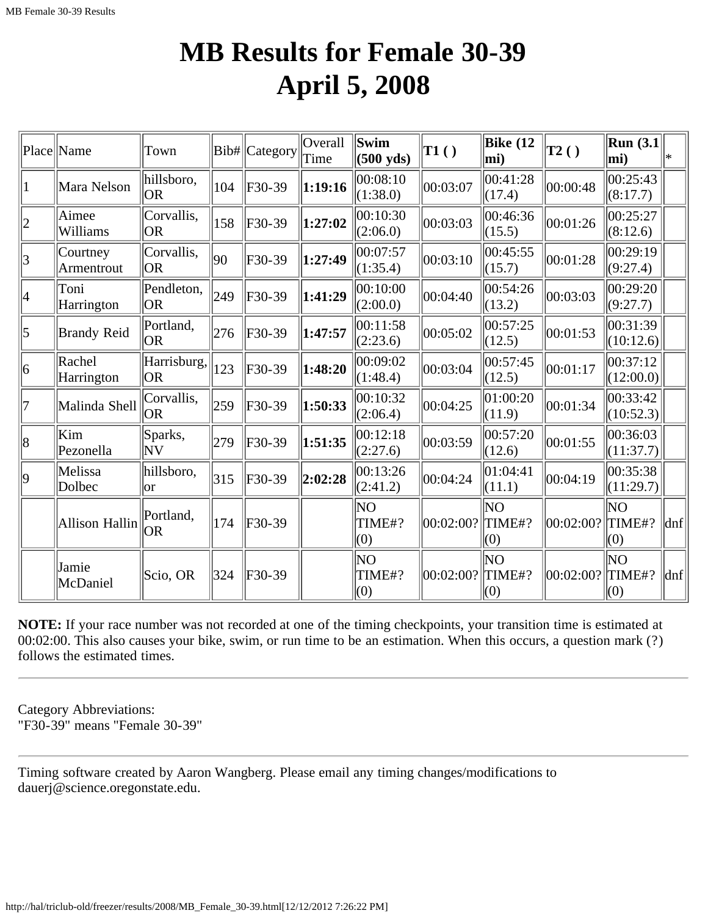# MB Results for Female 30-39
# April 5, 2008

| Place | Name | Town | Bib# | Category | Overall Time | **Swim (500 yds)** | **T1 ( )** | **Bike (12 mi)** | **T2 ( )** | **Run (3.1 mi)** | * |
|---|---|---|---|---|---|---|---|---|---|---|---|
| 1 | Mara Nelson | hillsboro, OR | 104 | F30-39 | **1:19:16** | 00:08:10 (1:38.0) | 00:03:07 | 00:41:28 (17.4) | 00:00:48 | 00:25:43 (8:17.7) | |
| 2 | Aimee Williams | Corvallis, OR | 158 | F30-39 | **1:27:02** | 00:10:30 (2:06.0) | 00:03:03 | 00:46:36 (15.5) | 00:01:26 | 00:25:27 (8:12.6) | |
| 3 | Courtney Armentrout | Corvallis, OR | 90 | F30-39 | **1:27:49** | 00:07:57 (1:35.4) | 00:03:10 | 00:45:55 (15.7) | 00:01:28 | 00:29:19 (9:27.4) | |
| 4 | Toni Harrington | Pendleton, OR | 249 | F30-39 | **1:41:29** | 00:10:00 (2:00.0) | 00:04:40 | 00:54:26 (13.2) | 00:03:03 | 00:29:20 (9:27.7) | |
| 5 | Brandy Reid | Portland, OR | 276 | F30-39 | **1:47:57** | 00:11:58 (2:23.6) | 00:05:02 | 00:57:25 (12.5) | 00:01:53 | 00:31:39 (10:12.6) | |
| 6 | Rachel Harrington | Harrisburg, OR | 123 | F30-39 | **1:48:20** | 00:09:02 (1:48.4) | 00:03:04 | 00:57:45 (12.5) | 00:01:17 | 00:37:12 (12:00.0) | |
| 7 | Malinda Shell | Corvallis, OR | 259 | F30-39 | **1:50:33** | 00:10:32 (2:06.4) | 00:04:25 | 01:00:20 (11.9) | 00:01:34 | 00:33:42 (10:52.3) | |
| 8 | Kim Pezonella | Sparks, NV | 279 | F30-39 | **1:51:35** | 00:12:18 (2:27.6) | 00:03:59 | 00:57:20 (12.6) | 00:01:55 | 00:36:03 (11:37.7) | |
| 9 | Melissa Dolbec | hillsboro, or | 315 | F30-39 | **2:02:28** | 00:13:26 (2:41.2) | 00:04:24 | 01:04:41 (11.1) | 00:04:19 | 00:35:38 (11:29.7) | |
| | Allison Hallin | Portland, OR | 174 | F30-39 | | NO TIME#? (0) | 00:02:00? | NO TIME#? (0) | 00:02:00? | NO TIME#? (0) | dnf |
| | Jamie McDaniel | Scio, OR | 324 | F30-39 | | NO TIME#? (0) | 00:02:00? | NO TIME#? (0) | 00:02:00? | NO TIME#? (0) | dnf |

**NOTE:** If your race number was not recorded at one of the timing checkpoints, your transition time is estimated at 00:02:00. This also causes your bike, swim, or run time to be an estimation. When this occurs, a question mark (?) follows the estimated times.

---

Category Abbreviations:
"F30-39" means "Female 30-39"

---

Timing software created by Aaron Wangberg. Please email any timing changes/modifications to dauerj@science.oregonstate.edu.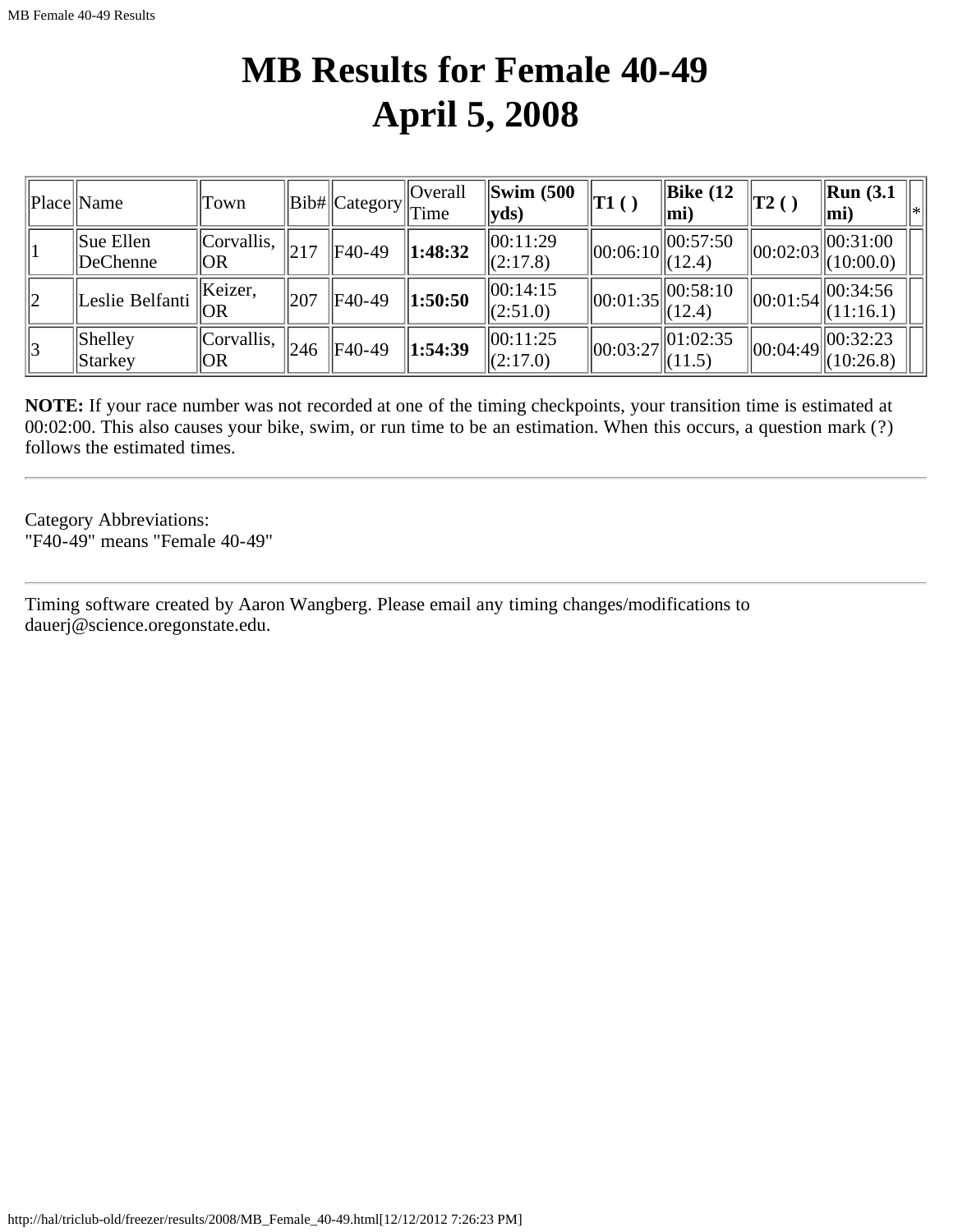# MB Results for Female 40-49
# April 5, 2008

| Place | Name | Town | Bib# | Category | Overall Time | **Swim (500 yds)** | **T1 ( )** | **Bike (12 mi)** | **T2 ( )** | **Run (3.1 mi)** | * |
|---|---|---|---|---|---|---|---|---|---|---|---|
| 1 | Sue Ellen DeChenne | Corvallis, OR | 217 | F40-49 | **1:48:32** | 00:11:29 (2:17.8) | 00:06:10 | 00:57:50 (12.4) | 00:02:03 | 00:31:00 (10:00.0) | |
| 2 | Leslie Belfanti | Keizer, OR | 207 | F40-49 | **1:50:50** | 00:14:15 (2:51.0) | 00:01:35 | 00:58:10 (12.4) | 00:01:54 | 00:34:56 (11:16.1) | |
| 3 | Shelley Starkey | Corvallis, OR | 246 | F40-49 | **1:54:39** | 00:11:25 (2:17.0) | 00:03:27 | 01:02:35 (11.5) | 00:04:49 | 00:32:23 (10:26.8) | |

**NOTE:** If your race number was not recorded at one of the timing checkpoints, your transition time is estimated at 00:02:00. This also causes your bike, swim, or run time to be an estimation. When this occurs, a question mark (?) follows the estimated times.

---

Category Abbreviations:
"F40-49" means "Female 40-49"

---

Timing software created by Aaron Wangberg. Please email any timing changes/modifications to dauerj@science.oregonstate.edu.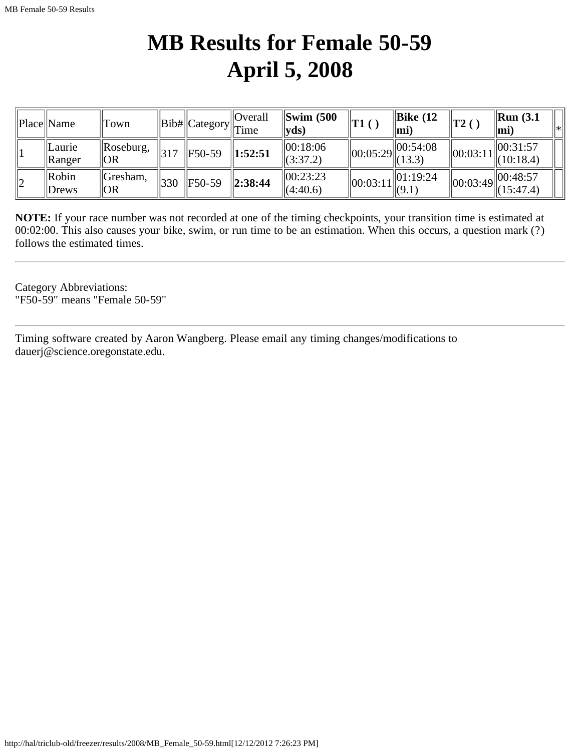# MB Results for Female 50-59
# April 5, 2008

| Place | Name | Town | Bib# | Category | Overall Time | **Swim (500 yds)** | **T1 ( )** | **Bike (12 mi)** | **T2 ( )** | **Run (3.1 mi)** | * |
|---|---|---|---|---|---|---|---|---|---|---|---|
| 1 | Laurie Ranger | Roseburg, OR | 317 | F50-59 | **1:52:51** | 00:18:06 (3:37.2) | 00:05:29 | 00:54:08 (13.3) | 00:03:11 | 00:31:57 (10:18.4) | |
| 2 | Robin Drews | Gresham, OR | 330 | F50-59 | **2:38:44** | 00:23:23 (4:40.6) | 00:03:11 | 01:19:24 (9.1) | 00:03:49 | 00:48:57 (15:47.4) | |

**NOTE:** If your race number was not recorded at one of the timing checkpoints, your transition time is estimated at 00:02:00. This also causes your bike, swim, or run time to be an estimation. When this occurs, a question mark (?) follows the estimated times.

---

Category Abbreviations:
"F50-59" means "Female 50-59"

---

Timing software created by Aaron Wangberg. Please email any timing changes/modifications to dauerj@science.oregonstate.edu.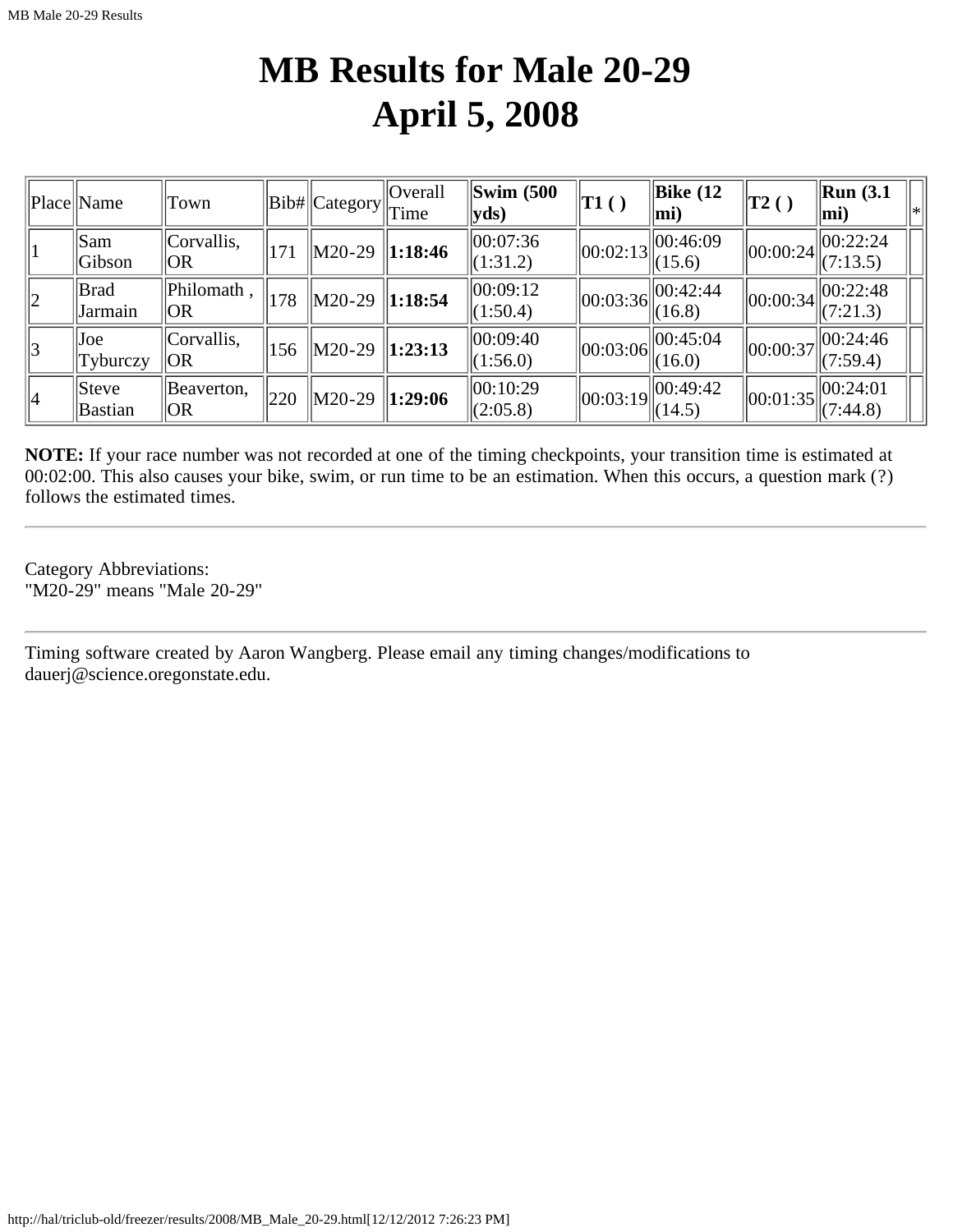# MB Results for Male 20-29
# April 5, 2008

| Place | Name | Town | Bib# | Category | Overall Time | **Swim (500 yds)** | **T1 ( )** | **Bike (12 mi)** | **T2 ( )** | **Run (3.1 mi)** | * |
|---|---|---|---|---|---|---|---|---|---|---|---|
| 1 | Sam Gibson | Corvallis, OR | 171 | M20-29 | **1:18:46** | 00:07:36 (1:31.2) | 00:02:13 | 00:46:09 (15.6) | 00:00:24 | 00:22:24 (7:13.5) | |
| 2 | Brad Jarmain | Philomath , OR | 178 | M20-29 | **1:18:54** | 00:09:12 (1:50.4) | 00:03:36 | 00:42:44 (16.8) | 00:00:34 | 00:22:48 (7:21.3) | |
| 3 | Joe Tyburczy | Corvallis, OR | 156 | M20-29 | **1:23:13** | 00:09:40 (1:56.0) | 00:03:06 | 00:45:04 (16.0) | 00:00:37 | 00:24:46 (7:59.4) | |
| 4 | Steve Bastian | Beaverton, OR | 220 | M20-29 | **1:29:06** | 00:10:29 (2:05.8) | 00:03:19 | 00:49:42 (14.5) | 00:01:35 | 00:24:01 (7:44.8) | |

**NOTE:** If your race number was not recorded at one of the timing checkpoints, your transition time is estimated at 00:02:00. This also causes your bike, swim, or run time to be an estimation. When this occurs, a question mark (?) follows the estimated times.

---

Category Abbreviations:
"M20-29" means "Male 20-29"

---

Timing software created by Aaron Wangberg. Please email any timing changes/modifications to dauerj@science.oregonstate.edu.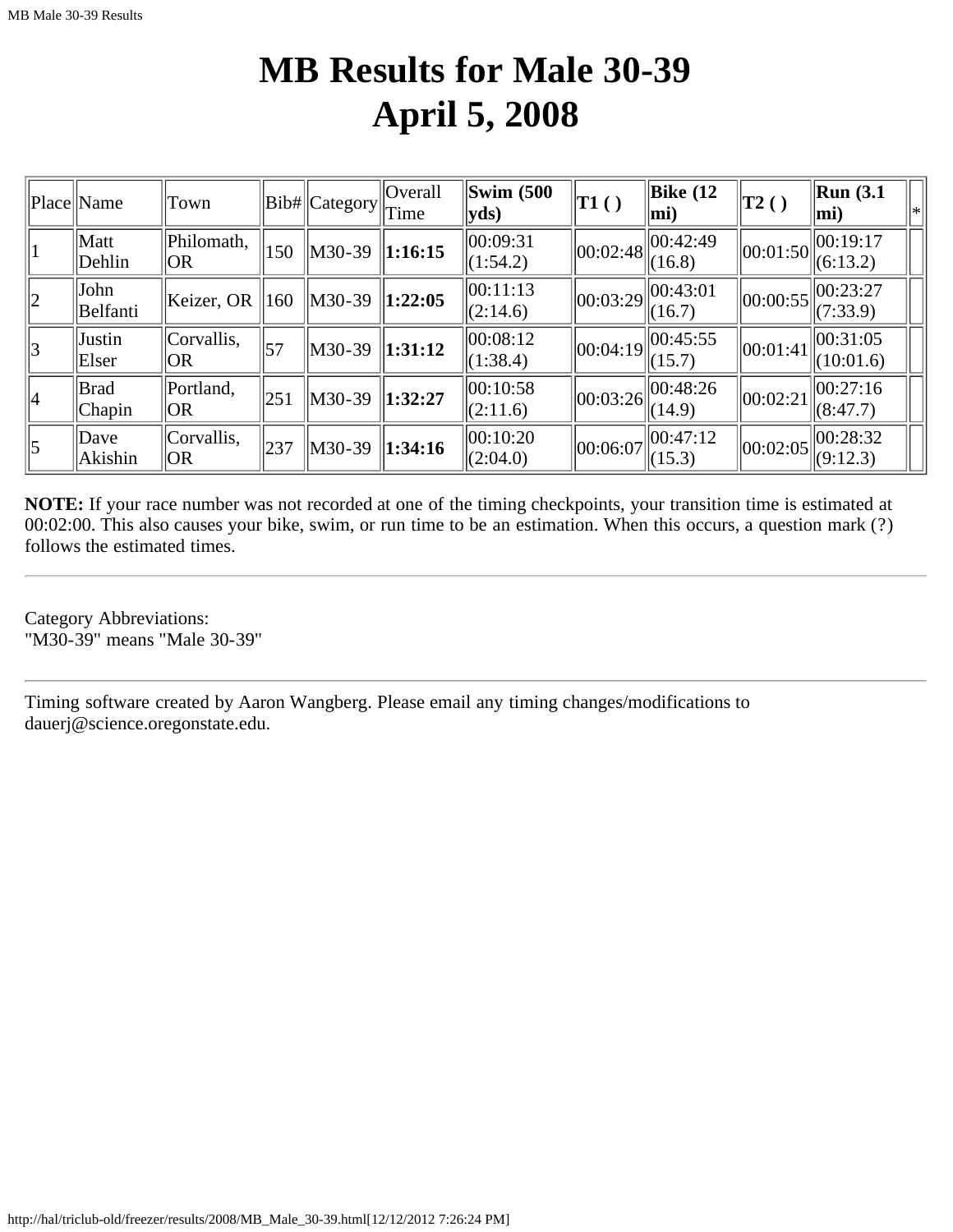# MB Results for Male 30-39
# April 5, 2008

| Place | Name | Town | Bib# | Category | Overall Time | **Swim (500 yds)** | **T1 ( )** | **Bike (12 mi)** | **T2 ( )** | **Run (3.1 mi)** | * |
|---|---|---|---|---|---|---|---|---|---|---|---|
| 1 | Matt Dehlin | Philomath, OR | 150 | M30-39 | **1:16:15** | 00:09:31 (1:54.2) | 00:02:48 | 00:42:49 (16.8) | 00:01:50 | 00:19:17 (6:13.2) | |
| 2 | John Belfanti | Keizer, OR | 160 | M30-39 | **1:22:05** | 00:11:13 (2:14.6) | 00:03:29 | 00:43:01 (16.7) | 00:00:55 | 00:23:27 (7:33.9) | |
| 3 | Justin Elser | Corvallis, OR | 57 | M30-39 | **1:31:12** | 00:08:12 (1:38.4) | 00:04:19 | 00:45:55 (15.7) | 00:01:41 | 00:31:05 (10:01.6) | |
| 4 | Brad Chapin | Portland, OR | 251 | M30-39 | **1:32:27** | 00:10:58 (2:11.6) | 00:03:26 | 00:48:26 (14.9) | 00:02:21 | 00:27:16 (8:47.7) | |
| 5 | Dave Akishin | Corvallis, OR | 237 | M30-39 | **1:34:16** | 00:10:20 (2:04.0) | 00:06:07 | 00:47:12 (15.3) | 00:02:05 | 00:28:32 (9:12.3) | |

**NOTE:** If your race number was not recorded at one of the timing checkpoints, your transition time is estimated at 00:02:00. This also causes your bike, swim, or run time to be an estimation. When this occurs, a question mark (?) follows the estimated times.

---

Category Abbreviations:
"M30-39" means "Male 30-39"

---

Timing software created by Aaron Wangberg. Please email any timing changes/modifications to dauerj@science.oregonstate.edu.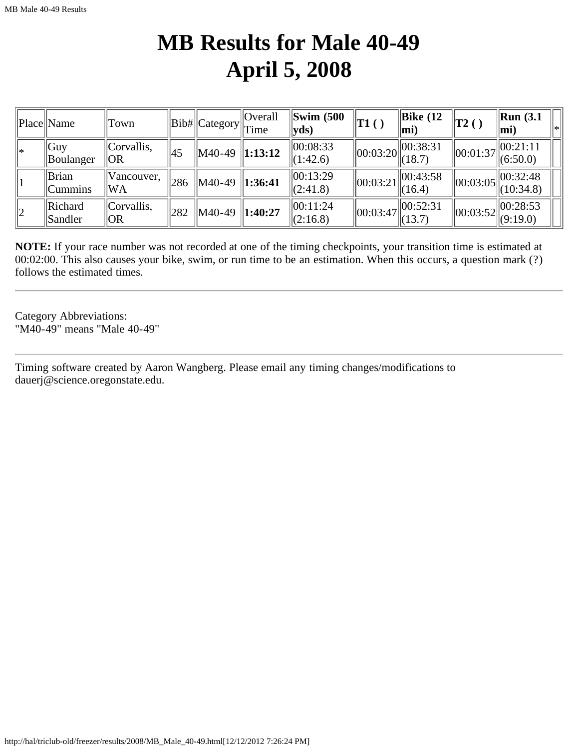# MB Results for Male 40-49
# April 5, 2008

| Place | Name | Town | Bib# | Category | Overall Time | **Swim (500 yds)** | **T1 ( )** | **Bike (12 mi)** | **T2 ( )** | **Run (3.1 mi)** | * |
|---|---|---|---|---|---|---|---|---|---|---|---|
| * | Guy Boulanger | Corvallis, OR | 45 | M40-49 | **1:13:12** | 00:08:33 (1:42.6) | 00:03:20 | 00:38:31 (18.7) | 00:01:37 | 00:21:11 (6:50.0) | |
| 1 | Brian Cummins | Vancouver, WA | 286 | M40-49 | **1:36:41** | 00:13:29 (2:41.8) | 00:03:21 | 00:43:58 (16.4) | 00:03:05 | 00:32:48 (10:34.8) | |
| 2 | Richard Sandler | Corvallis, OR | 282 | M40-49 | **1:40:27** | 00:11:24 (2:16.8) | 00:03:47 | 00:52:31 (13.7) | 00:03:52 | 00:28:53 (9:19.0) | |

**NOTE:** If your race number was not recorded at one of the timing checkpoints, your transition time is estimated at 00:02:00. This also causes your bike, swim, or run time to be an estimation. When this occurs, a question mark (?) follows the estimated times.

---

Category Abbreviations:
"M40-49" means "Male 40-49"

---

Timing software created by Aaron Wangberg. Please email any timing changes/modifications to dauerj@science.oregonstate.edu.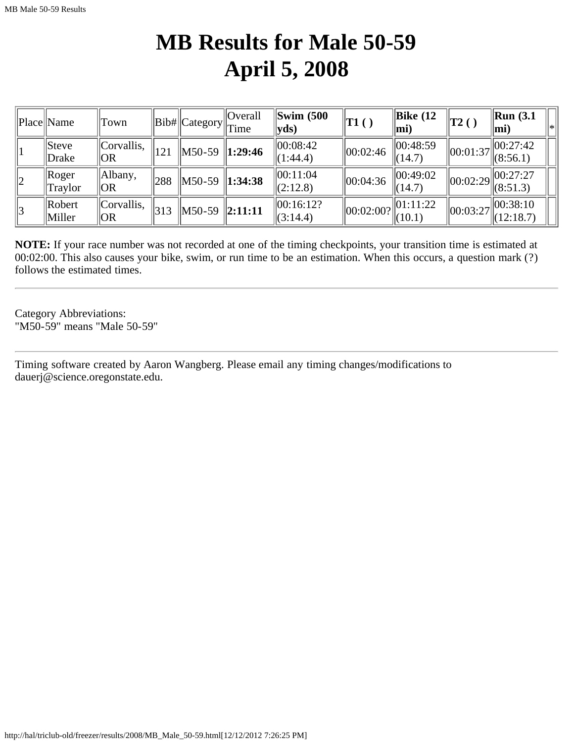# MB Results for Male 50-59
# April 5, 2008

| Place | Name | Town | Bib# | Category | Overall Time | **Swim (500 yds)** | **T1 ( )** | **Bike (12 mi)** | **T2 ( )** | **Run (3.1 mi)** | * |
|---|---|---|---|---|---|---|---|---|---|---|---|
| 1 | Steve Drake | Corvallis, OR | 121 | M50-59 | **1:29:46** | 00:08:42 (1:44.4) | 00:02:46 | 00:48:59 (14.7) | 00:01:37 | 00:27:42 (8:56.1) | |
| 2 | Roger Traylor | Albany, OR | 288 | M50-59 | **1:34:38** | 00:11:04 (2:12.8) | 00:04:36 | 00:49:02 (14.7) | 00:02:29 | 00:27:27 (8:51.3) | |
| 3 | Robert Miller | Corvallis, OR | 313 | M50-59 | **2:11:11** | 00:16:12? (3:14.4) | 00:02:00? | 01:11:22 (10.1) | 00:03:27 | 00:38:10 (12:18.7) | |

**NOTE:** If your race number was not recorded at one of the timing checkpoints, your transition time is estimated at 00:02:00. This also causes your bike, swim, or run time to be an estimation. When this occurs, a question mark (?) follows the estimated times.

---

Category Abbreviations:
"M50-59" means "Male 50-59"

---

Timing software created by Aaron Wangberg. Please email any timing changes/modifications to dauerj@science.oregonstate.edu.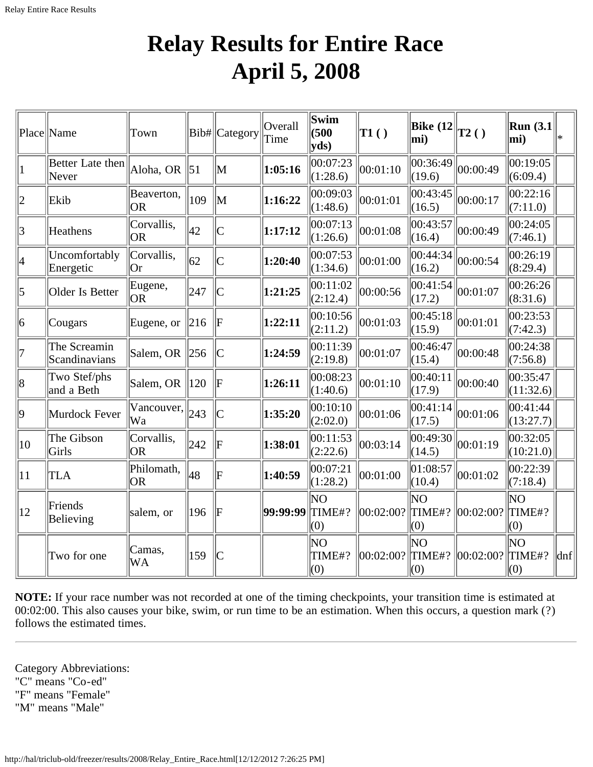# Relay Results for Entire Race
# April 5, 2008

| Place | Name | Town | Bib# | Category | Overall Time | Swim (500 yds) | T1 ( ) | Bike (12 mi) | T2 ( ) | Run (3.1 mi) | * |
|---|---|---|---|---|---|---|---|---|---|---|---|
| 1 | Better Late then Never | Aloha, OR | 51 | M | **1:05:16** | 00:07:23 (1:28.6) | 00:01:10 | 00:36:49 (19.6) | 00:00:49 | 00:19:05 (6:09.4) | |
| 2 | Ekib | Beaverton, OR | 109 | M | **1:16:22** | 00:09:03 (1:48.6) | 00:01:01 | 00:43:45 (16.5) | 00:00:17 | 00:22:16 (7:11.0) | |
| 3 | Heathens | Corvallis, OR | 42 | C | **1:17:12** | 00:07:13 (1:26.6) | 00:01:08 | 00:43:57 (16.4) | 00:00:49 | 00:24:05 (7:46.1) | |
| 4 | Uncomfortably Energetic | Corvallis, Or | 62 | C | **1:20:40** | 00:07:53 (1:34.6) | 00:01:00 | 00:44:34 (16.2) | 00:00:54 | 00:26:19 (8:29.4) | |
| 5 | Older Is Better | Eugene, OR | 247 | C | **1:21:25** | 00:11:02 (2:12.4) | 00:00:56 | 00:41:54 (17.2) | 00:01:07 | 00:26:26 (8:31.6) | |
| 6 | Cougars | Eugene, or | 216 | F | **1:22:11** | 00:10:56 (2:11.2) | 00:01:03 | 00:45:18 (15.9) | 00:01:01 | 00:23:53 (7:42.3) | |
| 7 | The Screamin Scandinavians | Salem, OR | 256 | C | **1:24:59** | 00:11:39 (2:19.8) | 00:01:07 | 00:46:47 (15.4) | 00:00:48 | 00:24:38 (7:56.8) | |
| 8 | Two Stef/phs and a Beth | Salem, OR | 120 | F | **1:26:11** | 00:08:23 (1:40.6) | 00:01:10 | 00:40:11 (17.9) | 00:00:40 | 00:35:47 (11:32.6) | |
| 9 | Murdock Fever | Vancouver, Wa | 243 | C | **1:35:20** | 00:10:10 (2:02.0) | 00:01:06 | 00:41:14 (17.5) | 00:01:06 | 00:41:44 (13:27.7) | |
| 10 | The Gibson Girls | Corvallis, OR | 242 | F | **1:38:01** | 00:11:53 (2:22.6) | 00:03:14 | 00:49:30 (14.5) | 00:01:19 | 00:32:05 (10:21.0) | |
| 11 | TLA | Philomath, OR | 48 | F | **1:40:59** | 00:07:21 (1:28.2) | 00:01:00 | 01:08:57 (10.4) | 00:01:02 | 00:22:39 (7:18.4) | |
| 12 | Friends Believing | salem, or | 196 | F | **99:99:99** | NO TIME#? (0) | 00:02:00? | NO TIME#? (0) | 00:02:00? | NO TIME#? (0) | |
| | Two for one | Camas, WA | 159 | C | | NO TIME#? (0) | 00:02:00? | NO TIME#? (0) | 00:02:00? | NO TIME#? (0) | dnf |

**NOTE:** If your race number was not recorded at one of the timing checkpoints, your transition time is estimated at 00:02:00. This also causes your bike, swim, or run time to be an estimation. When this occurs, a question mark (?) follows the estimated times.

---

Category Abbreviations:
"C" means "Co-ed"
"F" means "Female"
"M" means "Male"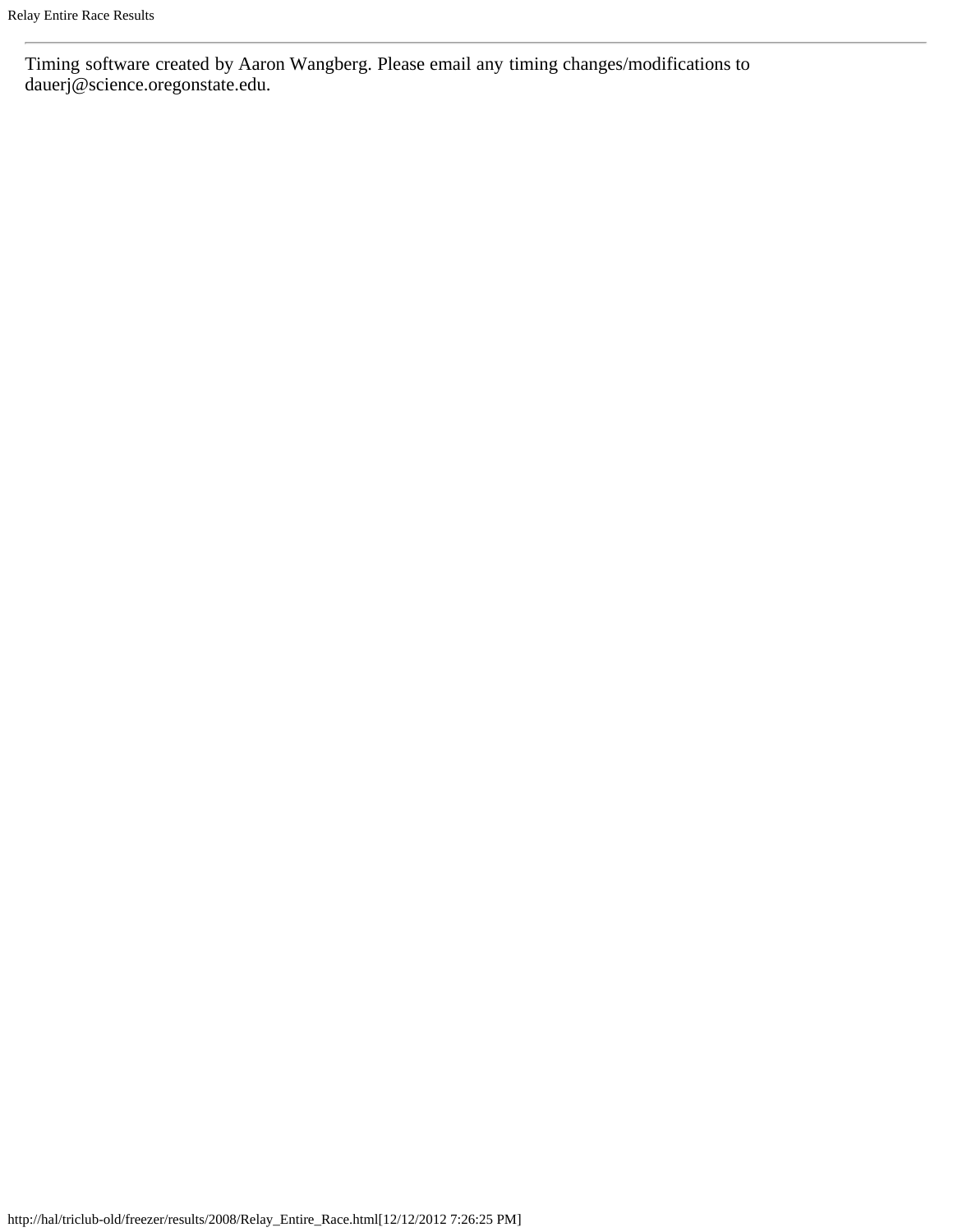Timing software created by Aaron Wangberg. Please email any timing changes/modifications to dauerj@science.oregonstate.edu.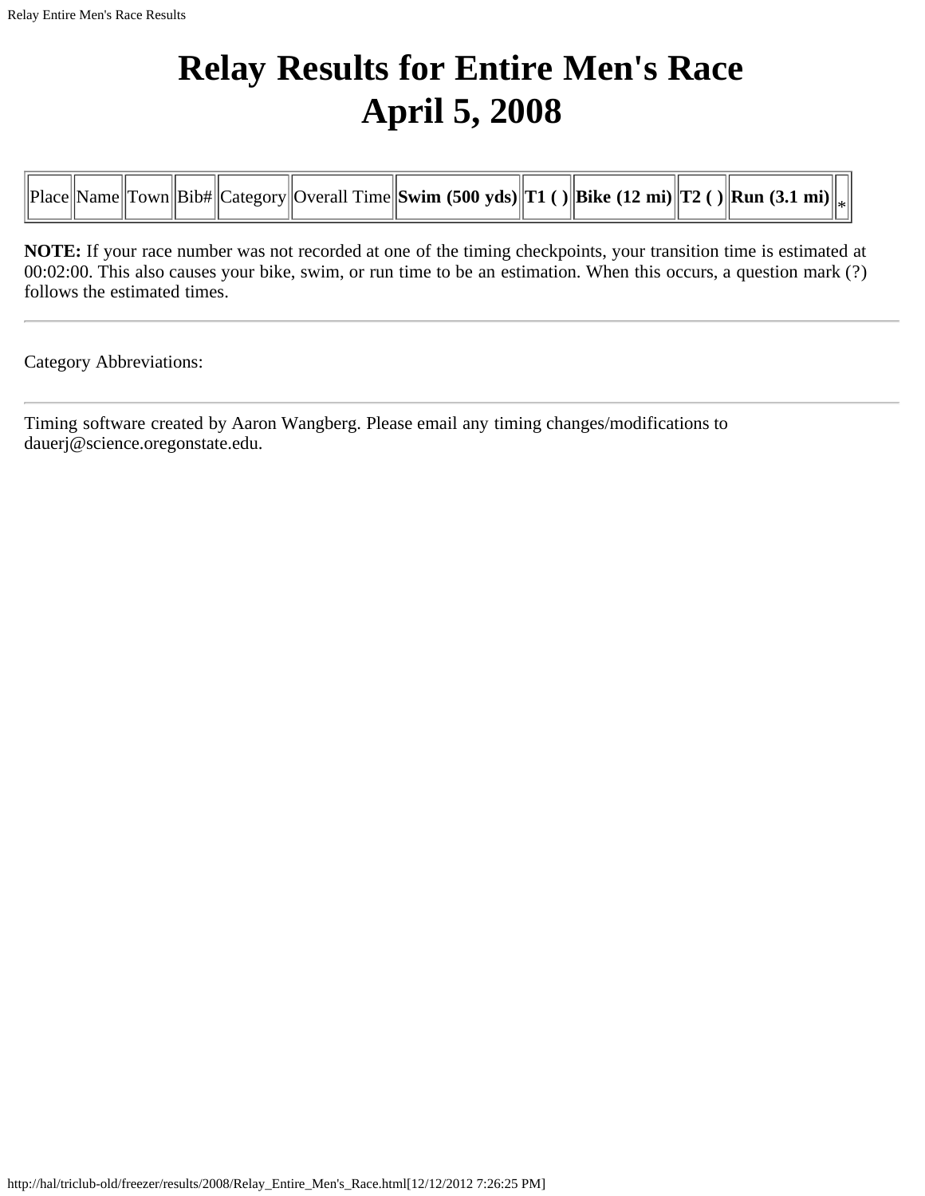# Relay Results for Entire Men's Race
# April 5, 2008

| Place | Name | Town | Bib# | Category | Overall Time | **Swim (500 yds)** | **T1 ( )** | **Bike (12 mi)** | **T2 ( )** | **Run (3.1 mi)** | * |
|---|---|---|---|---|---|---|---|---|---|---|---|

**NOTE:** If your race number was not recorded at one of the timing checkpoints, your transition time is estimated at 00:02:00. This also causes your bike, swim, or run time to be an estimation. When this occurs, a question mark (?) follows the estimated times.

---

Category Abbreviations:

---

Timing software created by Aaron Wangberg. Please email any timing changes/modifications to dauerj@science.oregonstate.edu.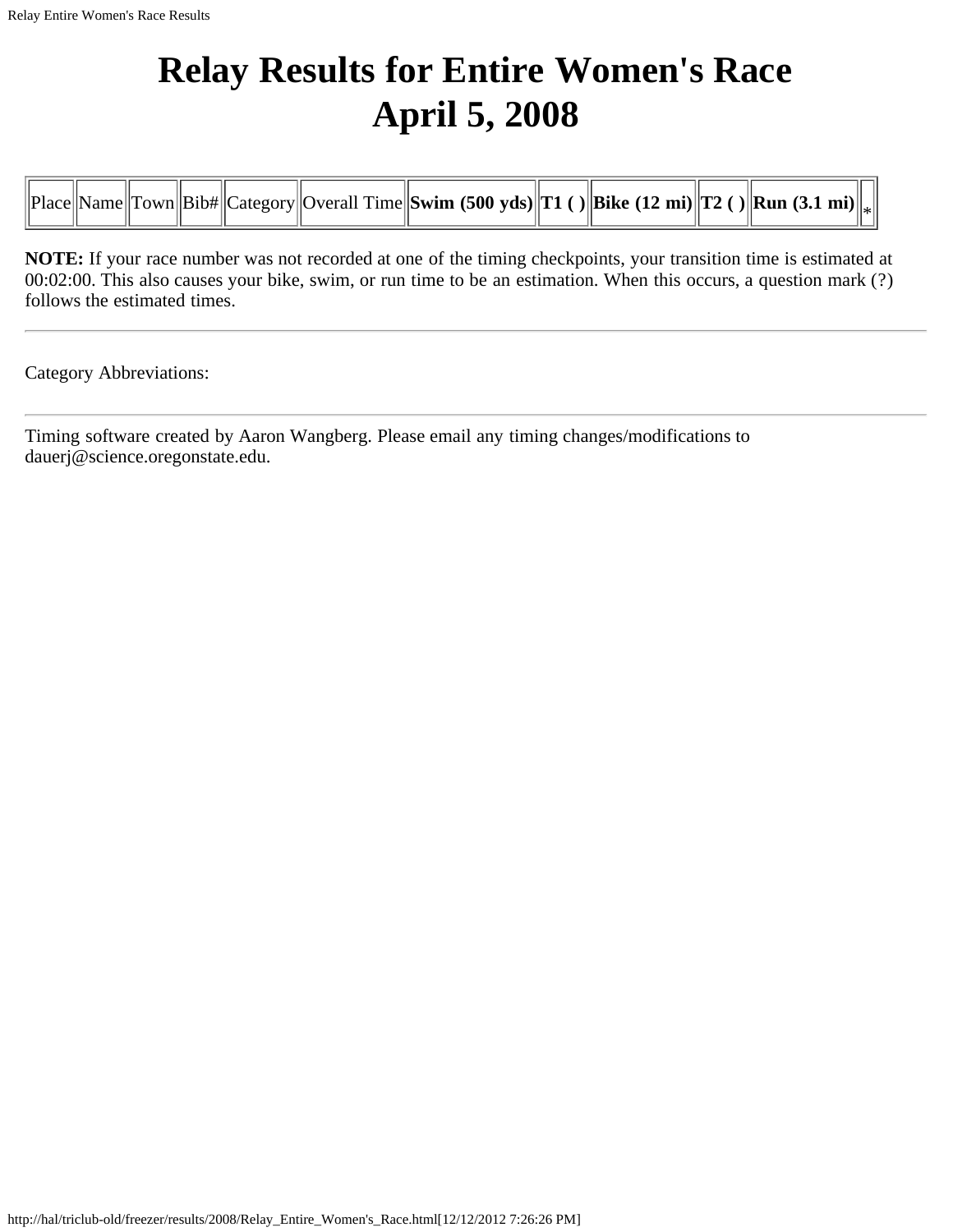# Relay Results for Entire Women's Race
# April 5, 2008

| Place | Name | Town | Bib# | Category | Overall Time | **Swim (500 yds)** | **T1 ( )** | **Bike (12 mi)** | **T2 ( )** | **Run (3.1 mi)** | * |
|---|---|---|---|---|---|---|---|---|---|---|---|

**NOTE:** If your race number was not recorded at one of the timing checkpoints, your transition time is estimated at 00:02:00. This also causes your bike, swim, or run time to be an estimation. When this occurs, a question mark (?) follows the estimated times.

---

Category Abbreviations:

---

Timing software created by Aaron Wangberg. Please email any timing changes/modifications to dauerj@science.oregonstate.edu.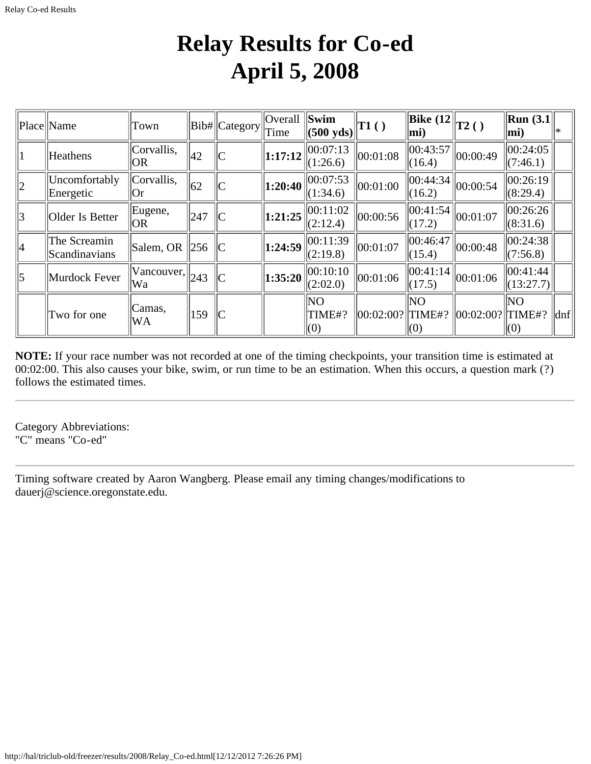# Relay Results for Co-ed
# April 5, 2008

| Place | Name | Town | Bib# | Category | Overall Time | Swim (500 yds) | T1 ( ) | Bike (12 mi) | T2 ( ) | Run (3.1 mi) | * |
|---|---|---|---|---|---|---|---|---|---|---|---|
| 1 | Heathens | Corvallis, OR | 42 | C | **1:17:12** | 00:07:13 (1:26.6) | 00:01:08 | 00:43:57 (16.4) | 00:00:49 | 00:24:05 (7:46.1) | |
| 2 | Uncomfortably Energetic | Corvallis, Or | 62 | C | **1:20:40** | 00:07:53 (1:34.6) | 00:01:00 | 00:44:34 (16.2) | 00:00:54 | 00:26:19 (8:29.4) | |
| 3 | Older Is Better | Eugene, OR | 247 | C | **1:21:25** | 00:11:02 (2:12.4) | 00:00:56 | 00:41:54 (17.2) | 00:01:07 | 00:26:26 (8:31.6) | |
| 4 | The Screamin Scandinavians | Salem, OR | 256 | C | **1:24:59** | 00:11:39 (2:19.8) | 00:01:07 | 00:46:47 (15.4) | 00:00:48 | 00:24:38 (7:56.8) | |
| 5 | Murdock Fever | Vancouver, Wa | 243 | C | **1:35:20** | 00:10:10 (2:02.0) | 00:01:06 | 00:41:14 (17.5) | 00:01:06 | 00:41:44 (13:27.7) | |
| | Two for one | Camas, WA | 159 | C | | NO TIME#? (0) | 00:02:00? | NO TIME#? (0) | 00:02:00? | NO TIME#? (0) | dnf |

**NOTE:** If your race number was not recorded at one of the timing checkpoints, your transition time is estimated at 00:02:00. This also causes your bike, swim, or run time to be an estimation. When this occurs, a question mark (?) follows the estimated times.

---

Category Abbreviations:
"C" means "Co-ed"

---

Timing software created by Aaron Wangberg. Please email any timing changes/modifications to dauerj@science.oregonstate.edu.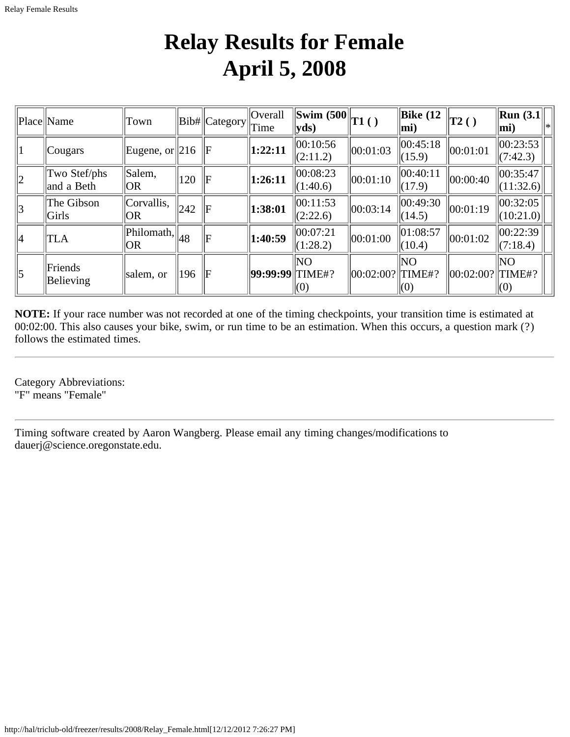# Relay Results for Female
# April 5, 2008

| Place | Name | Town | Bib# | Category | Overall Time | Swim (500 yds) | T1 ( ) | Bike (12 mi) | T2 ( ) | Run (3.1 mi) | * |
|---|---|---|---|---|---|---|---|---|---|---|---|
| 1 | Cougars | Eugene, or | 216 | F | **1:22:11** | 00:10:56 (2:11.2) | 00:01:03 | 00:45:18 (15.9) | 00:01:01 | 00:23:53 (7:42.3) | |
| 2 | Two Stef/phs and a Beth | Salem, OR | 120 | F | **1:26:11** | 00:08:23 (1:40.6) | 00:01:10 | 00:40:11 (17.9) | 00:00:40 | 00:35:47 (11:32.6) | |
| 3 | The Gibson Girls | Corvallis, OR | 242 | F | **1:38:01** | 00:11:53 (2:22.6) | 00:03:14 | 00:49:30 (14.5) | 00:01:19 | 00:32:05 (10:21.0) | |
| 4 | TLA | Philomath, OR | 48 | F | **1:40:59** | 00:07:21 (1:28.2) | 00:01:00 | 01:08:57 (10.4) | 00:01:02 | 00:22:39 (7:18.4) | |
| 5 | Friends Believing | salem, or | 196 | F | **99:99:99** | NO TIME#? (0) | 00:02:00? | NO TIME#? (0) | 00:02:00? | NO TIME#? (0) | |

**NOTE:** If your race number was not recorded at one of the timing checkpoints, your transition time is estimated at 00:02:00. This also causes your bike, swim, or run time to be an estimation. When this occurs, a question mark (?) follows the estimated times.

---

Category Abbreviations:
"F" means "Female"

---

Timing software created by Aaron Wangberg. Please email any timing changes/modifications to dauerj@science.oregonstate.edu.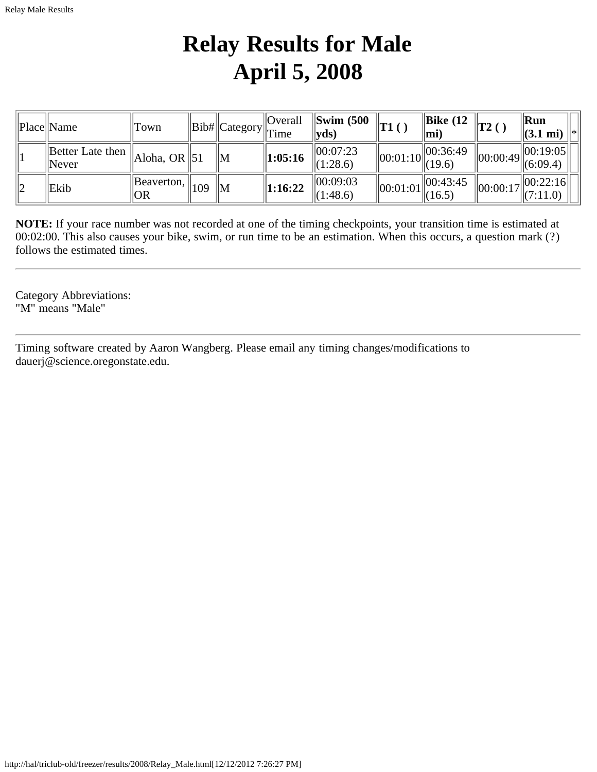# Relay Results for Male
# April 5, 2008

| Place | Name | Town | Bib# | Category | Overall Time | **Swim (500 yds)** | **T1 ( )** | **Bike (12 mi)** | **T2 ( )** | **Run (3.1 mi)** | * |
|---|---|---|---|---|---|---|---|---|---|---|---|
| 1 | Better Late then Never | Aloha, OR | 51 | M | **1:05:16** | 00:07:23 (1:28.6) | 00:01:10 | 00:36:49 (19.6) | 00:00:49 | 00:19:05 (6:09.4) | |
| 2 | Ekib | Beaverton, OR | 109 | M | **1:16:22** | 00:09:03 (1:48.6) | 00:01:01 | 00:43:45 (16.5) | 00:00:17 | 00:22:16 (7:11.0) | |

**NOTE:** If your race number was not recorded at one of the timing checkpoints, your transition time is estimated at 00:02:00. This also causes your bike, swim, or run time to be an estimation. When this occurs, a question mark (?) follows the estimated times.

---

Category Abbreviations:
"M" means "Male"

---

Timing software created by Aaron Wangberg. Please email any timing changes/modifications to dauerj@science.oregonstate.edu.